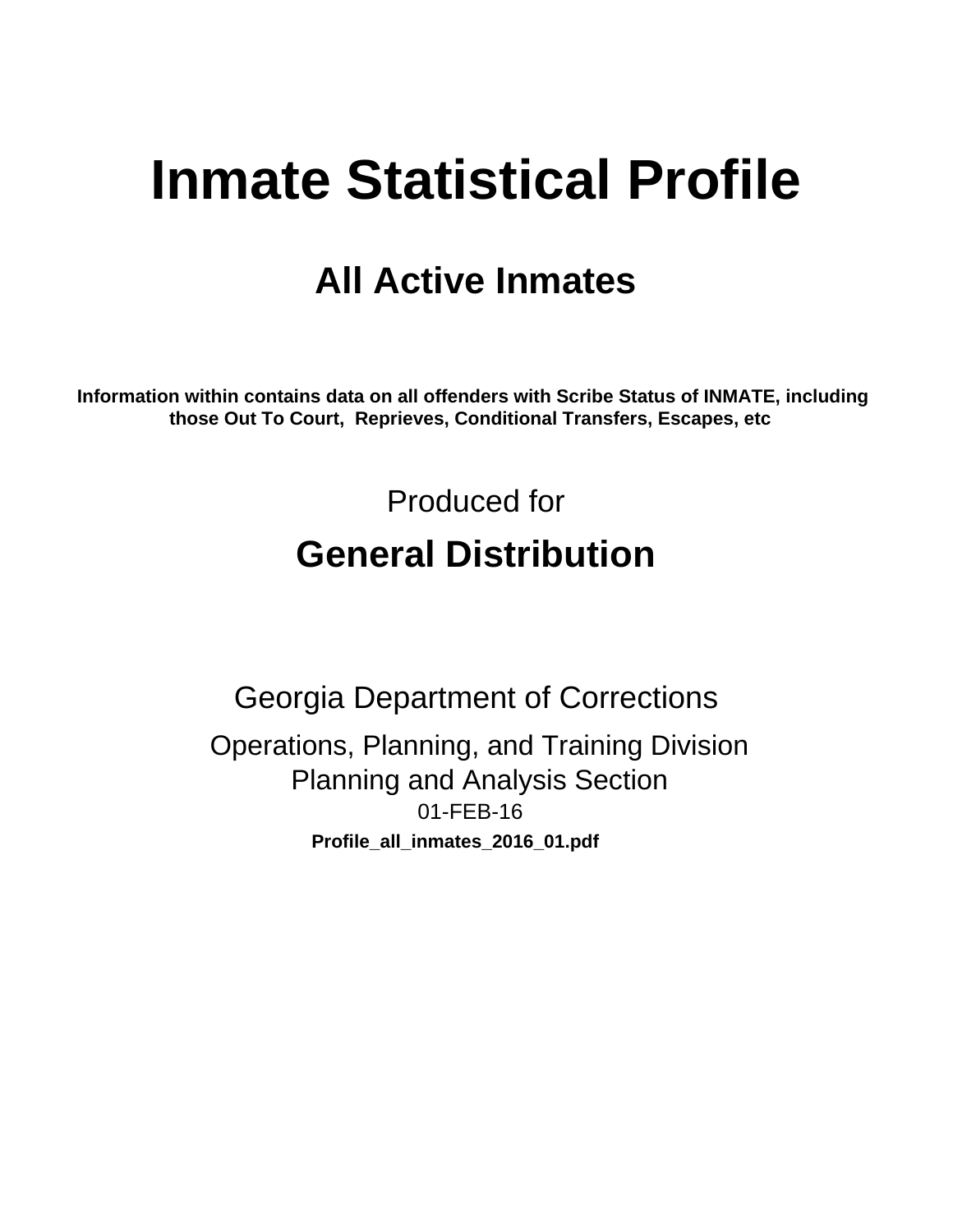# Inmate Statistical Profile

## All Active Inmates

**Information within contains data on all offenders with Scribe Status of INMATE, including those Out To Court, Reprieves, Conditional Transfers, Escapes, etc**

Produced for

## General Distribution

Georgia Department of Corrections

Operations, Planning, and Training Division

Planning and Analysis Section

01-FEB-16

**Profile_all_inmates_2016_01.pdf**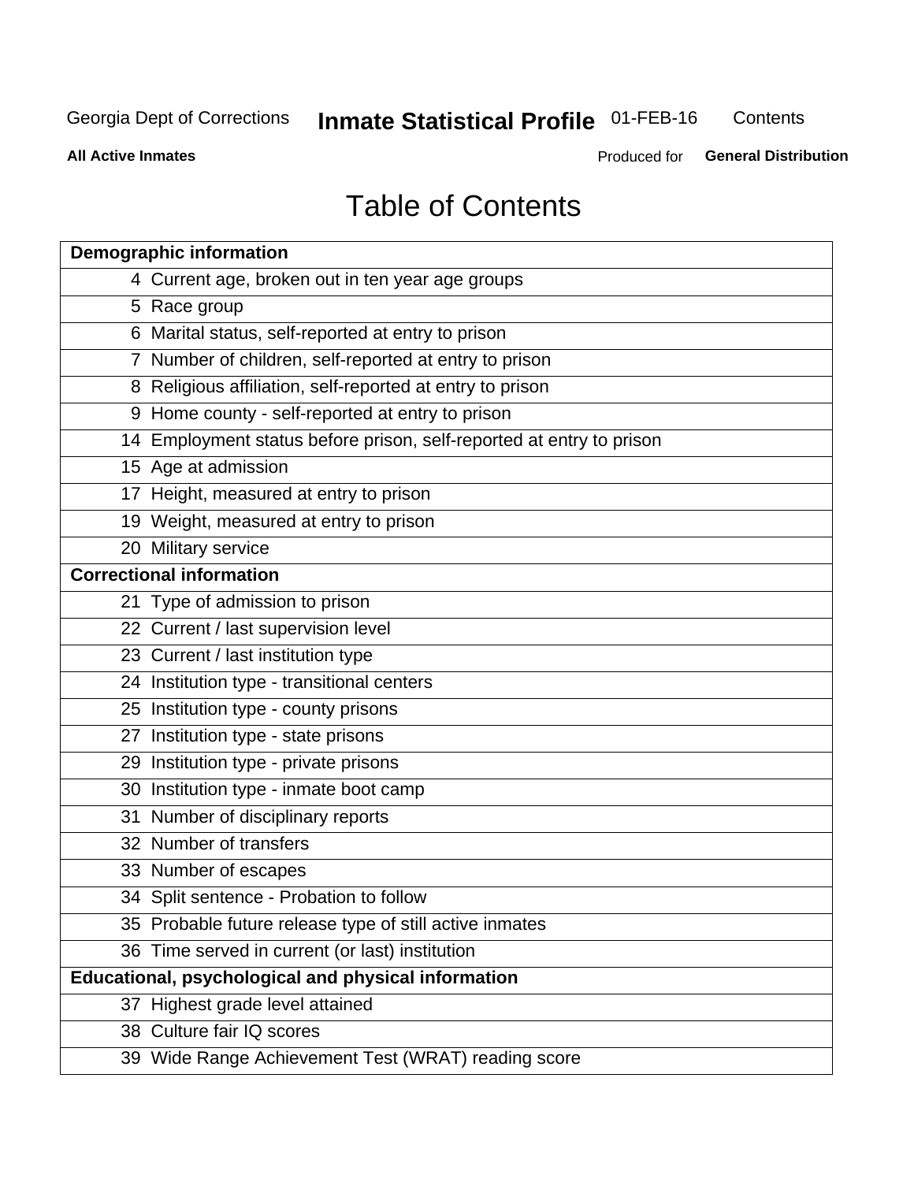# Table of Contents

| Demographic information | |
|---|---|
| 4 | Current age, broken out in ten year age groups |
| 5 | Race group |
| 6 | Marital status, self-reported at entry to prison |
| 7 | Number of children, self-reported at entry to prison |
| 8 | Religious affiliation, self-reported at entry to prison |
| 9 | Home county - self-reported at entry to prison |
| 14 | Employment status before prison, self-reported at entry to prison |
| 15 | Age at admission |
| 17 | Height, measured at entry to prison |
| 19 | Weight, measured at entry to prison |
| 20 | Military service |
| **Correctional information** | |
| 21 | Type of admission to prison |
| 22 | Current / last supervision level |
| 23 | Current / last institution type |
| 24 | Institution type - transitional centers |
| 25 | Institution type - county prisons |
| 27 | Institution type - state prisons |
| 29 | Institution type - private prisons |
| 30 | Institution type - inmate boot camp |
| 31 | Number of disciplinary reports |
| 32 | Number of transfers |
| 33 | Number of escapes |
| 34 | Split sentence - Probation to follow |
| 35 | Probable future release type of still active inmates |
| 36 | Time served in current (or last) institution |
| **Educational, psychological and physical information** | |
| 37 | Highest grade level attained |
| 38 | Culture fair IQ scores |
| 39 | Wide Range Achievement Test (WRAT) reading score |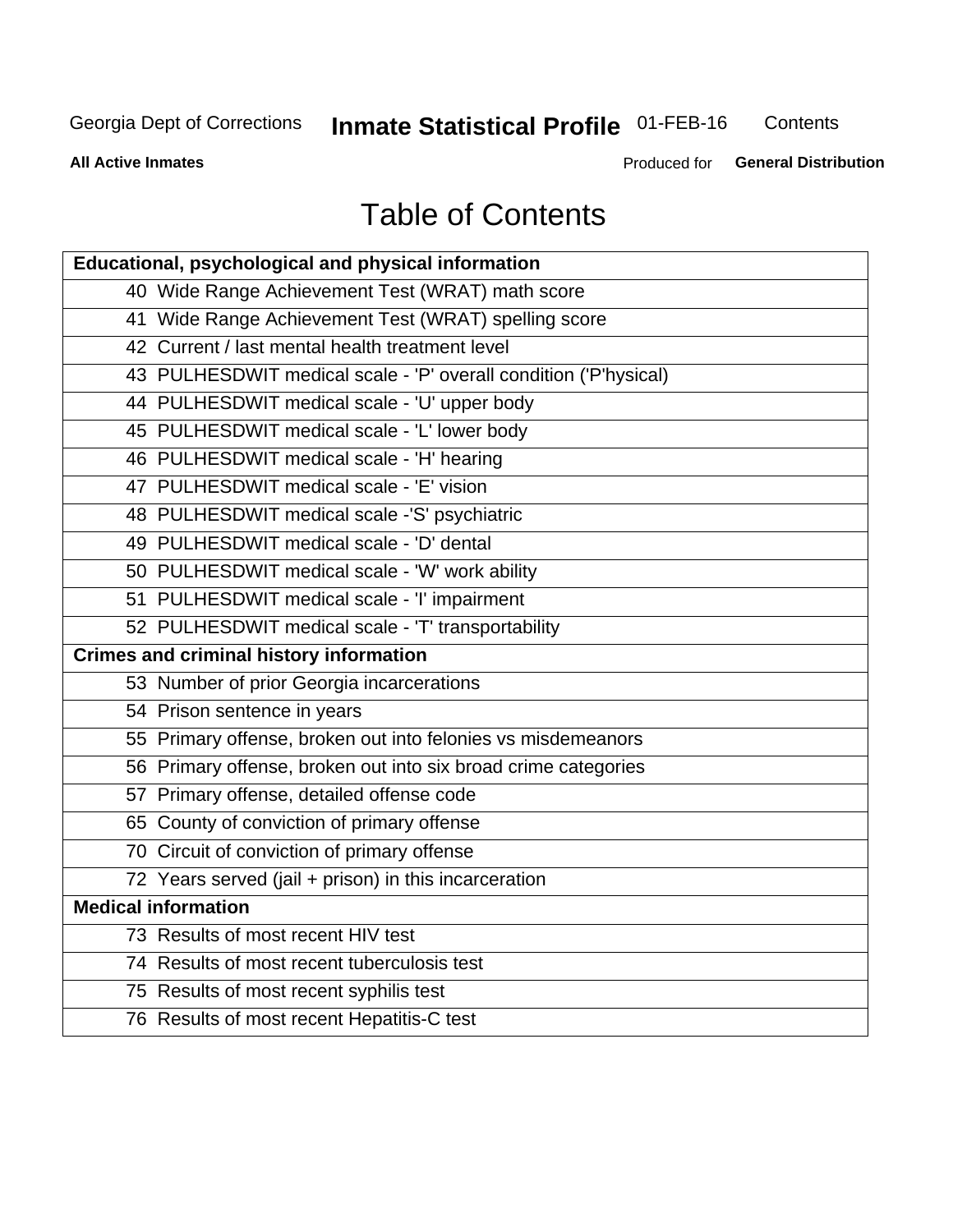# Table of Contents

| Educational, psychological and physical information |
|---|
| 40 Wide Range Achievement Test (WRAT) math score |
| 41 Wide Range Achievement Test (WRAT) spelling score |
| 42 Current / last mental health treatment level |
| 43 PULHESDWIT medical scale - 'P' overall condition ('P'hysical) |
| 44 PULHESDWIT medical scale - 'U' upper body |
| 45 PULHESDWIT medical scale - 'L' lower body |
| 46 PULHESDWIT medical scale - 'H' hearing |
| 47 PULHESDWIT medical scale - 'E' vision |
| 48 PULHESDWIT medical scale -'S' psychiatric |
| 49 PULHESDWIT medical scale - 'D' dental |
| 50 PULHESDWIT medical scale - 'W' work ability |
| 51 PULHESDWIT medical scale - 'I' impairment |
| 52 PULHESDWIT medical scale - 'T' transportability |
| **Crimes and criminal history information** |
| 53 Number of prior Georgia incarcerations |
| 54 Prison sentence in years |
| 55 Primary offense, broken out into felonies vs misdemeanors |
| 56 Primary offense, broken out into six broad crime categories |
| 57 Primary offense, detailed offense code |
| 65 County of conviction of primary offense |
| 70 Circuit of conviction of primary offense |
| 72 Years served (jail + prison) in this incarceration |
| **Medical information** |
| 73 Results of most recent HIV test |
| 74 Results of most recent tuberculosis test |
| 75 Results of most recent syphilis test |
| 76 Results of most recent Hepatitis-C test |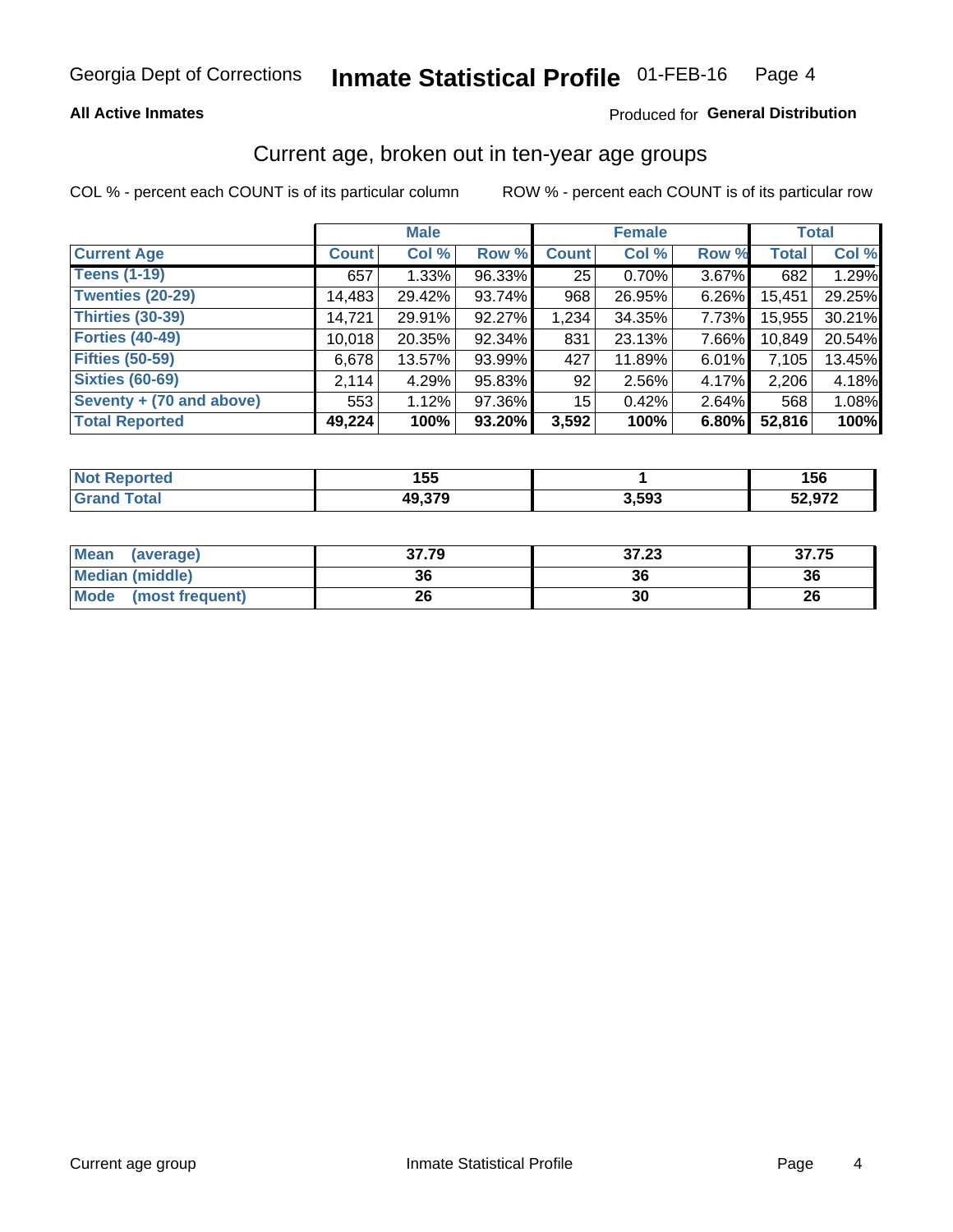Georgia Dept of Corrections **Inmate Statistical Profile** 01-FEB-16

**All Active Inmates**

Produced for **General Distribution**

## Current age, broken out in ten-year age groups

COL % - percent each COUNT is of its particular column

ROW % - percent each COUNT is of its particular row

| | Male | | | Female | | | Total | |
|---|---|---|---|---|---|---|---|---|
| **Current Age** | **Count** | **Col %** | **Row %** | **Count** | **Col %** | **Row %** | **Total** | **Col %** |
| **Teens (1-19)** | 657 | 1.33% | 96.33% | 25 | 0.70% | 3.67% | 682 | 1.29% |
| **Twenties (20-29)** | 14,483 | 29.42% | 93.74% | 968 | 26.95% | 6.26% | 15,451 | 29.25% |
| **Thirties (30-39)** | 14,721 | 29.91% | 92.27% | 1,234 | 34.35% | 7.73% | 15,955 | 30.21% |
| **Forties (40-49)** | 10,018 | 20.35% | 92.34% | 831 | 23.13% | 7.66% | 10,849 | 20.54% |
| **Fifties (50-59)** | 6,678 | 13.57% | 93.99% | 427 | 11.89% | 6.01% | 7,105 | 13.45% |
| **Sixties (60-69)** | 2,114 | 4.29% | 95.83% | 92 | 2.56% | 4.17% | 2,206 | 4.18% |
| **Seventy + (70 and above)** | 553 | 1.12% | 97.36% | 15 | 0.42% | 2.64% | 568 | 1.08% |
| **Total Reported** | **49,224** | **100%** | **93.20%** | **3,592** | **100%** | **6.80%** | **52,816** | **100%** |

| | Male | Female | Total |
|---|---|---|---|
| **Not Reported** | **155** | **1** | **156** |
| **Grand Total** | **49,379** | **3,593** | **52,972** |

| | Male | Female | Total |
|---|---|---|---|
| **Mean (average)** | **37.79** | **37.23** | **37.75** |
| **Median (middle)** | **36** | **36** | **36** |
| **Mode (most frequent)** | **26** | **30** | **26** |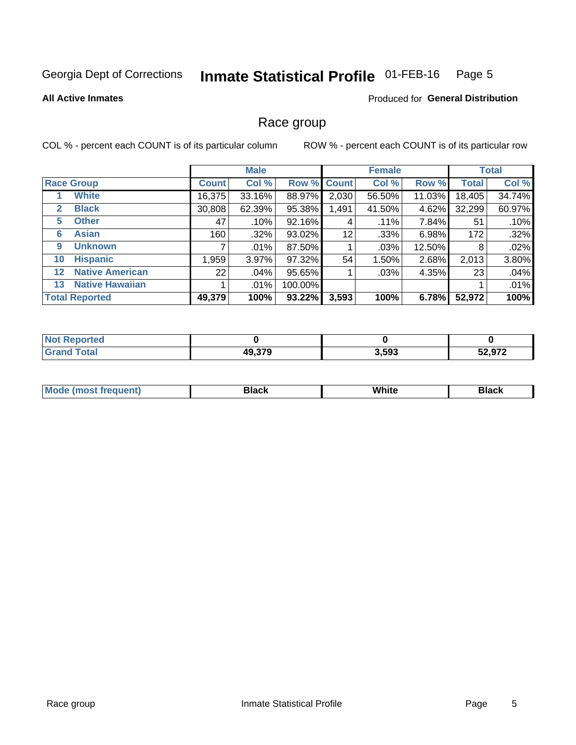Georgia Dept of Corrections **Inmate Statistical Profile** 01-FEB-16 Page 5

**All Active Inmates**

Produced for **General Distribution**

## Race group

COL % - percent each COUNT is of its particular column ROW % - percent each COUNT is of its particular row

| | | Male | | | Female | | | Total | |
|---|---|---|---|---|---|---|---|---|---|
| **Race Group** | | **Count** | **Col %** | **Row %** | **Count** | **Col %** | **Row %** | **Total** | **Col %** |
| 1 | **White** | 16,375 | 33.16% | 88.97% | 2,030 | 56.50% | 11.03% | 18,405 | 34.74% |
| 2 | **Black** | 30,808 | 62.39% | 95.38% | 1,491 | 41.50% | 4.62% | 32,299 | 60.97% |
| 5 | **Other** | 47 | .10% | 92.16% | 4 | .11% | 7.84% | 51 | .10% |
| 6 | **Asian** | 160 | .32% | 93.02% | 12 | .33% | 6.98% | 172 | .32% |
| 9 | **Unknown** | 7 | .01% | 87.50% | 1 | .03% | 12.50% | 8 | .02% |
| 10 | **Hispanic** | 1,959 | 3.97% | 97.32% | 54 | 1.50% | 2.68% | 2,013 | 3.80% |
| 12 | **Native American** | 22 | .04% | 95.65% | 1 | .03% | 4.35% | 23 | .04% |
| 13 | **Native Hawaiian** | 1 | .01% | 100.00% | | | | 1 | .01% |
| **Total Reported** | | **49,379** | **100%** | **93.22%** | **3,593** | **100%** | **6.78%** | **52,972** | **100%** |

| | Male | Female | Total |
|---|---|---|---|
| **Not Reported** | **0** | **0** | **0** |
| **Grand Total** | **49,379** | **3,593** | **52,972** |

| | Male | Female | Total |
|---|---|---|---|
| **Mode (most frequent)** | **Black** | **White** | **Black** |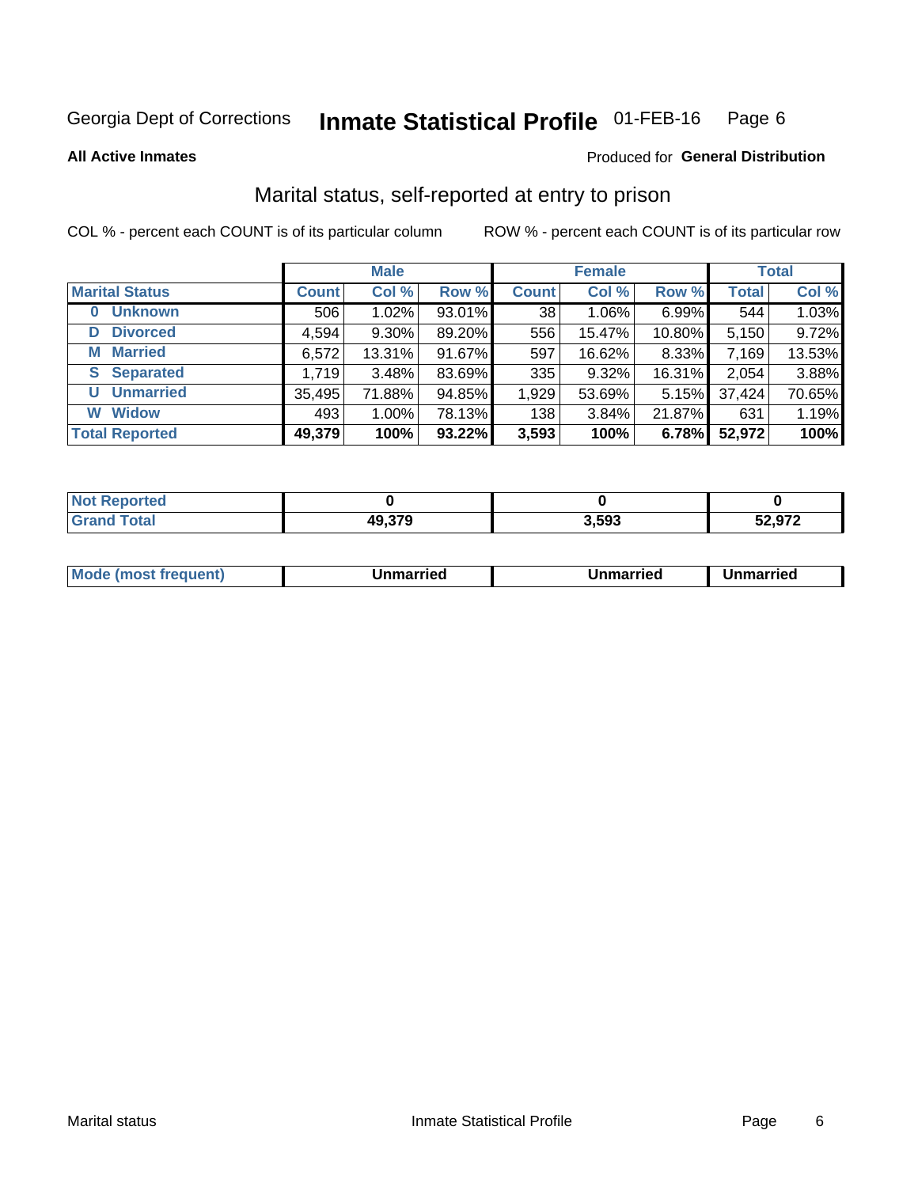Georgia Dept of Corrections **Inmate Statistical Profile** 01-FEB-16

**All Active Inmates** Produced for **General Distribution**

## Marital status, self-reported at entry to prison

COL % - percent each COUNT is of its particular column ROW % - percent each COUNT is of its particular row

| | Male | | | Female | | | Total | |
|---|---|---|---|---|---|---|---|---|
| **Marital Status** | **Count** | **Col %** | **Row %** | **Count** | **Col %** | **Row %** | **Total** | **Col %** |
| 0 Unknown | 506 | 1.02% | 93.01% | 38 | 1.06% | 6.99% | 544 | 1.03% |
| D Divorced | 4,594 | 9.30% | 89.20% | 556 | 15.47% | 10.80% | 5,150 | 9.72% |
| M Married | 6,572 | 13.31% | 91.67% | 597 | 16.62% | 8.33% | 7,169 | 13.53% |
| S Separated | 1,719 | 3.48% | 83.69% | 335 | 9.32% | 16.31% | 2,054 | 3.88% |
| U Unmarried | 35,495 | 71.88% | 94.85% | 1,929 | 53.69% | 5.15% | 37,424 | 70.65% |
| W Widow | 493 | 1.00% | 78.13% | 138 | 3.84% | 21.87% | 631 | 1.19% |
| **Total Reported** | **49,379** | **100%** | **93.22%** | **3,593** | **100%** | **6.78%** | **52,972** | **100%** |

| | Male | Female | Total |
|---|---|---|---|
| **Not Reported** | **0** | **0** | **0** |
| **Grand Total** | **49,379** | **3,593** | **52,972** |

| | Male | Female | Total |
|---|---|---|---|
| **Mode (most frequent)** | **Unmarried** | **Unmarried** | **Unmarried** |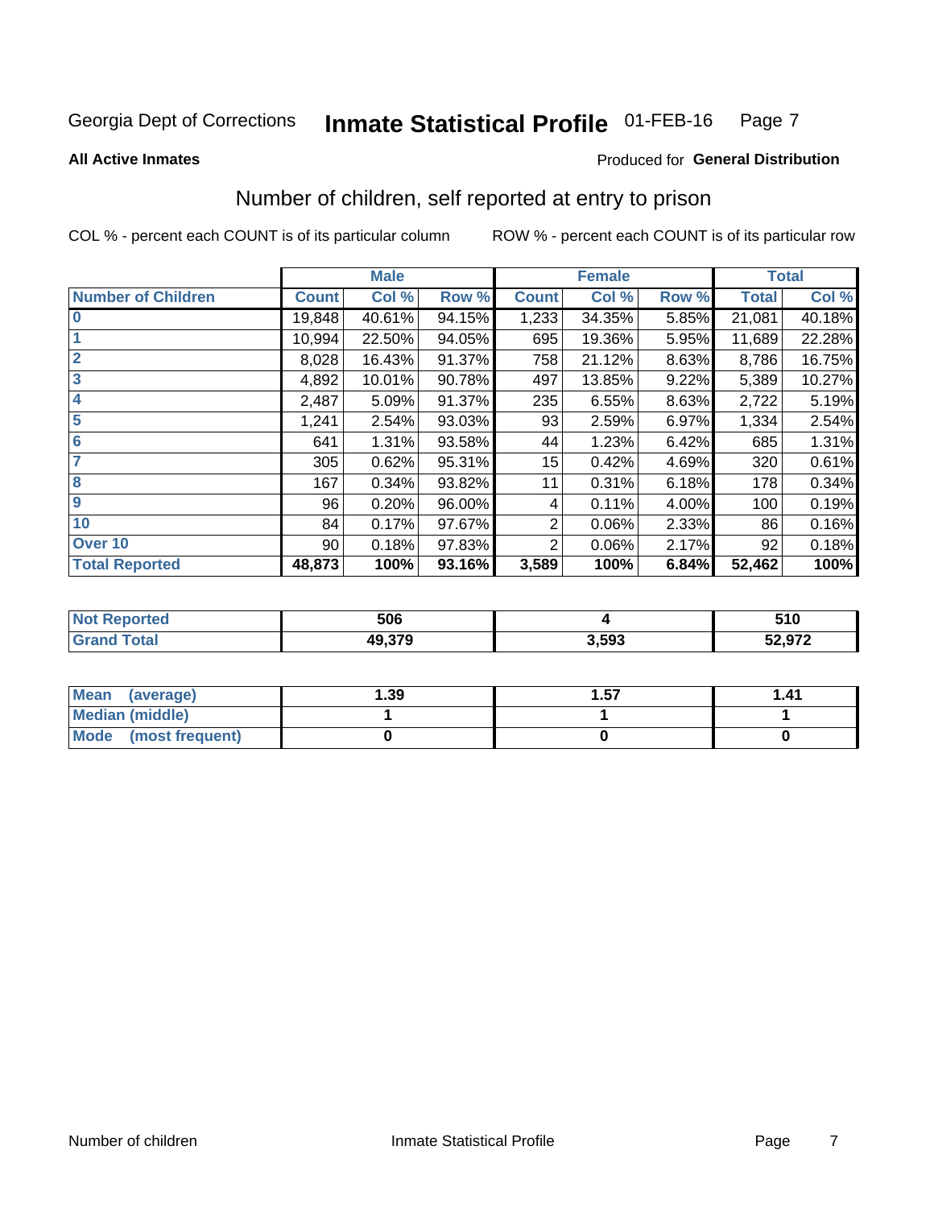Georgia Dept of Corrections **Inmate Statistical Profile** 01-FEB-16

**All Active Inmates**

Produced for **General Distribution**

## Number of children, self reported at entry to prison

COL % - percent each COUNT is of its particular column ROW % - percent each COUNT is of its particular row

| | Male | | | Female | | | Total | |
|---|---|---|---|---|---|---|---|---|
| **Number of Children** | **Count** | **Col %** | **Row %** | **Count** | **Col %** | **Row %** | **Total** | **Col %** |
| **0** | 19,848 | 40.61% | 94.15% | 1,233 | 34.35% | 5.85% | 21,081 | 40.18% |
| **1** | 10,994 | 22.50% | 94.05% | 695 | 19.36% | 5.95% | 11,689 | 22.28% |
| **2** | 8,028 | 16.43% | 91.37% | 758 | 21.12% | 8.63% | 8,786 | 16.75% |
| **3** | 4,892 | 10.01% | 90.78% | 497 | 13.85% | 9.22% | 5,389 | 10.27% |
| **4** | 2,487 | 5.09% | 91.37% | 235 | 6.55% | 8.63% | 2,722 | 5.19% |
| **5** | 1,241 | 2.54% | 93.03% | 93 | 2.59% | 6.97% | 1,334 | 2.54% |
| **6** | 641 | 1.31% | 93.58% | 44 | 1.23% | 6.42% | 685 | 1.31% |
| **7** | 305 | 0.62% | 95.31% | 15 | 0.42% | 4.69% | 320 | 0.61% |
| **8** | 167 | 0.34% | 93.82% | 11 | 0.31% | 6.18% | 178 | 0.34% |
| **9** | 96 | 0.20% | 96.00% | 4 | 0.11% | 4.00% | 100 | 0.19% |
| **10** | 84 | 0.17% | 97.67% | 2 | 0.06% | 2.33% | 86 | 0.16% |
| **Over 10** | 90 | 0.18% | 97.83% | 2 | 0.06% | 2.17% | 92 | 0.18% |
| **Total Reported** | **48,873** | **100%** | **93.16%** | **3,589** | **100%** | **6.84%** | **52,462** | **100%** |

| | Male | Female | Total |
|---|---|---|---|
| **Not Reported** | **506** | **4** | **510** |
| **Grand Total** | **49,379** | **3,593** | **52,972** |

| | Male | Female | Total |
|---|---|---|---|
| **Mean (average)** | **1.39** | **1.57** | **1.41** |
| **Median (middle)** | **1** | **1** | **1** |
| **Mode (most frequent)** | **0** | **0** | **0** |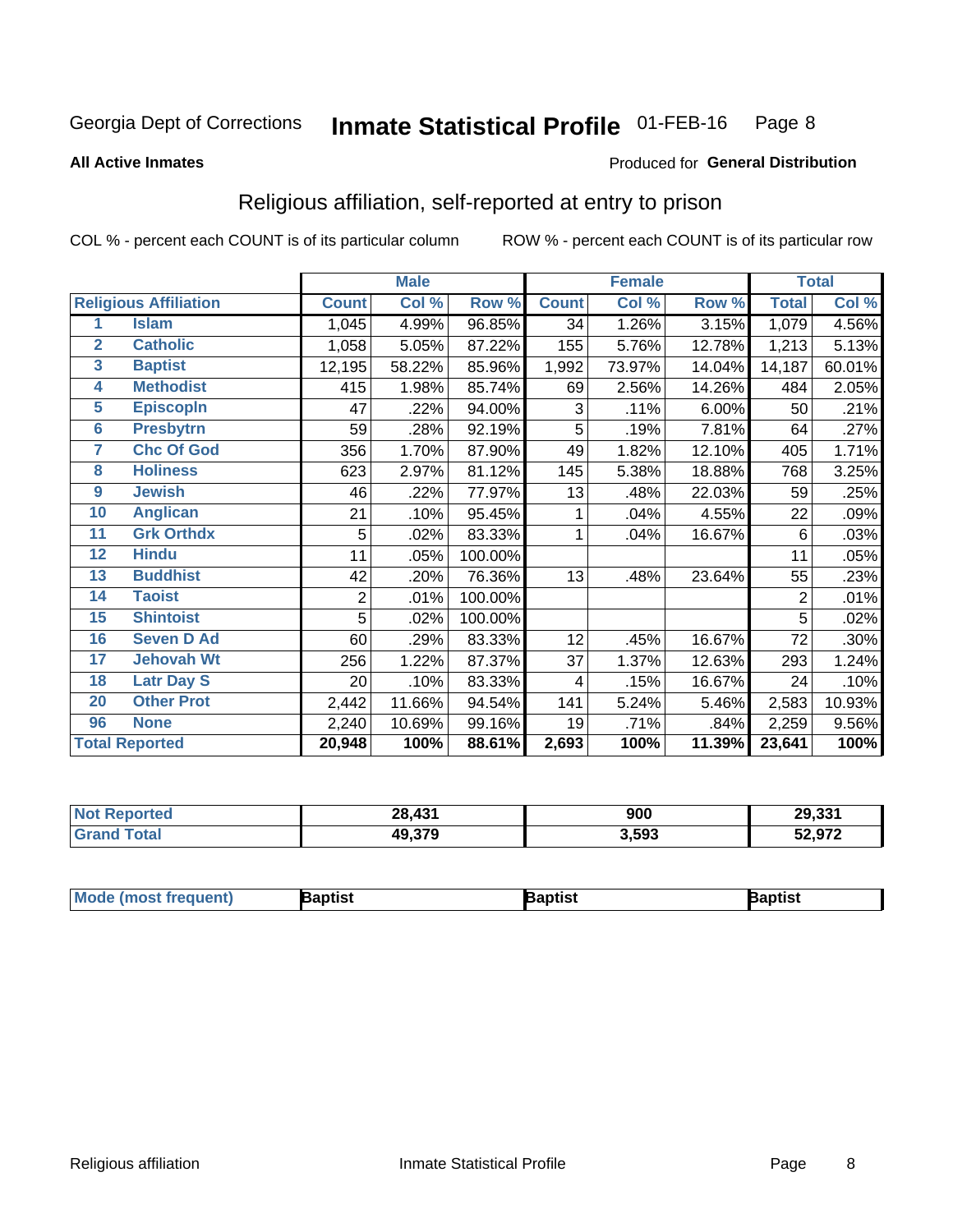Georgia Dept of Corrections **Inmate Statistical Profile** 01-FEB-16

**All Active Inmates**

Produced for **General Distribution**

## Religious affiliation, self-reported at entry to prison

COL % - percent each COUNT is of its particular column    ROW % - percent each COUNT is of its particular row

| | | Male | | | Female | | | Total | |
|---|---|---|---|---|---|---|---|---|---|
| **Religious Affiliation** | | **Count** | **Col %** | **Row %** | **Count** | **Col %** | **Row %** | **Total** | **Col %** |
| 1 | Islam | 1,045 | 4.99% | 96.85% | 34 | 1.26% | 3.15% | 1,079 | 4.56% |
| 2 | Catholic | 1,058 | 5.05% | 87.22% | 155 | 5.76% | 12.78% | 1,213 | 5.13% |
| 3 | Baptist | 12,195 | 58.22% | 85.96% | 1,992 | 73.97% | 14.04% | 14,187 | 60.01% |
| 4 | Methodist | 415 | 1.98% | 85.74% | 69 | 2.56% | 14.26% | 484 | 2.05% |
| 5 | Episcopln | 47 | .22% | 94.00% | 3 | .11% | 6.00% | 50 | .21% |
| 6 | Presbytrn | 59 | .28% | 92.19% | 5 | .19% | 7.81% | 64 | .27% |
| 7 | Chc Of God | 356 | 1.70% | 87.90% | 49 | 1.82% | 12.10% | 405 | 1.71% |
| 8 | Holiness | 623 | 2.97% | 81.12% | 145 | 5.38% | 18.88% | 768 | 3.25% |
| 9 | Jewish | 46 | .22% | 77.97% | 13 | .48% | 22.03% | 59 | .25% |
| 10 | Anglican | 21 | .10% | 95.45% | 1 | .04% | 4.55% | 22 | .09% |
| 11 | Grk Orthdx | 5 | .02% | 83.33% | 1 | .04% | 16.67% | 6 | .03% |
| 12 | Hindu | 11 | .05% | 100.00% | | | | 11 | .05% |
| 13 | Buddhist | 42 | .20% | 76.36% | 13 | .48% | 23.64% | 55 | .23% |
| 14 | Taoist | 2 | .01% | 100.00% | | | | 2 | .01% |
| 15 | Shintoist | 5 | .02% | 100.00% | | | | 5 | .02% |
| 16 | Seven D Ad | 60 | .29% | 83.33% | 12 | .45% | 16.67% | 72 | .30% |
| 17 | Jehovah Wt | 256 | 1.22% | 87.37% | 37 | 1.37% | 12.63% | 293 | 1.24% |
| 18 | Latr Day S | 20 | .10% | 83.33% | 4 | .15% | 16.67% | 24 | .10% |
| 20 | Other Prot | 2,442 | 11.66% | 94.54% | 141 | 5.24% | 5.46% | 2,583 | 10.93% |
| 96 | None | 2,240 | 10.69% | 99.16% | 19 | .71% | .84% | 2,259 | 9.56% |
| **Total Reported** | | **20,948** | **100%** | **88.61%** | **2,693** | **100%** | **11.39%** | **23,641** | **100%** |

| | Male | Female | Total |
|---|---|---|---|
| Not Reported | **28,431** | **900** | **29,331** |
| Grand Total | **49,379** | **3,593** | **52,972** |

| | Male | Female | Total |
|---|---|---|---|
| Mode (most frequent) | **Baptist** | **Baptist** | **Baptist** |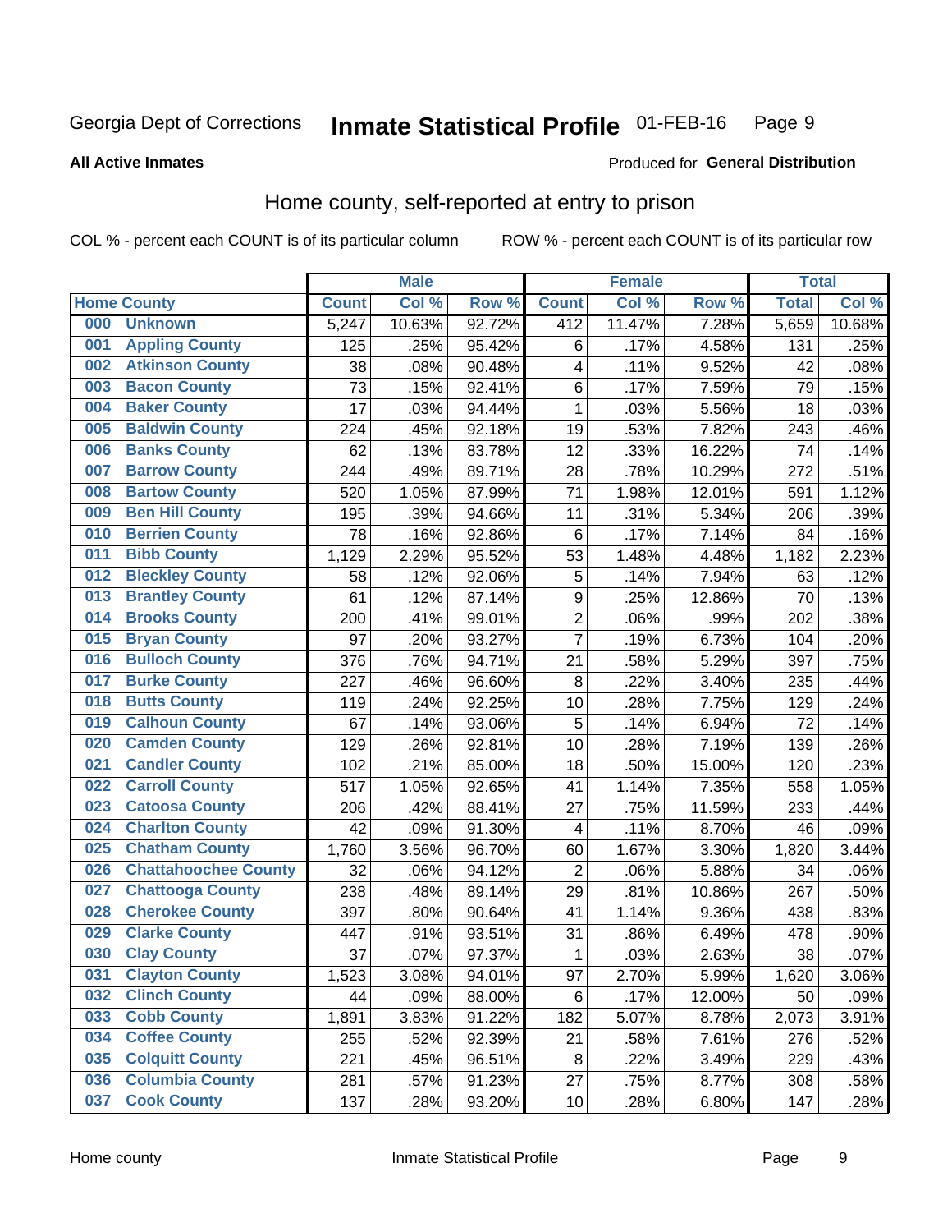Georgia Dept of Corrections **Inmate Statistical Profile** 01-FEB-16

**All Active Inmates**

Produced for **General Distribution**

## Home county, self-reported at entry to prison

COL % - percent each COUNT is of its particular column ROW % - percent each COUNT is of its particular row

| Home County | | Male | | | Female | | | Total | |
|---|---|---|---|---|---|---|---|---|---|
| | | Count | Col % | Row % | Count | Col % | Row % | Total | Col % |
| 000 | Unknown | 5,247 | 10.63% | 92.72% | 412 | 11.47% | 7.28% | 5,659 | 10.68% |
| 001 | Appling County | 125 | .25% | 95.42% | 6 | .17% | 4.58% | 131 | .25% |
| 002 | Atkinson County | 38 | .08% | 90.48% | 4 | .11% | 9.52% | 42 | .08% |
| 003 | Bacon County | 73 | .15% | 92.41% | 6 | .17% | 7.59% | 79 | .15% |
| 004 | Baker County | 17 | .03% | 94.44% | 1 | .03% | 5.56% | 18 | .03% |
| 005 | Baldwin County | 224 | .45% | 92.18% | 19 | .53% | 7.82% | 243 | .46% |
| 006 | Banks County | 62 | .13% | 83.78% | 12 | .33% | 16.22% | 74 | .14% |
| 007 | Barrow County | 244 | .49% | 89.71% | 28 | .78% | 10.29% | 272 | .51% |
| 008 | Bartow County | 520 | 1.05% | 87.99% | 71 | 1.98% | 12.01% | 591 | 1.12% |
| 009 | Ben Hill County | 195 | .39% | 94.66% | 11 | .31% | 5.34% | 206 | .39% |
| 010 | Berrien County | 78 | .16% | 92.86% | 6 | .17% | 7.14% | 84 | .16% |
| 011 | Bibb County | 1,129 | 2.29% | 95.52% | 53 | 1.48% | 4.48% | 1,182 | 2.23% |
| 012 | Bleckley County | 58 | .12% | 92.06% | 5 | .14% | 7.94% | 63 | .12% |
| 013 | Brantley County | 61 | .12% | 87.14% | 9 | .25% | 12.86% | 70 | .13% |
| 014 | Brooks County | 200 | .41% | 99.01% | 2 | .06% | .99% | 202 | .38% |
| 015 | Bryan County | 97 | .20% | 93.27% | 7 | .19% | 6.73% | 104 | .20% |
| 016 | Bulloch County | 376 | .76% | 94.71% | 21 | .58% | 5.29% | 397 | .75% |
| 017 | Burke County | 227 | .46% | 96.60% | 8 | .22% | 3.40% | 235 | .44% |
| 018 | Butts County | 119 | .24% | 92.25% | 10 | .28% | 7.75% | 129 | .24% |
| 019 | Calhoun County | 67 | .14% | 93.06% | 5 | .14% | 6.94% | 72 | .14% |
| 020 | Camden County | 129 | .26% | 92.81% | 10 | .28% | 7.19% | 139 | .26% |
| 021 | Candler County | 102 | .21% | 85.00% | 18 | .50% | 15.00% | 120 | .23% |
| 022 | Carroll County | 517 | 1.05% | 92.65% | 41 | 1.14% | 7.35% | 558 | 1.05% |
| 023 | Catoosa County | 206 | .42% | 88.41% | 27 | .75% | 11.59% | 233 | .44% |
| 024 | Charlton County | 42 | .09% | 91.30% | 4 | .11% | 8.70% | 46 | .09% |
| 025 | Chatham County | 1,760 | 3.56% | 96.70% | 60 | 1.67% | 3.30% | 1,820 | 3.44% |
| 026 | Chattahoochee County | 32 | .06% | 94.12% | 2 | .06% | 5.88% | 34 | .06% |
| 027 | Chattooga County | 238 | .48% | 89.14% | 29 | .81% | 10.86% | 267 | .50% |
| 028 | Cherokee County | 397 | .80% | 90.64% | 41 | 1.14% | 9.36% | 438 | .83% |
| 029 | Clarke County | 447 | .91% | 93.51% | 31 | .86% | 6.49% | 478 | .90% |
| 030 | Clay County | 37 | .07% | 97.37% | 1 | .03% | 2.63% | 38 | .07% |
| 031 | Clayton County | 1,523 | 3.08% | 94.01% | 97 | 2.70% | 5.99% | 1,620 | 3.06% |
| 032 | Clinch County | 44 | .09% | 88.00% | 6 | .17% | 12.00% | 50 | .09% |
| 033 | Cobb County | 1,891 | 3.83% | 91.22% | 182 | 5.07% | 8.78% | 2,073 | 3.91% |
| 034 | Coffee County | 255 | .52% | 92.39% | 21 | .58% | 7.61% | 276 | .52% |
| 035 | Colquitt County | 221 | .45% | 96.51% | 8 | .22% | 3.49% | 229 | .43% |
| 036 | Columbia County | 281 | .57% | 91.23% | 27 | .75% | 8.77% | 308 | .58% |
| 037 | Cook County | 137 | .28% | 93.20% | 10 | .28% | 6.80% | 147 | .28% |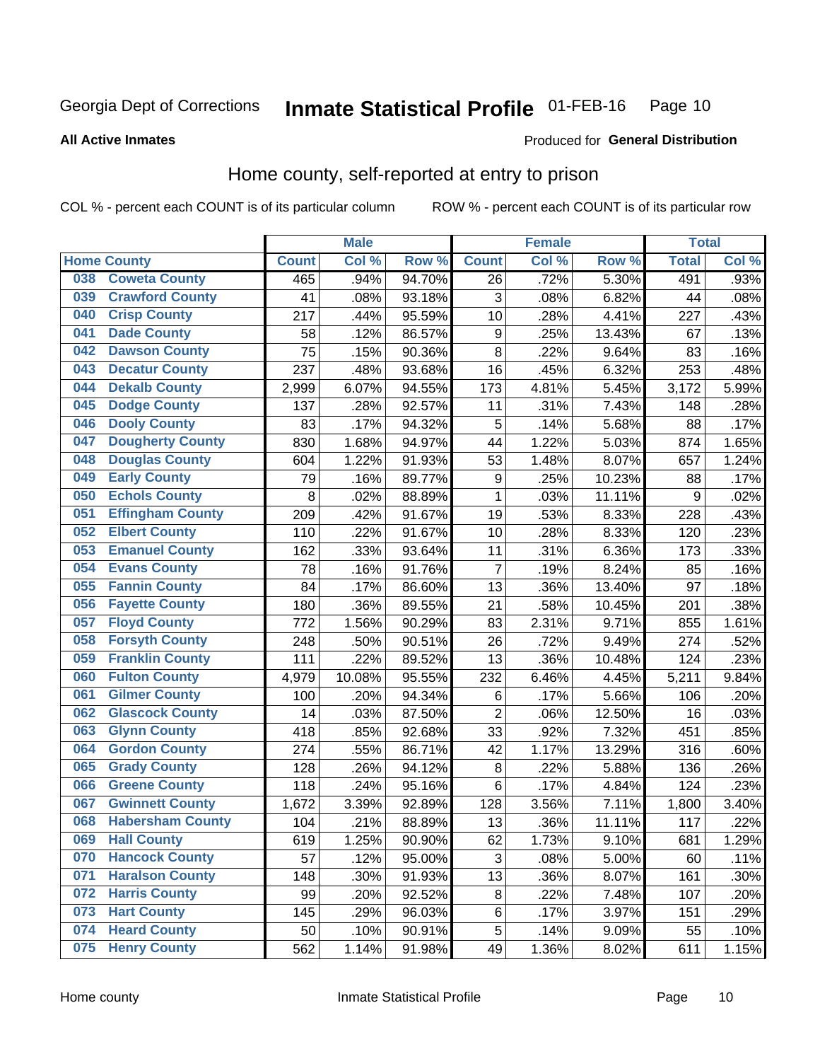Georgia Dept of Corrections **Inmate Statistical Profile** 01-FEB-16 Page 10

**All Active Inmates**

Produced for **General Distribution**

## Home county, self-reported at entry to prison

COL % - percent each COUNT is of its particular column ROW % - percent each COUNT is of its particular row

| Home County | | Male | | | Female | | | Total | |
|---|---|---|---|---|---|---|---|---|---|
| | | Count | Col % | Row % | Count | Col % | Row % | Total | Col % |
| 038 | Coweta County | 465 | .94% | 94.70% | 26 | .72% | 5.30% | 491 | .93% |
| 039 | Crawford County | 41 | .08% | 93.18% | 3 | .08% | 6.82% | 44 | .08% |
| 040 | Crisp County | 217 | .44% | 95.59% | 10 | .28% | 4.41% | 227 | .43% |
| 041 | Dade County | 58 | .12% | 86.57% | 9 | .25% | 13.43% | 67 | .13% |
| 042 | Dawson County | 75 | .15% | 90.36% | 8 | .22% | 9.64% | 83 | .16% |
| 043 | Decatur County | 237 | .48% | 93.68% | 16 | .45% | 6.32% | 253 | .48% |
| 044 | Dekalb County | 2,999 | 6.07% | 94.55% | 173 | 4.81% | 5.45% | 3,172 | 5.99% |
| 045 | Dodge County | 137 | .28% | 92.57% | 11 | .31% | 7.43% | 148 | .28% |
| 046 | Dooly County | 83 | .17% | 94.32% | 5 | .14% | 5.68% | 88 | .17% |
| 047 | Dougherty County | 830 | 1.68% | 94.97% | 44 | 1.22% | 5.03% | 874 | 1.65% |
| 048 | Douglas County | 604 | 1.22% | 91.93% | 53 | 1.48% | 8.07% | 657 | 1.24% |
| 049 | Early County | 79 | .16% | 89.77% | 9 | .25% | 10.23% | 88 | .17% |
| 050 | Echols County | 8 | .02% | 88.89% | 1 | .03% | 11.11% | 9 | .02% |
| 051 | Effingham County | 209 | .42% | 91.67% | 19 | .53% | 8.33% | 228 | .43% |
| 052 | Elbert County | 110 | .22% | 91.67% | 10 | .28% | 8.33% | 120 | .23% |
| 053 | Emanuel County | 162 | .33% | 93.64% | 11 | .31% | 6.36% | 173 | .33% |
| 054 | Evans County | 78 | .16% | 91.76% | 7 | .19% | 8.24% | 85 | .16% |
| 055 | Fannin County | 84 | .17% | 86.60% | 13 | .36% | 13.40% | 97 | .18% |
| 056 | Fayette County | 180 | .36% | 89.55% | 21 | .58% | 10.45% | 201 | .38% |
| 057 | Floyd County | 772 | 1.56% | 90.29% | 83 | 2.31% | 9.71% | 855 | 1.61% |
| 058 | Forsyth County | 248 | .50% | 90.51% | 26 | .72% | 9.49% | 274 | .52% |
| 059 | Franklin County | 111 | .22% | 89.52% | 13 | .36% | 10.48% | 124 | .23% |
| 060 | Fulton County | 4,979 | 10.08% | 95.55% | 232 | 6.46% | 4.45% | 5,211 | 9.84% |
| 061 | Gilmer County | 100 | .20% | 94.34% | 6 | .17% | 5.66% | 106 | .20% |
| 062 | Glascock County | 14 | .03% | 87.50% | 2 | .06% | 12.50% | 16 | .03% |
| 063 | Glynn County | 418 | .85% | 92.68% | 33 | .92% | 7.32% | 451 | .85% |
| 064 | Gordon County | 274 | .55% | 86.71% | 42 | 1.17% | 13.29% | 316 | .60% |
| 065 | Grady County | 128 | .26% | 94.12% | 8 | .22% | 5.88% | 136 | .26% |
| 066 | Greene County | 118 | .24% | 95.16% | 6 | .17% | 4.84% | 124 | .23% |
| 067 | Gwinnett County | 1,672 | 3.39% | 92.89% | 128 | 3.56% | 7.11% | 1,800 | 3.40% |
| 068 | Habersham County | 104 | .21% | 88.89% | 13 | .36% | 11.11% | 117 | .22% |
| 069 | Hall County | 619 | 1.25% | 90.90% | 62 | 1.73% | 9.10% | 681 | 1.29% |
| 070 | Hancock County | 57 | .12% | 95.00% | 3 | .08% | 5.00% | 60 | .11% |
| 071 | Haralson County | 148 | .30% | 91.93% | 13 | .36% | 8.07% | 161 | .30% |
| 072 | Harris County | 99 | .20% | 92.52% | 8 | .22% | 7.48% | 107 | .20% |
| 073 | Hart County | 145 | .29% | 96.03% | 6 | .17% | 3.97% | 151 | .29% |
| 074 | Heard County | 50 | .10% | 90.91% | 5 | .14% | 9.09% | 55 | .10% |
| 075 | Henry County | 562 | 1.14% | 91.98% | 49 | 1.36% | 8.02% | 611 | 1.15% |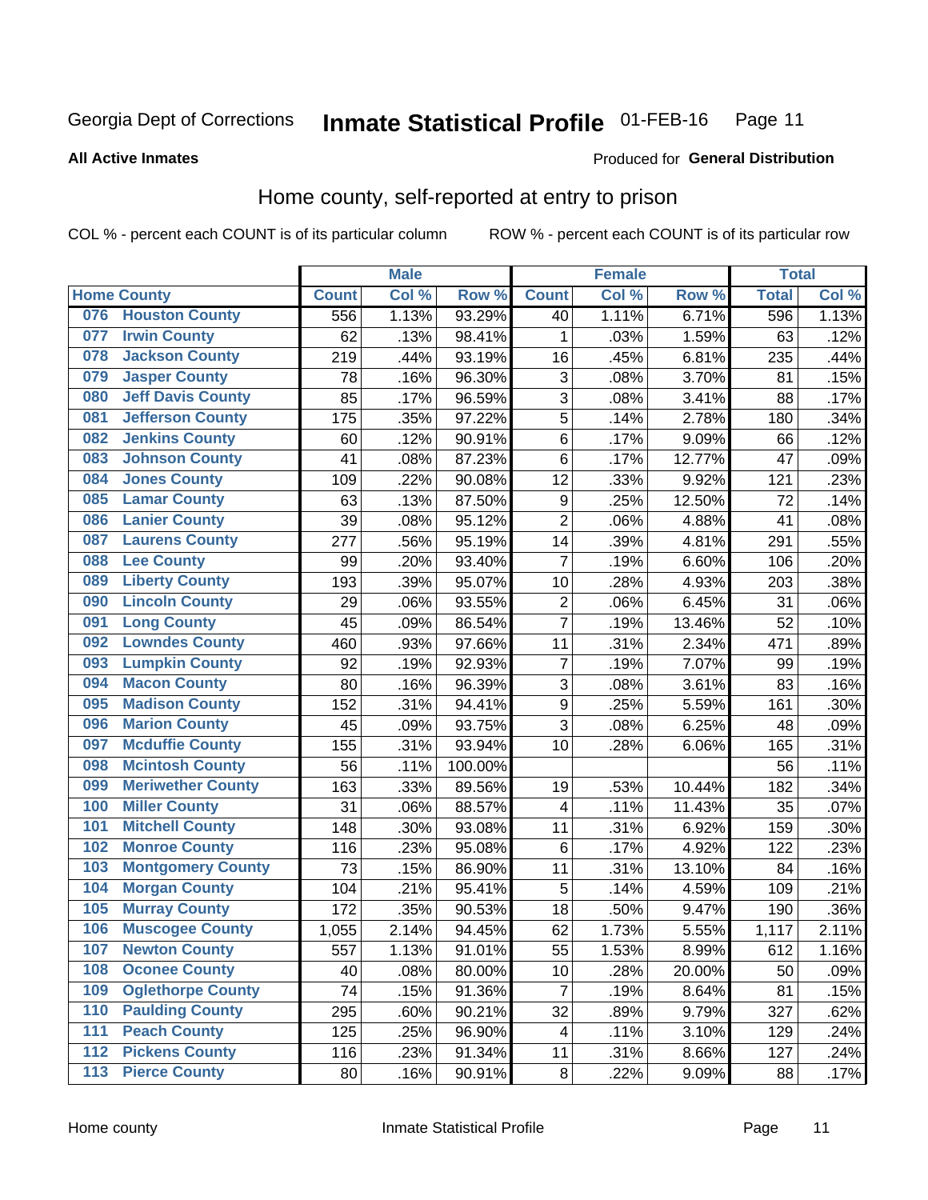Georgia Dept of Corrections **Inmate Statistical Profile** 01-FEB-16

**All Active Inmates**

Produced for **General Distribution**

## Home county, self-reported at entry to prison

COL % - percent each COUNT is of its particular column

ROW % - percent each COUNT is of its particular row

| | | Male | | | Female | | | Total | |
|---|---|---|---|---|---|---|---|---|---|
| Home County | | Count | Col % | Row % | Count | Col % | Row % | Total | Col % |
| 076 | Houston County | 556 | 1.13% | 93.29% | 40 | 1.11% | 6.71% | 596 | 1.13% |
| 077 | Irwin County | 62 | .13% | 98.41% | 1 | .03% | 1.59% | 63 | .12% |
| 078 | Jackson County | 219 | .44% | 93.19% | 16 | .45% | 6.81% | 235 | .44% |
| 079 | Jasper County | 78 | .16% | 96.30% | 3 | .08% | 3.70% | 81 | .15% |
| 080 | Jeff Davis County | 85 | .17% | 96.59% | 3 | .08% | 3.41% | 88 | .17% |
| 081 | Jefferson County | 175 | .35% | 97.22% | 5 | .14% | 2.78% | 180 | .34% |
| 082 | Jenkins County | 60 | .12% | 90.91% | 6 | .17% | 9.09% | 66 | .12% |
| 083 | Johnson County | 41 | .08% | 87.23% | 6 | .17% | 12.77% | 47 | .09% |
| 084 | Jones County | 109 | .22% | 90.08% | 12 | .33% | 9.92% | 121 | .23% |
| 085 | Lamar County | 63 | .13% | 87.50% | 9 | .25% | 12.50% | 72 | .14% |
| 086 | Lanier County | 39 | .08% | 95.12% | 2 | .06% | 4.88% | 41 | .08% |
| 087 | Laurens County | 277 | .56% | 95.19% | 14 | .39% | 4.81% | 291 | .55% |
| 088 | Lee County | 99 | .20% | 93.40% | 7 | .19% | 6.60% | 106 | .20% |
| 089 | Liberty County | 193 | .39% | 95.07% | 10 | .28% | 4.93% | 203 | .38% |
| 090 | Lincoln County | 29 | .06% | 93.55% | 2 | .06% | 6.45% | 31 | .06% |
| 091 | Long County | 45 | .09% | 86.54% | 7 | .19% | 13.46% | 52 | .10% |
| 092 | Lowndes County | 460 | .93% | 97.66% | 11 | .31% | 2.34% | 471 | .89% |
| 093 | Lumpkin County | 92 | .19% | 92.93% | 7 | .19% | 7.07% | 99 | .19% |
| 094 | Macon County | 80 | .16% | 96.39% | 3 | .08% | 3.61% | 83 | .16% |
| 095 | Madison County | 152 | .31% | 94.41% | 9 | .25% | 5.59% | 161 | .30% |
| 096 | Marion County | 45 | .09% | 93.75% | 3 | .08% | 6.25% | 48 | .09% |
| 097 | Mcduffie County | 155 | .31% | 93.94% | 10 | .28% | 6.06% | 165 | .31% |
| 098 | Mcintosh County | 56 | .11% | 100.00% | | | | 56 | .11% |
| 099 | Meriwether County | 163 | .33% | 89.56% | 19 | .53% | 10.44% | 182 | .34% |
| 100 | Miller County | 31 | .06% | 88.57% | 4 | .11% | 11.43% | 35 | .07% |
| 101 | Mitchell County | 148 | .30% | 93.08% | 11 | .31% | 6.92% | 159 | .30% |
| 102 | Monroe County | 116 | .23% | 95.08% | 6 | .17% | 4.92% | 122 | .23% |
| 103 | Montgomery County | 73 | .15% | 86.90% | 11 | .31% | 13.10% | 84 | .16% |
| 104 | Morgan County | 104 | .21% | 95.41% | 5 | .14% | 4.59% | 109 | .21% |
| 105 | Murray County | 172 | .35% | 90.53% | 18 | .50% | 9.47% | 190 | .36% |
| 106 | Muscogee County | 1,055 | 2.14% | 94.45% | 62 | 1.73% | 5.55% | 1,117 | 2.11% |
| 107 | Newton County | 557 | 1.13% | 91.01% | 55 | 1.53% | 8.99% | 612 | 1.16% |
| 108 | Oconee County | 40 | .08% | 80.00% | 10 | .28% | 20.00% | 50 | .09% |
| 109 | Oglethorpe County | 74 | .15% | 91.36% | 7 | .19% | 8.64% | 81 | .15% |
| 110 | Paulding County | 295 | .60% | 90.21% | 32 | .89% | 9.79% | 327 | .62% |
| 111 | Peach County | 125 | .25% | 96.90% | 4 | .11% | 3.10% | 129 | .24% |
| 112 | Pickens County | 116 | .23% | 91.34% | 11 | .31% | 8.66% | 127 | .24% |
| 113 | Pierce County | 80 | .16% | 90.91% | 8 | .22% | 9.09% | 88 | .17% |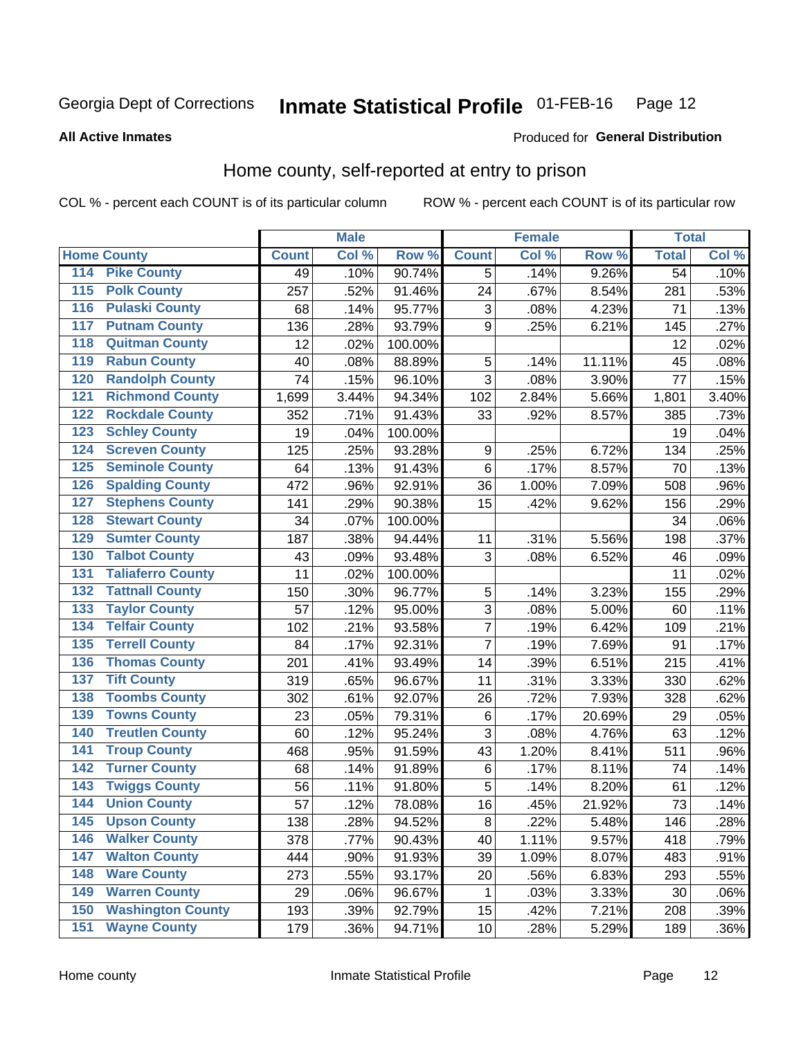Georgia Dept of Corrections **Inmate Statistical Profile** 01-FEB-16

**All Active Inmates**

Produced for **General Distribution**

## Home county, self-reported at entry to prison

COL % - percent each COUNT is of its particular column ROW % - percent each COUNT is of its particular row

| Home County | | Male | | | Female | | | Total | |
|---|---|---|---|---|---|---|---|---|---|
| | | Count | Col % | Row % | Count | Col % | Row % | Total | Col % |
| 114 | Pike County | 49 | .10% | 90.74% | 5 | .14% | 9.26% | 54 | .10% |
| 115 | Polk County | 257 | .52% | 91.46% | 24 | .67% | 8.54% | 281 | .53% |
| 116 | Pulaski County | 68 | .14% | 95.77% | 3 | .08% | 4.23% | 71 | .13% |
| 117 | Putnam County | 136 | .28% | 93.79% | 9 | .25% | 6.21% | 145 | .27% |
| 118 | Quitman County | 12 | .02% | 100.00% | | | | 12 | .02% |
| 119 | Rabun County | 40 | .08% | 88.89% | 5 | .14% | 11.11% | 45 | .08% |
| 120 | Randolph County | 74 | .15% | 96.10% | 3 | .08% | 3.90% | 77 | .15% |
| 121 | Richmond County | 1,699 | 3.44% | 94.34% | 102 | 2.84% | 5.66% | 1,801 | 3.40% |
| 122 | Rockdale County | 352 | .71% | 91.43% | 33 | .92% | 8.57% | 385 | .73% |
| 123 | Schley County | 19 | .04% | 100.00% | | | | 19 | .04% |
| 124 | Screven County | 125 | .25% | 93.28% | 9 | .25% | 6.72% | 134 | .25% |
| 125 | Seminole County | 64 | .13% | 91.43% | 6 | .17% | 8.57% | 70 | .13% |
| 126 | Spalding County | 472 | .96% | 92.91% | 36 | 1.00% | 7.09% | 508 | .96% |
| 127 | Stephens County | 141 | .29% | 90.38% | 15 | .42% | 9.62% | 156 | .29% |
| 128 | Stewart County | 34 | .07% | 100.00% | | | | 34 | .06% |
| 129 | Sumter County | 187 | .38% | 94.44% | 11 | .31% | 5.56% | 198 | .37% |
| 130 | Talbot County | 43 | .09% | 93.48% | 3 | .08% | 6.52% | 46 | .09% |
| 131 | Taliaferro County | 11 | .02% | 100.00% | | | | 11 | .02% |
| 132 | Tattnall County | 150 | .30% | 96.77% | 5 | .14% | 3.23% | 155 | .29% |
| 133 | Taylor County | 57 | .12% | 95.00% | 3 | .08% | 5.00% | 60 | .11% |
| 134 | Telfair County | 102 | .21% | 93.58% | 7 | .19% | 6.42% | 109 | .21% |
| 135 | Terrell County | 84 | .17% | 92.31% | 7 | .19% | 7.69% | 91 | .17% |
| 136 | Thomas County | 201 | .41% | 93.49% | 14 | .39% | 6.51% | 215 | .41% |
| 137 | Tift County | 319 | .65% | 96.67% | 11 | .31% | 3.33% | 330 | .62% |
| 138 | Toombs County | 302 | .61% | 92.07% | 26 | .72% | 7.93% | 328 | .62% |
| 139 | Towns County | 23 | .05% | 79.31% | 6 | .17% | 20.69% | 29 | .05% |
| 140 | Treutlen County | 60 | .12% | 95.24% | 3 | .08% | 4.76% | 63 | .12% |
| 141 | Troup County | 468 | .95% | 91.59% | 43 | 1.20% | 8.41% | 511 | .96% |
| 142 | Turner County | 68 | .14% | 91.89% | 6 | .17% | 8.11% | 74 | .14% |
| 143 | Twiggs County | 56 | .11% | 91.80% | 5 | .14% | 8.20% | 61 | .12% |
| 144 | Union County | 57 | .12% | 78.08% | 16 | .45% | 21.92% | 73 | .14% |
| 145 | Upson County | 138 | .28% | 94.52% | 8 | .22% | 5.48% | 146 | .28% |
| 146 | Walker County | 378 | .77% | 90.43% | 40 | 1.11% | 9.57% | 418 | .79% |
| 147 | Walton County | 444 | .90% | 91.93% | 39 | 1.09% | 8.07% | 483 | .91% |
| 148 | Ware County | 273 | .55% | 93.17% | 20 | .56% | 6.83% | 293 | .55% |
| 149 | Warren County | 29 | .06% | 96.67% | 1 | .03% | 3.33% | 30 | .06% |
| 150 | Washington County | 193 | .39% | 92.79% | 15 | .42% | 7.21% | 208 | .39% |
| 151 | Wayne County | 179 | .36% | 94.71% | 10 | .28% | 5.29% | 189 | .36% |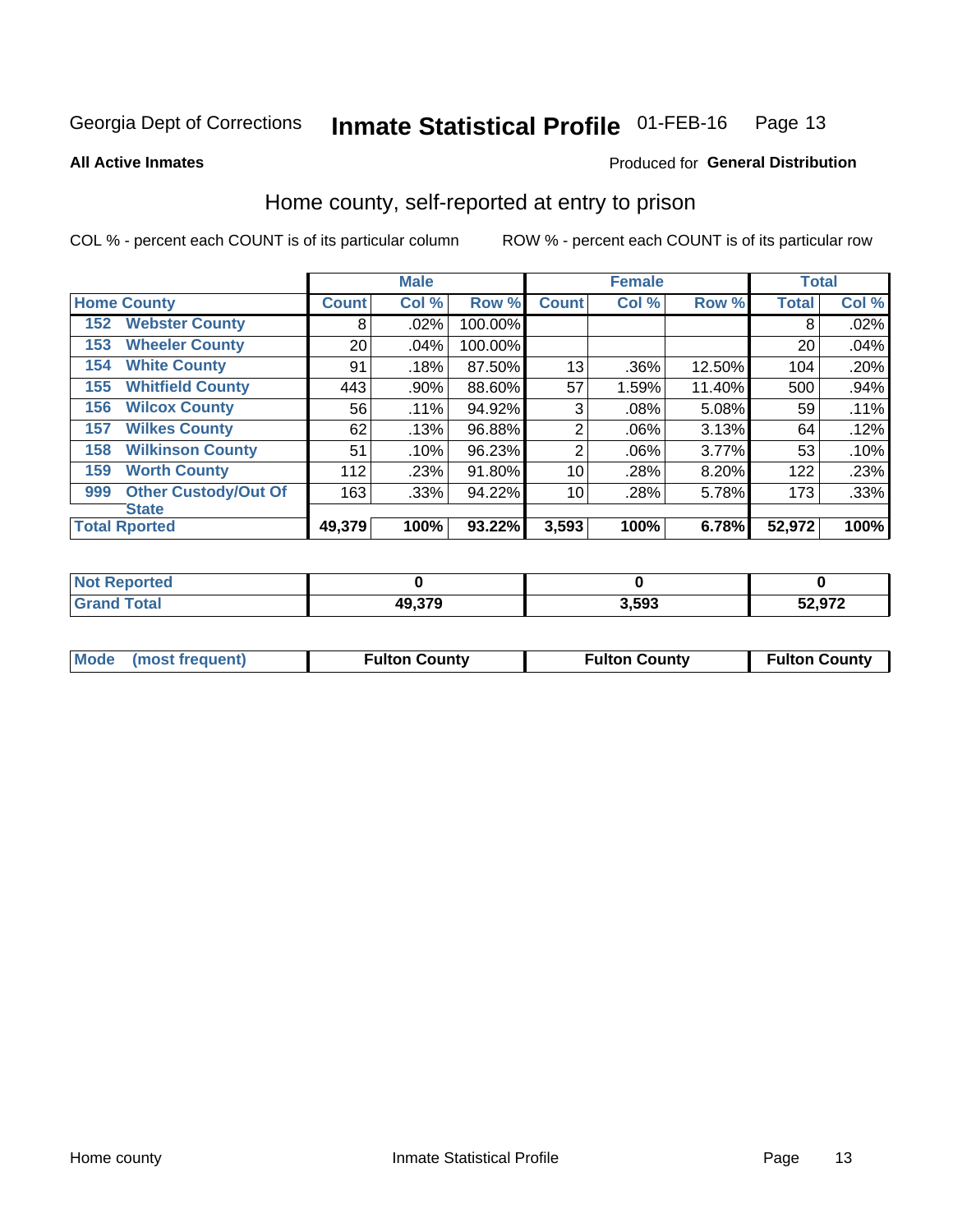Georgia Dept of Corrections **Inmate Statistical Profile** 01-FEB-16

**All Active Inmates**

Produced for **General Distribution**

## Home county, self-reported at entry to prison

COL % - percent each COUNT is of its particular column    ROW % - percent each COUNT is of its particular row

| Home County | | Male | | | Female | | | Total | |
|---|---|---|---|---|---|---|---|---|---|
| | | Count | Col % | Row % | Count | Col % | Row % | Total | Col % |
| 152 | Webster County | 8 | .02% | 100.00% | | | | 8 | .02% |
| 153 | Wheeler County | 20 | .04% | 100.00% | | | | 20 | .04% |
| 154 | White County | 91 | .18% | 87.50% | 13 | .36% | 12.50% | 104 | .20% |
| 155 | Whitfield County | 443 | .90% | 88.60% | 57 | 1.59% | 11.40% | 500 | .94% |
| 156 | Wilcox County | 56 | .11% | 94.92% | 3 | .08% | 5.08% | 59 | .11% |
| 157 | Wilkes County | 62 | .13% | 96.88% | 2 | .06% | 3.13% | 64 | .12% |
| 158 | Wilkinson County | 51 | .10% | 96.23% | 2 | .06% | 3.77% | 53 | .10% |
| 159 | Worth County | 112 | .23% | 91.80% | 10 | .28% | 8.20% | 122 | .23% |
| 999 | Other Custody/Out Of State | 163 | .33% | 94.22% | 10 | .28% | 5.78% | 173 | .33% |
| Total Rported | | 49,379 | 100% | 93.22% | 3,593 | 100% | 6.78% | 52,972 | 100% |

| | Male | Female | Total |
|---|---|---|---|
| Not Reported | 0 | 0 | 0 |
| Grand Total | 49,379 | 3,593 | 52,972 |

| | Male | Female | Total |
|---|---|---|---|
| Mode (most frequent) | Fulton County | Fulton County | Fulton County |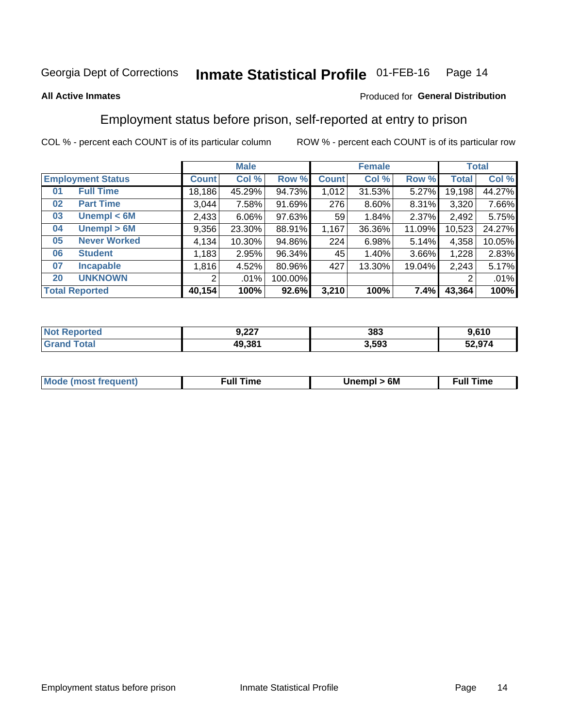Georgia Dept of Corrections **Inmate Statistical Profile** 01-FEB-16

**All Active Inmates**

Produced for **General Distribution**

## Employment status before prison, self-reported at entry to prison

COL % - percent each COUNT is of its particular column    ROW % - percent each COUNT is of its particular row

| | | Male | | | Female | | | Total | |
|---|---|---|---|---|---|---|---|---|---|
| **Employment Status** | | **Count** | **Col %** | **Row %** | **Count** | **Col %** | **Row %** | **Total** | **Col %** |
| 01 | Full Time | 18,186 | 45.29% | 94.73% | 1,012 | 31.53% | 5.27% | 19,198 | 44.27% |
| 02 | Part Time | 3,044 | 7.58% | 91.69% | 276 | 8.60% | 8.31% | 3,320 | 7.66% |
| 03 | Unempl < 6M | 2,433 | 6.06% | 97.63% | 59 | 1.84% | 2.37% | 2,492 | 5.75% |
| 04 | Unempl > 6M | 9,356 | 23.30% | 88.91% | 1,167 | 36.36% | 11.09% | 10,523 | 24.27% |
| 05 | Never Worked | 4,134 | 10.30% | 94.86% | 224 | 6.98% | 5.14% | 4,358 | 10.05% |
| 06 | Student | 1,183 | 2.95% | 96.34% | 45 | 1.40% | 3.66% | 1,228 | 2.83% |
| 07 | Incapable | 1,816 | 4.52% | 80.96% | 427 | 13.30% | 19.04% | 2,243 | 5.17% |
| 20 | UNKNOWN | 2 | .01% | 100.00% | | | | 2 | .01% |
| **Total Reported** | | **40,154** | **100%** | **92.6%** | **3,210** | **100%** | **7.4%** | **43,364** | **100%** |

| | Male | Female | Total |
|---|---|---|---|
| Not Reported | 9,227 | 383 | 9,610 |
| Grand Total | 49,381 | 3,593 | 52,974 |

| | Male | Female | Total |
|---|---|---|---|
| Mode (most frequent) | Full Time | Unempl > 6M | Full Time |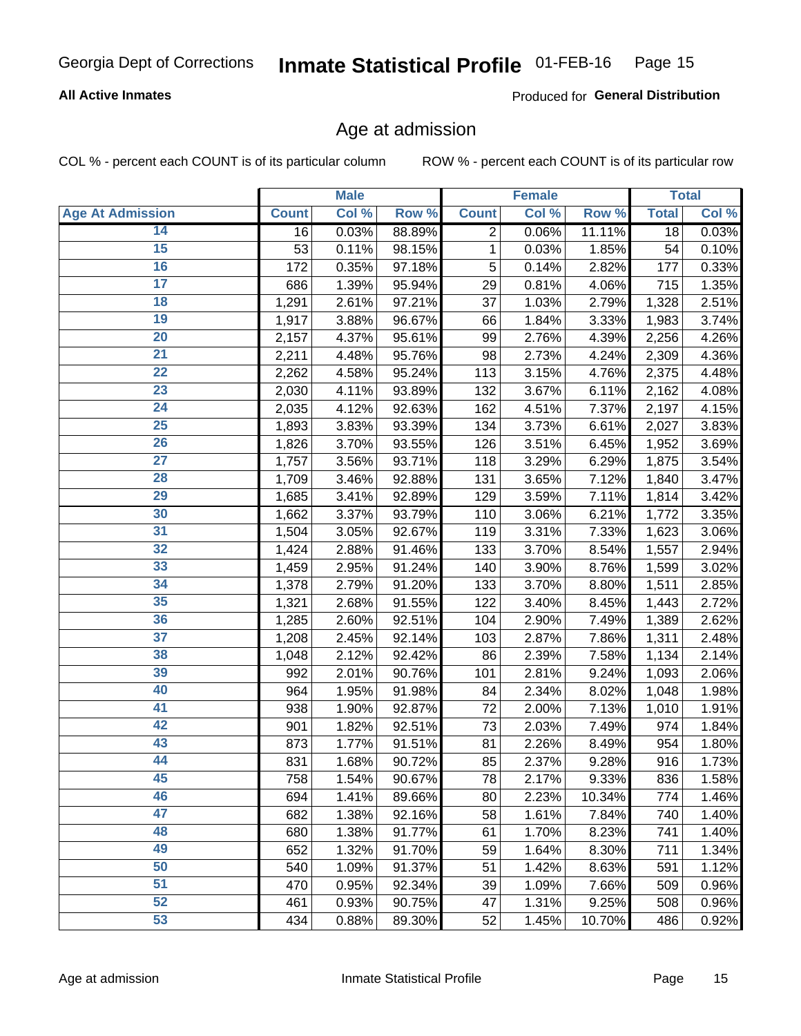Georgia Dept of Corrections **Inmate Statistical Profile** 01-FEB-16

**All Active Inmates**

Produced for **General Distribution**

## Age at admission

COL % - percent each COUNT is of its particular column

ROW % - percent each COUNT is of its particular row

| | Male | | | Female | | | Total | |
|---|---|---|---|---|---|---|---|---|
| **Age At Admission** | **Count** | **Col %** | **Row %** | **Count** | **Col %** | **Row %** | **Total** | **Col %** |
| 14 | 16 | 0.03% | 88.89% | 2 | 0.06% | 11.11% | 18 | 0.03% |
| 15 | 53 | 0.11% | 98.15% | 1 | 0.03% | 1.85% | 54 | 0.10% |
| 16 | 172 | 0.35% | 97.18% | 5 | 0.14% | 2.82% | 177 | 0.33% |
| 17 | 686 | 1.39% | 95.94% | 29 | 0.81% | 4.06% | 715 | 1.35% |
| 18 | 1,291 | 2.61% | 97.21% | 37 | 1.03% | 2.79% | 1,328 | 2.51% |
| 19 | 1,917 | 3.88% | 96.67% | 66 | 1.84% | 3.33% | 1,983 | 3.74% |
| 20 | 2,157 | 4.37% | 95.61% | 99 | 2.76% | 4.39% | 2,256 | 4.26% |
| 21 | 2,211 | 4.48% | 95.76% | 98 | 2.73% | 4.24% | 2,309 | 4.36% |
| 22 | 2,262 | 4.58% | 95.24% | 113 | 3.15% | 4.76% | 2,375 | 4.48% |
| 23 | 2,030 | 4.11% | 93.89% | 132 | 3.67% | 6.11% | 2,162 | 4.08% |
| 24 | 2,035 | 4.12% | 92.63% | 162 | 4.51% | 7.37% | 2,197 | 4.15% |
| 25 | 1,893 | 3.83% | 93.39% | 134 | 3.73% | 6.61% | 2,027 | 3.83% |
| 26 | 1,826 | 3.70% | 93.55% | 126 | 3.51% | 6.45% | 1,952 | 3.69% |
| 27 | 1,757 | 3.56% | 93.71% | 118 | 3.29% | 6.29% | 1,875 | 3.54% |
| 28 | 1,709 | 3.46% | 92.88% | 131 | 3.65% | 7.12% | 1,840 | 3.47% |
| 29 | 1,685 | 3.41% | 92.89% | 129 | 3.59% | 7.11% | 1,814 | 3.42% |
| 30 | 1,662 | 3.37% | 93.79% | 110 | 3.06% | 6.21% | 1,772 | 3.35% |
| 31 | 1,504 | 3.05% | 92.67% | 119 | 3.31% | 7.33% | 1,623 | 3.06% |
| 32 | 1,424 | 2.88% | 91.46% | 133 | 3.70% | 8.54% | 1,557 | 2.94% |
| 33 | 1,459 | 2.95% | 91.24% | 140 | 3.90% | 8.76% | 1,599 | 3.02% |
| 34 | 1,378 | 2.79% | 91.20% | 133 | 3.70% | 8.80% | 1,511 | 2.85% |
| 35 | 1,321 | 2.68% | 91.55% | 122 | 3.40% | 8.45% | 1,443 | 2.72% |
| 36 | 1,285 | 2.60% | 92.51% | 104 | 2.90% | 7.49% | 1,389 | 2.62% |
| 37 | 1,208 | 2.45% | 92.14% | 103 | 2.87% | 7.86% | 1,311 | 2.48% |
| 38 | 1,048 | 2.12% | 92.42% | 86 | 2.39% | 7.58% | 1,134 | 2.14% |
| 39 | 992 | 2.01% | 90.76% | 101 | 2.81% | 9.24% | 1,093 | 2.06% |
| 40 | 964 | 1.95% | 91.98% | 84 | 2.34% | 8.02% | 1,048 | 1.98% |
| 41 | 938 | 1.90% | 92.87% | 72 | 2.00% | 7.13% | 1,010 | 1.91% |
| 42 | 901 | 1.82% | 92.51% | 73 | 2.03% | 7.49% | 974 | 1.84% |
| 43 | 873 | 1.77% | 91.51% | 81 | 2.26% | 8.49% | 954 | 1.80% |
| 44 | 831 | 1.68% | 90.72% | 85 | 2.37% | 9.28% | 916 | 1.73% |
| 45 | 758 | 1.54% | 90.67% | 78 | 2.17% | 9.33% | 836 | 1.58% |
| 46 | 694 | 1.41% | 89.66% | 80 | 2.23% | 10.34% | 774 | 1.46% |
| 47 | 682 | 1.38% | 92.16% | 58 | 1.61% | 7.84% | 740 | 1.40% |
| 48 | 680 | 1.38% | 91.77% | 61 | 1.70% | 8.23% | 741 | 1.40% |
| 49 | 652 | 1.32% | 91.70% | 59 | 1.64% | 8.30% | 711 | 1.34% |
| 50 | 540 | 1.09% | 91.37% | 51 | 1.42% | 8.63% | 591 | 1.12% |
| 51 | 470 | 0.95% | 92.34% | 39 | 1.09% | 7.66% | 509 | 0.96% |
| 52 | 461 | 0.93% | 90.75% | 47 | 1.31% | 9.25% | 508 | 0.96% |
| 53 | 434 | 0.88% | 89.30% | 52 | 1.45% | 10.70% | 486 | 0.92% |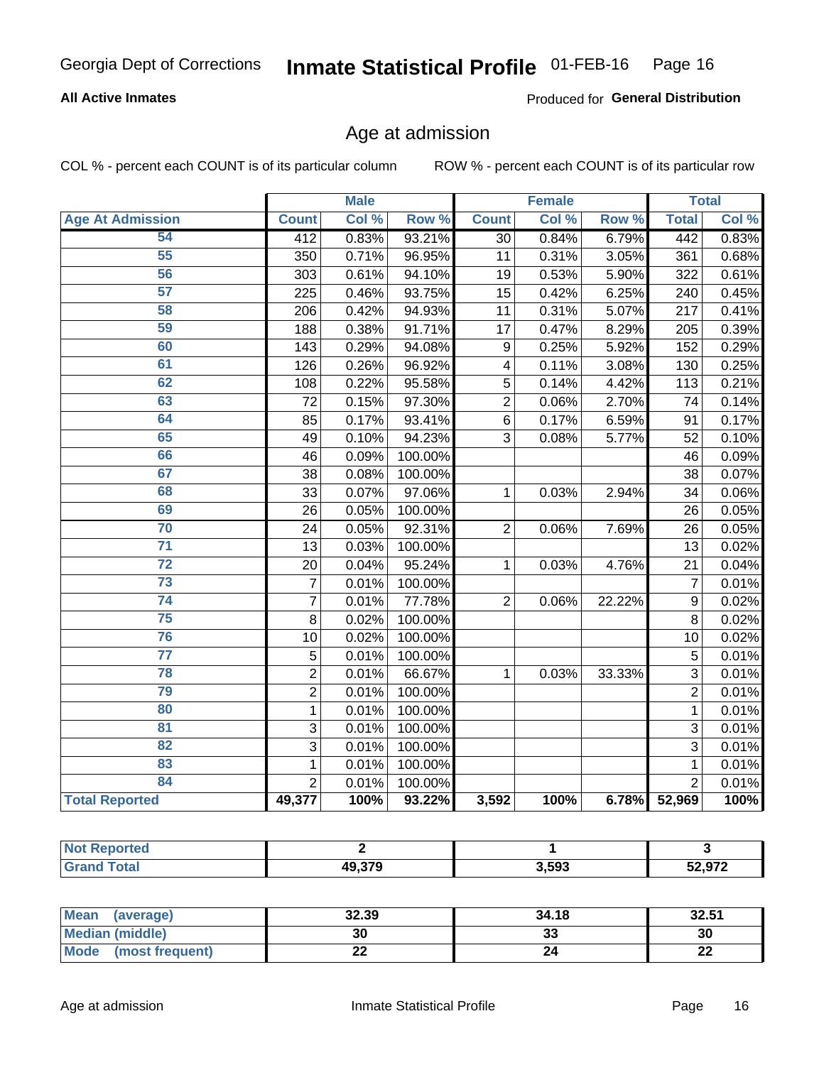Georgia Dept of Corrections **Inmate Statistical Profile** 01-FEB-16

**All Active Inmates**

Produced for **General Distribution**

## Age at admission

COL % - percent each COUNT is of its particular column

ROW % - percent each COUNT is of its particular row

| | Male | | | Female | | | Total | |
|---|---|---|---|---|---|---|---|---|
| **Age At Admission** | **Count** | **Col %** | **Row %** | **Count** | **Col %** | **Row %** | **Total** | **Col %** |
| 54 | 412 | 0.83% | 93.21% | 30 | 0.84% | 6.79% | 442 | 0.83% |
| 55 | 350 | 0.71% | 96.95% | 11 | 0.31% | 3.05% | 361 | 0.68% |
| 56 | 303 | 0.61% | 94.10% | 19 | 0.53% | 5.90% | 322 | 0.61% |
| 57 | 225 | 0.46% | 93.75% | 15 | 0.42% | 6.25% | 240 | 0.45% |
| 58 | 206 | 0.42% | 94.93% | 11 | 0.31% | 5.07% | 217 | 0.41% |
| 59 | 188 | 0.38% | 91.71% | 17 | 0.47% | 8.29% | 205 | 0.39% |
| 60 | 143 | 0.29% | 94.08% | 9 | 0.25% | 5.92% | 152 | 0.29% |
| 61 | 126 | 0.26% | 96.92% | 4 | 0.11% | 3.08% | 130 | 0.25% |
| 62 | 108 | 0.22% | 95.58% | 5 | 0.14% | 4.42% | 113 | 0.21% |
| 63 | 72 | 0.15% | 97.30% | 2 | 0.06% | 2.70% | 74 | 0.14% |
| 64 | 85 | 0.17% | 93.41% | 6 | 0.17% | 6.59% | 91 | 0.17% |
| 65 | 49 | 0.10% | 94.23% | 3 | 0.08% | 5.77% | 52 | 0.10% |
| 66 | 46 | 0.09% | 100.00% | | | | 46 | 0.09% |
| 67 | 38 | 0.08% | 100.00% | | | | 38 | 0.07% |
| 68 | 33 | 0.07% | 97.06% | 1 | 0.03% | 2.94% | 34 | 0.06% |
| 69 | 26 | 0.05% | 100.00% | | | | 26 | 0.05% |
| 70 | 24 | 0.05% | 92.31% | 2 | 0.06% | 7.69% | 26 | 0.05% |
| 71 | 13 | 0.03% | 100.00% | | | | 13 | 0.02% |
| 72 | 20 | 0.04% | 95.24% | 1 | 0.03% | 4.76% | 21 | 0.04% |
| 73 | 7 | 0.01% | 100.00% | | | | 7 | 0.01% |
| 74 | 7 | 0.01% | 77.78% | 2 | 0.06% | 22.22% | 9 | 0.02% |
| 75 | 8 | 0.02% | 100.00% | | | | 8 | 0.02% |
| 76 | 10 | 0.02% | 100.00% | | | | 10 | 0.02% |
| 77 | 5 | 0.01% | 100.00% | | | | 5 | 0.01% |
| 78 | 2 | 0.01% | 66.67% | 1 | 0.03% | 33.33% | 3 | 0.01% |
| 79 | 2 | 0.01% | 100.00% | | | | 2 | 0.01% |
| 80 | 1 | 0.01% | 100.00% | | | | 1 | 0.01% |
| 81 | 3 | 0.01% | 100.00% | | | | 3 | 0.01% |
| 82 | 3 | 0.01% | 100.00% | | | | 3 | 0.01% |
| 83 | 1 | 0.01% | 100.00% | | | | 1 | 0.01% |
| 84 | 2 | 0.01% | 100.00% | | | | 2 | 0.01% |
| **Total Reported** | **49,377** | **100%** | **93.22%** | **3,592** | **100%** | **6.78%** | **52,969** | **100%** |

| | Male | Female | Total |
|---|---|---|---|
| **Not Reported** | **2** | **1** | **3** |
| **Grand Total** | **49,379** | **3,593** | **52,972** |

| | Male | Female | Total |
|---|---|---|---|
| **Mean (average)** | **32.39** | **34.18** | **32.51** |
| **Median (middle)** | **30** | **33** | **30** |
| **Mode (most frequent)** | **22** | **24** | **22** |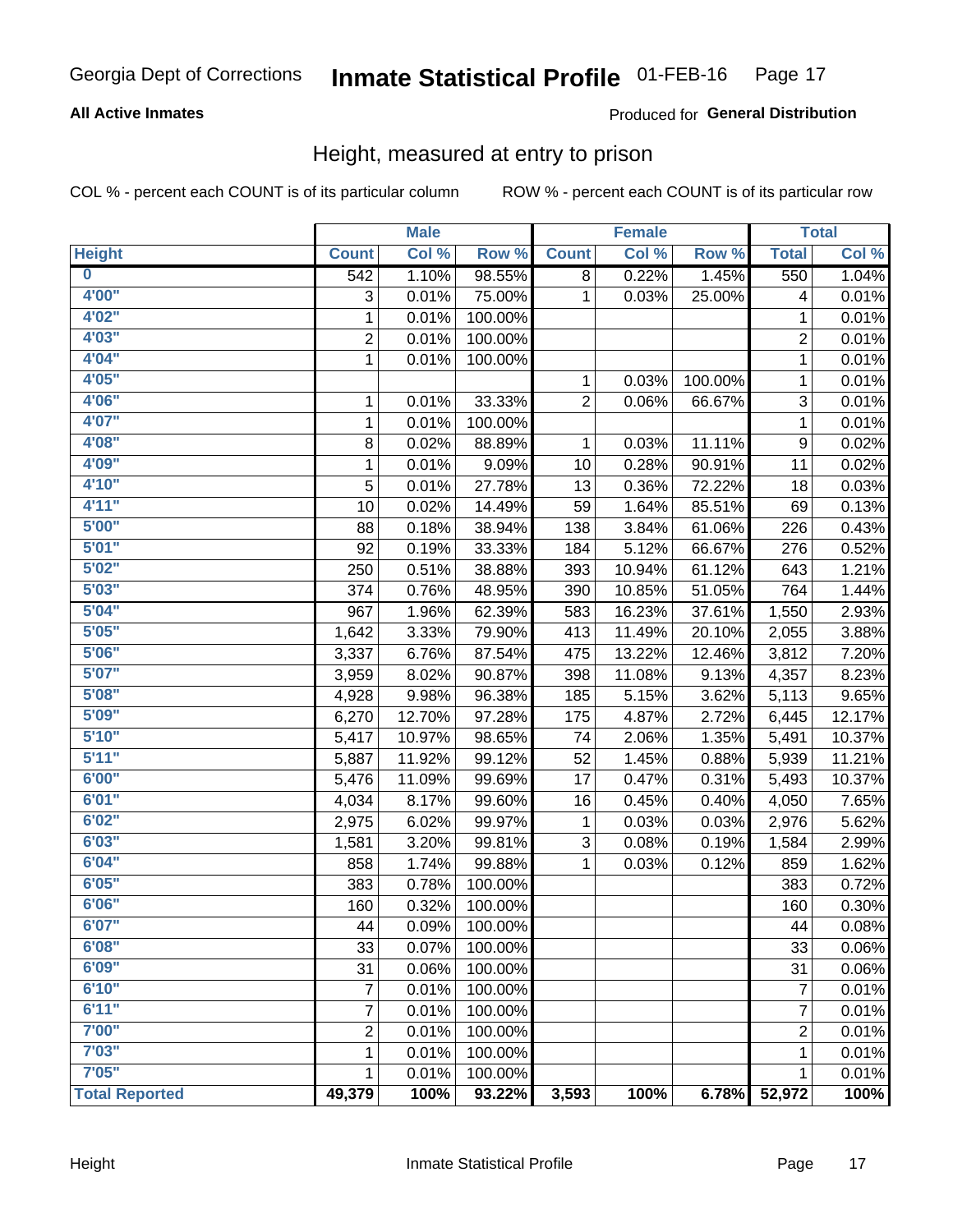Georgia Dept of Corrections **Inmate Statistical Profile** 01-FEB-16

**All Active Inmates**

Produced for **General Distribution**

## Height, measured at entry to prison

COL % - percent each COUNT is of its particular column ROW % - percent each COUNT is of its particular row

| | Male | | | Female | | | Total | |
|---|---|---|---|---|---|---|---|---|
| **Height** | **Count** | **Col %** | **Row %** | **Count** | **Col %** | **Row %** | **Total** | **Col %** |
| **0** | 542 | 1.10% | 98.55% | 8 | 0.22% | 1.45% | 550 | 1.04% |
| **4'00"** | 3 | 0.01% | 75.00% | 1 | 0.03% | 25.00% | 4 | 0.01% |
| **4'02"** | 1 | 0.01% | 100.00% | | | | 1 | 0.01% |
| **4'03"** | 2 | 0.01% | 100.00% | | | | 2 | 0.01% |
| **4'04"** | 1 | 0.01% | 100.00% | | | | 1 | 0.01% |
| **4'05"** | | | | 1 | 0.03% | 100.00% | 1 | 0.01% |
| **4'06"** | 1 | 0.01% | 33.33% | 2 | 0.06% | 66.67% | 3 | 0.01% |
| **4'07"** | 1 | 0.01% | 100.00% | | | | 1 | 0.01% |
| **4'08"** | 8 | 0.02% | 88.89% | 1 | 0.03% | 11.11% | 9 | 0.02% |
| **4'09"** | 1 | 0.01% | 9.09% | 10 | 0.28% | 90.91% | 11 | 0.02% |
| **4'10"** | 5 | 0.01% | 27.78% | 13 | 0.36% | 72.22% | 18 | 0.03% |
| **4'11"** | 10 | 0.02% | 14.49% | 59 | 1.64% | 85.51% | 69 | 0.13% |
| **5'00"** | 88 | 0.18% | 38.94% | 138 | 3.84% | 61.06% | 226 | 0.43% |
| **5'01"** | 92 | 0.19% | 33.33% | 184 | 5.12% | 66.67% | 276 | 0.52% |
| **5'02"** | 250 | 0.51% | 38.88% | 393 | 10.94% | 61.12% | 643 | 1.21% |
| **5'03"** | 374 | 0.76% | 48.95% | 390 | 10.85% | 51.05% | 764 | 1.44% |
| **5'04"** | 967 | 1.96% | 62.39% | 583 | 16.23% | 37.61% | 1,550 | 2.93% |
| **5'05"** | 1,642 | 3.33% | 79.90% | 413 | 11.49% | 20.10% | 2,055 | 3.88% |
| **5'06"** | 3,337 | 6.76% | 87.54% | 475 | 13.22% | 12.46% | 3,812 | 7.20% |
| **5'07"** | 3,959 | 8.02% | 90.87% | 398 | 11.08% | 9.13% | 4,357 | 8.23% |
| **5'08"** | 4,928 | 9.98% | 96.38% | 185 | 5.15% | 3.62% | 5,113 | 9.65% |
| **5'09"** | 6,270 | 12.70% | 97.28% | 175 | 4.87% | 2.72% | 6,445 | 12.17% |
| **5'10"** | 5,417 | 10.97% | 98.65% | 74 | 2.06% | 1.35% | 5,491 | 10.37% |
| **5'11"** | 5,887 | 11.92% | 99.12% | 52 | 1.45% | 0.88% | 5,939 | 11.21% |
| **6'00"** | 5,476 | 11.09% | 99.69% | 17 | 0.47% | 0.31% | 5,493 | 10.37% |
| **6'01"** | 4,034 | 8.17% | 99.60% | 16 | 0.45% | 0.40% | 4,050 | 7.65% |
| **6'02"** | 2,975 | 6.02% | 99.97% | 1 | 0.03% | 0.03% | 2,976 | 5.62% |
| **6'03"** | 1,581 | 3.20% | 99.81% | 3 | 0.08% | 0.19% | 1,584 | 2.99% |
| **6'04"** | 858 | 1.74% | 99.88% | 1 | 0.03% | 0.12% | 859 | 1.62% |
| **6'05"** | 383 | 0.78% | 100.00% | | | | 383 | 0.72% |
| **6'06"** | 160 | 0.32% | 100.00% | | | | 160 | 0.30% |
| **6'07"** | 44 | 0.09% | 100.00% | | | | 44 | 0.08% |
| **6'08"** | 33 | 0.07% | 100.00% | | | | 33 | 0.06% |
| **6'09"** | 31 | 0.06% | 100.00% | | | | 31 | 0.06% |
| **6'10"** | 7 | 0.01% | 100.00% | | | | 7 | 0.01% |
| **6'11"** | 7 | 0.01% | 100.00% | | | | 7 | 0.01% |
| **7'00"** | 2 | 0.01% | 100.00% | | | | 2 | 0.01% |
| **7'03"** | 1 | 0.01% | 100.00% | | | | 1 | 0.01% |
| **7'05"** | 1 | 0.01% | 100.00% | | | | 1 | 0.01% |
| **Total Reported** | **49,379** | **100%** | **93.22%** | **3,593** | **100%** | **6.78%** | **52,972** | **100%** |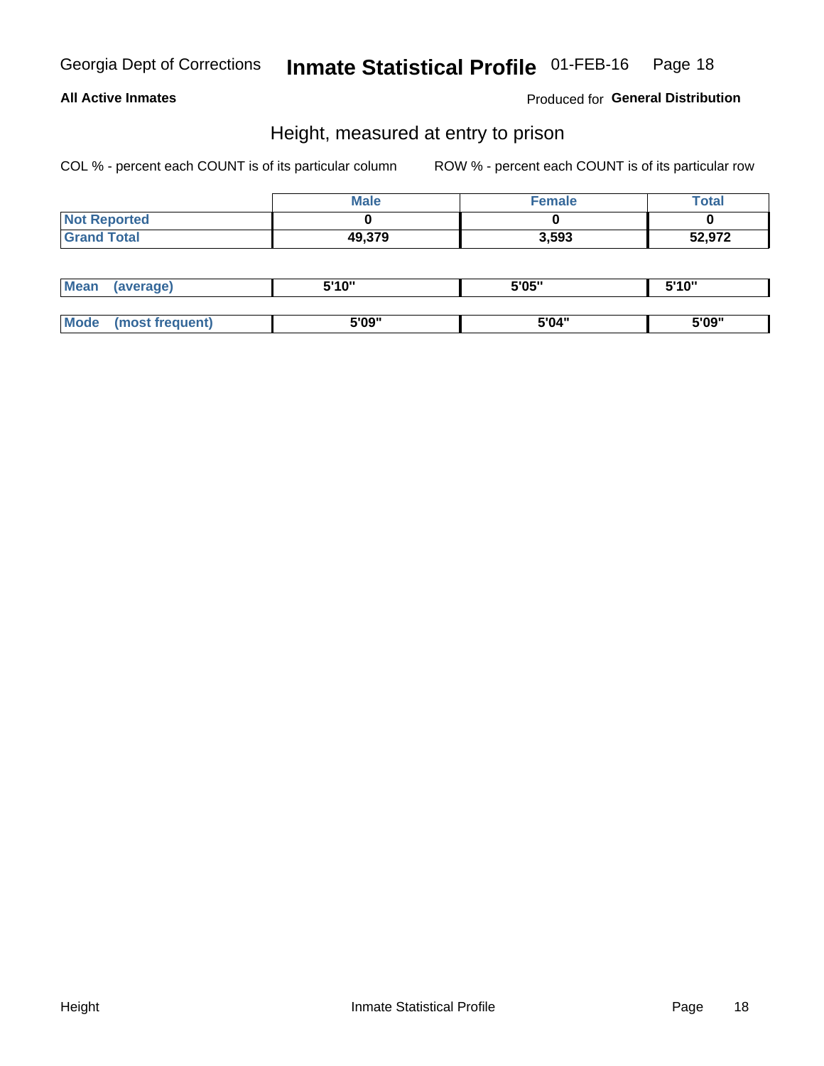Georgia Dept of Corrections **Inmate Statistical Profile** 01-FEB-16

**All Active Inmates**

Produced for **General Distribution**

## Height, measured at entry to prison

COL % - percent each COUNT is of its particular column

ROW % - percent each COUNT is of its particular row

| | Male | Female | Total |
|---|---|---|---|
| **Not Reported** | 0 | 0 | 0 |
| **Grand Total** | 49,379 | 3,593 | 52,972 |

| | Male | Female | Total |
|---|---|---|---|
| **Mean (average)** | 5'10" | 5'05" | 5'10" |
| **Mode (most frequent)** | 5'09" | 5'04" | 5'09" |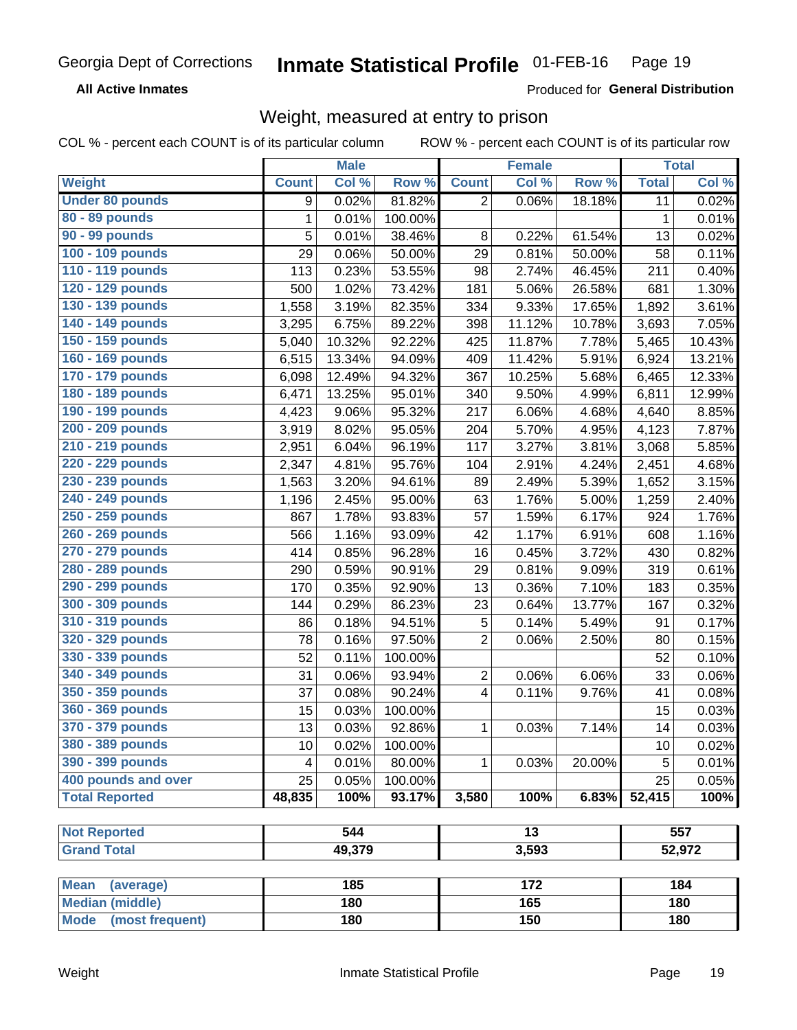Georgia Dept of Corrections **Inmate Statistical Profile** 01-FEB-16

**All Active Inmates**

Produced for **General Distribution**

## Weight, measured at entry to prison

COL % - percent each COUNT is of its particular column ROW % - percent each COUNT is of its particular row

| | Male | | | Female | | | Total | |
|---|---|---|---|---|---|---|---|---|
| **Weight** | **Count** | **Col %** | **Row %** | **Count** | **Col %** | **Row %** | **Total** | **Col %** |
| **Under 80 pounds** | 9 | 0.02% | 81.82% | 2 | 0.06% | 18.18% | 11 | 0.02% |
| **80 - 89 pounds** | 1 | 0.01% | 100.00% | | | | 1 | 0.01% |
| **90 - 99 pounds** | 5 | 0.01% | 38.46% | 8 | 0.22% | 61.54% | 13 | 0.02% |
| **100 - 109 pounds** | 29 | 0.06% | 50.00% | 29 | 0.81% | 50.00% | 58 | 0.11% |
| **110 - 119 pounds** | 113 | 0.23% | 53.55% | 98 | 2.74% | 46.45% | 211 | 0.40% |
| **120 - 129 pounds** | 500 | 1.02% | 73.42% | 181 | 5.06% | 26.58% | 681 | 1.30% |
| **130 - 139 pounds** | 1,558 | 3.19% | 82.35% | 334 | 9.33% | 17.65% | 1,892 | 3.61% |
| **140 - 149 pounds** | 3,295 | 6.75% | 89.22% | 398 | 11.12% | 10.78% | 3,693 | 7.05% |
| **150 - 159 pounds** | 5,040 | 10.32% | 92.22% | 425 | 11.87% | 7.78% | 5,465 | 10.43% |
| **160 - 169 pounds** | 6,515 | 13.34% | 94.09% | 409 | 11.42% | 5.91% | 6,924 | 13.21% |
| **170 - 179 pounds** | 6,098 | 12.49% | 94.32% | 367 | 10.25% | 5.68% | 6,465 | 12.33% |
| **180 - 189 pounds** | 6,471 | 13.25% | 95.01% | 340 | 9.50% | 4.99% | 6,811 | 12.99% |
| **190 - 199 pounds** | 4,423 | 9.06% | 95.32% | 217 | 6.06% | 4.68% | 4,640 | 8.85% |
| **200 - 209 pounds** | 3,919 | 8.02% | 95.05% | 204 | 5.70% | 4.95% | 4,123 | 7.87% |
| **210 - 219 pounds** | 2,951 | 6.04% | 96.19% | 117 | 3.27% | 3.81% | 3,068 | 5.85% |
| **220 - 229 pounds** | 2,347 | 4.81% | 95.76% | 104 | 2.91% | 4.24% | 2,451 | 4.68% |
| **230 - 239 pounds** | 1,563 | 3.20% | 94.61% | 89 | 2.49% | 5.39% | 1,652 | 3.15% |
| **240 - 249 pounds** | 1,196 | 2.45% | 95.00% | 63 | 1.76% | 5.00% | 1,259 | 2.40% |
| **250 - 259 pounds** | 867 | 1.78% | 93.83% | 57 | 1.59% | 6.17% | 924 | 1.76% |
| **260 - 269 pounds** | 566 | 1.16% | 93.09% | 42 | 1.17% | 6.91% | 608 | 1.16% |
| **270 - 279 pounds** | 414 | 0.85% | 96.28% | 16 | 0.45% | 3.72% | 430 | 0.82% |
| **280 - 289 pounds** | 290 | 0.59% | 90.91% | 29 | 0.81% | 9.09% | 319 | 0.61% |
| **290 - 299 pounds** | 170 | 0.35% | 92.90% | 13 | 0.36% | 7.10% | 183 | 0.35% |
| **300 - 309 pounds** | 144 | 0.29% | 86.23% | 23 | 0.64% | 13.77% | 167 | 0.32% |
| **310 - 319 pounds** | 86 | 0.18% | 94.51% | 5 | 0.14% | 5.49% | 91 | 0.17% |
| **320 - 329 pounds** | 78 | 0.16% | 97.50% | 2 | 0.06% | 2.50% | 80 | 0.15% |
| **330 - 339 pounds** | 52 | 0.11% | 100.00% | | | | 52 | 0.10% |
| **340 - 349 pounds** | 31 | 0.06% | 93.94% | 2 | 0.06% | 6.06% | 33 | 0.06% |
| **350 - 359 pounds** | 37 | 0.08% | 90.24% | 4 | 0.11% | 9.76% | 41 | 0.08% |
| **360 - 369 pounds** | 15 | 0.03% | 100.00% | | | | 15 | 0.03% |
| **370 - 379 pounds** | 13 | 0.03% | 92.86% | 1 | 0.03% | 7.14% | 14 | 0.03% |
| **380 - 389 pounds** | 10 | 0.02% | 100.00% | | | | 10 | 0.02% |
| **390 - 399 pounds** | 4 | 0.01% | 80.00% | 1 | 0.03% | 20.00% | 5 | 0.01% |
| **400 pounds and over** | 25 | 0.05% | 100.00% | | | | 25 | 0.05% |
| **Total Reported** | **48,835** | **100%** | **93.17%** | **3,580** | **100%** | **6.83%** | **52,415** | **100%** |

| | Male | Female | Total |
|---|---|---|---|
| **Not Reported** | **544** | **13** | **557** |
| **Grand Total** | **49,379** | **3,593** | **52,972** |

| | Male | Female | Total |
|---|---|---|---|
| **Mean (average)** | **185** | **172** | **184** |
| **Median (middle)** | **180** | **165** | **180** |
| **Mode (most frequent)** | **180** | **150** | **180** |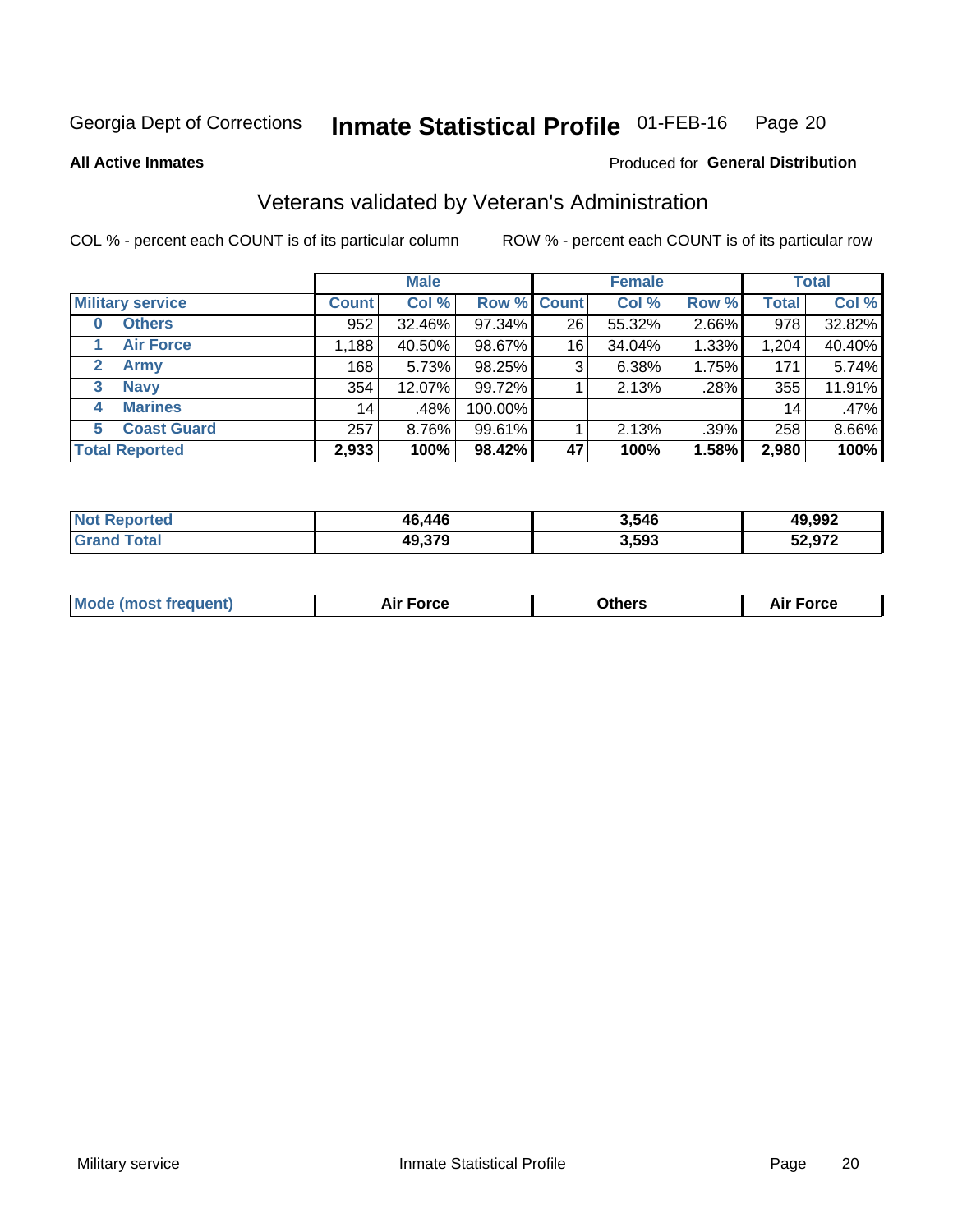Georgia Dept of Corrections **Inmate Statistical Profile** 01-FEB-16

**All Active Inmates**

Produced for **General Distribution**

## Veterans validated by Veteran's Administration

COL % - percent each COUNT is of its particular column ROW % - percent each COUNT is of its particular row

| | | Male | | | Female | | | Total | |
|---|---|---|---|---|---|---|---|---|---|
| **Military service** | | **Count** | **Col %** | **Row %** | **Count** | **Col %** | **Row %** | **Total** | **Col %** |
| 0 | Others | 952 | 32.46% | 97.34% | 26 | 55.32% | 2.66% | 978 | 32.82% |
| 1 | Air Force | 1,188 | 40.50% | 98.67% | 16 | 34.04% | 1.33% | 1,204 | 40.40% |
| 2 | Army | 168 | 5.73% | 98.25% | 3 | 6.38% | 1.75% | 171 | 5.74% |
| 3 | Navy | 354 | 12.07% | 99.72% | 1 | 2.13% | .28% | 355 | 11.91% |
| 4 | Marines | 14 | .48% | 100.00% | | | | 14 | .47% |
| 5 | Coast Guard | 257 | 8.76% | 99.61% | 1 | 2.13% | .39% | 258 | 8.66% |
| **Total Reported** | | **2,933** | **100%** | **98.42%** | **47** | **100%** | **1.58%** | **2,980** | **100%** |

| | Male | Female | Total |
|---|---|---|---|
| **Not Reported** | **46,446** | **3,546** | **49,992** |
| **Grand Total** | **49,379** | **3,593** | **52,972** |

| | Male | Female | Total |
|---|---|---|---|
| **Mode (most frequent)** | **Air Force** | **Others** | **Air Force** |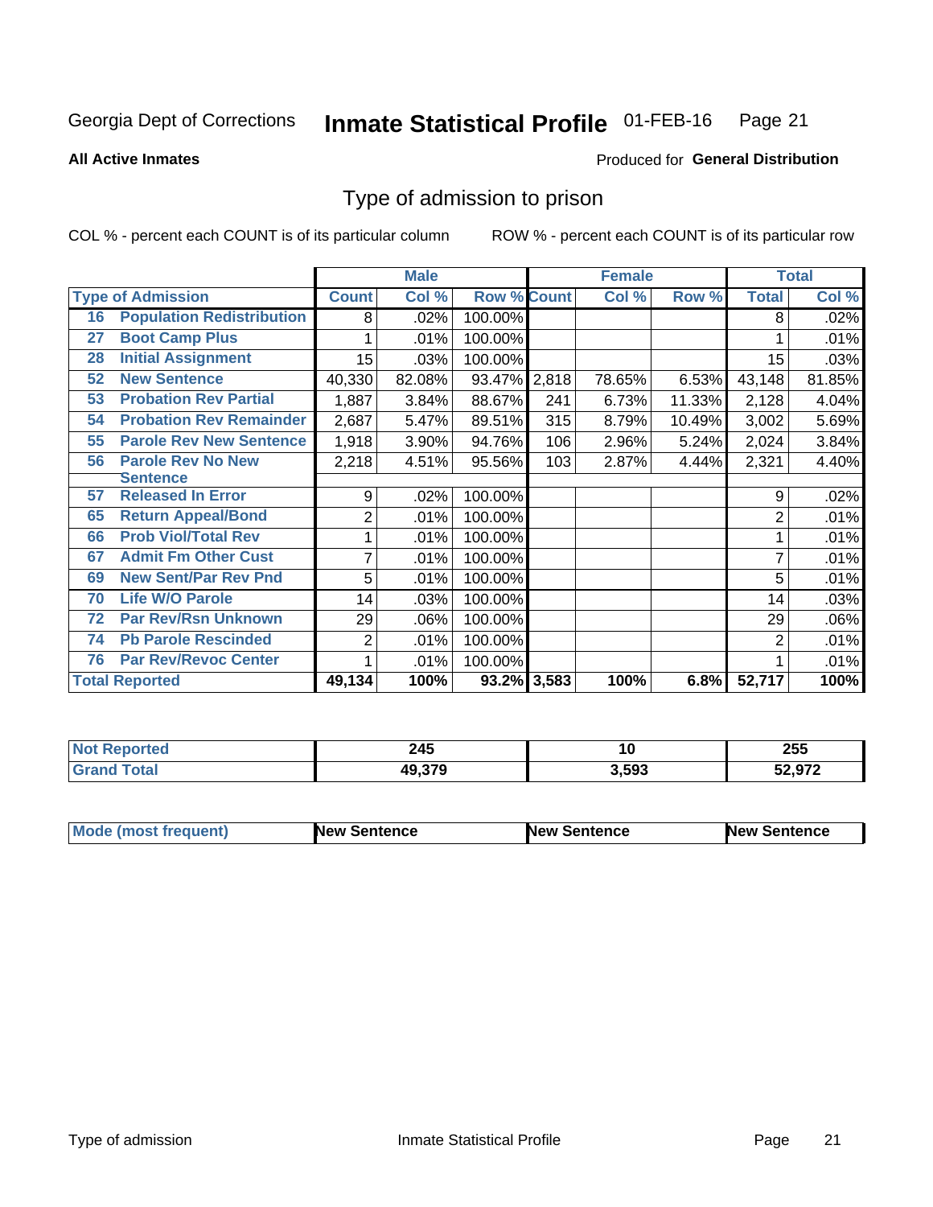Georgia Dept of Corrections **Inmate Statistical Profile** 01-FEB-16

**All Active Inmates**

Produced for **General Distribution**

# Type of admission to prison

COL % - percent each COUNT is of its particular column ROW % - percent each COUNT is of its particular row

| | Male | | | Female | | | Total | |
|---|---|---|---|---|---|---|---|---|
| **Type of Admission** | **Count** | **Col %** | **Row %** | **Count** | **Col %** | **Row %** | **Total** | **Col %** |
| **16 Population Redistribution** | 8 | .02% | 100.00% | | | | 8 | .02% |
| **27 Boot Camp Plus** | 1 | .01% | 100.00% | | | | 1 | .01% |
| **28 Initial Assignment** | 15 | .03% | 100.00% | | | | 15 | .03% |
| **52 New Sentence** | 40,330 | 82.08% | 93.47% | 2,818 | 78.65% | 6.53% | 43,148 | 81.85% |
| **53 Probation Rev Partial** | 1,887 | 3.84% | 88.67% | 241 | 6.73% | 11.33% | 2,128 | 4.04% |
| **54 Probation Rev Remainder** | 2,687 | 5.47% | 89.51% | 315 | 8.79% | 10.49% | 3,002 | 5.69% |
| **55 Parole Rev New Sentence** | 1,918 | 3.90% | 94.76% | 106 | 2.96% | 5.24% | 2,024 | 3.84% |
| **56 Parole Rev No New Sentence** | 2,218 | 4.51% | 95.56% | 103 | 2.87% | 4.44% | 2,321 | 4.40% |
| **57 Released In Error** | 9 | .02% | 100.00% | | | | 9 | .02% |
| **65 Return Appeal/Bond** | 2 | .01% | 100.00% | | | | 2 | .01% |
| **66 Prob Viol/Total Rev** | 1 | .01% | 100.00% | | | | 1 | .01% |
| **67 Admit Fm Other Cust** | 7 | .01% | 100.00% | | | | 7 | .01% |
| **69 New Sent/Par Rev Pnd** | 5 | .01% | 100.00% | | | | 5 | .01% |
| **70 Life W/O Parole** | 14 | .03% | 100.00% | | | | 14 | .03% |
| **72 Par Rev/Rsn Unknown** | 29 | .06% | 100.00% | | | | 29 | .06% |
| **74 Pb Parole Rescinded** | 2 | .01% | 100.00% | | | | 2 | .01% |
| **76 Par Rev/Revoc Center** | 1 | .01% | 100.00% | | | | 1 | .01% |
| **Total Reported** | **49,134** | **100%** | **93.2%** | **3,583** | **100%** | **6.8%** | **52,717** | **100%** |

| | Male | Female | Total |
|---|---|---|---|
| **Not Reported** | **245** | **10** | **255** |
| **Grand Total** | **49,379** | **3,593** | **52,972** |

| | Male | Female | Total |
|---|---|---|---|
| **Mode (most frequent)** | **New Sentence** | **New Sentence** | **New Sentence** |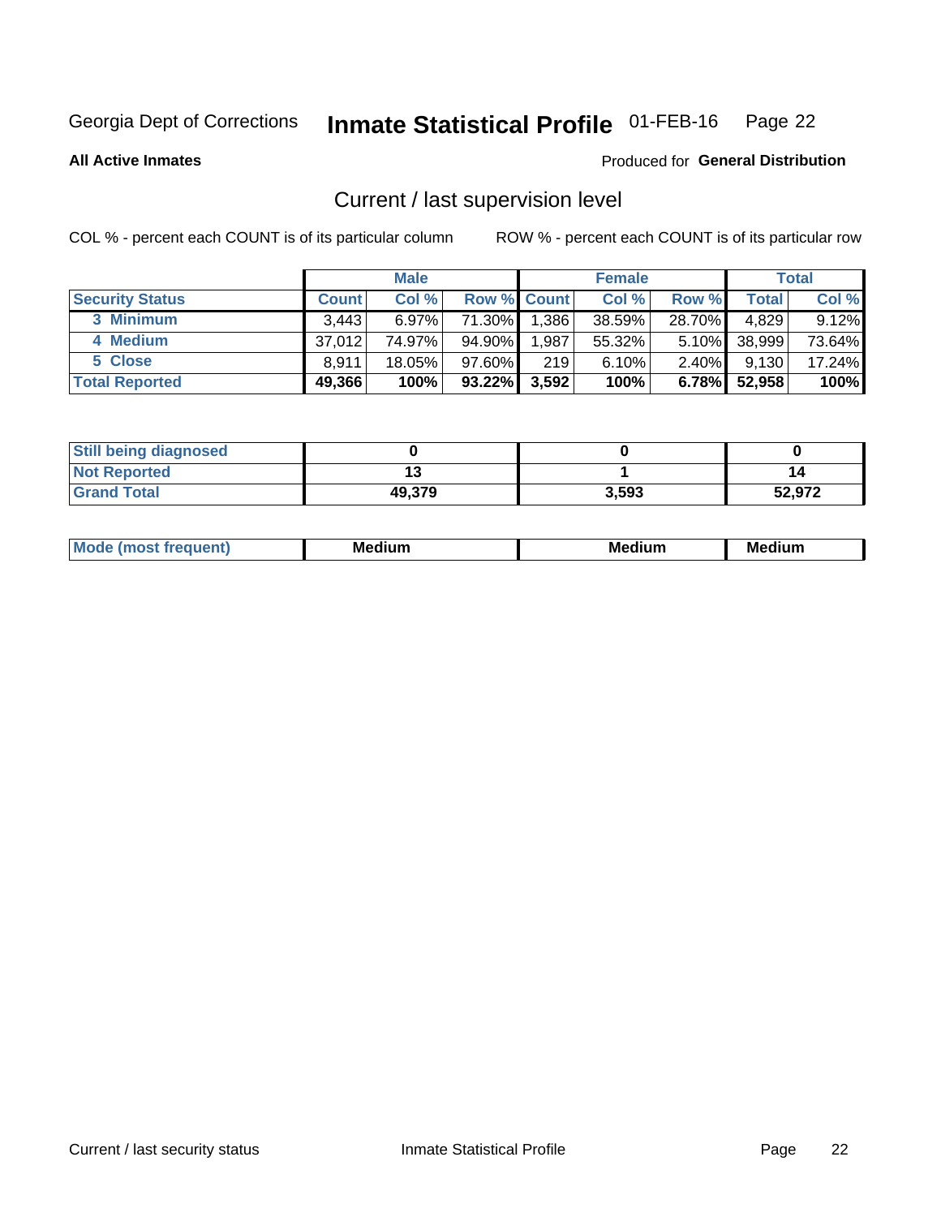Georgia Dept of Corrections **Inmate Statistical Profile** 01-FEB-16

**All Active Inmates**

Produced for **General Distribution**

## Current / last supervision level

COL % - percent each COUNT is of its particular column

ROW % - percent each COUNT is of its particular row

| | Male | | | Female | | | Total | |
|---|---|---|---|---|---|---|---|---|
| **Security Status** | **Count** | **Col %** | **Row %** | **Count** | **Col %** | **Row %** | **Total** | **Col %** |
| 3 Minimum | 3,443 | 6.97% | 71.30% | 1,386 | 38.59% | 28.70% | 4,829 | 9.12% |
| 4 Medium | 37,012 | 74.97% | 94.90% | 1,987 | 55.32% | 5.10% | 38,999 | 73.64% |
| 5 Close | 8,911 | 18.05% | 97.60% | 219 | 6.10% | 2.40% | 9,130 | 17.24% |
| **Total Reported** | **49,366** | **100%** | **93.22%** | **3,592** | **100%** | **6.78%** | **52,958** | **100%** |

| | Male | Female | Total |
|---|---|---|---|
| Still being diagnosed | 0 | 0 | 0 |
| Not Reported | 13 | 1 | 14 |
| Grand Total | 49,379 | 3,593 | 52,972 |

| | Male | Female | Total |
|---|---|---|---|
| Mode (most frequent) | Medium | Medium | Medium |

Current / last security status

Inmate Statistical Profile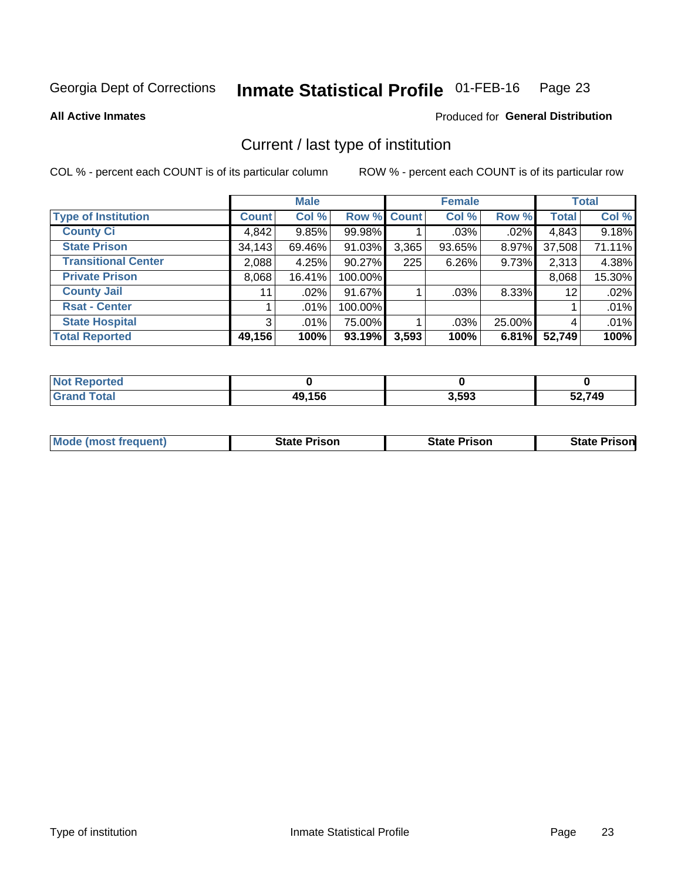Georgia Dept of Corrections **Inmate Statistical Profile** 01-FEB-16

**All Active Inmates**

Produced for **General Distribution**

## Current / last type of institution

COL % - percent each COUNT is of its particular column

ROW % - percent each COUNT is of its particular row

| | Male | | | Female | | | Total | |
|---|---|---|---|---|---|---|---|---|
| **Type of Institution** | **Count** | **Col %** | **Row %** | **Count** | **Col %** | **Row %** | **Total** | **Col %** |
| **County Ci** | 4,842 | 9.85% | 99.98% | 1 | .03% | .02% | 4,843 | 9.18% |
| **State Prison** | 34,143 | 69.46% | 91.03% | 3,365 | 93.65% | 8.97% | 37,508 | 71.11% |
| **Transitional Center** | 2,088 | 4.25% | 90.27% | 225 | 6.26% | 9.73% | 2,313 | 4.38% |
| **Private Prison** | 8,068 | 16.41% | 100.00% | | | | 8,068 | 15.30% |
| **County Jail** | 11 | .02% | 91.67% | 1 | .03% | 8.33% | 12 | .02% |
| **Rsat - Center** | 1 | .01% | 100.00% | | | | 1 | .01% |
| **State Hospital** | 3 | .01% | 75.00% | 1 | .03% | 25.00% | 4 | .01% |
| **Total Reported** | **49,156** | **100%** | **93.19%** | **3,593** | **100%** | **6.81%** | **52,749** | **100%** |

| | Male | Female | Total |
|---|---|---|---|
| **Not Reported** | **0** | **0** | **0** |
| **Grand Total** | **49,156** | **3,593** | **52,749** |

| | Male | Female | Total |
|---|---|---|---|
| **Mode (most frequent)** | **State Prison** | **State Prison** | **State Prison** |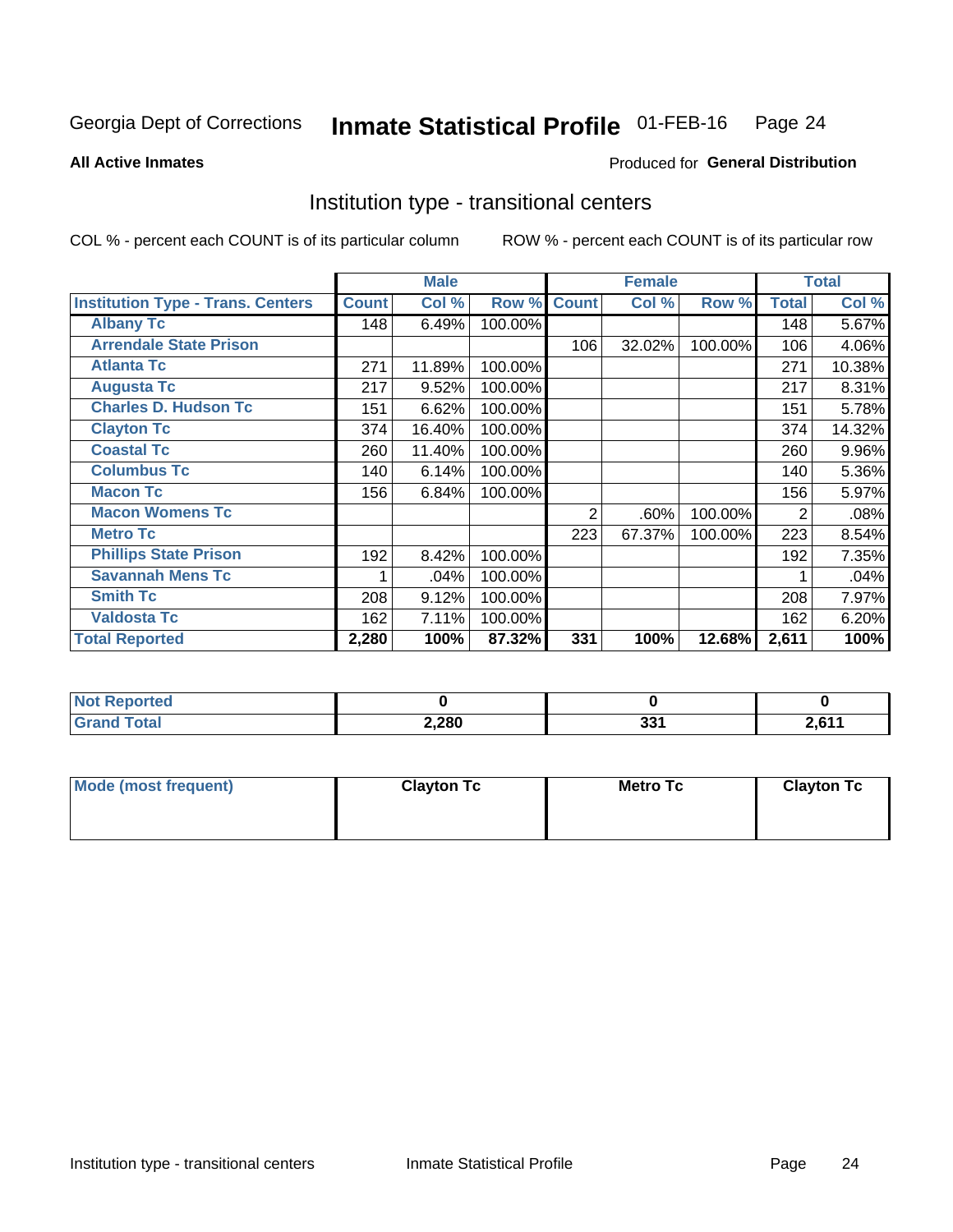Georgia Dept of Corrections **Inmate Statistical Profile** 01-FEB-16 Page 24

**All Active Inmates**

Produced for **General Distribution**

## Institution type - transitional centers

COL % - percent each COUNT is of its particular column

ROW % - percent each COUNT is of its particular row

| | Male | | | Female | | | Total | |
|---|---|---|---|---|---|---|---|---|
| **Institution Type - Trans. Centers** | **Count** | **Col %** | **Row %** | **Count** | **Col %** | **Row %** | **Total** | **Col %** |
| **Albany Tc** | 148 | 6.49% | 100.00% | | | | 148 | 5.67% |
| **Arrendale State Prison** | | | | 106 | 32.02% | 100.00% | 106 | 4.06% |
| **Atlanta Tc** | 271 | 11.89% | 100.00% | | | | 271 | 10.38% |
| **Augusta Tc** | 217 | 9.52% | 100.00% | | | | 217 | 8.31% |
| **Charles D. Hudson Tc** | 151 | 6.62% | 100.00% | | | | 151 | 5.78% |
| **Clayton Tc** | 374 | 16.40% | 100.00% | | | | 374 | 14.32% |
| **Coastal Tc** | 260 | 11.40% | 100.00% | | | | 260 | 9.96% |
| **Columbus Tc** | 140 | 6.14% | 100.00% | | | | 140 | 5.36% |
| **Macon Tc** | 156 | 6.84% | 100.00% | | | | 156 | 5.97% |
| **Macon Womens Tc** | | | | 2 | .60% | 100.00% | 2 | .08% |
| **Metro Tc** | | | | 223 | 67.37% | 100.00% | 223 | 8.54% |
| **Phillips State Prison** | 192 | 8.42% | 100.00% | | | | 192 | 7.35% |
| **Savannah Mens Tc** | 1 | .04% | 100.00% | | | | 1 | .04% |
| **Smith Tc** | 208 | 9.12% | 100.00% | | | | 208 | 7.97% |
| **Valdosta Tc** | 162 | 7.11% | 100.00% | | | | 162 | 6.20% |
| **Total Reported** | **2,280** | **100%** | **87.32%** | **331** | **100%** | **12.68%** | **2,611** | **100%** |

| | Male | Female | Total |
|---|---|---|---|
| **Not Reported** | **0** | **0** | **0** |
| **Grand Total** | **2,280** | **331** | **2,611** |

| | Male | Female | Total |
|---|---|---|---|
| **Mode (most frequent)** | **Clayton Tc** | **Metro Tc** | **Clayton Tc** |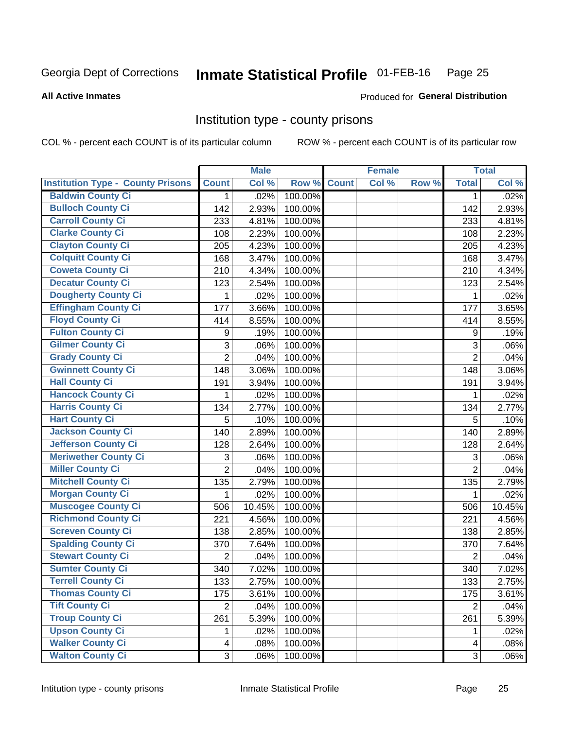Georgia Dept of Corrections **Inmate Statistical Profile** 01-FEB-16

**All Active Inmates**

Produced for **General Distribution**

## Institution type - county prisons

COL % - percent each COUNT is of its particular column

ROW % - percent each COUNT is of its particular row

| | Male | | | Female | | | Total | |
|---|---|---|---|---|---|---|---|---|
| **Institution Type - County Prisons** | **Count** | **Col %** | **Row %** | **Count** | **Col %** | **Row %** | **Total** | **Col %** |
| **Baldwin County Ci** | 1 | .02% | 100.00% | | | | 1 | .02% |
| **Bulloch County Ci** | 142 | 2.93% | 100.00% | | | | 142 | 2.93% |
| **Carroll County Ci** | 233 | 4.81% | 100.00% | | | | 233 | 4.81% |
| **Clarke County Ci** | 108 | 2.23% | 100.00% | | | | 108 | 2.23% |
| **Clayton County Ci** | 205 | 4.23% | 100.00% | | | | 205 | 4.23% |
| **Colquitt County Ci** | 168 | 3.47% | 100.00% | | | | 168 | 3.47% |
| **Coweta County Ci** | 210 | 4.34% | 100.00% | | | | 210 | 4.34% |
| **Decatur County Ci** | 123 | 2.54% | 100.00% | | | | 123 | 2.54% |
| **Dougherty County Ci** | 1 | .02% | 100.00% | | | | 1 | .02% |
| **Effingham County Ci** | 177 | 3.66% | 100.00% | | | | 177 | 3.65% |
| **Floyd County Ci** | 414 | 8.55% | 100.00% | | | | 414 | 8.55% |
| **Fulton County Ci** | 9 | .19% | 100.00% | | | | 9 | .19% |
| **Gilmer County Ci** | 3 | .06% | 100.00% | | | | 3 | .06% |
| **Grady County Ci** | 2 | .04% | 100.00% | | | | 2 | .04% |
| **Gwinnett County Ci** | 148 | 3.06% | 100.00% | | | | 148 | 3.06% |
| **Hall County Ci** | 191 | 3.94% | 100.00% | | | | 191 | 3.94% |
| **Hancock County Ci** | 1 | .02% | 100.00% | | | | 1 | .02% |
| **Harris County Ci** | 134 | 2.77% | 100.00% | | | | 134 | 2.77% |
| **Hart County Ci** | 5 | .10% | 100.00% | | | | 5 | .10% |
| **Jackson County Ci** | 140 | 2.89% | 100.00% | | | | 140 | 2.89% |
| **Jefferson County Ci** | 128 | 2.64% | 100.00% | | | | 128 | 2.64% |
| **Meriwether County Ci** | 3 | .06% | 100.00% | | | | 3 | .06% |
| **Miller County Ci** | 2 | .04% | 100.00% | | | | 2 | .04% |
| **Mitchell County Ci** | 135 | 2.79% | 100.00% | | | | 135 | 2.79% |
| **Morgan County Ci** | 1 | .02% | 100.00% | | | | 1 | .02% |
| **Muscogee County Ci** | 506 | 10.45% | 100.00% | | | | 506 | 10.45% |
| **Richmond County Ci** | 221 | 4.56% | 100.00% | | | | 221 | 4.56% |
| **Screven County Ci** | 138 | 2.85% | 100.00% | | | | 138 | 2.85% |
| **Spalding County Ci** | 370 | 7.64% | 100.00% | | | | 370 | 7.64% |
| **Stewart County Ci** | 2 | .04% | 100.00% | | | | 2 | .04% |
| **Sumter County Ci** | 340 | 7.02% | 100.00% | | | | 340 | 7.02% |
| **Terrell County Ci** | 133 | 2.75% | 100.00% | | | | 133 | 2.75% |
| **Thomas County Ci** | 175 | 3.61% | 100.00% | | | | 175 | 3.61% |
| **Tift County Ci** | 2 | .04% | 100.00% | | | | 2 | .04% |
| **Troup County Ci** | 261 | 5.39% | 100.00% | | | | 261 | 5.39% |
| **Upson County Ci** | 1 | .02% | 100.00% | | | | 1 | .02% |
| **Walker County Ci** | 4 | .08% | 100.00% | | | | 4 | .08% |
| **Walton County Ci** | 3 | .06% | 100.00% | | | | 3 | .06% |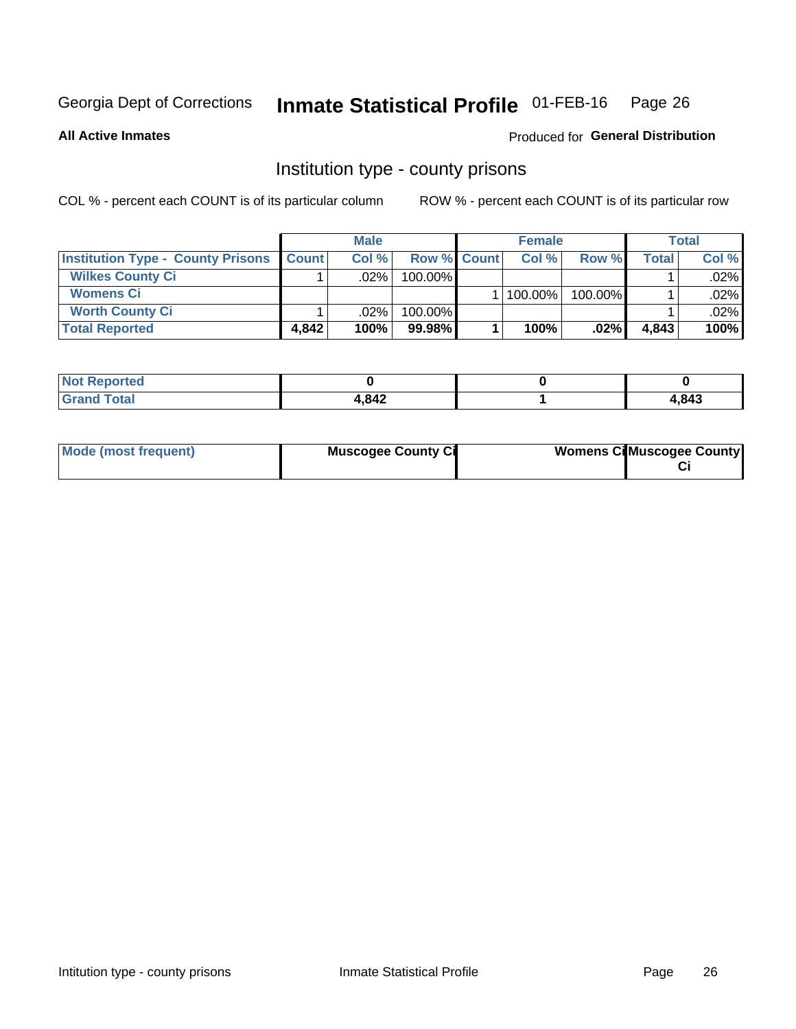Georgia Dept of Corrections **Inmate Statistical Profile** 01-FEB-16

**All Active Inmates**

Produced for **General Distribution**

## Institution type - county prisons

COL % - percent each COUNT is of its particular column

ROW % - percent each COUNT is of its particular row

| | Male | | | Female | | | Total | |
|---|---|---|---|---|---|---|---|---|
| **Institution Type - County Prisons** | **Count** | **Col %** | **Row %** | **Count** | **Col %** | **Row %** | **Total** | **Col %** |
| **Wilkes County Ci** | 1 | .02% | 100.00% | | | | 1 | .02% |
| **Womens Ci** | | | | 1 | 100.00% | 100.00% | 1 | .02% |
| **Worth County Ci** | 1 | .02% | 100.00% | | | | 1 | .02% |
| **Total Reported** | **4,842** | **100%** | **99.98%** | **1** | **100%** | **.02%** | **4,843** | **100%** |

| | Male | Female | Total |
|---|---|---|---|
| **Not Reported** | **0** | **0** | **0** |
| **Grand Total** | **4,842** | **1** | **4,843** |

| | Male | Female | Total |
|---|---|---|---|
| **Mode (most frequent)** | **Muscogee County Ci** | **Womens Ci** | **Muscogee County Ci** |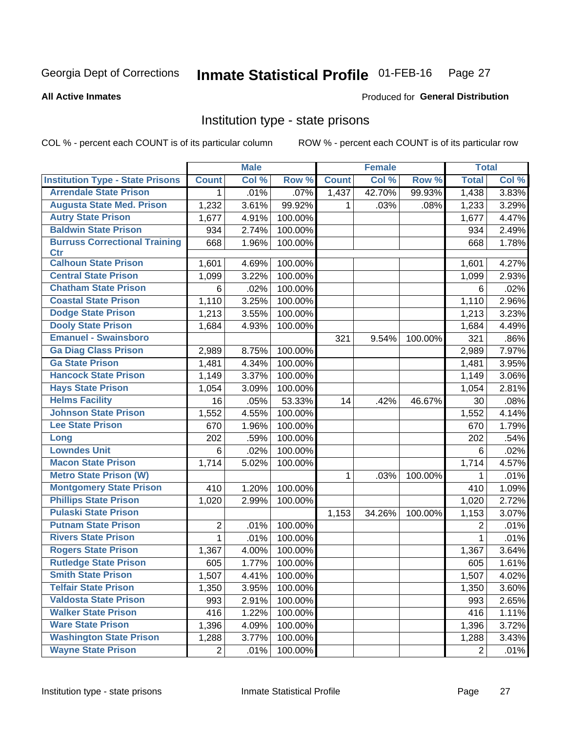Georgia Dept of Corrections **Inmate Statistical Profile** 01-FEB-16

**All Active Inmates**

Produced for **General Distribution**

## Institution type - state prisons

COL % - percent each COUNT is of its particular column    ROW % - percent each COUNT is of its particular row

| | Male | | | Female | | | Total | |
|---|---|---|---|---|---|---|---|---|
| **Institution Type - State Prisons** | **Count** | **Col %** | **Row %** | **Count** | **Col %** | **Row %** | **Total** | **Col %** |
| Arrendale State Prison | 1 | .01% | .07% | 1,437 | 42.70% | 99.93% | 1,438 | 3.83% |
| Augusta State Med. Prison | 1,232 | 3.61% | 99.92% | 1 | .03% | .08% | 1,233 | 3.29% |
| Autry State Prison | 1,677 | 4.91% | 100.00% | | | | 1,677 | 4.47% |
| Baldwin State Prison | 934 | 2.74% | 100.00% | | | | 934 | 2.49% |
| Burruss Correctional Training Ctr | 668 | 1.96% | 100.00% | | | | 668 | 1.78% |
| Calhoun State Prison | 1,601 | 4.69% | 100.00% | | | | 1,601 | 4.27% |
| Central State Prison | 1,099 | 3.22% | 100.00% | | | | 1,099 | 2.93% |
| Chatham State Prison | 6 | .02% | 100.00% | | | | 6 | .02% |
| Coastal State Prison | 1,110 | 3.25% | 100.00% | | | | 1,110 | 2.96% |
| Dodge State Prison | 1,213 | 3.55% | 100.00% | | | | 1,213 | 3.23% |
| Dooly State Prison | 1,684 | 4.93% | 100.00% | | | | 1,684 | 4.49% |
| Emanuel - Swainsboro | | | | 321 | 9.54% | 100.00% | 321 | .86% |
| Ga Diag Class Prison | 2,989 | 8.75% | 100.00% | | | | 2,989 | 7.97% |
| Ga State Prison | 1,481 | 4.34% | 100.00% | | | | 1,481 | 3.95% |
| Hancock State Prison | 1,149 | 3.37% | 100.00% | | | | 1,149 | 3.06% |
| Hays State Prison | 1,054 | 3.09% | 100.00% | | | | 1,054 | 2.81% |
| Helms Facility | 16 | .05% | 53.33% | 14 | .42% | 46.67% | 30 | .08% |
| Johnson State Prison | 1,552 | 4.55% | 100.00% | | | | 1,552 | 4.14% |
| Lee State Prison | 670 | 1.96% | 100.00% | | | | 670 | 1.79% |
| Long | 202 | .59% | 100.00% | | | | 202 | .54% |
| Lowndes Unit | 6 | .02% | 100.00% | | | | 6 | .02% |
| Macon State Prison | 1,714 | 5.02% | 100.00% | | | | 1,714 | 4.57% |
| Metro State Prison (W) | | | | 1 | .03% | 100.00% | 1 | .01% |
| Montgomery State Prison | 410 | 1.20% | 100.00% | | | | 410 | 1.09% |
| Phillips State Prison | 1,020 | 2.99% | 100.00% | | | | 1,020 | 2.72% |
| Pulaski State Prison | | | | 1,153 | 34.26% | 100.00% | 1,153 | 3.07% |
| Putnam State Prison | 2 | .01% | 100.00% | | | | 2 | .01% |
| Rivers State Prison | 1 | .01% | 100.00% | | | | 1 | .01% |
| Rogers State Prison | 1,367 | 4.00% | 100.00% | | | | 1,367 | 3.64% |
| Rutledge State Prison | 605 | 1.77% | 100.00% | | | | 605 | 1.61% |
| Smith State Prison | 1,507 | 4.41% | 100.00% | | | | 1,507 | 4.02% |
| Telfair State Prison | 1,350 | 3.95% | 100.00% | | | | 1,350 | 3.60% |
| Valdosta State Prison | 993 | 2.91% | 100.00% | | | | 993 | 2.65% |
| Walker State Prison | 416 | 1.22% | 100.00% | | | | 416 | 1.11% |
| Ware State Prison | 1,396 | 4.09% | 100.00% | | | | 1,396 | 3.72% |
| Washington State Prison | 1,288 | 3.77% | 100.00% | | | | 1,288 | 3.43% |
| Wayne State Prison | 2 | .01% | 100.00% | | | | 2 | .01% |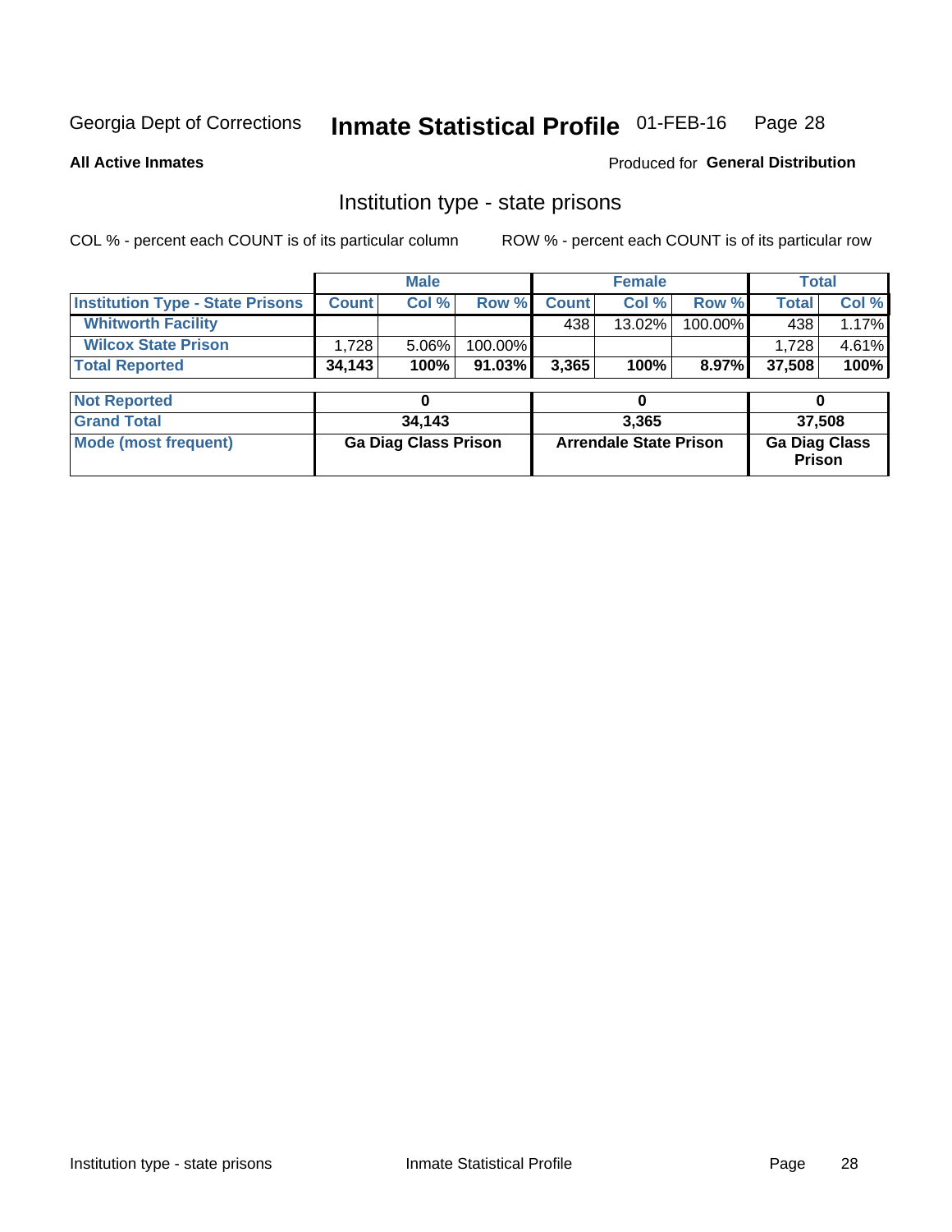Georgia Dept of Corrections **Inmate Statistical Profile** 01-FEB-16

**All Active Inmates**

Produced for **General Distribution**

## Institution type - state prisons

COL % - percent each COUNT is of its particular column

ROW % - percent each COUNT is of its particular row

| | Male | | | Female | | | Total | |
|---|---|---|---|---|---|---|---|---|
| **Institution Type - State Prisons** | **Count** | **Col %** | **Row %** | **Count** | **Col %** | **Row %** | **Total** | **Col %** |
| **Whitworth Facility** | | | | 438 | 13.02% | 100.00% | 438 | 1.17% |
| **Wilcox State Prison** | 1,728 | 5.06% | 100.00% | | | | 1,728 | 4.61% |
| **Total Reported** | **34,143** | **100%** | **91.03%** | **3,365** | **100%** | **8.97%** | **37,508** | **100%** |

| | Male | Female | Total |
|---|---|---|---|
| **Not Reported** | **0** | **0** | **0** |
| **Grand Total** | **34,143** | **3,365** | **37,508** |
| **Mode (most frequent)** | **Ga Diag Class Prison** | **Arrendale State Prison** | **Ga Diag Class Prison** |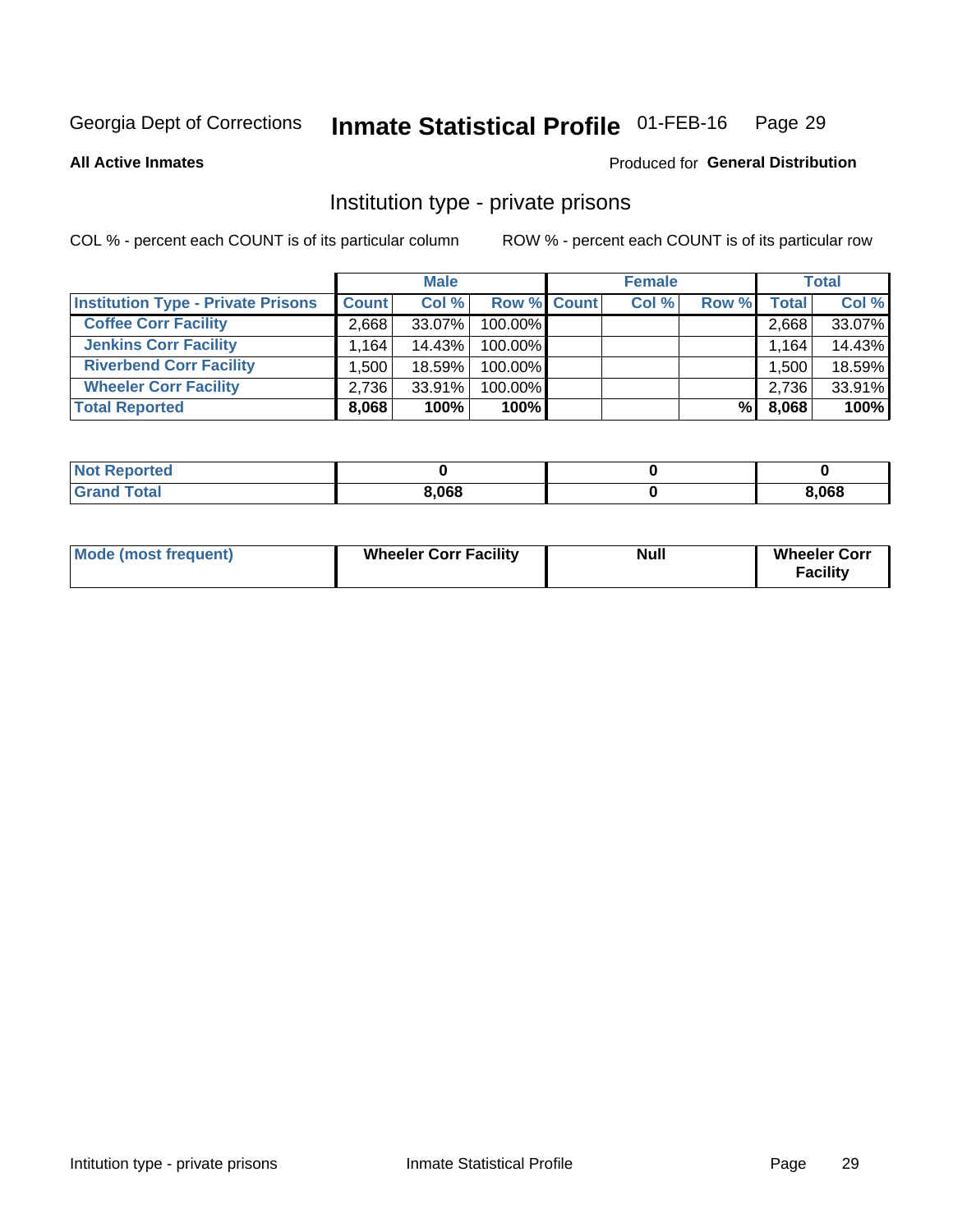Georgia Dept of Corrections **Inmate Statistical Profile** 01-FEB-16

**All Active Inmates**

Produced for **General Distribution**

## Institution type - private prisons

COL % - percent each COUNT is of its particular column

ROW % - percent each COUNT is of its particular row

| | Male | | | Female | | | Total | |
|---|---|---|---|---|---|---|---|---|
| **Institution Type - Private Prisons** | **Count** | **Col %** | **Row %** | **Count** | **Col %** | **Row %** | **Total** | **Col %** |
| **Coffee Corr Facility** | 2,668 | 33.07% | 100.00% | | | | 2,668 | 33.07% |
| **Jenkins Corr Facility** | 1,164 | 14.43% | 100.00% | | | | 1,164 | 14.43% |
| **Riverbend Corr Facility** | 1,500 | 18.59% | 100.00% | | | | 1,500 | 18.59% |
| **Wheeler Corr Facility** | 2,736 | 33.91% | 100.00% | | | | 2,736 | 33.91% |
| **Total Reported** | **8,068** | **100%** | **100%** | | | **%** | **8,068** | **100%** |

| | Male | Female | Total |
|---|---|---|---|
| **Not Reported** | **0** | **0** | **0** |
| **Grand Total** | **8,068** | **0** | **8,068** |

| | Male | Female | Total |
|---|---|---|---|
| **Mode (most frequent)** | **Wheeler Corr Facility** | **Null** | **Wheeler Corr Facility** |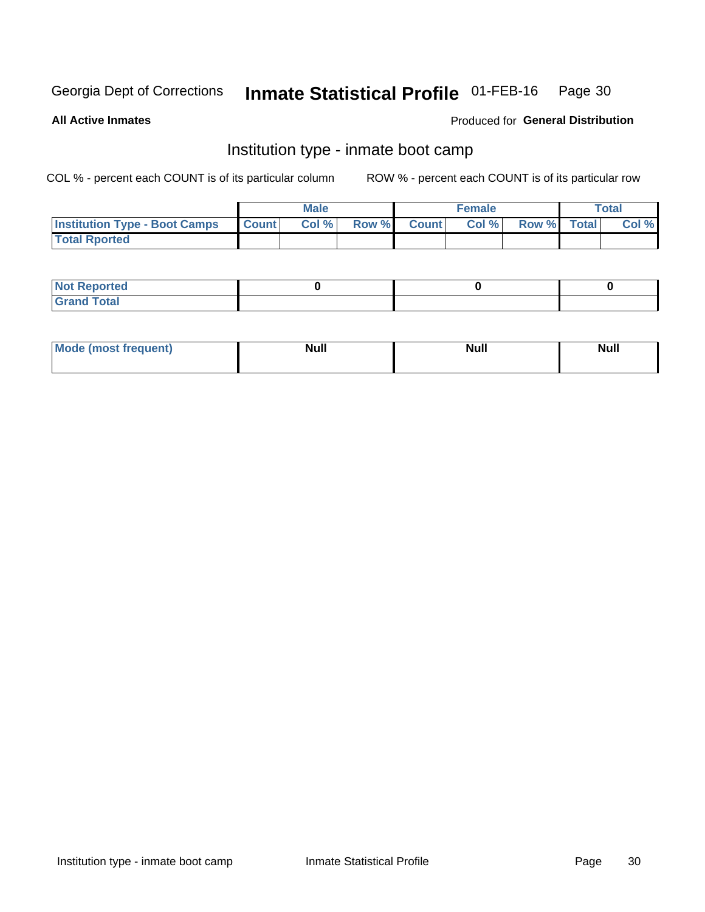Georgia Dept of Corrections **Inmate Statistical Profile** 01-FEB-16

**All Active Inmates**

Produced for **General Distribution**

## Institution type - inmate boot camp

COL % - percent each COUNT is of its particular column

ROW % - percent each COUNT is of its particular row

| | Male | | | Female | | | Total | |
|---|---|---|---|---|---|---|---|---|
| **Institution Type - Boot Camps** | **Count** | **Col %** | **Row %** | **Count** | **Col %** | **Row %** | **Total** | **Col %** |
| **Total Rported** | | | | | | | | |

| | Male | Female | Total |
|---|---|---|---|
| **Not Reported** | **0** | **0** | **0** |
| **Grand Total** | | | |

| | Male | Female | Total |
|---|---|---|---|
| **Mode (most frequent)** | **Null** | **Null** | **Null** |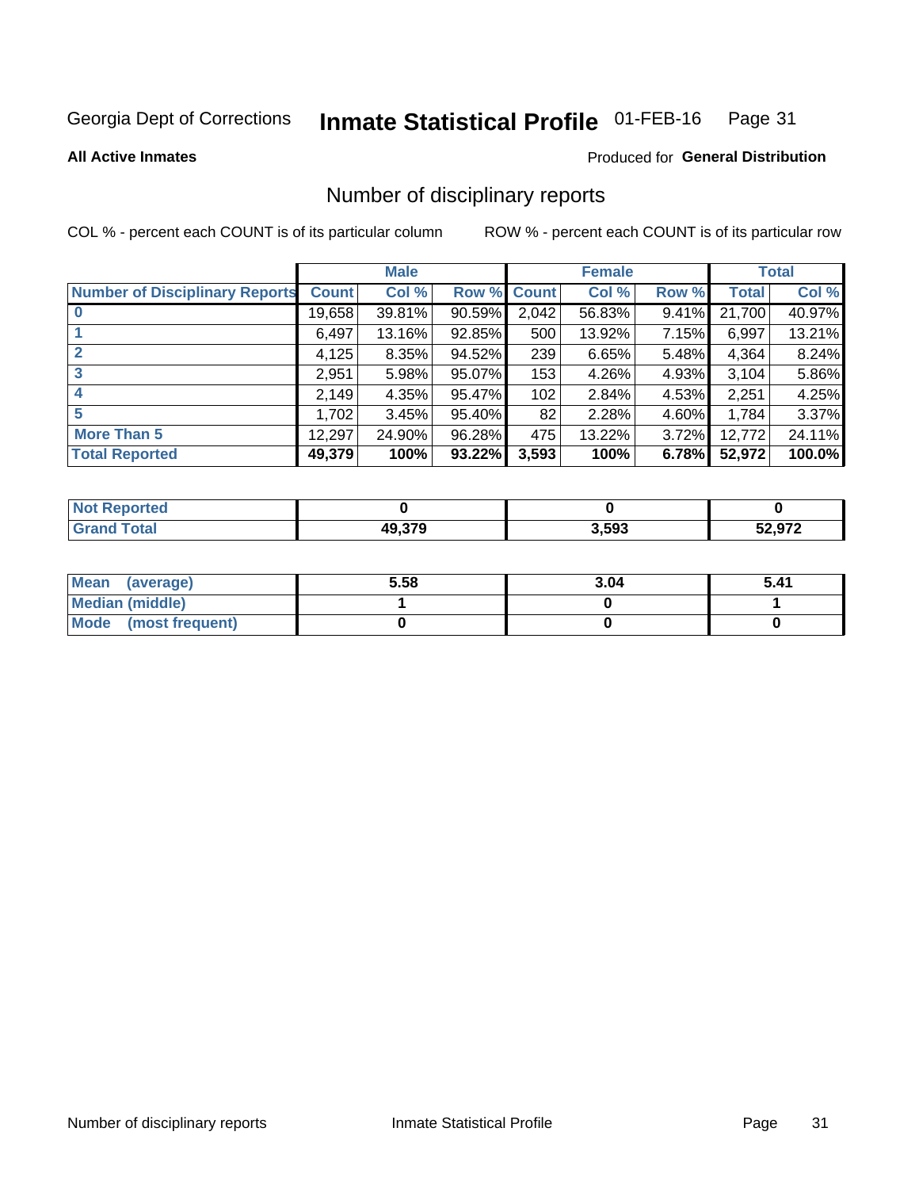Georgia Dept of Corrections **Inmate Statistical Profile** 01-FEB-16 Page 31

**All Active Inmates**

Produced for **General Distribution**

## Number of disciplinary reports

COL % - percent each COUNT is of its particular column

ROW % - percent each COUNT is of its particular row

| | Male | | | Female | | | Total | |
|---|---|---|---|---|---|---|---|---|
| **Number of Disciplinary Reports** | **Count** | **Col %** | **Row %** | **Count** | **Col %** | **Row %** | **Total** | **Col %** |
| **0** | 19,658 | 39.81% | 90.59% | 2,042 | 56.83% | 9.41% | 21,700 | 40.97% |
| **1** | 6,497 | 13.16% | 92.85% | 500 | 13.92% | 7.15% | 6,997 | 13.21% |
| **2** | 4,125 | 8.35% | 94.52% | 239 | 6.65% | 5.48% | 4,364 | 8.24% |
| **3** | 2,951 | 5.98% | 95.07% | 153 | 4.26% | 4.93% | 3,104 | 5.86% |
| **4** | 2,149 | 4.35% | 95.47% | 102 | 2.84% | 4.53% | 2,251 | 4.25% |
| **5** | 1,702 | 3.45% | 95.40% | 82 | 2.28% | 4.60% | 1,784 | 3.37% |
| **More Than 5** | 12,297 | 24.90% | 96.28% | 475 | 13.22% | 3.72% | 12,772 | 24.11% |
| **Total Reported** | **49,379** | **100%** | **93.22%** | **3,593** | **100%** | **6.78%** | **52,972** | **100.0%** |

| | Male | Female | Total |
|---|---|---|---|
| **Not Reported** | **0** | **0** | **0** |
| **Grand Total** | **49,379** | **3,593** | **52,972** |

| | Male | Female | Total |
|---|---|---|---|
| **Mean (average)** | **5.58** | **3.04** | **5.41** |
| **Median (middle)** | **1** | **0** | **1** |
| **Mode (most frequent)** | **0** | **0** | **0** |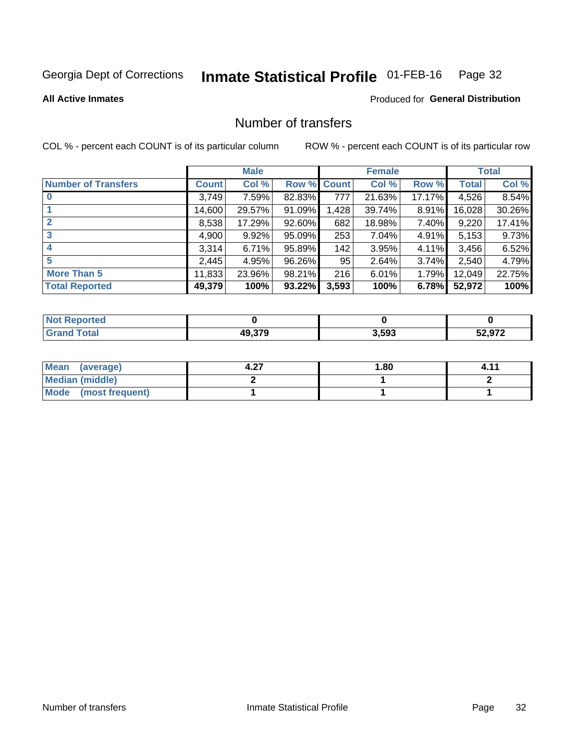Georgia Dept of Corrections **Inmate Statistical Profile** 01-FEB-16

**All Active Inmates**

Produced for **General Distribution**

## Number of transfers

COL % - percent each COUNT is of its particular column

ROW % - percent each COUNT is of its particular row

| | Male | | | Female | | | Total | |
|---|---|---|---|---|---|---|---|---|
| **Number of Transfers** | **Count** | **Col %** | **Row %** | **Count** | **Col %** | **Row %** | **Total** | **Col %** |
| **0** | 3,749 | 7.59% | 82.83% | 777 | 21.63% | 17.17% | 4,526 | 8.54% |
| **1** | 14,600 | 29.57% | 91.09% | 1,428 | 39.74% | 8.91% | 16,028 | 30.26% |
| **2** | 8,538 | 17.29% | 92.60% | 682 | 18.98% | 7.40% | 9,220 | 17.41% |
| **3** | 4,900 | 9.92% | 95.09% | 253 | 7.04% | 4.91% | 5,153 | 9.73% |
| **4** | 3,314 | 6.71% | 95.89% | 142 | 3.95% | 4.11% | 3,456 | 6.52% |
| **5** | 2,445 | 4.95% | 96.26% | 95 | 2.64% | 3.74% | 2,540 | 4.79% |
| **More Than 5** | 11,833 | 23.96% | 98.21% | 216 | 6.01% | 1.79% | 12,049 | 22.75% |
| **Total Reported** | **49,379** | **100%** | **93.22%** | **3,593** | **100%** | **6.78%** | **52,972** | **100%** |

| | Male | Female | Total |
|---|---|---|---|
| **Not Reported** | **0** | **0** | **0** |
| **Grand Total** | **49,379** | **3,593** | **52,972** |

| | Male | Female | Total |
|---|---|---|---|
| **Mean (average)** | **4.27** | **1.80** | **4.11** |
| **Median (middle)** | **2** | **1** | **2** |
| **Mode (most frequent)** | **1** | **1** | **1** |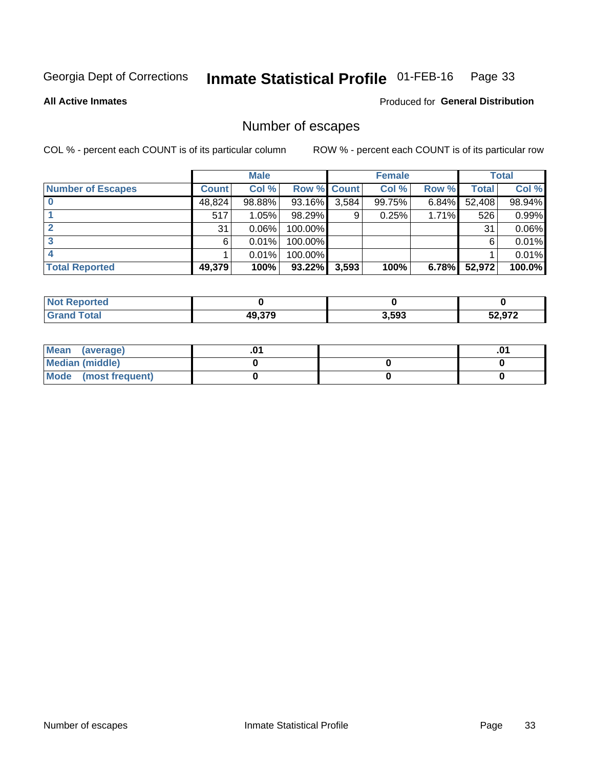Georgia Dept of Corrections **Inmate Statistical Profile** 01-FEB-16

**All Active Inmates**

Produced for **General Distribution**

## Number of escapes

COL % - percent each COUNT is of its particular column

ROW % - percent each COUNT is of its particular row

| | Male | | | Female | | | Total | |
|---|---|---|---|---|---|---|---|---|
| **Number of Escapes** | **Count** | **Col %** | **Row %** | **Count** | **Col %** | **Row %** | **Total** | **Col %** |
| **0** | 48,824 | 98.88% | 93.16% | 3,584 | 99.75% | 6.84% | 52,408 | 98.94% |
| **1** | 517 | 1.05% | 98.29% | 9 | 0.25% | 1.71% | 526 | 0.99% |
| **2** | 31 | 0.06% | 100.00% | | | | 31 | 0.06% |
| **3** | 6 | 0.01% | 100.00% | | | | 6 | 0.01% |
| **4** | 1 | 0.01% | 100.00% | | | | 1 | 0.01% |
| **Total Reported** | **49,379** | **100%** | **93.22%** | **3,593** | **100%** | **6.78%** | **52,972** | **100.0%** |

| | Male | Female | Total |
|---|---|---|---|
| **Not Reported** | **0** | **0** | **0** |
| **Grand Total** | **49,379** | **3,593** | **52,972** |

| | Male | Female | Total |
|---|---|---|---|
| **Mean (average)** | **.01** | | **.01** |
| **Median (middle)** | **0** | **0** | **0** |
| **Mode (most frequent)** | **0** | **0** | **0** |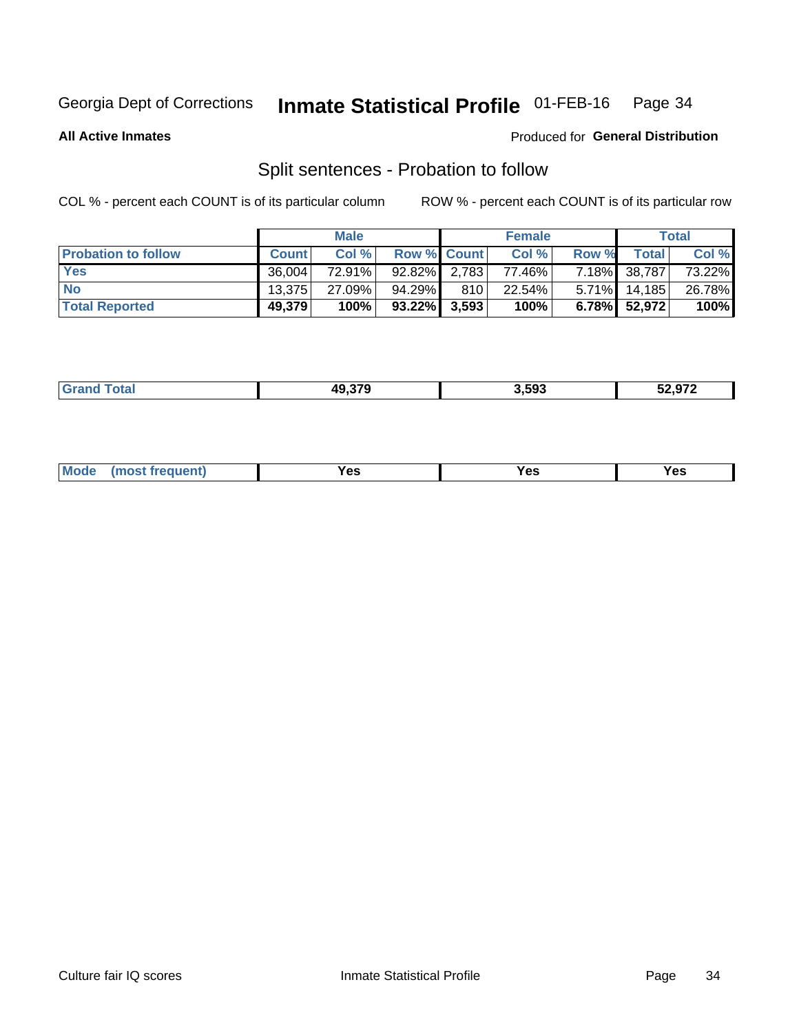Georgia Dept of Corrections **Inmate Statistical Profile** 01-FEB-16

**All Active Inmates**

Produced for **General Distribution**

## Split sentences - Probation to follow

COL % - percent each COUNT is of its particular column

ROW % - percent each COUNT is of its particular row

| | Male | | | Female | | | Total | |
|---|---|---|---|---|---|---|---|---|
| **Probation to follow** | **Count** | **Col %** | **Row %** | **Count** | **Col %** | **Row %** | **Total** | **Col %** |
| **Yes** | 36,004 | 72.91% | 92.82% | 2,783 | 77.46% | 7.18% | 38,787 | 73.22% |
| **No** | 13,375 | 27.09% | 94.29% | 810 | 22.54% | 5.71% | 14,185 | 26.78% |
| **Total Reported** | **49,379** | **100%** | **93.22%** | **3,593** | **100%** | **6.78%** | **52,972** | **100%** |

| | | | |
|---|---|---|---|
| **Grand Total** | **49,379** | **3,593** | **52,972** |

| | | | |
|---|---|---|---|
| **Mode (most frequent)** | **Yes** | **Yes** | **Yes** |

Culture fair IQ scores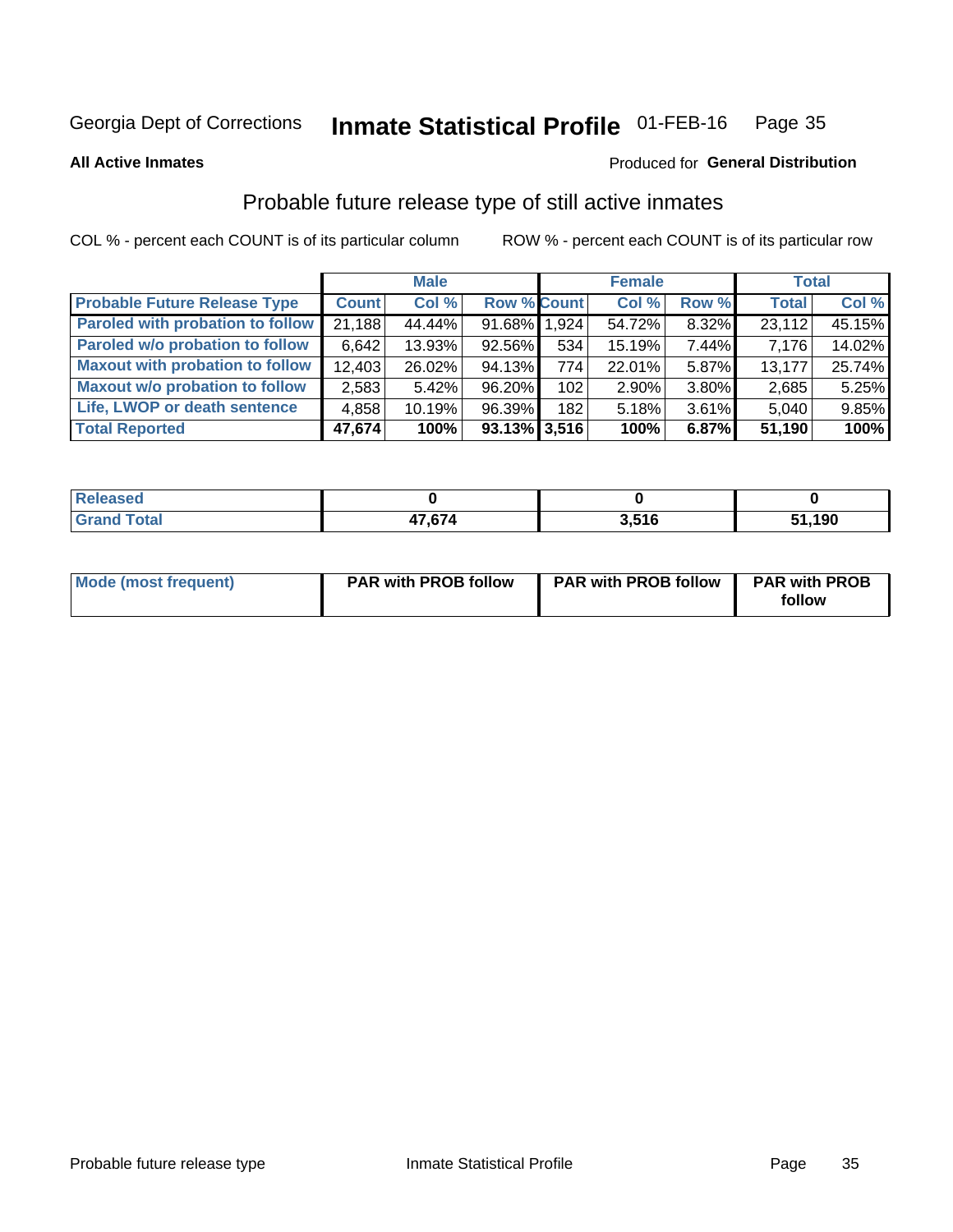Georgia Dept of Corrections **Inmate Statistical Profile** 01-FEB-16

**All Active Inmates**

Produced for **General Distribution**

## Probable future release type of still active inmates

COL % - percent each COUNT is of its particular column ROW % - percent each COUNT is of its particular row

| | Male | | | Female | | | Total | |
|---|---|---|---|---|---|---|---|---|
| **Probable Future Release Type** | **Count** | **Col %** | **Row %** | **Count** | **Col %** | **Row %** | **Total** | **Col %** |
| Paroled with probation to follow | 21,188 | 44.44% | 91.68% | 1,924 | 54.72% | 8.32% | 23,112 | 45.15% |
| Paroled w/o probation to follow | 6,642 | 13.93% | 92.56% | 534 | 15.19% | 7.44% | 7,176 | 14.02% |
| Maxout with probation to follow | 12,403 | 26.02% | 94.13% | 774 | 22.01% | 5.87% | 13,177 | 25.74% |
| Maxout w/o probation to follow | 2,583 | 5.42% | 96.20% | 102 | 2.90% | 3.80% | 2,685 | 5.25% |
| Life, LWOP or death sentence | 4,858 | 10.19% | 96.39% | 182 | 5.18% | 3.61% | 5,040 | 9.85% |
| **Total Reported** | **47,674** | **100%** | **93.13%** | **3,516** | **100%** | **6.87%** | **51,190** | **100%** |

| | Male | Female | Total |
|---|---|---|---|
| **Released** | **0** | **0** | **0** |
| **Grand Total** | **47,674** | **3,516** | **51,190** |

| | Male | Female | Total |
|---|---|---|---|
| **Mode (most frequent)** | **PAR with PROB follow** | **PAR with PROB follow** | **PAR with PROB follow** |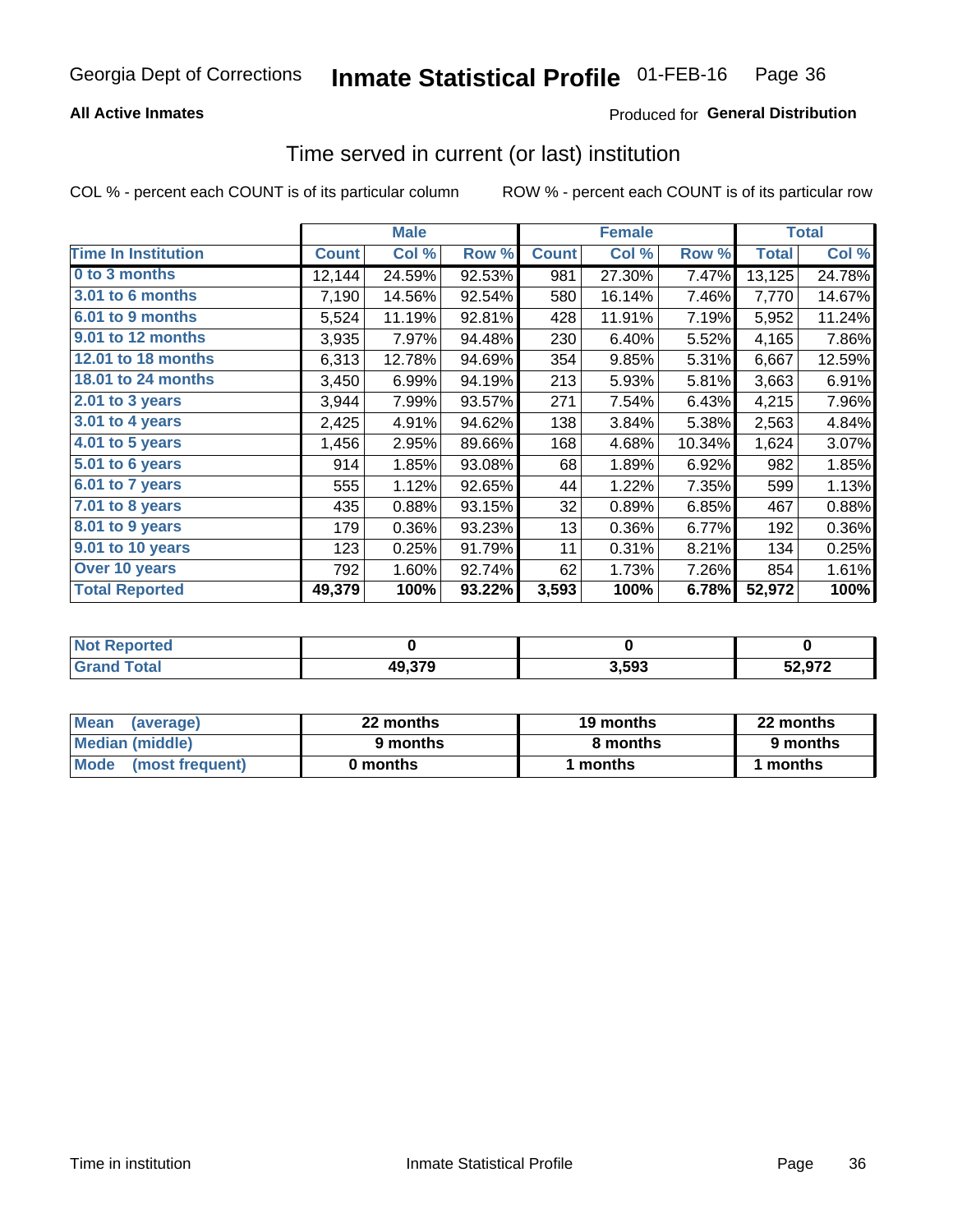Georgia Dept of Corrections **Inmate Statistical Profile** 01-FEB-16

**All Active Inmates**

Produced for **General Distribution**

## Time served in current (or last) institution

COL % - percent each COUNT is of its particular column        ROW % - percent each COUNT is of its particular row

| | Male | | | Female | | | Total | |
|---|---|---|---|---|---|---|---|---|
| **Time In Institution** | **Count** | **Col %** | **Row %** | **Count** | **Col %** | **Row %** | **Total** | **Col %** |
| **0 to 3 months** | 12,144 | 24.59% | 92.53% | 981 | 27.30% | 7.47% | 13,125 | 24.78% |
| **3.01 to 6 months** | 7,190 | 14.56% | 92.54% | 580 | 16.14% | 7.46% | 7,770 | 14.67% |
| **6.01 to 9 months** | 5,524 | 11.19% | 92.81% | 428 | 11.91% | 7.19% | 5,952 | 11.24% |
| **9.01 to 12 months** | 3,935 | 7.97% | 94.48% | 230 | 6.40% | 5.52% | 4,165 | 7.86% |
| **12.01 to 18 months** | 6,313 | 12.78% | 94.69% | 354 | 9.85% | 5.31% | 6,667 | 12.59% |
| **18.01 to 24 months** | 3,450 | 6.99% | 94.19% | 213 | 5.93% | 5.81% | 3,663 | 6.91% |
| **2.01 to 3 years** | 3,944 | 7.99% | 93.57% | 271 | 7.54% | 6.43% | 4,215 | 7.96% |
| **3.01 to 4 years** | 2,425 | 4.91% | 94.62% | 138 | 3.84% | 5.38% | 2,563 | 4.84% |
| **4.01 to 5 years** | 1,456 | 2.95% | 89.66% | 168 | 4.68% | 10.34% | 1,624 | 3.07% |
| **5.01 to 6 years** | 914 | 1.85% | 93.08% | 68 | 1.89% | 6.92% | 982 | 1.85% |
| **6.01 to 7 years** | 555 | 1.12% | 92.65% | 44 | 1.22% | 7.35% | 599 | 1.13% |
| **7.01 to 8 years** | 435 | 0.88% | 93.15% | 32 | 0.89% | 6.85% | 467 | 0.88% |
| **8.01 to 9 years** | 179 | 0.36% | 93.23% | 13 | 0.36% | 6.77% | 192 | 0.36% |
| **9.01 to 10 years** | 123 | 0.25% | 91.79% | 11 | 0.31% | 8.21% | 134 | 0.25% |
| **Over 10 years** | 792 | 1.60% | 92.74% | 62 | 1.73% | 7.26% | 854 | 1.61% |
| **Total Reported** | **49,379** | **100%** | **93.22%** | **3,593** | **100%** | **6.78%** | **52,972** | **100%** |

| | Male | Female | Total |
|---|---|---|---|
| **Not Reported** | **0** | **0** | **0** |
| **Grand Total** | **49,379** | **3,593** | **52,972** |

| | Male | Female | Total |
|---|---|---|---|
| **Mean (average)** | **22 months** | **19 months** | **22 months** |
| **Median (middle)** | **9 months** | **8 months** | **9 months** |
| **Mode (most frequent)** | **0 months** | **1 months** | **1 months** |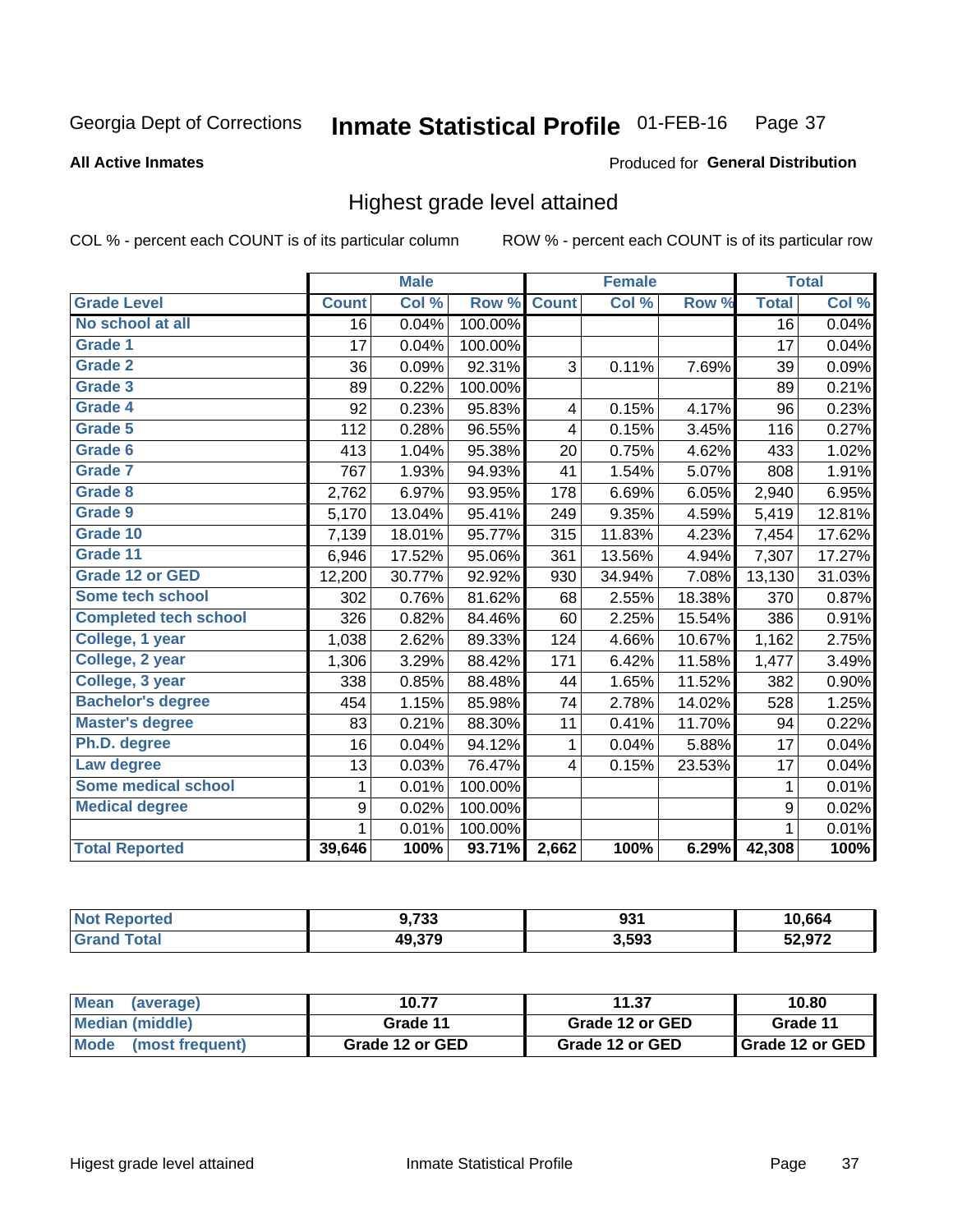Georgia Dept of Corrections **Inmate Statistical Profile** 01-FEB-16

**All Active Inmates**

Produced for **General Distribution**

## Highest grade level attained

COL % - percent each COUNT is of its particular column

ROW % - percent each COUNT is of its particular row

| | Male | | | Female | | | Total | |
|---|---|---|---|---|---|---|---|---|
| **Grade Level** | **Count** | **Col %** | **Row %** | **Count** | **Col %** | **Row %** | **Total** | **Col %** |
| No school at all | 16 | 0.04% | 100.00% | | | | 16 | 0.04% |
| Grade 1 | 17 | 0.04% | 100.00% | | | | 17 | 0.04% |
| Grade 2 | 36 | 0.09% | 92.31% | 3 | 0.11% | 7.69% | 39 | 0.09% |
| Grade 3 | 89 | 0.22% | 100.00% | | | | 89 | 0.21% |
| Grade 4 | 92 | 0.23% | 95.83% | 4 | 0.15% | 4.17% | 96 | 0.23% |
| Grade 5 | 112 | 0.28% | 96.55% | 4 | 0.15% | 3.45% | 116 | 0.27% |
| Grade 6 | 413 | 1.04% | 95.38% | 20 | 0.75% | 4.62% | 433 | 1.02% |
| Grade 7 | 767 | 1.93% | 94.93% | 41 | 1.54% | 5.07% | 808 | 1.91% |
| Grade 8 | 2,762 | 6.97% | 93.95% | 178 | 6.69% | 6.05% | 2,940 | 6.95% |
| Grade 9 | 5,170 | 13.04% | 95.41% | 249 | 9.35% | 4.59% | 5,419 | 12.81% |
| Grade 10 | 7,139 | 18.01% | 95.77% | 315 | 11.83% | 4.23% | 7,454 | 17.62% |
| Grade 11 | 6,946 | 17.52% | 95.06% | 361 | 13.56% | 4.94% | 7,307 | 17.27% |
| Grade 12 or GED | 12,200 | 30.77% | 92.92% | 930 | 34.94% | 7.08% | 13,130 | 31.03% |
| Some tech school | 302 | 0.76% | 81.62% | 68 | 2.55% | 18.38% | 370 | 0.87% |
| Completed tech school | 326 | 0.82% | 84.46% | 60 | 2.25% | 15.54% | 386 | 0.91% |
| College, 1 year | 1,038 | 2.62% | 89.33% | 124 | 4.66% | 10.67% | 1,162 | 2.75% |
| College, 2 year | 1,306 | 3.29% | 88.42% | 171 | 6.42% | 11.58% | 1,477 | 3.49% |
| College, 3 year | 338 | 0.85% | 88.48% | 44 | 1.65% | 11.52% | 382 | 0.90% |
| Bachelor's degree | 454 | 1.15% | 85.98% | 74 | 2.78% | 14.02% | 528 | 1.25% |
| Master's degree | 83 | 0.21% | 88.30% | 11 | 0.41% | 11.70% | 94 | 0.22% |
| Ph.D. degree | 16 | 0.04% | 94.12% | 1 | 0.04% | 5.88% | 17 | 0.04% |
| Law degree | 13 | 0.03% | 76.47% | 4 | 0.15% | 23.53% | 17 | 0.04% |
| Some medical school | 1 | 0.01% | 100.00% | | | | 1 | 0.01% |
| Medical degree | 9 | 0.02% | 100.00% | | | | 9 | 0.02% |
| | 1 | 0.01% | 100.00% | | | | 1 | 0.01% |
| **Total Reported** | **39,646** | **100%** | **93.71%** | **2,662** | **100%** | **6.29%** | **42,308** | **100%** |

| | Male | Female | Total |
|---|---|---|---|
| Not Reported | 9,733 | 931 | 10,664 |
| Grand Total | 49,379 | 3,593 | 52,972 |

| | Male | Female | Total |
|---|---|---|---|
| Mean (average) | 10.77 | 11.37 | 10.80 |
| Median (middle) | Grade 11 | Grade 12 or GED | Grade 11 |
| Mode (most frequent) | Grade 12 or GED | Grade 12 or GED | Grade 12 or GED |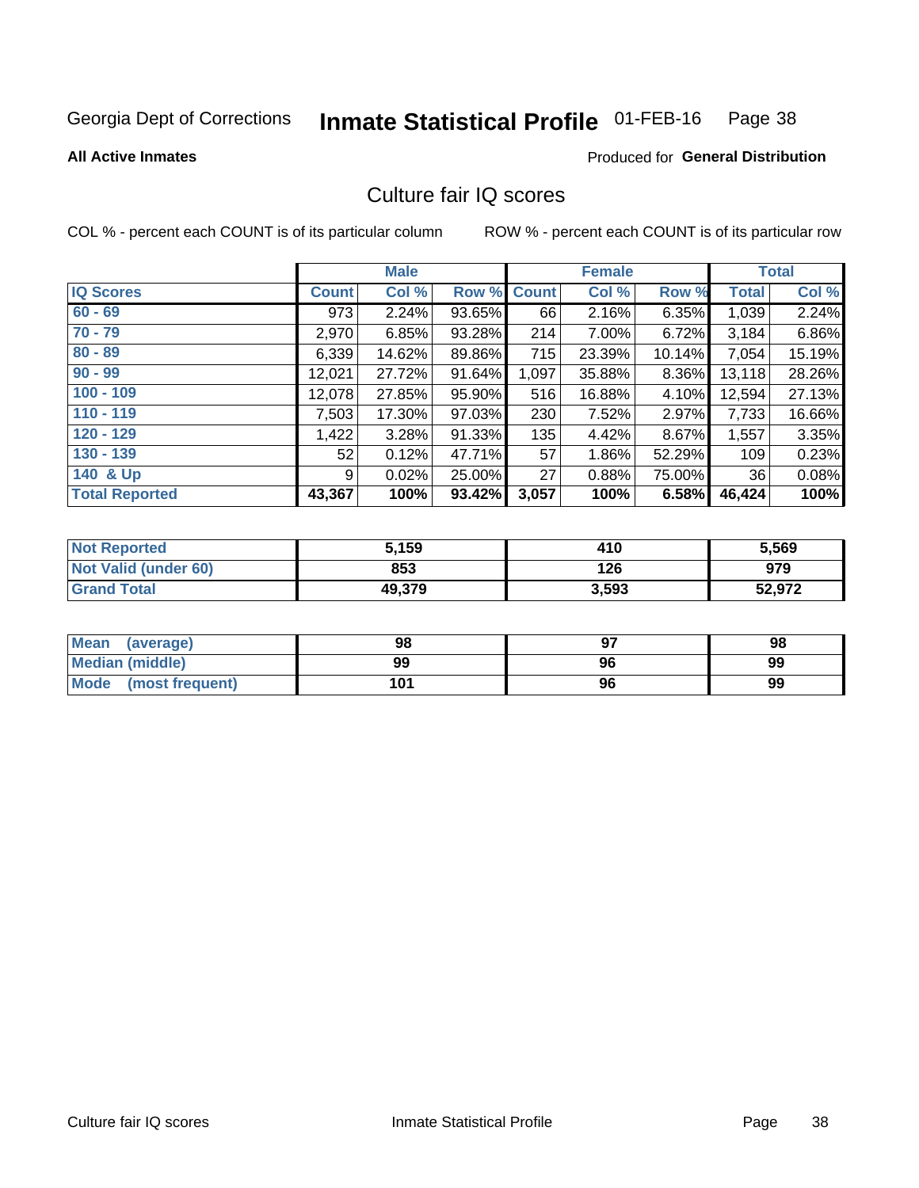Georgia Dept of Corrections **Inmate Statistical Profile** 01-FEB-16

**All Active Inmates**

Produced for **General Distribution**

## Culture fair IQ scores

COL % - percent each COUNT is of its particular column ROW % - percent each COUNT is of its particular row

| | Male | | | Female | | | Total | |
|---|---|---|---|---|---|---|---|---|
| **IQ Scores** | **Count** | **Col %** | **Row %** | **Count** | **Col %** | **Row %** | **Total** | **Col %** |
| 60 - 69 | 973 | 2.24% | 93.65% | 66 | 2.16% | 6.35% | 1,039 | 2.24% |
| 70 - 79 | 2,970 | 6.85% | 93.28% | 214 | 7.00% | 6.72% | 3,184 | 6.86% |
| 80 - 89 | 6,339 | 14.62% | 89.86% | 715 | 23.39% | 10.14% | 7,054 | 15.19% |
| 90 - 99 | 12,021 | 27.72% | 91.64% | 1,097 | 35.88% | 8.36% | 13,118 | 28.26% |
| 100 - 109 | 12,078 | 27.85% | 95.90% | 516 | 16.88% | 4.10% | 12,594 | 27.13% |
| 110 - 119 | 7,503 | 17.30% | 97.03% | 230 | 7.52% | 2.97% | 7,733 | 16.66% |
| 120 - 129 | 1,422 | 3.28% | 91.33% | 135 | 4.42% | 8.67% | 1,557 | 3.35% |
| 130 - 139 | 52 | 0.12% | 47.71% | 57 | 1.86% | 52.29% | 109 | 0.23% |
| 140 & Up | 9 | 0.02% | 25.00% | 27 | 0.88% | 75.00% | 36 | 0.08% |
| **Total Reported** | **43,367** | **100%** | **93.42%** | **3,057** | **100%** | **6.58%** | **46,424** | **100%** |

| | Male | Female | Total |
|---|---|---|---|
| Not Reported | 5,159 | 410 | 5,569 |
| Not Valid (under 60) | 853 | 126 | 979 |
| Grand Total | 49,379 | 3,593 | 52,972 |

| | Male | Female | Total |
|---|---|---|---|
| Mean (average) | 98 | 97 | 98 |
| Median (middle) | 99 | 96 | 99 |
| Mode (most frequent) | 101 | 96 | 99 |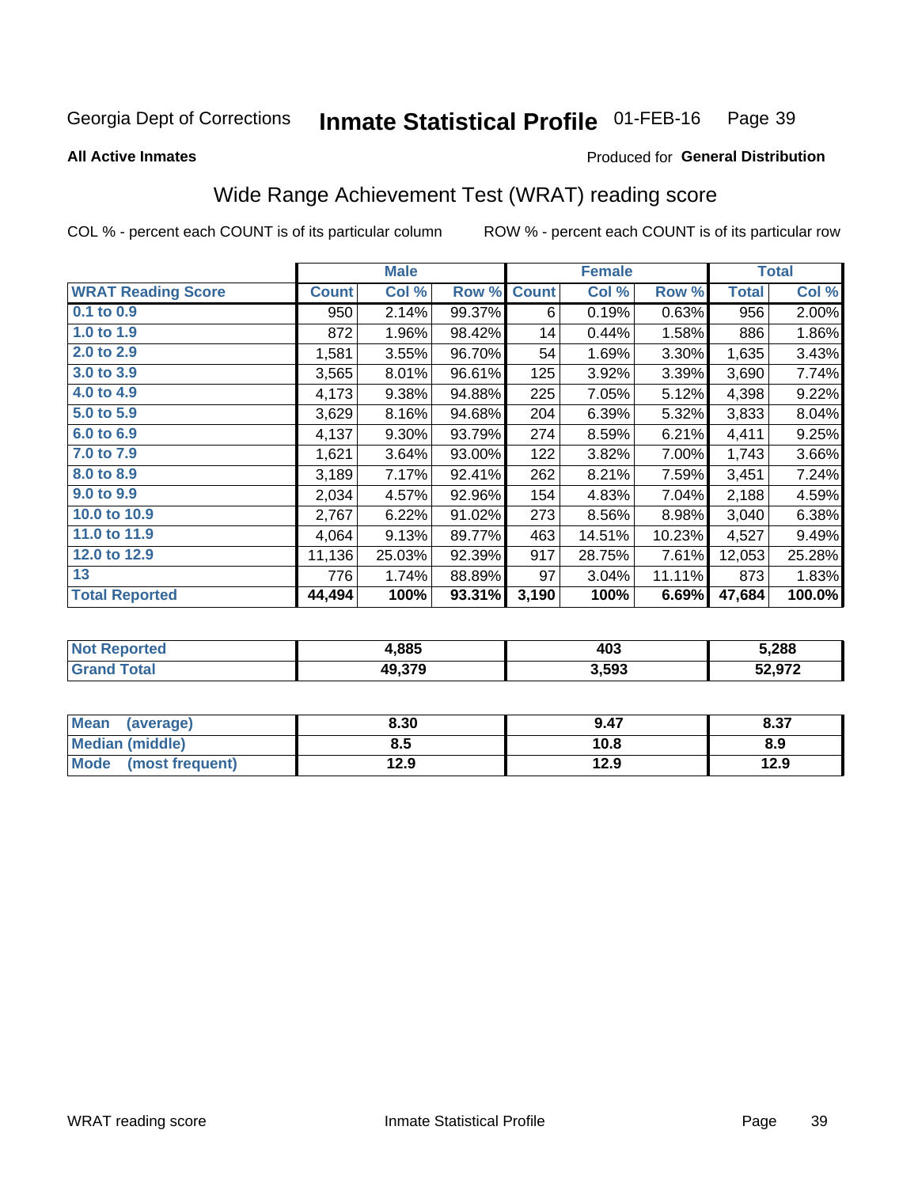Georgia Dept of Corrections **Inmate Statistical Profile** 01-FEB-16

**All Active Inmates**

Produced for **General Distribution**

## Wide Range Achievement Test (WRAT) reading score

COL % - percent each COUNT is of its particular column    ROW % - percent each COUNT is of its particular row

| | Male | | | Female | | | Total | |
|---|---|---|---|---|---|---|---|---|
| **WRAT Reading Score** | **Count** | **Col %** | **Row %** | **Count** | **Col %** | **Row %** | **Total** | **Col %** |
| 0.1 to 0.9 | 950 | 2.14% | 99.37% | 6 | 0.19% | 0.63% | 956 | 2.00% |
| 1.0 to 1.9 | 872 | 1.96% | 98.42% | 14 | 0.44% | 1.58% | 886 | 1.86% |
| 2.0 to 2.9 | 1,581 | 3.55% | 96.70% | 54 | 1.69% | 3.30% | 1,635 | 3.43% |
| 3.0 to 3.9 | 3,565 | 8.01% | 96.61% | 125 | 3.92% | 3.39% | 3,690 | 7.74% |
| 4.0 to 4.9 | 4,173 | 9.38% | 94.88% | 225 | 7.05% | 5.12% | 4,398 | 9.22% |
| 5.0 to 5.9 | 3,629 | 8.16% | 94.68% | 204 | 6.39% | 5.32% | 3,833 | 8.04% |
| 6.0 to 6.9 | 4,137 | 9.30% | 93.79% | 274 | 8.59% | 6.21% | 4,411 | 9.25% |
| 7.0 to 7.9 | 1,621 | 3.64% | 93.00% | 122 | 3.82% | 7.00% | 1,743 | 3.66% |
| 8.0 to 8.9 | 3,189 | 7.17% | 92.41% | 262 | 8.21% | 7.59% | 3,451 | 7.24% |
| 9.0 to 9.9 | 2,034 | 4.57% | 92.96% | 154 | 4.83% | 7.04% | 2,188 | 4.59% |
| 10.0 to 10.9 | 2,767 | 6.22% | 91.02% | 273 | 8.56% | 8.98% | 3,040 | 6.38% |
| 11.0 to 11.9 | 4,064 | 9.13% | 89.77% | 463 | 14.51% | 10.23% | 4,527 | 9.49% |
| 12.0 to 12.9 | 11,136 | 25.03% | 92.39% | 917 | 28.75% | 7.61% | 12,053 | 25.28% |
| 13 | 776 | 1.74% | 88.89% | 97 | 3.04% | 11.11% | 873 | 1.83% |
| **Total Reported** | **44,494** | **100%** | **93.31%** | **3,190** | **100%** | **6.69%** | **47,684** | **100.0%** |

| | Male | Female | Total |
|---|---|---|---|
| Not Reported | 4,885 | 403 | 5,288 |
| Grand Total | 49,379 | 3,593 | 52,972 |

| | Male | Female | Total |
|---|---|---|---|
| Mean (average) | 8.30 | 9.47 | 8.37 |
| Median (middle) | 8.5 | 10.8 | 8.9 |
| Mode (most frequent) | 12.9 | 12.9 | 12.9 |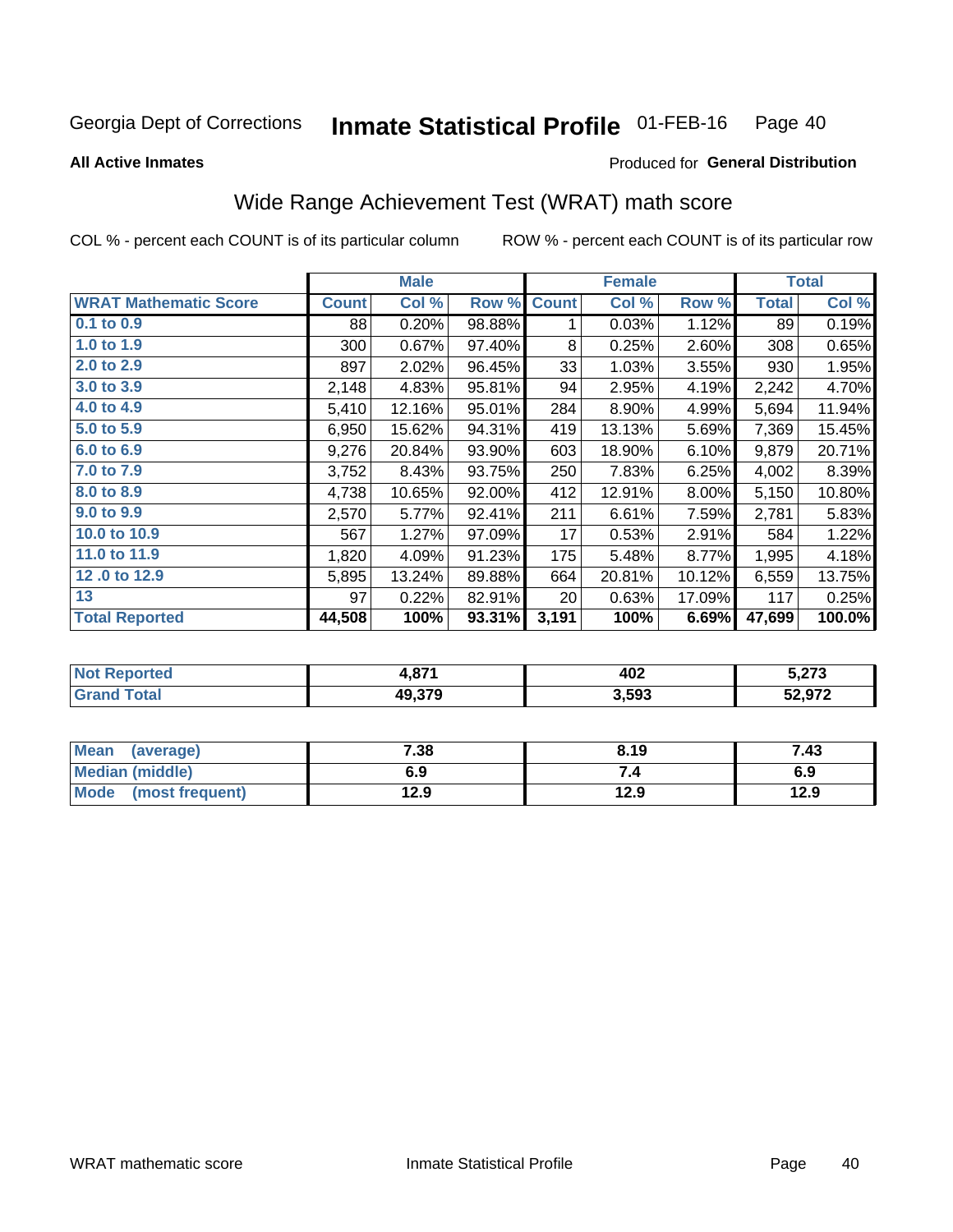Georgia Dept of Corrections **Inmate Statistical Profile** 01-FEB-16

**All Active Inmates**

Produced for **General Distribution**

## Wide Range Achievement Test (WRAT) math score

COL % - percent each COUNT is of its particular column ROW % - percent each COUNT is of its particular row

| | Male | | | Female | | | Total | |
|---|---|---|---|---|---|---|---|---|
| **WRAT Mathematic Score** | **Count** | **Col %** | **Row %** | **Count** | **Col %** | **Row %** | **Total** | **Col %** |
| 0.1 to 0.9 | 88 | 0.20% | 98.88% | 1 | 0.03% | 1.12% | 89 | 0.19% |
| 1.0 to 1.9 | 300 | 0.67% | 97.40% | 8 | 0.25% | 2.60% | 308 | 0.65% |
| 2.0 to 2.9 | 897 | 2.02% | 96.45% | 33 | 1.03% | 3.55% | 930 | 1.95% |
| 3.0 to 3.9 | 2,148 | 4.83% | 95.81% | 94 | 2.95% | 4.19% | 2,242 | 4.70% |
| 4.0 to 4.9 | 5,410 | 12.16% | 95.01% | 284 | 8.90% | 4.99% | 5,694 | 11.94% |
| 5.0 to 5.9 | 6,950 | 15.62% | 94.31% | 419 | 13.13% | 5.69% | 7,369 | 15.45% |
| 6.0 to 6.9 | 9,276 | 20.84% | 93.90% | 603 | 18.90% | 6.10% | 9,879 | 20.71% |
| 7.0 to 7.9 | 3,752 | 8.43% | 93.75% | 250 | 7.83% | 6.25% | 4,002 | 8.39% |
| 8.0 to 8.9 | 4,738 | 10.65% | 92.00% | 412 | 12.91% | 8.00% | 5,150 | 10.80% |
| 9.0 to 9.9 | 2,570 | 5.77% | 92.41% | 211 | 6.61% | 7.59% | 2,781 | 5.83% |
| 10.0 to 10.9 | 567 | 1.27% | 97.09% | 17 | 0.53% | 2.91% | 584 | 1.22% |
| 11.0 to 11.9 | 1,820 | 4.09% | 91.23% | 175 | 5.48% | 8.77% | 1,995 | 4.18% |
| 12 .0 to 12.9 | 5,895 | 13.24% | 89.88% | 664 | 20.81% | 10.12% | 6,559 | 13.75% |
| 13 | 97 | 0.22% | 82.91% | 20 | 0.63% | 17.09% | 117 | 0.25% |
| **Total Reported** | **44,508** | **100%** | **93.31%** | **3,191** | **100%** | **6.69%** | **47,699** | **100.0%** |

| | Male | Female | Total |
|---|---|---|---|
| **Not Reported** | **4,871** | **402** | **5,273** |
| **Grand Total** | **49,379** | **3,593** | **52,972** |

| | Male | Female | Total |
|---|---|---|---|
| **Mean (average)** | **7.38** | **8.19** | **7.43** |
| **Median (middle)** | **6.9** | **7.4** | **6.9** |
| **Mode (most frequent)** | **12.9** | **12.9** | **12.9** |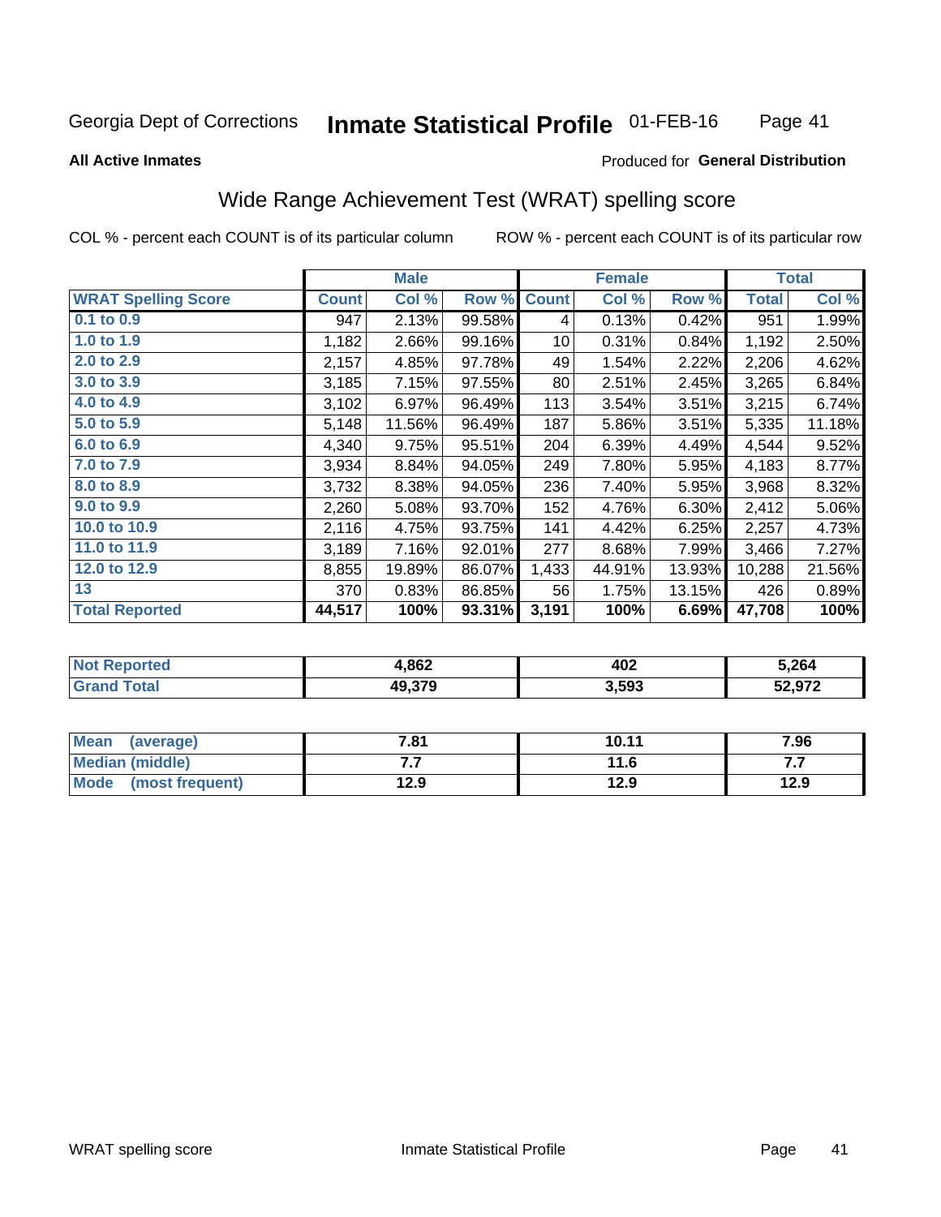Georgia Dept of Corrections **Inmate Statistical Profile** 01-FEB-16

**All Active Inmates**

Produced for **General Distribution**

## Wide Range Achievement Test (WRAT) spelling score

COL % - percent each COUNT is of its particular column ROW % - percent each COUNT is of its particular row

| | Male | | | Female | | | Total | |
|---|---|---|---|---|---|---|---|---|
| **WRAT Spelling Score** | **Count** | **Col %** | **Row %** | **Count** | **Col %** | **Row %** | **Total** | **Col %** |
| **0.1 to 0.9** | 947 | 2.13% | 99.58% | 4 | 0.13% | 0.42% | 951 | 1.99% |
| **1.0 to 1.9** | 1,182 | 2.66% | 99.16% | 10 | 0.31% | 0.84% | 1,192 | 2.50% |
| **2.0 to 2.9** | 2,157 | 4.85% | 97.78% | 49 | 1.54% | 2.22% | 2,206 | 4.62% |
| **3.0 to 3.9** | 3,185 | 7.15% | 97.55% | 80 | 2.51% | 2.45% | 3,265 | 6.84% |
| **4.0 to 4.9** | 3,102 | 6.97% | 96.49% | 113 | 3.54% | 3.51% | 3,215 | 6.74% |
| **5.0 to 5.9** | 5,148 | 11.56% | 96.49% | 187 | 5.86% | 3.51% | 5,335 | 11.18% |
| **6.0 to 6.9** | 4,340 | 9.75% | 95.51% | 204 | 6.39% | 4.49% | 4,544 | 9.52% |
| **7.0 to 7.9** | 3,934 | 8.84% | 94.05% | 249 | 7.80% | 5.95% | 4,183 | 8.77% |
| **8.0 to 8.9** | 3,732 | 8.38% | 94.05% | 236 | 7.40% | 5.95% | 3,968 | 8.32% |
| **9.0 to 9.9** | 2,260 | 5.08% | 93.70% | 152 | 4.76% | 6.30% | 2,412 | 5.06% |
| **10.0 to 10.9** | 2,116 | 4.75% | 93.75% | 141 | 4.42% | 6.25% | 2,257 | 4.73% |
| **11.0 to 11.9** | 3,189 | 7.16% | 92.01% | 277 | 8.68% | 7.99% | 3,466 | 7.27% |
| **12.0 to 12.9** | 8,855 | 19.89% | 86.07% | 1,433 | 44.91% | 13.93% | 10,288 | 21.56% |
| **13** | 370 | 0.83% | 86.85% | 56 | 1.75% | 13.15% | 426 | 0.89% |
| **Total Reported** | **44,517** | **100%** | **93.31%** | **3,191** | **100%** | **6.69%** | **47,708** | **100%** |

| | Male | Female | Total |
|---|---|---|---|
| **Not Reported** | **4,862** | **402** | **5,264** |
| **Grand Total** | **49,379** | **3,593** | **52,972** |

| | Male | Female | Total |
|---|---|---|---|
| **Mean (average)** | **7.81** | **10.11** | **7.96** |
| **Median (middle)** | **7.7** | **11.6** | **7.7** |
| **Mode (most frequent)** | **12.9** | **12.9** | **12.9** |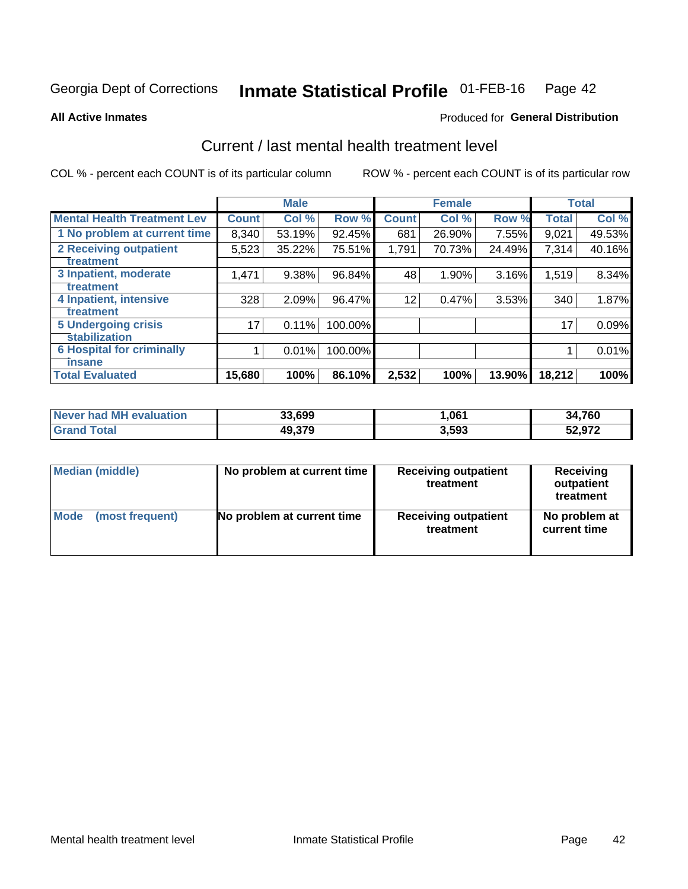Georgia Dept of Corrections **Inmate Statistical Profile** 01-FEB-16 Page 42

**All Active Inmates**

Produced for **General Distribution**

## Current / last mental health treatment level

COL % - percent each COUNT is of its particular column

ROW % - percent each COUNT is of its particular row

| | Male | | | Female | | | Total | |
|---|---|---|---|---|---|---|---|---|
| **Mental Health Treatment Lev** | **Count** | **Col %** | **Row %** | **Count** | **Col %** | **Row %** | **Total** | **Col %** |
| 1 No problem at current time | 8,340 | 53.19% | 92.45% | 681 | 26.90% | 7.55% | 9,021 | 49.53% |
| 2 Receiving outpatient treatment | 5,523 | 35.22% | 75.51% | 1,791 | 70.73% | 24.49% | 7,314 | 40.16% |
| 3 Inpatient, moderate treatment | 1,471 | 9.38% | 96.84% | 48 | 1.90% | 3.16% | 1,519 | 8.34% |
| 4 Inpatient, intensive treatment | 328 | 2.09% | 96.47% | 12 | 0.47% | 3.53% | 340 | 1.87% |
| 5 Undergoing crisis stabilization | 17 | 0.11% | 100.00% | | | | 17 | 0.09% |
| 6 Hospital for criminally insane | 1 | 0.01% | 100.00% | | | | 1 | 0.01% |
| **Total Evaluated** | **15,680** | **100%** | **86.10%** | **2,532** | **100%** | **13.90%** | **18,212** | **100%** |

| | Male | Female | Total |
|---|---|---|---|
| **Never had MH evaluation** | **33,699** | **1,061** | **34,760** |
| **Grand Total** | **49,379** | **3,593** | **52,972** |

| | Male | Female | Total |
|---|---|---|---|
| **Median (middle)** | **No problem at current time** | **Receiving outpatient treatment** | **Receiving outpatient treatment** |
| **Mode (most frequent)** | **No problem at current time** | **Receiving outpatient treatment** | **No problem at current time** |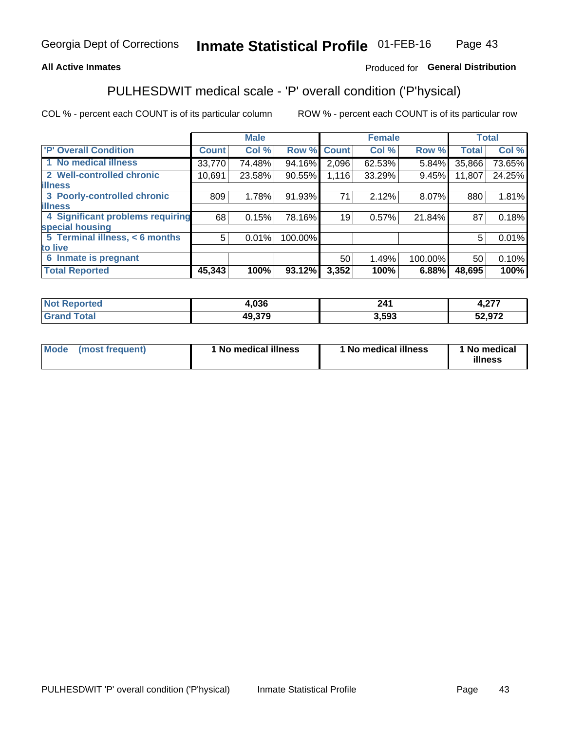Georgia Dept of Corrections **Inmate Statistical Profile** 01-FEB-16

**All Active Inmates**

Produced for **General Distribution**

## PULHESDWIT medical scale - 'P' overall condition ('P'hysical)

COL % - percent each COUNT is of its particular column

ROW % - percent each COUNT is of its particular row

| | Male | | | Female | | | Total | |
|---|---|---|---|---|---|---|---|---|
| 'P' Overall Condition | Count | Col % | Row % | Count | Col % | Row % | Total | Col % |
| 1 No medical illness | 33,770 | 74.48% | 94.16% | 2,096 | 62.53% | 5.84% | 35,866 | 73.65% |
| 2 Well-controlled chronic illness | 10,691 | 23.58% | 90.55% | 1,116 | 33.29% | 9.45% | 11,807 | 24.25% |
| 3 Poorly-controlled chronic illness | 809 | 1.78% | 91.93% | 71 | 2.12% | 8.07% | 880 | 1.81% |
| 4 Significant problems requiring special housing | 68 | 0.15% | 78.16% | 19 | 0.57% | 21.84% | 87 | 0.18% |
| 5 Terminal illness, < 6 months to live | 5 | 0.01% | 100.00% | | | | 5 | 0.01% |
| 6 Inmate is pregnant | | | | 50 | 1.49% | 100.00% | 50 | 0.10% |
| **Total Reported** | **45,343** | **100%** | **93.12%** | **3,352** | **100%** | **6.88%** | **48,695** | **100%** |

| | Male | Female | Total |
|---|---|---|---|
| Not Reported | 4,036 | 241 | 4,277 |
| Grand Total | 49,379 | 3,593 | 52,972 |

| | Male | Female | Total |
|---|---|---|---|
| Mode (most frequent) | 1 No medical illness | 1 No medical illness | 1 No medical illness |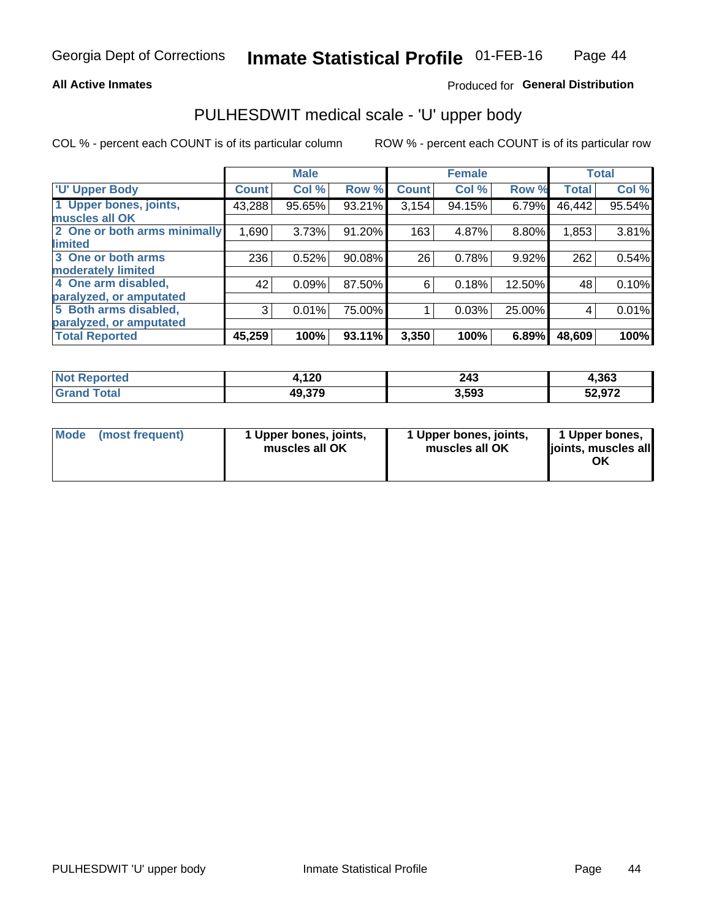Georgia Dept of Corrections **Inmate Statistical Profile** 01-FEB-16

**All Active Inmates**

Produced for **General Distribution**

## PULHESDWIT medical scale - 'U' upper body

COL % - percent each COUNT is of its particular column

ROW % - percent each COUNT is of its particular row

| | Male | | | Female | | | Total | |
|---|---|---|---|---|---|---|---|---|
| **'U' Upper Body** | **Count** | **Col %** | **Row %** | **Count** | **Col %** | **Row %** | **Total** | **Col %** |
| **1 Upper bones, joints, muscles all OK** | 43,288 | 95.65% | 93.21% | 3,154 | 94.15% | 6.79% | 46,442 | 95.54% |
| **2 One or both arms minimally limited** | 1,690 | 3.73% | 91.20% | 163 | 4.87% | 8.80% | 1,853 | 3.81% |
| **3 One or both arms moderately limited** | 236 | 0.52% | 90.08% | 26 | 0.78% | 9.92% | 262 | 0.54% |
| **4 One arm disabled, paralyzed, or amputated** | 42 | 0.09% | 87.50% | 6 | 0.18% | 12.50% | 48 | 0.10% |
| **5 Both arms disabled, paralyzed, or amputated** | 3 | 0.01% | 75.00% | 1 | 0.03% | 25.00% | 4 | 0.01% |
| **Total Reported** | **45,259** | **100%** | **93.11%** | **3,350** | **100%** | **6.89%** | **48,609** | **100%** |

| | Male | Female | Total |
|---|---|---|---|
| **Not Reported** | **4,120** | **243** | **4,363** |
| **Grand Total** | **49,379** | **3,593** | **52,972** |

| | Male | Female | Total |
|---|---|---|---|
| **Mode (most frequent)** | **1 Upper bones, joints, muscles all OK** | **1 Upper bones, joints, muscles all OK** | **1 Upper bones, joints, muscles all OK** |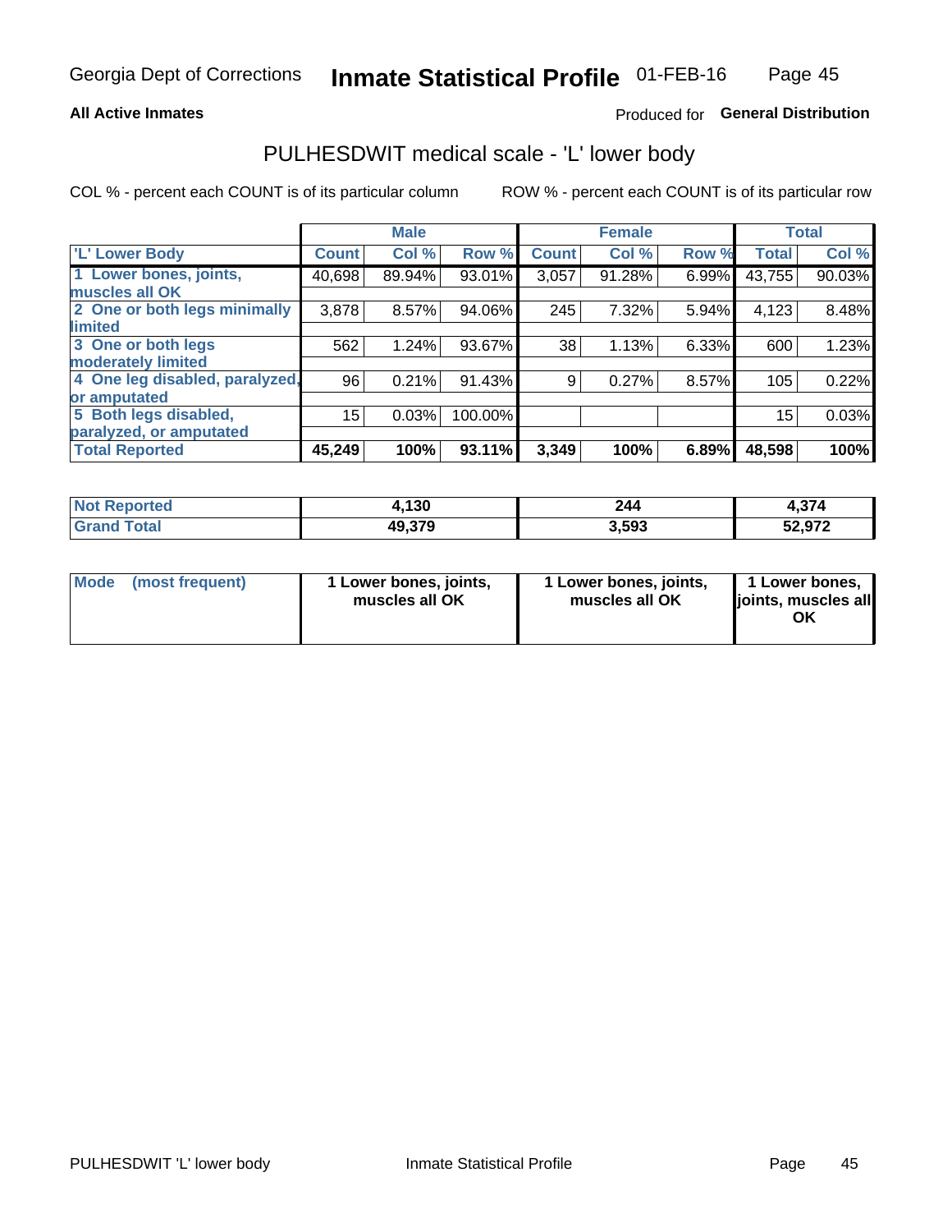Georgia Dept of Corrections **Inmate Statistical Profile** 01-FEB-16

**All Active Inmates** Produced for **General Distribution**

## PULHESDWIT medical scale - 'L' lower body

COL % - percent each COUNT is of its particular column ROW % - percent each COUNT is of its particular row

| | Male | | | Female | | | Total | |
|---|---|---|---|---|---|---|---|---|
| 'L' Lower Body | Count | Col % | Row % | Count | Col % | Row % | Total | Col % |
| 1 Lower bones, joints, muscles all OK | 40,698 | 89.94% | 93.01% | 3,057 | 91.28% | 6.99% | 43,755 | 90.03% |
| 2 One or both legs minimally limited | 3,878 | 8.57% | 94.06% | 245 | 7.32% | 5.94% | 4,123 | 8.48% |
| 3 One or both legs moderately limited | 562 | 1.24% | 93.67% | 38 | 1.13% | 6.33% | 600 | 1.23% |
| 4 One leg disabled, paralyzed, or amputated | 96 | 0.21% | 91.43% | 9 | 0.27% | 8.57% | 105 | 0.22% |
| 5 Both legs disabled, paralyzed, or amputated | 15 | 0.03% | 100.00% | | | | 15 | 0.03% |
| **Total Reported** | **45,249** | **100%** | **93.11%** | **3,349** | **100%** | **6.89%** | **48,598** | **100%** |

| | Male | Female | Total |
|---|---|---|---|
| Not Reported | 4,130 | 244 | 4,374 |
| Grand Total | 49,379 | 3,593 | 52,972 |

| | Male | Female | Total |
|---|---|---|---|
| Mode (most frequent) | 1 Lower bones, joints, muscles all OK | 1 Lower bones, joints, muscles all OK | 1 Lower bones, joints, muscles all OK |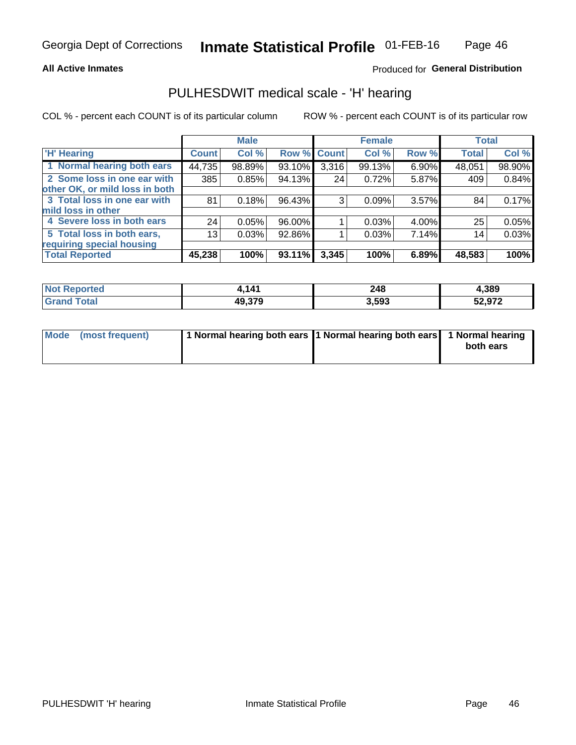Georgia Dept of Corrections **Inmate Statistical Profile** 01-FEB-16

**All Active Inmates**

Produced for **General Distribution**

## PULHESDWIT medical scale - 'H' hearing

COL % - percent each COUNT is of its particular column

ROW % - percent each COUNT is of its particular row

| | Male | | | Female | | | Total | |
|---|---|---|---|---|---|---|---|---|
| 'H' Hearing | Count | Col % | Row % | Count | Col % | Row % | Total | Col % |
| 1 Normal hearing both ears | 44,735 | 98.89% | 93.10% | 3,316 | 99.13% | 6.90% | 48,051 | 98.90% |
| 2 Some loss in one ear with other OK, or mild loss in both | 385 | 0.85% | 94.13% | 24 | 0.72% | 5.87% | 409 | 0.84% |
| 3 Total loss in one ear with mild loss in other | 81 | 0.18% | 96.43% | 3 | 0.09% | 3.57% | 84 | 0.17% |
| 4 Severe loss in both ears | 24 | 0.05% | 96.00% | 1 | 0.03% | 4.00% | 25 | 0.05% |
| 5 Total loss in both ears, requiring special housing | 13 | 0.03% | 92.86% | 1 | 0.03% | 7.14% | 14 | 0.03% |
| **Total Reported** | **45,238** | **100%** | **93.11%** | **3,345** | **100%** | **6.89%** | **48,583** | **100%** |

| | Male | Female | Total |
|---|---|---|---|
| Not Reported | 4,141 | 248 | 4,389 |
| Grand Total | 49,379 | 3,593 | 52,972 |

| | Male | Female | Total |
|---|---|---|---|
| Mode (most frequent) | 1 Normal hearing both ears | 1 Normal hearing both ears | 1 Normal hearing both ears |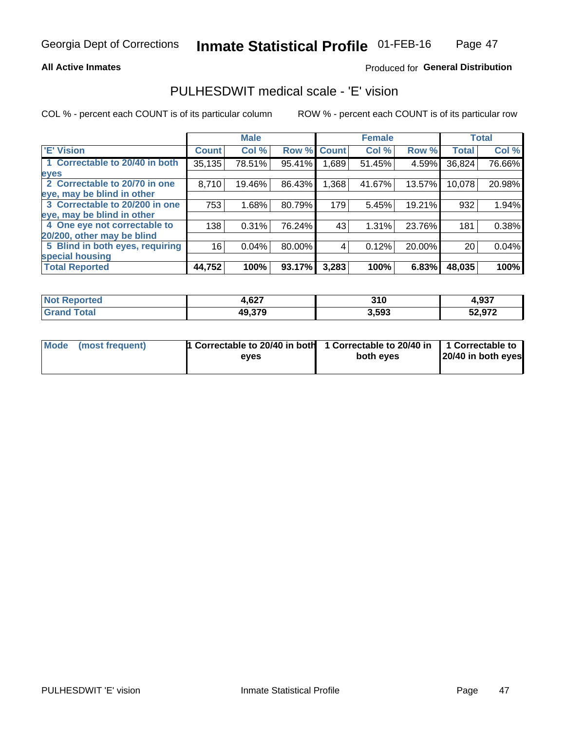Georgia Dept of Corrections **Inmate Statistical Profile** 01-FEB-16

**All Active Inmates**

Produced for **General Distribution**

## PULHESDWIT medical scale - 'E' vision

COL % - percent each COUNT is of its particular column ROW % - percent each COUNT is of its particular row

| | Male | | | Female | | | Total | |
|---|---|---|---|---|---|---|---|---|
| 'E' Vision | Count | Col % | Row % | Count | Col % | Row % | Total | Col % |
| 1 Correctable to 20/40 in both eyes | 35,135 | 78.51% | 95.41% | 1,689 | 51.45% | 4.59% | 36,824 | 76.66% |
| 2 Correctable to 20/70 in one eye, may be blind in other | 8,710 | 19.46% | 86.43% | 1,368 | 41.67% | 13.57% | 10,078 | 20.98% |
| 3 Correctable to 20/200 in one eye, may be blind in other | 753 | 1.68% | 80.79% | 179 | 5.45% | 19.21% | 932 | 1.94% |
| 4 One eye not correctable to 20/200, other may be blind | 138 | 0.31% | 76.24% | 43 | 1.31% | 23.76% | 181 | 0.38% |
| 5 Blind in both eyes, requiring special housing | 16 | 0.04% | 80.00% | 4 | 0.12% | 20.00% | 20 | 0.04% |
| **Total Reported** | **44,752** | **100%** | **93.17%** | **3,283** | **100%** | **6.83%** | **48,035** | **100%** |

| | Male | Female | Total |
|---|---|---|---|
| Not Reported | 4,627 | 310 | 4,937 |
| Grand Total | 49,379 | 3,593 | 52,972 |

| | Male | Female | Total |
|---|---|---|---|
| Mode (most frequent) | 1 Correctable to 20/40 in both eyes | 1 Correctable to 20/40 in both eyes | 1 Correctable to 20/40 in both eyes |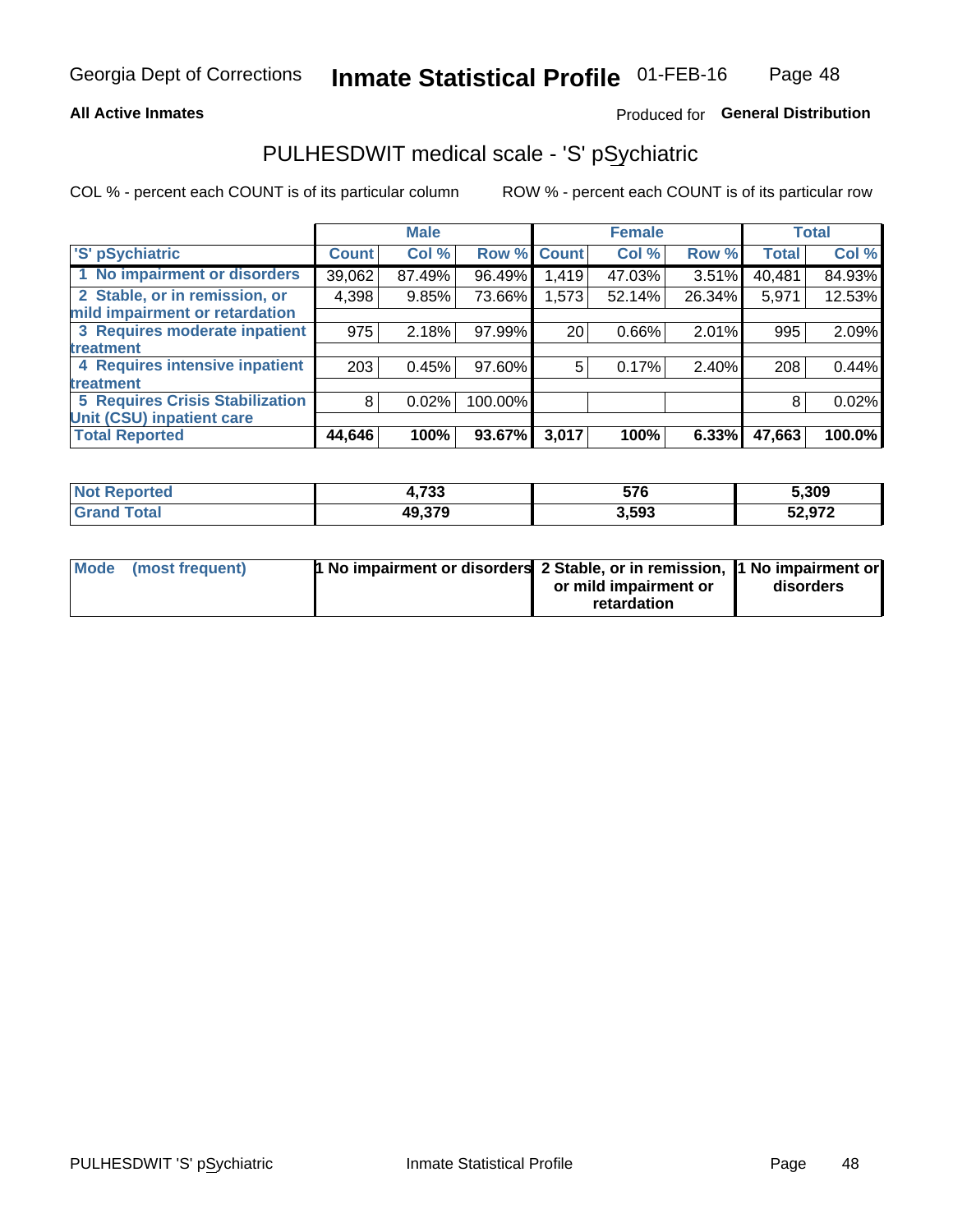Georgia Dept of Corrections **Inmate Statistical Profile** 01-FEB-16

**All Active Inmates**

Produced for **General Distribution**

## PULHESDWIT medical scale - 'S' pSychiatric

COL % - percent each COUNT is of its particular column

ROW % - percent each COUNT is of its particular row

| | Male | | | Female | | | Total | |
|---|---|---|---|---|---|---|---|---|
| 'S' pSychiatric | Count | Col % | Row % | Count | Col % | Row % | Total | Col % |
| 1 No impairment or disorders | 39,062 | 87.49% | 96.49% | 1,419 | 47.03% | 3.51% | 40,481 | 84.93% |
| 2 Stable, or in remission, or mild impairment or retardation | 4,398 | 9.85% | 73.66% | 1,573 | 52.14% | 26.34% | 5,971 | 12.53% |
| 3 Requires moderate inpatient treatment | 975 | 2.18% | 97.99% | 20 | 0.66% | 2.01% | 995 | 2.09% |
| 4 Requires intensive inpatient treatment | 203 | 0.45% | 97.60% | 5 | 0.17% | 2.40% | 208 | 0.44% |
| 5 Requires Crisis Stabilization Unit (CSU) inpatient care | 8 | 0.02% | 100.00% | | | | 8 | 0.02% |
| **Total Reported** | **44,646** | **100%** | **93.67%** | **3,017** | **100%** | **6.33%** | **47,663** | **100.0%** |

| | Male | Female | Total |
|---|---|---|---|
| Not Reported | 4,733 | 576 | 5,309 |
| Grand Total | 49,379 | 3,593 | 52,972 |

| | Male | Female | Total |
|---|---|---|---|
| Mode (most frequent) | 1 No impairment or disorders | 2 Stable, or in remission, or mild impairment or retardation | 1 No impairment or disorders |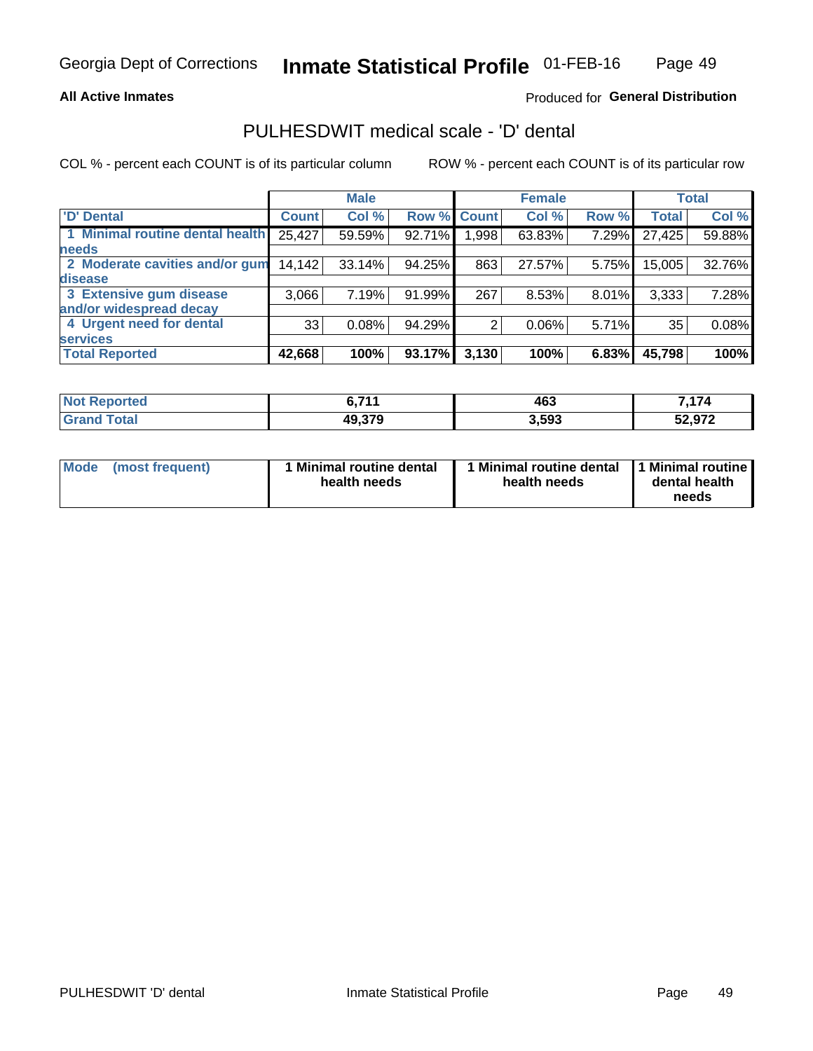Georgia Dept of Corrections **Inmate Statistical Profile** 01-FEB-16

**All Active Inmates**

Produced for **General Distribution**

## PULHESDWIT medical scale - 'D' dental

COL % - percent each COUNT is of its particular column ROW % - percent each COUNT is of its particular row

| | Male | | | Female | | | Total | |
|---|---|---|---|---|---|---|---|---|
| 'D' Dental | Count | Col % | Row % | Count | Col % | Row % | Total | Col % |
| 1 Minimal routine dental health needs | 25,427 | 59.59% | 92.71% | 1,998 | 63.83% | 7.29% | 27,425 | 59.88% |
| 2 Moderate cavities and/or gum disease | 14,142 | 33.14% | 94.25% | 863 | 27.57% | 5.75% | 15,005 | 32.76% |
| 3 Extensive gum disease and/or widespread decay | 3,066 | 7.19% | 91.99% | 267 | 8.53% | 8.01% | 3,333 | 7.28% |
| 4 Urgent need for dental services | 33 | 0.08% | 94.29% | 2 | 0.06% | 5.71% | 35 | 0.08% |
| **Total Reported** | **42,668** | **100%** | **93.17%** | **3,130** | **100%** | **6.83%** | **45,798** | **100%** |

| | Male | Female | Total |
|---|---|---|---|
| Not Reported | 6,711 | 463 | 7,174 |
| Grand Total | 49,379 | 3,593 | 52,972 |

| | Male | Female | Total |
|---|---|---|---|
| Mode (most frequent) | 1 Minimal routine dental health needs | 1 Minimal routine dental health needs | 1 Minimal routine dental health needs |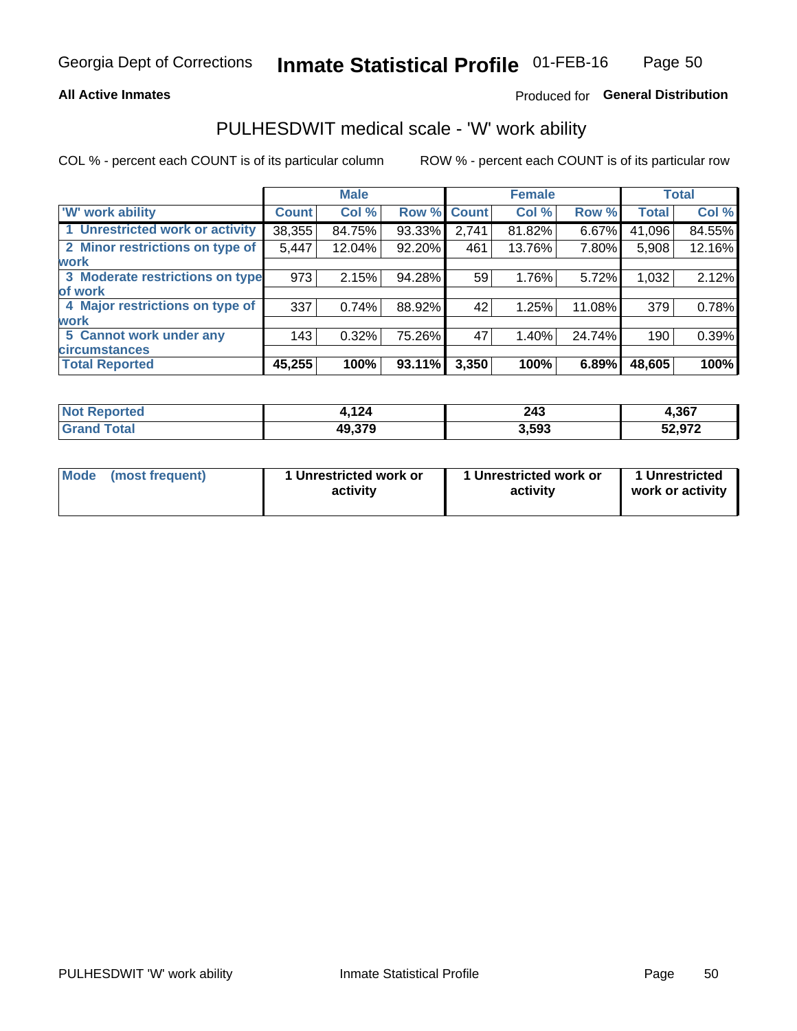Georgia Dept of Corrections **Inmate Statistical Profile** 01-FEB-16

**All Active Inmates**

Produced for **General Distribution**

## PULHESDWIT medical scale - 'W' work ability

COL % - percent each COUNT is of its particular column

ROW % - percent each COUNT is of its particular row

| | Male | | | Female | | | Total | |
|---|---|---|---|---|---|---|---|---|
| **'W' work ability** | **Count** | **Col %** | **Row %** | **Count** | **Col %** | **Row %** | **Total** | **Col %** |
| **1 Unrestricted work or activity** | 38,355 | 84.75% | 93.33% | 2,741 | 81.82% | 6.67% | 41,096 | 84.55% |
| **2 Minor restrictions on type of work** | 5,447 | 12.04% | 92.20% | 461 | 13.76% | 7.80% | 5,908 | 12.16% |
| **3 Moderate restrictions on type of work** | 973 | 2.15% | 94.28% | 59 | 1.76% | 5.72% | 1,032 | 2.12% |
| **4 Major restrictions on type of work** | 337 | 0.74% | 88.92% | 42 | 1.25% | 11.08% | 379 | 0.78% |
| **5 Cannot work under any circumstances** | 143 | 0.32% | 75.26% | 47 | 1.40% | 24.74% | 190 | 0.39% |
| **Total Reported** | **45,255** | **100%** | **93.11%** | **3,350** | **100%** | **6.89%** | **48,605** | **100%** |

| | Male | Female | Total |
|---|---|---|---|
| **Not Reported** | **4,124** | **243** | **4,367** |
| **Grand Total** | **49,379** | **3,593** | **52,972** |

| | Male | Female | Total |
|---|---|---|---|
| **Mode (most frequent)** | **1 Unrestricted work or activity** | **1 Unrestricted work or activity** | **1 Unrestricted work or activity** |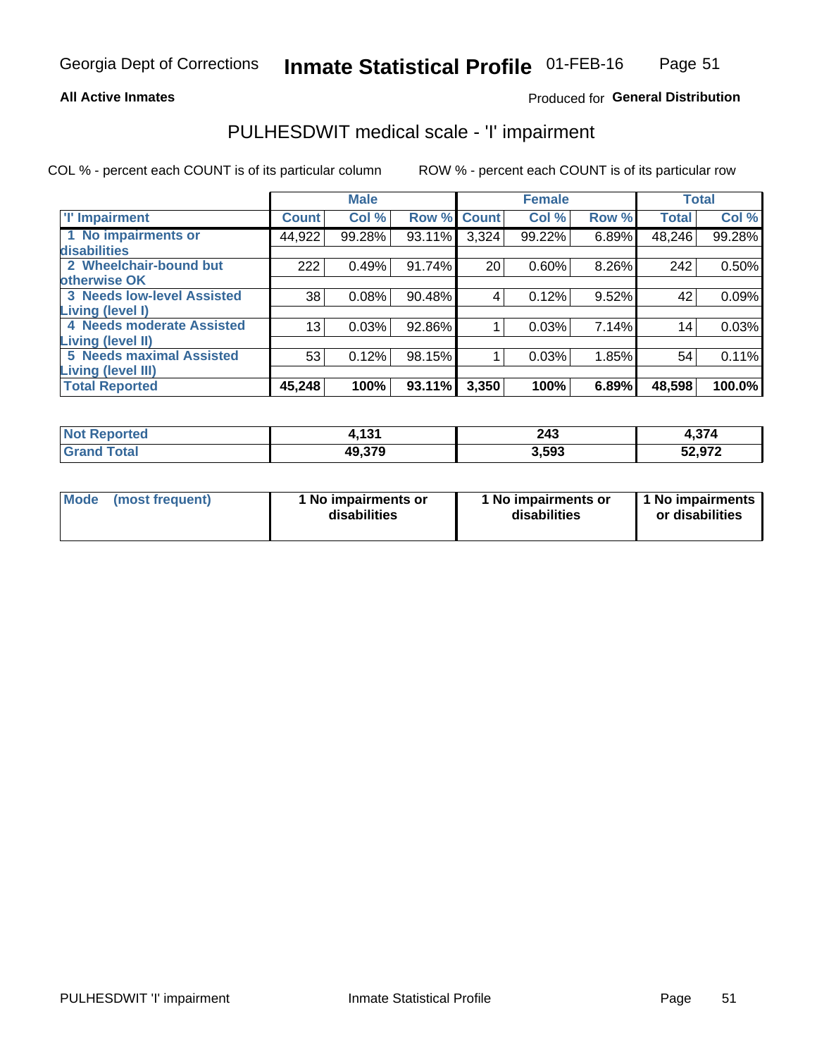Georgia Dept of Corrections **Inmate Statistical Profile** 01-FEB-16

**All Active Inmates**

Produced for **General Distribution**

## PULHESDWIT medical scale - 'I' impairment

COL % - percent each COUNT is of its particular column ROW % - percent each COUNT is of its particular row

| | Male | | | Female | | | Total | |
|---|---|---|---|---|---|---|---|---|
| 'I' Impairment | Count | Col % | Row % | Count | Col % | Row % | Total | Col % |
| 1 No impairments or disabilities | 44,922 | 99.28% | 93.11% | 3,324 | 99.22% | 6.89% | 48,246 | 99.28% |
| 2 Wheelchair-bound but otherwise OK | 222 | 0.49% | 91.74% | 20 | 0.60% | 8.26% | 242 | 0.50% |
| 3 Needs low-level Assisted Living (level I) | 38 | 0.08% | 90.48% | 4 | 0.12% | 9.52% | 42 | 0.09% |
| 4 Needs moderate Assisted Living (level II) | 13 | 0.03% | 92.86% | 1 | 0.03% | 7.14% | 14 | 0.03% |
| 5 Needs maximal Assisted Living (level III) | 53 | 0.12% | 98.15% | 1 | 0.03% | 1.85% | 54 | 0.11% |
| **Total Reported** | **45,248** | **100%** | **93.11%** | **3,350** | **100%** | **6.89%** | **48,598** | **100.0%** |

| | Male | Female | Total |
|---|---|---|---|
| **Not Reported** | **4,131** | **243** | **4,374** |
| **Grand Total** | **49,379** | **3,593** | **52,972** |

| | Male | Female | Total |
|---|---|---|---|
| **Mode (most frequent)** | **1 No impairments or disabilities** | **1 No impairments or disabilities** | **1 No impairments or disabilities** |

PULHESDWIT 'I' impairment Inmate Statistical Profile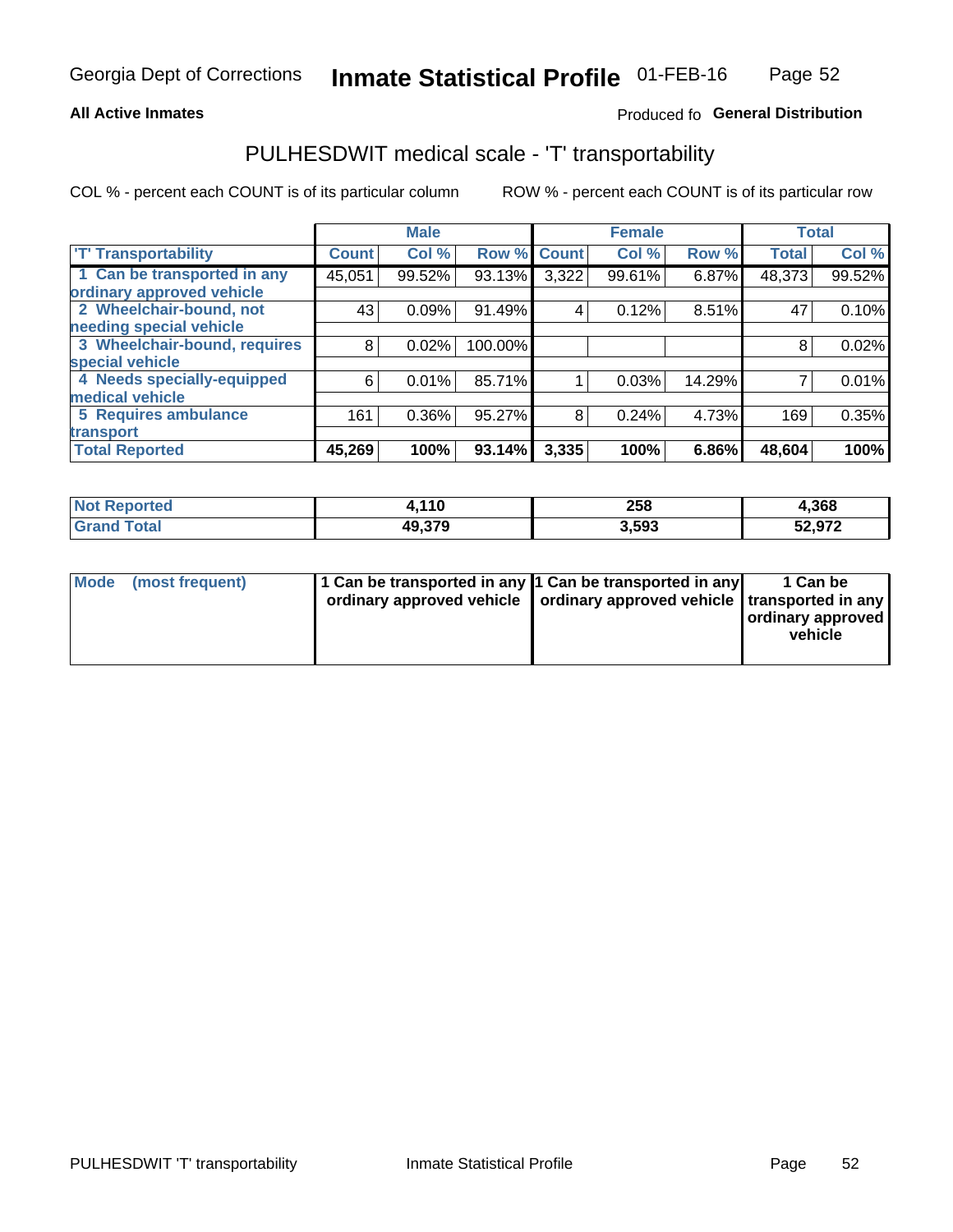Georgia Dept of Corrections **Inmate Statistical Profile** 01-FEB-16

**All Active Inmates**

Produced fo **General Distribution**

## PULHESDWIT medical scale - 'T' transportability

COL % - percent each COUNT is of its particular column

ROW % - percent each COUNT is of its particular row

| | Male | | | Female | | | Total | |
|---|---|---|---|---|---|---|---|---|
| 'T' Transportability | Count | Col % | Row % | Count | Col % | Row % | Total | Col % |
| 1 Can be transported in any ordinary approved vehicle | 45,051 | 99.52% | 93.13% | 3,322 | 99.61% | 6.87% | 48,373 | 99.52% |
| 2 Wheelchair-bound, not needing special vehicle | 43 | 0.09% | 91.49% | 4 | 0.12% | 8.51% | 47 | 0.10% |
| 3 Wheelchair-bound, requires special vehicle | 8 | 0.02% | 100.00% | | | | 8 | 0.02% |
| 4 Needs specially-equipped medical vehicle | 6 | 0.01% | 85.71% | 1 | 0.03% | 14.29% | 7 | 0.01% |
| 5 Requires ambulance transport | 161 | 0.36% | 95.27% | 8 | 0.24% | 4.73% | 169 | 0.35% |
| **Total Reported** | **45,269** | **100%** | **93.14%** | **3,335** | **100%** | **6.86%** | **48,604** | **100%** |

| | Male | Female | Total |
|---|---|---|---|
| **Not Reported** | **4,110** | **258** | **4,368** |
| **Grand Total** | **49,379** | **3,593** | **52,972** |

| | Male | Female | Total |
|---|---|---|---|
| **Mode (most frequent)** | **1 Can be transported in any ordinary approved vehicle** | **1 Can be transported in any ordinary approved vehicle** | **1 Can be transported in any ordinary approved vehicle** |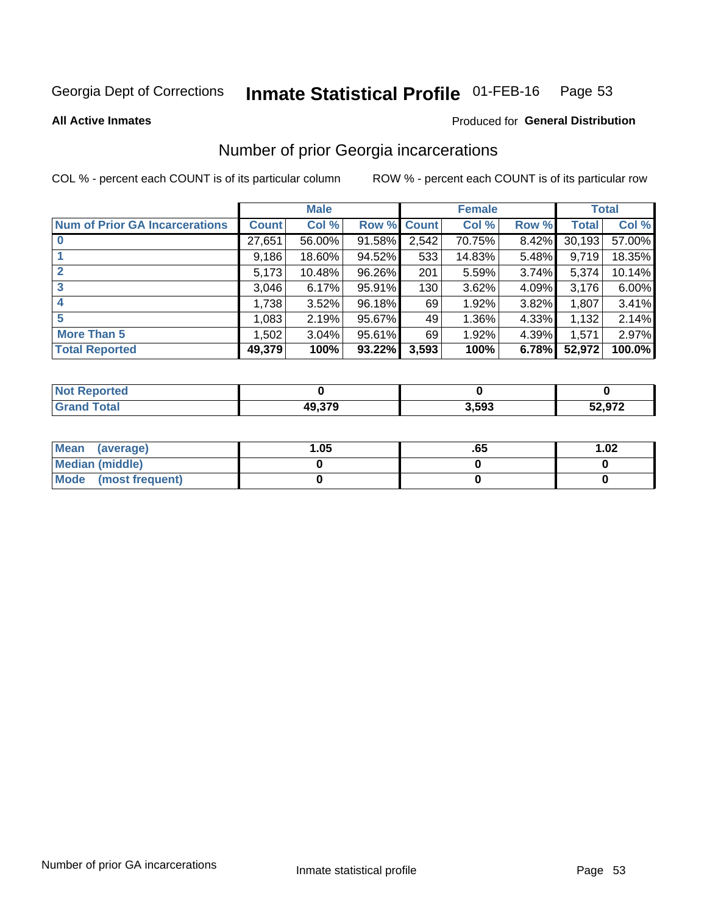Georgia Dept of Corrections **Inmate Statistical Profile** 01-FEB-16

**All Active Inmates**

Produced for **General Distribution**

## Number of prior Georgia incarcerations

COL % - percent each COUNT is of its particular column    ROW % - percent each COUNT is of its particular row

| | Male | | | Female | | | Total | |
|---|---|---|---|---|---|---|---|---|
| **Num of Prior GA Incarcerations** | **Count** | **Col %** | **Row %** | **Count** | **Col %** | **Row %** | **Total** | **Col %** |
| **0** | 27,651 | 56.00% | 91.58% | 2,542 | 70.75% | 8.42% | 30,193 | 57.00% |
| **1** | 9,186 | 18.60% | 94.52% | 533 | 14.83% | 5.48% | 9,719 | 18.35% |
| **2** | 5,173 | 10.48% | 96.26% | 201 | 5.59% | 3.74% | 5,374 | 10.14% |
| **3** | 3,046 | 6.17% | 95.91% | 130 | 3.62% | 4.09% | 3,176 | 6.00% |
| **4** | 1,738 | 3.52% | 96.18% | 69 | 1.92% | 3.82% | 1,807 | 3.41% |
| **5** | 1,083 | 2.19% | 95.67% | 49 | 1.36% | 4.33% | 1,132 | 2.14% |
| **More Than 5** | 1,502 | 3.04% | 95.61% | 69 | 1.92% | 4.39% | 1,571 | 2.97% |
| **Total Reported** | **49,379** | **100%** | **93.22%** | **3,593** | **100%** | **6.78%** | **52,972** | **100.0%** |

| | Male | Female | Total |
|---|---|---|---|
| **Not Reported** | **0** | **0** | **0** |
| **Grand Total** | **49,379** | **3,593** | **52,972** |

| | Male | Female | Total |
|---|---|---|---|
| **Mean (average)** | **1.05** | **.65** | **1.02** |
| **Median (middle)** | **0** | **0** | **0** |
| **Mode (most frequent)** | **0** | **0** | **0** |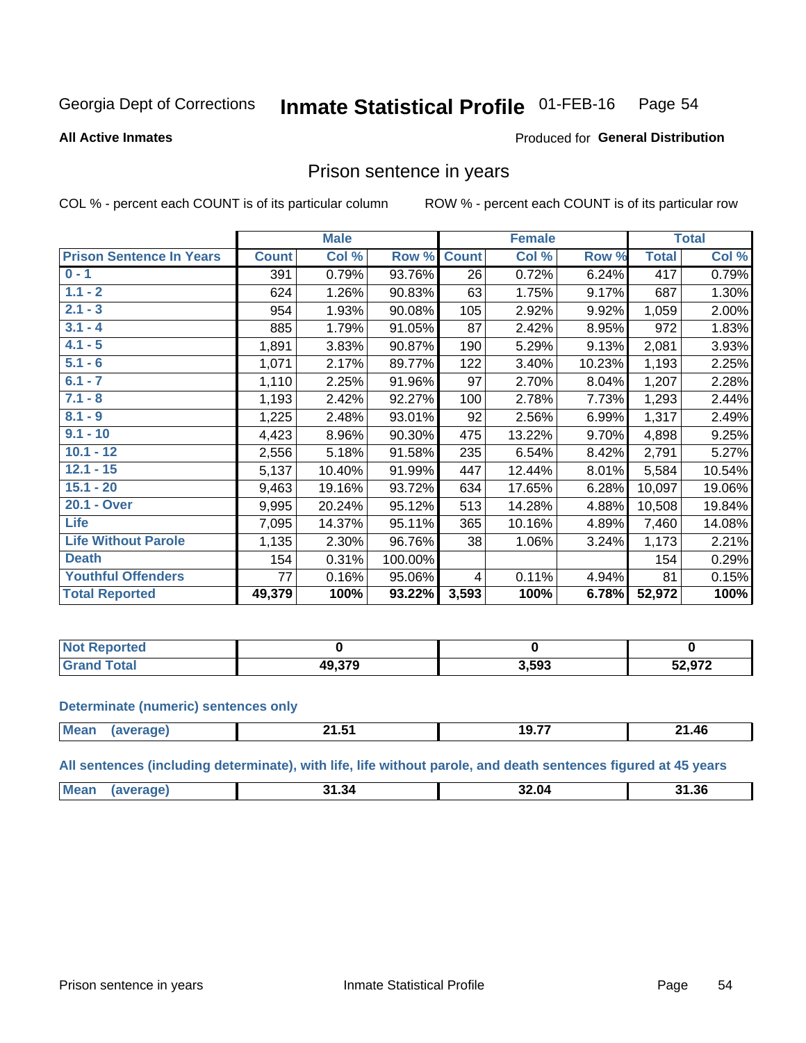Georgia Dept of Corrections **Inmate Statistical Profile** 01-FEB-16 Page 54

**All Active Inmates**

Produced for **General Distribution**

## Prison sentence in years

COL % - percent each COUNT is of its particular column ROW % - percent each COUNT is of its particular row

| | Male | | | Female | | | Total | |
|---|---|---|---|---|---|---|---|---|
| **Prison Sentence In Years** | **Count** | **Col %** | **Row %** | **Count** | **Col %** | **Row %** | **Total** | **Col %** |
| **0 - 1** | 391 | 0.79% | 93.76% | 26 | 0.72% | 6.24% | 417 | 0.79% |
| **1.1 - 2** | 624 | 1.26% | 90.83% | 63 | 1.75% | 9.17% | 687 | 1.30% |
| **2.1 - 3** | 954 | 1.93% | 90.08% | 105 | 2.92% | 9.92% | 1,059 | 2.00% |
| **3.1 - 4** | 885 | 1.79% | 91.05% | 87 | 2.42% | 8.95% | 972 | 1.83% |
| **4.1 - 5** | 1,891 | 3.83% | 90.87% | 190 | 5.29% | 9.13% | 2,081 | 3.93% |
| **5.1 - 6** | 1,071 | 2.17% | 89.77% | 122 | 3.40% | 10.23% | 1,193 | 2.25% |
| **6.1 - 7** | 1,110 | 2.25% | 91.96% | 97 | 2.70% | 8.04% | 1,207 | 2.28% |
| **7.1 - 8** | 1,193 | 2.42% | 92.27% | 100 | 2.78% | 7.73% | 1,293 | 2.44% |
| **8.1 - 9** | 1,225 | 2.48% | 93.01% | 92 | 2.56% | 6.99% | 1,317 | 2.49% |
| **9.1 - 10** | 4,423 | 8.96% | 90.30% | 475 | 13.22% | 9.70% | 4,898 | 9.25% |
| **10.1 - 12** | 2,556 | 5.18% | 91.58% | 235 | 6.54% | 8.42% | 2,791 | 5.27% |
| **12.1 - 15** | 5,137 | 10.40% | 91.99% | 447 | 12.44% | 8.01% | 5,584 | 10.54% |
| **15.1 - 20** | 9,463 | 19.16% | 93.72% | 634 | 17.65% | 6.28% | 10,097 | 19.06% |
| **20.1 - Over** | 9,995 | 20.24% | 95.12% | 513 | 14.28% | 4.88% | 10,508 | 19.84% |
| **Life** | 7,095 | 14.37% | 95.11% | 365 | 10.16% | 4.89% | 7,460 | 14.08% |
| **Life Without Parole** | 1,135 | 2.30% | 96.76% | 38 | 1.06% | 3.24% | 1,173 | 2.21% |
| **Death** | 154 | 0.31% | 100.00% | | | | 154 | 0.29% |
| **Youthful Offenders** | 77 | 0.16% | 95.06% | 4 | 0.11% | 4.94% | 81 | 0.15% |
| **Total Reported** | **49,379** | **100%** | **93.22%** | **3,593** | **100%** | **6.78%** | **52,972** | **100%** |

| | Male | Female | Total |
|---|---|---|---|
| **Not Reported** | **0** | **0** | **0** |
| **Grand Total** | **49,379** | **3,593** | **52,972** |

**Determinate (numeric) sentences only**

| | Male | Female | Total |
|---|---|---|---|
| **Mean (average)** | **21.51** | **19.77** | **21.46** |

**All sentences (including determinate), with life, life without parole, and death sentences figured at 45 years**

| | Male | Female | Total |
|---|---|---|---|
| **Mean (average)** | **31.34** | **32.04** | **31.36** |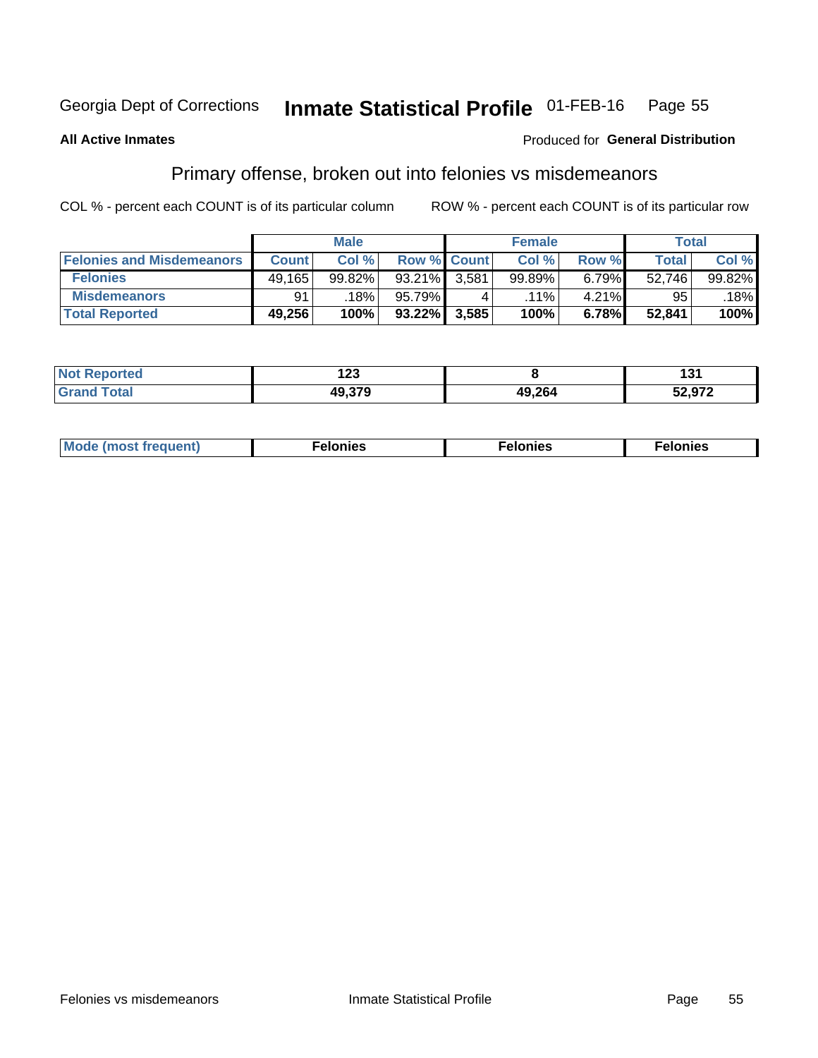Georgia Dept of Corrections **Inmate Statistical Profile** 01-FEB-16

**All Active Inmates**

Produced for **General Distribution**

## Primary offense, broken out into felonies vs misdemeanors

COL % - percent each COUNT is of its particular column ROW % - percent each COUNT is of its particular row

| | Male | | | Female | | | Total | |
|---|---|---|---|---|---|---|---|---|
| **Felonies and Misdemeanors** | **Count** | **Col %** | **Row %** | **Count** | **Col %** | **Row %** | **Total** | **Col %** |
| **Felonies** | 49,165 | 99.82% | 93.21% | 3,581 | 99.89% | 6.79% | 52,746 | 99.82% |
| **Misdemeanors** | 91 | .18% | 95.79% | 4 | .11% | 4.21% | 95 | .18% |
| **Total Reported** | **49,256** | **100%** | **93.22%** | **3,585** | **100%** | **6.78%** | **52,841** | **100%** |

| | Male | Female | Total |
|---|---|---|---|
| **Not Reported** | **123** | **8** | **131** |
| **Grand Total** | **49,379** | **49,264** | **52,972** |

| | Male | Female | Total |
|---|---|---|---|
| **Mode (most frequent)** | **Felonies** | **Felonies** | **Felonies** |

Felonies vs misdemeanors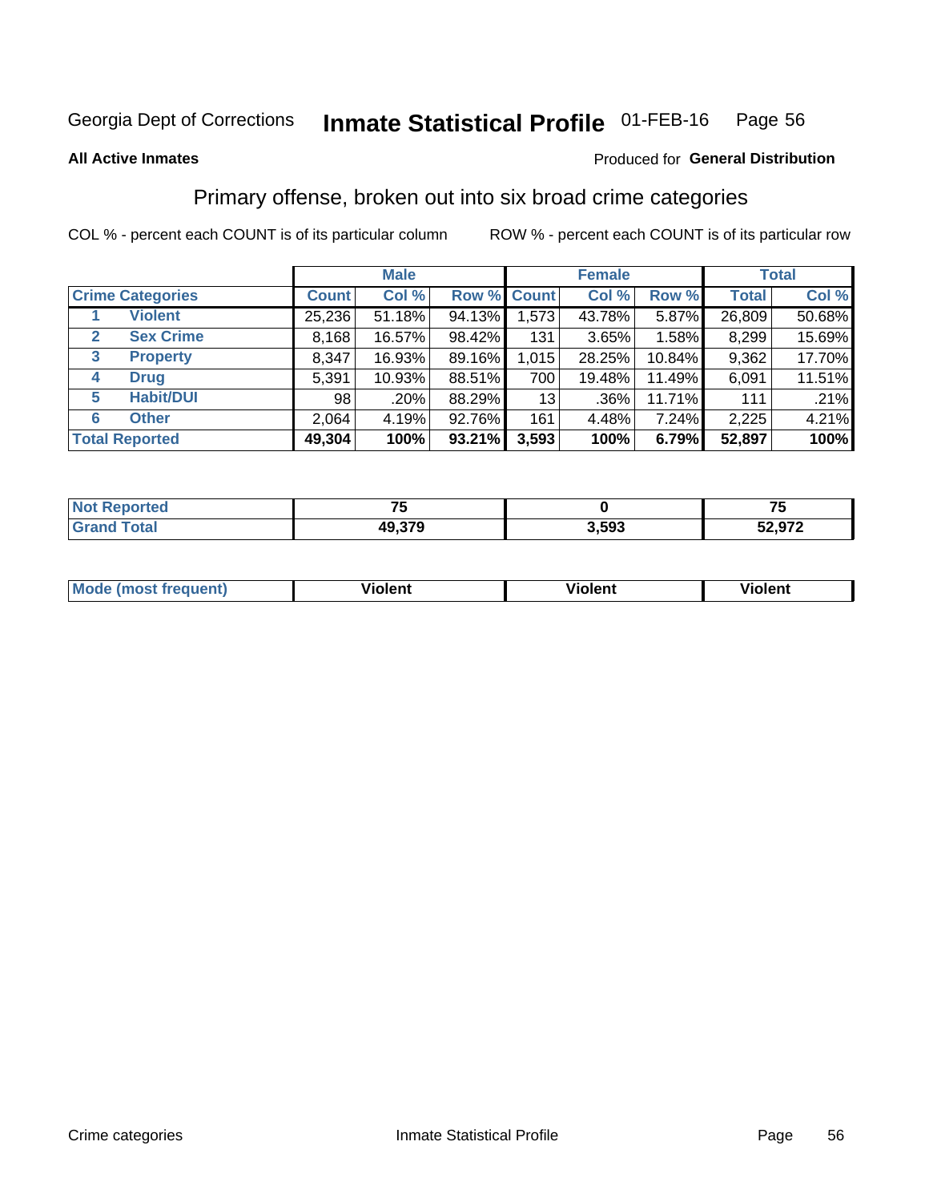Georgia Dept of Corrections **Inmate Statistical Profile** 01-FEB-16

**All Active Inmates** Produced for **General Distribution**

## Primary offense, broken out into six broad crime categories

COL % - percent each COUNT is of its particular column ROW % - percent each COUNT is of its particular row

| Crime Categories | Male | | | Female | | | Total | |
|---|---|---|---|---|---|---|---|---|
| | Count | Col % | Row % | Count | Col % | Row % | Total | Col % |
| 1 Violent | 25,236 | 51.18% | 94.13% | 1,573 | 43.78% | 5.87% | 26,809 | 50.68% |
| 2 Sex Crime | 8,168 | 16.57% | 98.42% | 131 | 3.65% | 1.58% | 8,299 | 15.69% |
| 3 Property | 8,347 | 16.93% | 89.16% | 1,015 | 28.25% | 10.84% | 9,362 | 17.70% |
| 4 Drug | 5,391 | 10.93% | 88.51% | 700 | 19.48% | 11.49% | 6,091 | 11.51% |
| 5 Habit/DUI | 98 | .20% | 88.29% | 13 | .36% | 11.71% | 111 | .21% |
| 6 Other | 2,064 | 4.19% | 92.76% | 161 | 4.48% | 7.24% | 2,225 | 4.21% |
| **Total Reported** | **49,304** | **100%** | **93.21%** | **3,593** | **100%** | **6.79%** | **52,897** | **100%** |

| | Male | Female | Total |
|---|---|---|---|
| Not Reported | 75 | 0 | 75 |
| Grand Total | 49,379 | 3,593 | 52,972 |

| | Male | Female | Total |
|---|---|---|---|
| Mode (most frequent) | Violent | Violent | Violent |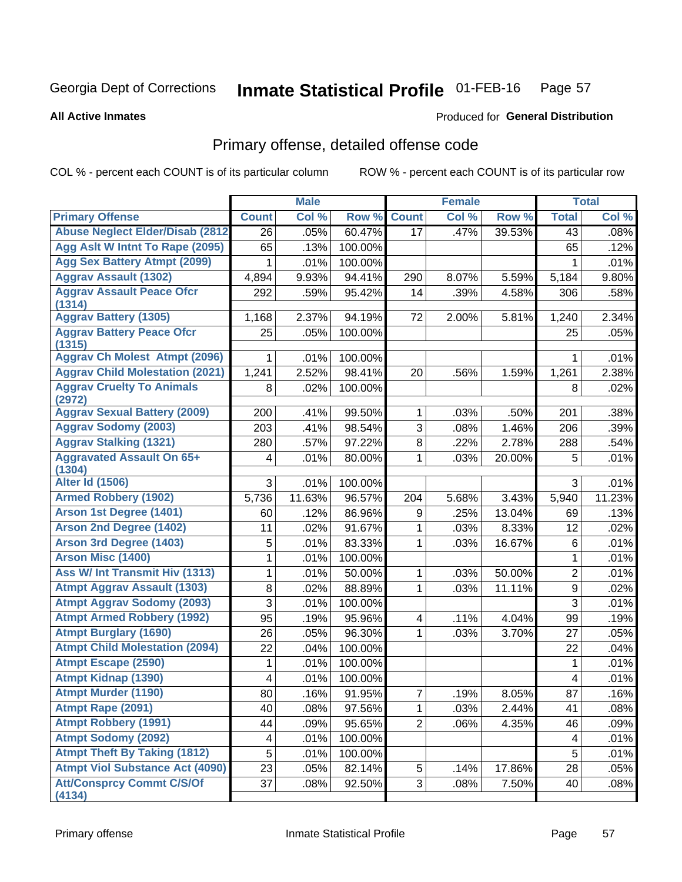Georgia Dept of Corrections **Inmate Statistical Profile** 01-FEB-16 Page 57

**All Active Inmates**

Produced for **General Distribution**

## Primary offense, detailed offense code

COL % - percent each COUNT is of its particular column ROW % - percent each COUNT is of its particular row

| | Male | | | Female | | | Total | |
|---|---|---|---|---|---|---|---|---|
| **Primary Offense** | **Count** | **Col %** | **Row %** | **Count** | **Col %** | **Row %** | **Total** | **Col %** |
| Abuse Neglect Elder/Disab (2812) | 26 | .05% | 60.47% | 17 | .47% | 39.53% | 43 | .08% |
| Agg Aslt W Intnt To Rape (2095) | 65 | .13% | 100.00% | | | | 65 | .12% |
| Agg Sex Battery Atmpt (2099) | 1 | .01% | 100.00% | | | | 1 | .01% |
| Aggrav Assault (1302) | 4,894 | 9.93% | 94.41% | 290 | 8.07% | 5.59% | 5,184 | 9.80% |
| Aggrav Assault Peace Ofcr (1314) | 292 | .59% | 95.42% | 14 | .39% | 4.58% | 306 | .58% |
| Aggrav Battery (1305) | 1,168 | 2.37% | 94.19% | 72 | 2.00% | 5.81% | 1,240 | 2.34% |
| Aggrav Battery Peace Ofcr (1315) | 25 | .05% | 100.00% | | | | 25 | .05% |
| Aggrav Ch Molest Atmpt (2096) | 1 | .01% | 100.00% | | | | 1 | .01% |
| Aggrav Child Molestation (2021) | 1,241 | 2.52% | 98.41% | 20 | .56% | 1.59% | 1,261 | 2.38% |
| Aggrav Cruelty To Animals (2972) | 8 | .02% | 100.00% | | | | 8 | .02% |
| Aggrav Sexual Battery (2009) | 200 | .41% | 99.50% | 1 | .03% | .50% | 201 | .38% |
| Aggrav Sodomy (2003) | 203 | .41% | 98.54% | 3 | .08% | 1.46% | 206 | .39% |
| Aggrav Stalking (1321) | 280 | .57% | 97.22% | 8 | .22% | 2.78% | 288 | .54% |
| Aggravated Assault On 65+ (1304) | 4 | .01% | 80.00% | 1 | .03% | 20.00% | 5 | .01% |
| Alter Id (1506) | 3 | .01% | 100.00% | | | | 3 | .01% |
| Armed Robbery (1902) | 5,736 | 11.63% | 96.57% | 204 | 5.68% | 3.43% | 5,940 | 11.23% |
| Arson 1st Degree (1401) | 60 | .12% | 86.96% | 9 | .25% | 13.04% | 69 | .13% |
| Arson 2nd Degree (1402) | 11 | .02% | 91.67% | 1 | .03% | 8.33% | 12 | .02% |
| Arson 3rd Degree (1403) | 5 | .01% | 83.33% | 1 | .03% | 16.67% | 6 | .01% |
| Arson Misc (1400) | 1 | .01% | 100.00% | | | | 1 | .01% |
| Ass W/ Int Transmit Hiv (1313) | 1 | .01% | 50.00% | 1 | .03% | 50.00% | 2 | .01% |
| Atmpt Aggrav Assault (1303) | 8 | .02% | 88.89% | 1 | .03% | 11.11% | 9 | .02% |
| Atmpt Aggrav Sodomy (2093) | 3 | .01% | 100.00% | | | | 3 | .01% |
| Atmpt Armed Robbery (1992) | 95 | .19% | 95.96% | 4 | .11% | 4.04% | 99 | .19% |
| Atmpt Burglary (1690) | 26 | .05% | 96.30% | 1 | .03% | 3.70% | 27 | .05% |
| Atmpt Child Molestation (2094) | 22 | .04% | 100.00% | | | | 22 | .04% |
| Atmpt Escape (2590) | 1 | .01% | 100.00% | | | | 1 | .01% |
| Atmpt Kidnap (1390) | 4 | .01% | 100.00% | | | | 4 | .01% |
| Atmpt Murder (1190) | 80 | .16% | 91.95% | 7 | .19% | 8.05% | 87 | .16% |
| Atmpt Rape (2091) | 40 | .08% | 97.56% | 1 | .03% | 2.44% | 41 | .08% |
| Atmpt Robbery (1991) | 44 | .09% | 95.65% | 2 | .06% | 4.35% | 46 | .09% |
| Atmpt Sodomy (2092) | 4 | .01% | 100.00% | | | | 4 | .01% |
| Atmpt Theft By Taking (1812) | 5 | .01% | 100.00% | | | | 5 | .01% |
| Atmpt Viol Substance Act (4090) | 23 | .05% | 82.14% | 5 | .14% | 17.86% | 28 | .05% |
| Att/Consprcy Commt C/S/Of (4134) | 37 | .08% | 92.50% | 3 | .08% | 7.50% | 40 | .08% |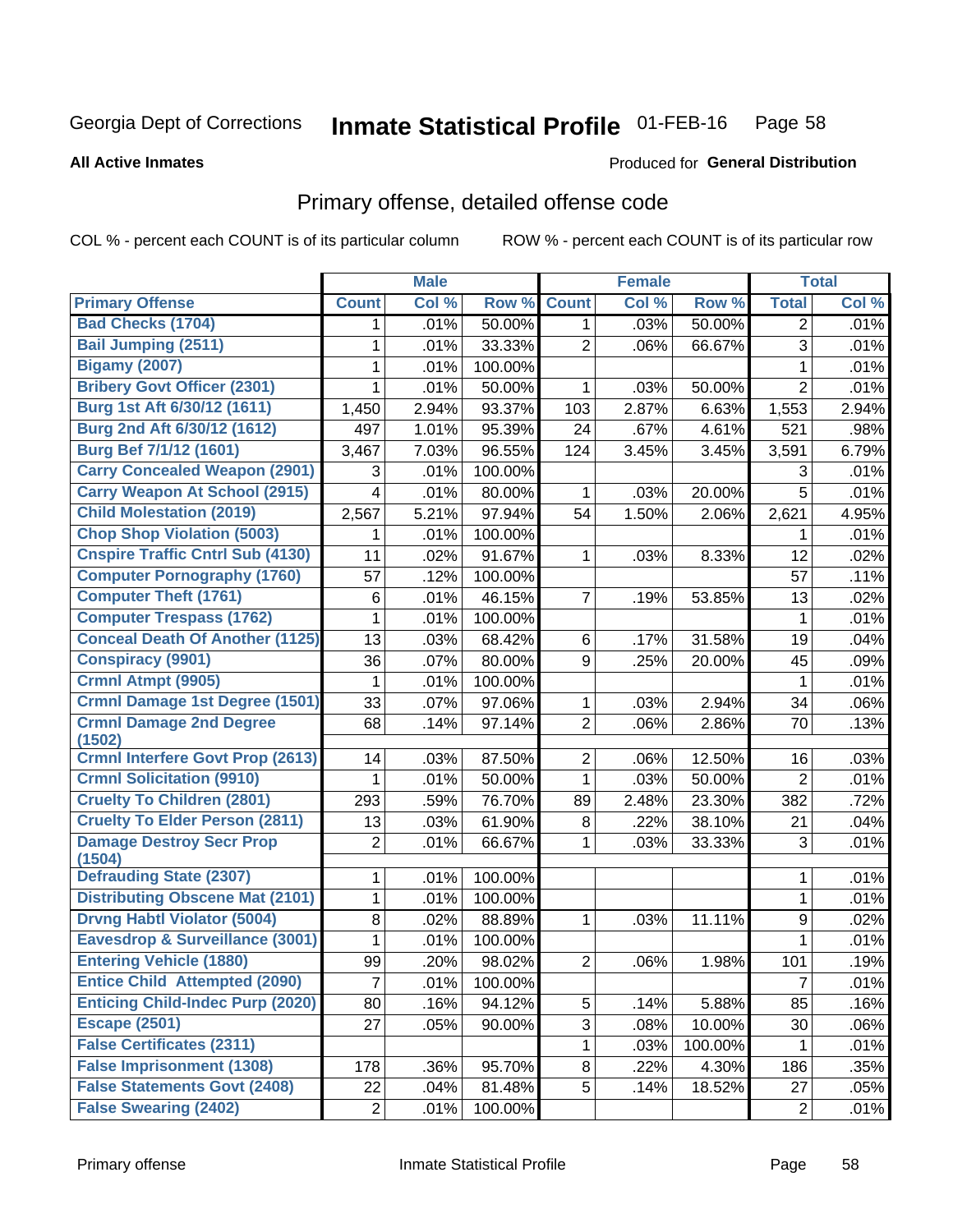Georgia Dept of Corrections **Inmate Statistical Profile** 01-FEB-16

**All Active Inmates**

Produced for **General Distribution**

## Primary offense, detailed offense code

COL % - percent each COUNT is of its particular column ROW % - percent each COUNT is of its particular row

| | Male | | | Female | | | Total | |
|---|---|---|---|---|---|---|---|---|
| **Primary Offense** | **Count** | **Col %** | **Row %** | **Count** | **Col %** | **Row %** | **Total** | **Col %** |
| Bad Checks (1704) | 1 | .01% | 50.00% | 1 | .03% | 50.00% | 2 | .01% |
| Bail Jumping (2511) | 1 | .01% | 33.33% | 2 | .06% | 66.67% | 3 | .01% |
| Bigamy (2007) | 1 | .01% | 100.00% | | | | 1 | .01% |
| Bribery Govt Officer (2301) | 1 | .01% | 50.00% | 1 | .03% | 50.00% | 2 | .01% |
| Burg 1st Aft 6/30/12 (1611) | 1,450 | 2.94% | 93.37% | 103 | 2.87% | 6.63% | 1,553 | 2.94% |
| Burg 2nd Aft 6/30/12 (1612) | 497 | 1.01% | 95.39% | 24 | .67% | 4.61% | 521 | .98% |
| Burg Bef 7/1/12 (1601) | 3,467 | 7.03% | 96.55% | 124 | 3.45% | 3.45% | 3,591 | 6.79% |
| Carry Concealed Weapon (2901) | 3 | .01% | 100.00% | | | | 3 | .01% |
| Carry Weapon At School (2915) | 4 | .01% | 80.00% | 1 | .03% | 20.00% | 5 | .01% |
| Child Molestation (2019) | 2,567 | 5.21% | 97.94% | 54 | 1.50% | 2.06% | 2,621 | 4.95% |
| Chop Shop Violation (5003) | 1 | .01% | 100.00% | | | | 1 | .01% |
| Cnspire Traffic Cntrl Sub (4130) | 11 | .02% | 91.67% | 1 | .03% | 8.33% | 12 | .02% |
| Computer Pornography (1760) | 57 | .12% | 100.00% | | | | 57 | .11% |
| Computer Theft (1761) | 6 | .01% | 46.15% | 7 | .19% | 53.85% | 13 | .02% |
| Computer Trespass (1762) | 1 | .01% | 100.00% | | | | 1 | .01% |
| Conceal Death Of Another (1125) | 13 | .03% | 68.42% | 6 | .17% | 31.58% | 19 | .04% |
| Conspiracy (9901) | 36 | .07% | 80.00% | 9 | .25% | 20.00% | 45 | .09% |
| Crmnl Atmpt (9905) | 1 | .01% | 100.00% | | | | 1 | .01% |
| Crmnl Damage 1st Degree (1501) | 33 | .07% | 97.06% | 1 | .03% | 2.94% | 34 | .06% |
| Crmnl Damage 2nd Degree (1502) | 68 | .14% | 97.14% | 2 | .06% | 2.86% | 70 | .13% |
| Crmnl Interfere Govt Prop (2613) | 14 | .03% | 87.50% | 2 | .06% | 12.50% | 16 | .03% |
| Crmnl Solicitation (9910) | 1 | .01% | 50.00% | 1 | .03% | 50.00% | 2 | .01% |
| Cruelty To Children (2801) | 293 | .59% | 76.70% | 89 | 2.48% | 23.30% | 382 | .72% |
| Cruelty To Elder Person (2811) | 13 | .03% | 61.90% | 8 | .22% | 38.10% | 21 | .04% |
| Damage Destroy Secr Prop (1504) | 2 | .01% | 66.67% | 1 | .03% | 33.33% | 3 | .01% |
| Defrauding State (2307) | 1 | .01% | 100.00% | | | | 1 | .01% |
| Distributing Obscene Mat (2101) | 1 | .01% | 100.00% | | | | 1 | .01% |
| Drvng Habtl Violator (5004) | 8 | .02% | 88.89% | 1 | .03% | 11.11% | 9 | .02% |
| Eavesdrop & Surveillance (3001) | 1 | .01% | 100.00% | | | | 1 | .01% |
| Entering Vehicle (1880) | 99 | .20% | 98.02% | 2 | .06% | 1.98% | 101 | .19% |
| Entice Child Attempted (2090) | 7 | .01% | 100.00% | | | | 7 | .01% |
| Enticing Child-Indec Purp (2020) | 80 | .16% | 94.12% | 5 | .14% | 5.88% | 85 | .16% |
| Escape (2501) | 27 | .05% | 90.00% | 3 | .08% | 10.00% | 30 | .06% |
| False Certificates (2311) | | | | 1 | .03% | 100.00% | 1 | .01% |
| False Imprisonment (1308) | 178 | .36% | 95.70% | 8 | .22% | 4.30% | 186 | .35% |
| False Statements Govt (2408) | 22 | .04% | 81.48% | 5 | .14% | 18.52% | 27 | .05% |
| False Swearing (2402) | 2 | .01% | 100.00% | | | | 2 | .01% |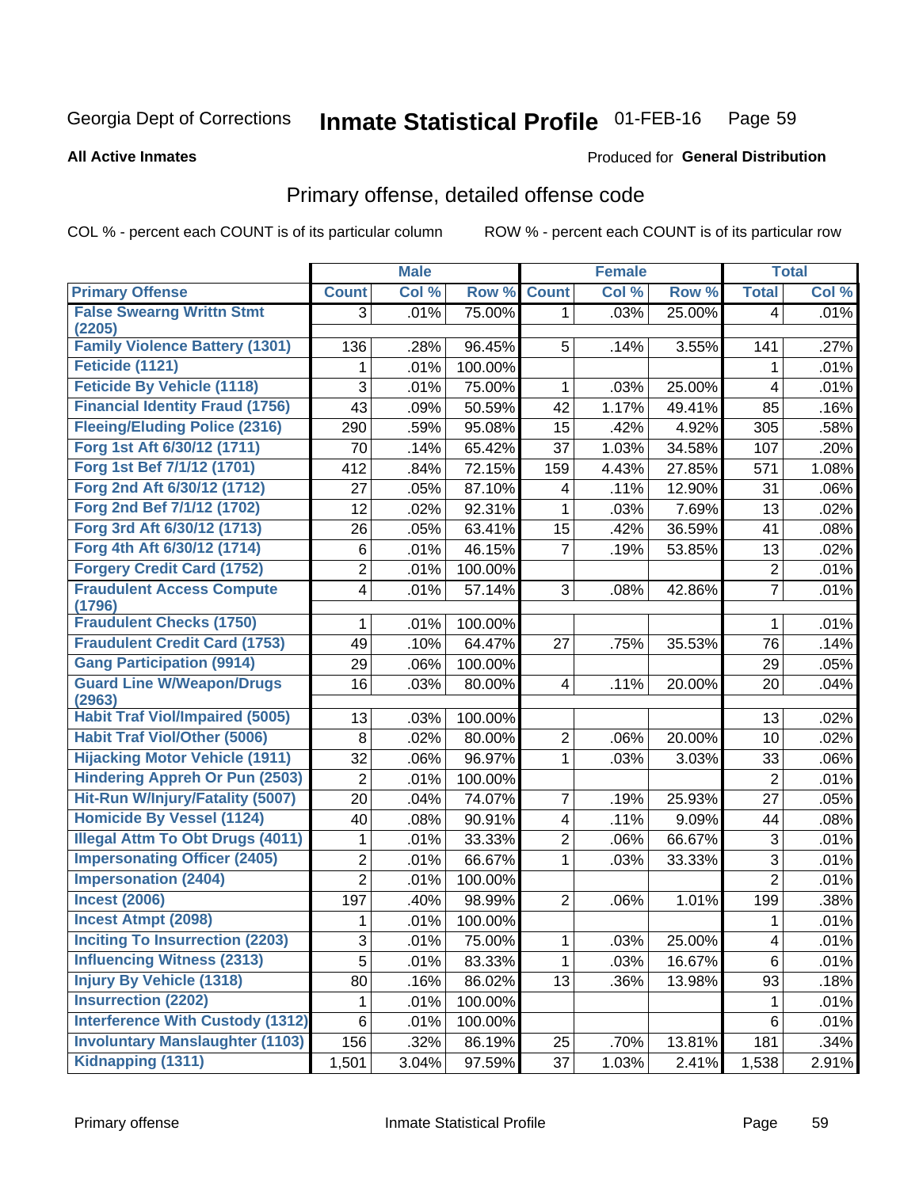Georgia Dept of Corrections **Inmate Statistical Profile** 01-FEB-16

**All Active Inmates**

Produced for **General Distribution**

## Primary offense, detailed offense code

COL % - percent each COUNT is of its particular column ROW % - percent each COUNT is of its particular row

| | Male | | | Female | | | Total | |
|---|---|---|---|---|---|---|---|---|
| **Primary Offense** | **Count** | **Col %** | **Row %** | **Count** | **Col %** | **Row %** | **Total** | **Col %** |
| False Swearng Writtn Stmt (2205) | 3 | .01% | 75.00% | 1 | .03% | 25.00% | 4 | .01% |
| Family Violence Battery (1301) | 136 | .28% | 96.45% | 5 | .14% | 3.55% | 141 | .27% |
| Feticide (1121) | 1 | .01% | 100.00% | | | | 1 | .01% |
| Feticide By Vehicle (1118) | 3 | .01% | 75.00% | 1 | .03% | 25.00% | 4 | .01% |
| Financial Identity Fraud (1756) | 43 | .09% | 50.59% | 42 | 1.17% | 49.41% | 85 | .16% |
| Fleeing/Eluding Police (2316) | 290 | .59% | 95.08% | 15 | .42% | 4.92% | 305 | .58% |
| Forg 1st Aft 6/30/12 (1711) | 70 | .14% | 65.42% | 37 | 1.03% | 34.58% | 107 | .20% |
| Forg 1st Bef 7/1/12 (1701) | 412 | .84% | 72.15% | 159 | 4.43% | 27.85% | 571 | 1.08% |
| Forg 2nd Aft 6/30/12 (1712) | 27 | .05% | 87.10% | 4 | .11% | 12.90% | 31 | .06% |
| Forg 2nd Bef 7/1/12 (1702) | 12 | .02% | 92.31% | 1 | .03% | 7.69% | 13 | .02% |
| Forg 3rd Aft 6/30/12 (1713) | 26 | .05% | 63.41% | 15 | .42% | 36.59% | 41 | .08% |
| Forg 4th Aft 6/30/12 (1714) | 6 | .01% | 46.15% | 7 | .19% | 53.85% | 13 | .02% |
| Forgery Credit Card (1752) | 2 | .01% | 100.00% | | | | 2 | .01% |
| Fraudulent Access Compute (1796) | 4 | .01% | 57.14% | 3 | .08% | 42.86% | 7 | .01% |
| Fraudulent Checks (1750) | 1 | .01% | 100.00% | | | | 1 | .01% |
| Fraudulent Credit Card (1753) | 49 | .10% | 64.47% | 27 | .75% | 35.53% | 76 | .14% |
| Gang Participation (9914) | 29 | .06% | 100.00% | | | | 29 | .05% |
| Guard Line W/Weapon/Drugs (2963) | 16 | .03% | 80.00% | 4 | .11% | 20.00% | 20 | .04% |
| Habit Traf Viol/Impaired (5005) | 13 | .03% | 100.00% | | | | 13 | .02% |
| Habit Traf Viol/Other (5006) | 8 | .02% | 80.00% | 2 | .06% | 20.00% | 10 | .02% |
| Hijacking Motor Vehicle (1911) | 32 | .06% | 96.97% | 1 | .03% | 3.03% | 33 | .06% |
| Hindering Appreh Or Pun (2503) | 2 | .01% | 100.00% | | | | 2 | .01% |
| Hit-Run W/Injury/Fatality (5007) | 20 | .04% | 74.07% | 7 | .19% | 25.93% | 27 | .05% |
| Homicide By Vessel (1124) | 40 | .08% | 90.91% | 4 | .11% | 9.09% | 44 | .08% |
| Illegal Attm To Obt Drugs (4011) | 1 | .01% | 33.33% | 2 | .06% | 66.67% | 3 | .01% |
| Impersonating Officer (2405) | 2 | .01% | 66.67% | 1 | .03% | 33.33% | 3 | .01% |
| Impersonation (2404) | 2 | .01% | 100.00% | | | | 2 | .01% |
| Incest (2006) | 197 | .40% | 98.99% | 2 | .06% | 1.01% | 199 | .38% |
| Incest Atmpt (2098) | 1 | .01% | 100.00% | | | | 1 | .01% |
| Inciting To Insurrection (2203) | 3 | .01% | 75.00% | 1 | .03% | 25.00% | 4 | .01% |
| Influencing Witness (2313) | 5 | .01% | 83.33% | 1 | .03% | 16.67% | 6 | .01% |
| Injury By Vehicle (1318) | 80 | .16% | 86.02% | 13 | .36% | 13.98% | 93 | .18% |
| Insurrection (2202) | 1 | .01% | 100.00% | | | | 1 | .01% |
| Interference With Custody (1312) | 6 | .01% | 100.00% | | | | 6 | .01% |
| Involuntary Manslaughter (1103) | 156 | .32% | 86.19% | 25 | .70% | 13.81% | 181 | .34% |
| Kidnapping (1311) | 1,501 | 3.04% | 97.59% | 37 | 1.03% | 2.41% | 1,538 | 2.91% |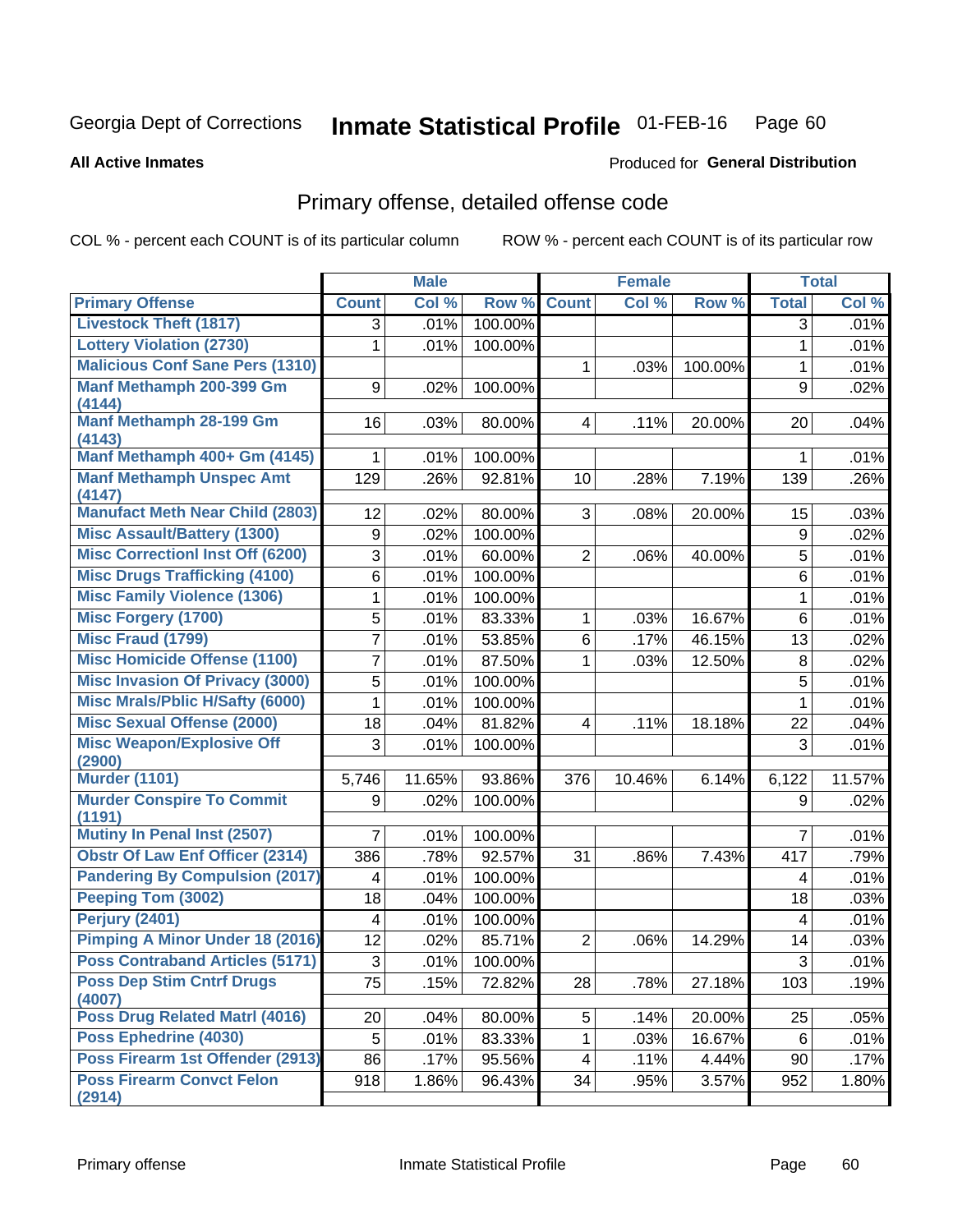Georgia Dept of Corrections **Inmate Statistical Profile** 01-FEB-16

**All Active Inmates**

Produced for **General Distribution**

## Primary offense, detailed offense code

COL % - percent each COUNT is of its particular column    ROW % - percent each COUNT is of its particular row

| | Male | | | Female | | | Total | |
|---|---|---|---|---|---|---|---|---|
| **Primary Offense** | **Count** | **Col %** | **Row %** | **Count** | **Col %** | **Row %** | **Total** | **Col %** |
| Livestock Theft (1817) | 3 | .01% | 100.00% | | | | 3 | .01% |
| Lottery Violation (2730) | 1 | .01% | 100.00% | | | | 1 | .01% |
| Malicious Conf Sane Pers (1310) | | | | 1 | .03% | 100.00% | 1 | .01% |
| Manf Methamph 200-399 Gm (4144) | 9 | .02% | 100.00% | | | | 9 | .02% |
| Manf Methamph 28-199 Gm (4143) | 16 | .03% | 80.00% | 4 | .11% | 20.00% | 20 | .04% |
| Manf Methamph 400+ Gm (4145) | 1 | .01% | 100.00% | | | | 1 | .01% |
| Manf Methamph Unspec Amt (4147) | 129 | .26% | 92.81% | 10 | .28% | 7.19% | 139 | .26% |
| Manufact Meth Near Child (2803) | 12 | .02% | 80.00% | 3 | .08% | 20.00% | 15 | .03% |
| Misc Assault/Battery (1300) | 9 | .02% | 100.00% | | | | 9 | .02% |
| Misc Correctionl Inst Off (6200) | 3 | .01% | 60.00% | 2 | .06% | 40.00% | 5 | .01% |
| Misc Drugs Trafficking (4100) | 6 | .01% | 100.00% | | | | 6 | .01% |
| Misc Family Violence (1306) | 1 | .01% | 100.00% | | | | 1 | .01% |
| Misc Forgery (1700) | 5 | .01% | 83.33% | 1 | .03% | 16.67% | 6 | .01% |
| Misc Fraud (1799) | 7 | .01% | 53.85% | 6 | .17% | 46.15% | 13 | .02% |
| Misc Homicide Offense (1100) | 7 | .01% | 87.50% | 1 | .03% | 12.50% | 8 | .02% |
| Misc Invasion Of Privacy (3000) | 5 | .01% | 100.00% | | | | 5 | .01% |
| Misc Mrals/Pblic H/Safty (6000) | 1 | .01% | 100.00% | | | | 1 | .01% |
| Misc Sexual Offense (2000) | 18 | .04% | 81.82% | 4 | .11% | 18.18% | 22 | .04% |
| Misc Weapon/Explosive Off (2900) | 3 | .01% | 100.00% | | | | 3 | .01% |
| Murder (1101) | 5,746 | 11.65% | 93.86% | 376 | 10.46% | 6.14% | 6,122 | 11.57% |
| Murder Conspire To Commit (1191) | 9 | .02% | 100.00% | | | | 9 | .02% |
| Mutiny In Penal Inst (2507) | 7 | .01% | 100.00% | | | | 7 | .01% |
| Obstr Of Law Enf Officer (2314) | 386 | .78% | 92.57% | 31 | .86% | 7.43% | 417 | .79% |
| Pandering By Compulsion (2017) | 4 | .01% | 100.00% | | | | 4 | .01% |
| Peeping Tom (3002) | 18 | .04% | 100.00% | | | | 18 | .03% |
| Perjury (2401) | 4 | .01% | 100.00% | | | | 4 | .01% |
| Pimping A Minor Under 18 (2016) | 12 | .02% | 85.71% | 2 | .06% | 14.29% | 14 | .03% |
| Poss Contraband Articles (5171) | 3 | .01% | 100.00% | | | | 3 | .01% |
| Poss Dep Stim Cntrf Drugs (4007) | 75 | .15% | 72.82% | 28 | .78% | 27.18% | 103 | .19% |
| Poss Drug Related Matrl (4016) | 20 | .04% | 80.00% | 5 | .14% | 20.00% | 25 | .05% |
| Poss Ephedrine (4030) | 5 | .01% | 83.33% | 1 | .03% | 16.67% | 6 | .01% |
| Poss Firearm 1st Offender (2913) | 86 | .17% | 95.56% | 4 | .11% | 4.44% | 90 | .17% |
| Poss Firearm Convct Felon (2914) | 918 | 1.86% | 96.43% | 34 | .95% | 3.57% | 952 | 1.80% |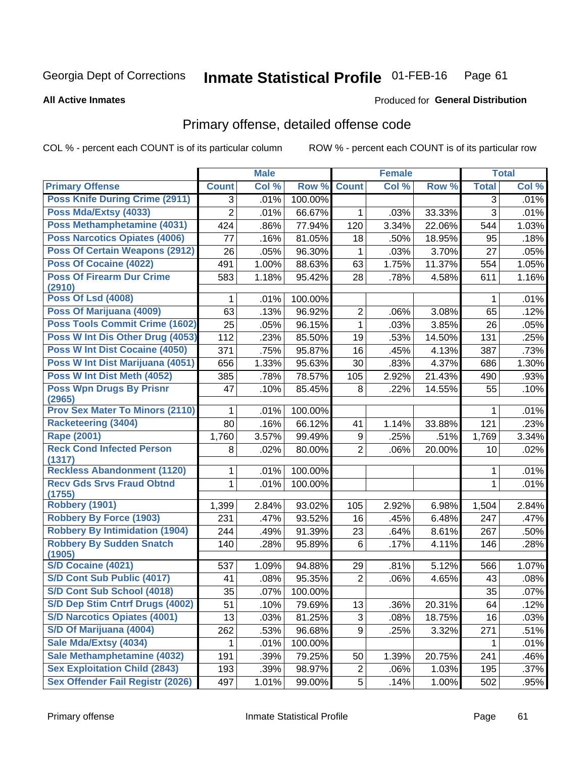Georgia Dept of Corrections **Inmate Statistical Profile** 01-FEB-16

**All Active Inmates**

Produced for **General Distribution**

## Primary offense, detailed offense code

COL % - percent each COUNT is of its particular column ROW % - percent each COUNT is of its particular row

| | Male | | | Female | | | Total | |
|---|---|---|---|---|---|---|---|---|
| **Primary Offense** | **Count** | **Col %** | **Row %** | **Count** | **Col %** | **Row %** | **Total** | **Col %** |
| Poss Knife During Crime (2911) | 3 | .01% | 100.00% | | | | 3 | .01% |
| Poss Mda/Extsy (4033) | 2 | .01% | 66.67% | 1 | .03% | 33.33% | 3 | .01% |
| Poss Methamphetamine (4031) | 424 | .86% | 77.94% | 120 | 3.34% | 22.06% | 544 | 1.03% |
| Poss Narcotics Opiates (4006) | 77 | .16% | 81.05% | 18 | .50% | 18.95% | 95 | .18% |
| Poss Of Certain Weapons (2912) | 26 | .05% | 96.30% | 1 | .03% | 3.70% | 27 | .05% |
| Poss Of Cocaine (4022) | 491 | 1.00% | 88.63% | 63 | 1.75% | 11.37% | 554 | 1.05% |
| Poss Of Firearm Dur Crime (2910) | 583 | 1.18% | 95.42% | 28 | .78% | 4.58% | 611 | 1.16% |
| Poss Of Lsd (4008) | 1 | .01% | 100.00% | | | | 1 | .01% |
| Poss Of Marijuana (4009) | 63 | .13% | 96.92% | 2 | .06% | 3.08% | 65 | .12% |
| Poss Tools Commit Crime (1602) | 25 | .05% | 96.15% | 1 | .03% | 3.85% | 26 | .05% |
| Poss W Int Dis Other Drug (4053) | 112 | .23% | 85.50% | 19 | .53% | 14.50% | 131 | .25% |
| Poss W Int Dist Cocaine (4050) | 371 | .75% | 95.87% | 16 | .45% | 4.13% | 387 | .73% |
| Poss W Int Dist Marijuana (4051) | 656 | 1.33% | 95.63% | 30 | .83% | 4.37% | 686 | 1.30% |
| Poss W Int Dist Meth (4052) | 385 | .78% | 78.57% | 105 | 2.92% | 21.43% | 490 | .93% |
| Poss Wpn Drugs By Prisnr (2965) | 47 | .10% | 85.45% | 8 | .22% | 14.55% | 55 | .10% |
| Prov Sex Mater To Minors (2110) | 1 | .01% | 100.00% | | | | 1 | .01% |
| Racketeering (3404) | 80 | .16% | 66.12% | 41 | 1.14% | 33.88% | 121 | .23% |
| Rape (2001) | 1,760 | 3.57% | 99.49% | 9 | .25% | .51% | 1,769 | 3.34% |
| Reck Cond Infected Person (1317) | 8 | .02% | 80.00% | 2 | .06% | 20.00% | 10 | .02% |
| Reckless Abandonment (1120) | 1 | .01% | 100.00% | | | | 1 | .01% |
| Recv Gds Srvs Fraud Obtnd (1755) | 1 | .01% | 100.00% | | | | 1 | .01% |
| Robbery (1901) | 1,399 | 2.84% | 93.02% | 105 | 2.92% | 6.98% | 1,504 | 2.84% |
| Robbery By Force (1903) | 231 | .47% | 93.52% | 16 | .45% | 6.48% | 247 | .47% |
| Robbery By Intimidation (1904) | 244 | .49% | 91.39% | 23 | .64% | 8.61% | 267 | .50% |
| Robbery By Sudden Snatch (1905) | 140 | .28% | 95.89% | 6 | .17% | 4.11% | 146 | .28% |
| S/D Cocaine (4021) | 537 | 1.09% | 94.88% | 29 | .81% | 5.12% | 566 | 1.07% |
| S/D Cont Sub Public (4017) | 41 | .08% | 95.35% | 2 | .06% | 4.65% | 43 | .08% |
| S/D Cont Sub School (4018) | 35 | .07% | 100.00% | | | | 35 | .07% |
| S/D Dep Stim Cntrf Drugs (4002) | 51 | .10% | 79.69% | 13 | .36% | 20.31% | 64 | .12% |
| S/D Narcotics Opiates (4001) | 13 | .03% | 81.25% | 3 | .08% | 18.75% | 16 | .03% |
| S/D Of Marijuana (4004) | 262 | .53% | 96.68% | 9 | .25% | 3.32% | 271 | .51% |
| Sale Mda/Extsy (4034) | 1 | .01% | 100.00% | | | | 1 | .01% |
| Sale Methamphetamine (4032) | 191 | .39% | 79.25% | 50 | 1.39% | 20.75% | 241 | .46% |
| Sex Exploitation Child (2843) | 193 | .39% | 98.97% | 2 | .06% | 1.03% | 195 | .37% |
| Sex Offender Fail Registr (2026) | 497 | 1.01% | 99.00% | 5 | .14% | 1.00% | 502 | .95% |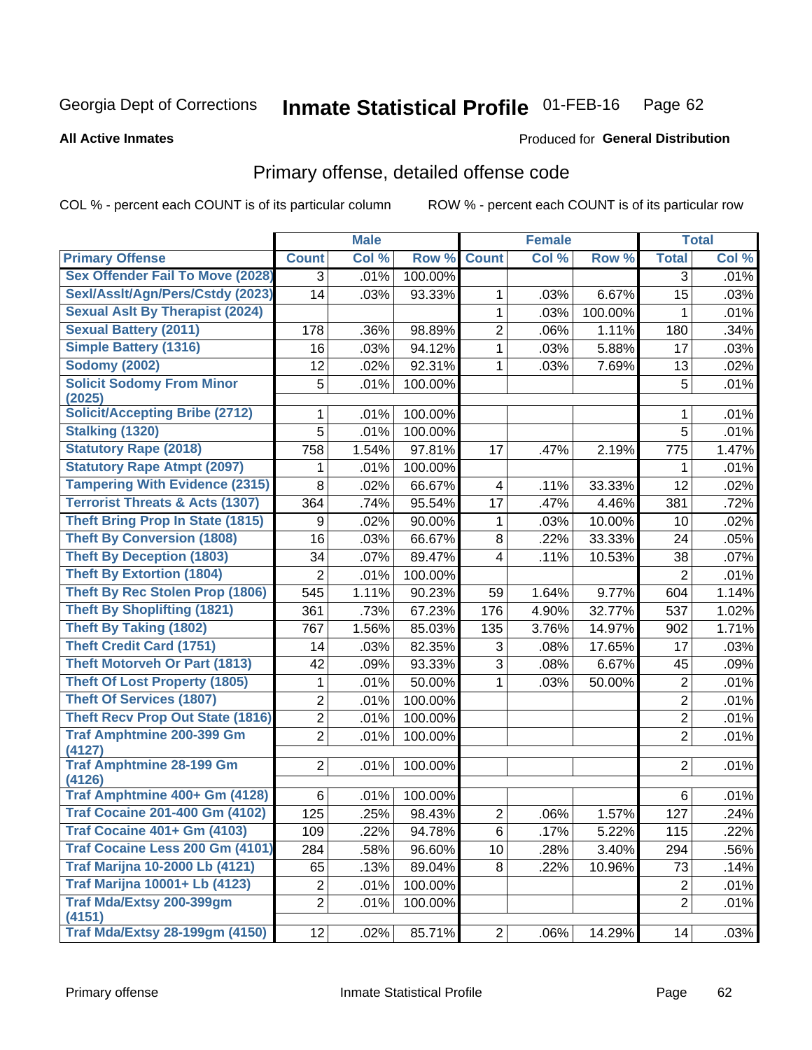Georgia Dept of Corrections **Inmate Statistical Profile** 01-FEB-16

**All Active Inmates**

Produced for **General Distribution**

## Primary offense, detailed offense code

COL % - percent each COUNT is of its particular column

ROW % - percent each COUNT is of its particular row

| | Male | | | Female | | | Total | |
|---|---|---|---|---|---|---|---|---|
| Primary Offense | Count | Col % | Row % | Count | Col % | Row % | Total | Col % |
| Sex Offender Fail To Move (2028) | 3 | .01% | 100.00% | | | | 3 | .01% |
| Sexl/Asslt/Agn/Pers/Cstdy (2023) | 14 | .03% | 93.33% | 1 | .03% | 6.67% | 15 | .03% |
| Sexual Aslt By Therapist (2024) | | | | 1 | .03% | 100.00% | 1 | .01% |
| Sexual Battery (2011) | 178 | .36% | 98.89% | 2 | .06% | 1.11% | 180 | .34% |
| Simple Battery (1316) | 16 | .03% | 94.12% | 1 | .03% | 5.88% | 17 | .03% |
| Sodomy (2002) | 12 | .02% | 92.31% | 1 | .03% | 7.69% | 13 | .02% |
| Solicit Sodomy From Minor (2025) | 5 | .01% | 100.00% | | | | 5 | .01% |
| Solicit/Accepting Bribe (2712) | 1 | .01% | 100.00% | | | | 1 | .01% |
| Stalking (1320) | 5 | .01% | 100.00% | | | | 5 | .01% |
| Statutory Rape (2018) | 758 | 1.54% | 97.81% | 17 | .47% | 2.19% | 775 | 1.47% |
| Statutory Rape Atmpt (2097) | 1 | .01% | 100.00% | | | | 1 | .01% |
| Tampering With Evidence (2315) | 8 | .02% | 66.67% | 4 | .11% | 33.33% | 12 | .02% |
| Terrorist Threats & Acts (1307) | 364 | .74% | 95.54% | 17 | .47% | 4.46% | 381 | .72% |
| Theft Bring Prop In State (1815) | 9 | .02% | 90.00% | 1 | .03% | 10.00% | 10 | .02% |
| Theft By Conversion (1808) | 16 | .03% | 66.67% | 8 | .22% | 33.33% | 24 | .05% |
| Theft By Deception (1803) | 34 | .07% | 89.47% | 4 | .11% | 10.53% | 38 | .07% |
| Theft By Extortion (1804) | 2 | .01% | 100.00% | | | | 2 | .01% |
| Theft By Rec Stolen Prop (1806) | 545 | 1.11% | 90.23% | 59 | 1.64% | 9.77% | 604 | 1.14% |
| Theft By Shoplifting (1821) | 361 | .73% | 67.23% | 176 | 4.90% | 32.77% | 537 | 1.02% |
| Theft By Taking (1802) | 767 | 1.56% | 85.03% | 135 | 3.76% | 14.97% | 902 | 1.71% |
| Theft Credit Card (1751) | 14 | .03% | 82.35% | 3 | .08% | 17.65% | 17 | .03% |
| Theft Motorveh Or Part (1813) | 42 | .09% | 93.33% | 3 | .08% | 6.67% | 45 | .09% |
| Theft Of Lost Property (1805) | 1 | .01% | 50.00% | 1 | .03% | 50.00% | 2 | .01% |
| Theft Of Services (1807) | 2 | .01% | 100.00% | | | | 2 | .01% |
| Theft Recv Prop Out State (1816) | 2 | .01% | 100.00% | | | | 2 | .01% |
| Traf Amphtmine 200-399 Gm (4127) | 2 | .01% | 100.00% | | | | 2 | .01% |
| Traf Amphtmine 28-199 Gm (4126) | 2 | .01% | 100.00% | | | | 2 | .01% |
| Traf Amphtmine 400+ Gm (4128) | 6 | .01% | 100.00% | | | | 6 | .01% |
| Traf Cocaine 201-400 Gm (4102) | 125 | .25% | 98.43% | 2 | .06% | 1.57% | 127 | .24% |
| Traf Cocaine 401+ Gm (4103) | 109 | .22% | 94.78% | 6 | .17% | 5.22% | 115 | .22% |
| Traf Cocaine Less 200 Gm (4101) | 284 | .58% | 96.60% | 10 | .28% | 3.40% | 294 | .56% |
| Traf Marijna 10-2000 Lb (4121) | 65 | .13% | 89.04% | 8 | .22% | 10.96% | 73 | .14% |
| Traf Marijna 10001+ Lb (4123) | 2 | .01% | 100.00% | | | | 2 | .01% |
| Traf Mda/Extsy 200-399gm (4151) | 2 | .01% | 100.00% | | | | 2 | .01% |
| Traf Mda/Extsy 28-199gm (4150) | 12 | .02% | 85.71% | 2 | .06% | 14.29% | 14 | .03% |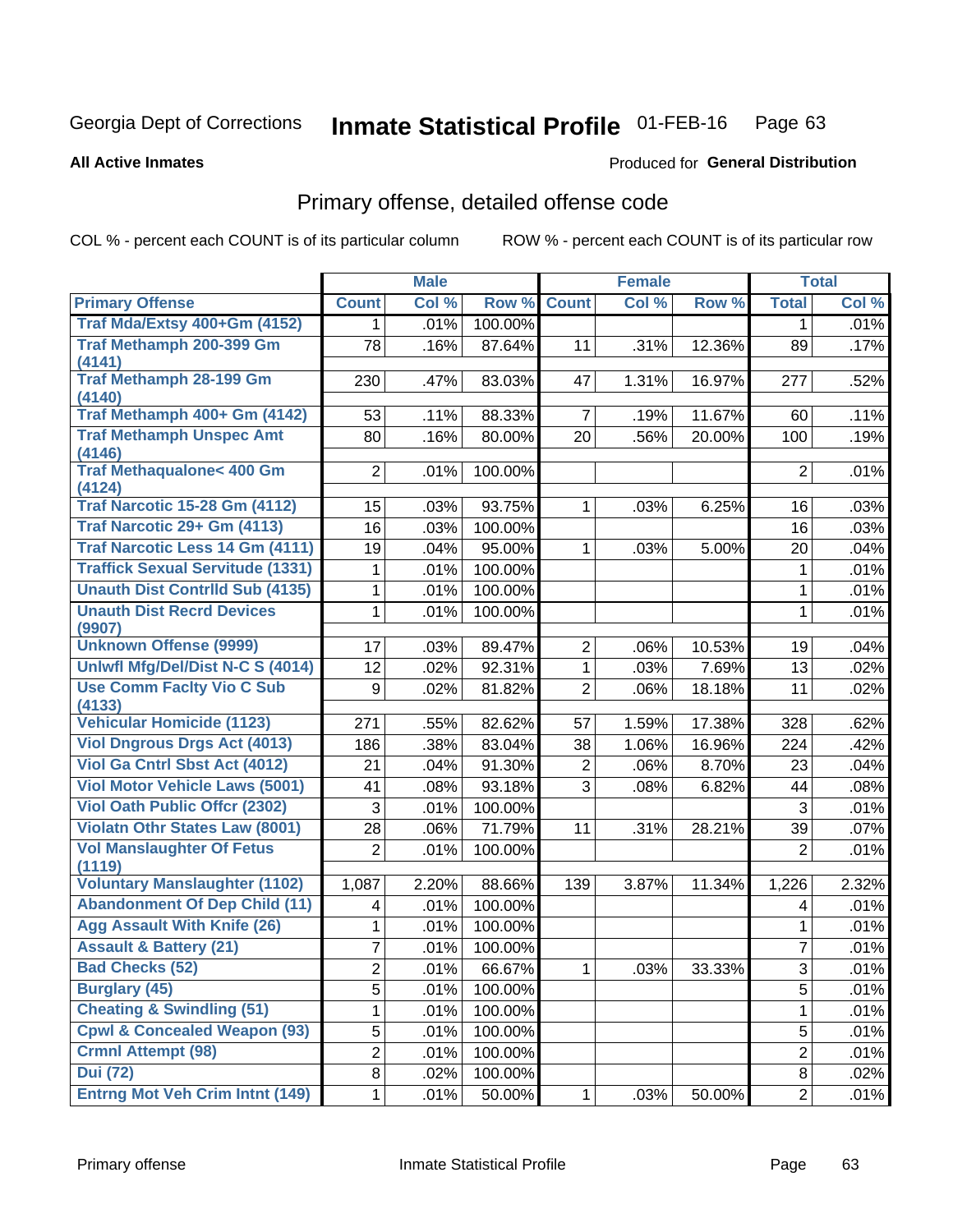Georgia Dept of Corrections **Inmate Statistical Profile** 01-FEB-16

**All Active Inmates**

Produced for **General Distribution**

## Primary offense, detailed offense code

COL % - percent each COUNT is of its particular column  ROW % - percent each COUNT is of its particular row

| | Male | | | Female | | | Total | |
|---|---|---|---|---|---|---|---|---|
| **Primary Offense** | **Count** | **Col %** | **Row %** | **Count** | **Col %** | **Row %** | **Total** | **Col %** |
| Traf Mda/Extsy 400+Gm (4152) | 1 | .01% | 100.00% | | | | 1 | .01% |
| Traf Methamph 200-399 Gm (4141) | 78 | .16% | 87.64% | 11 | .31% | 12.36% | 89 | .17% |
| Traf Methamph 28-199 Gm (4140) | 230 | .47% | 83.03% | 47 | 1.31% | 16.97% | 277 | .52% |
| Traf Methamph 400+ Gm (4142) | 53 | .11% | 88.33% | 7 | .19% | 11.67% | 60 | .11% |
| Traf Methamph Unspec Amt (4146) | 80 | .16% | 80.00% | 20 | .56% | 20.00% | 100 | .19% |
| Traf Methaqualone< 400 Gm (4124) | 2 | .01% | 100.00% | | | | 2 | .01% |
| Traf Narcotic 15-28 Gm (4112) | 15 | .03% | 93.75% | 1 | .03% | 6.25% | 16 | .03% |
| Traf Narcotic 29+ Gm (4113) | 16 | .03% | 100.00% | | | | 16 | .03% |
| Traf Narcotic Less 14 Gm (4111) | 19 | .04% | 95.00% | 1 | .03% | 5.00% | 20 | .04% |
| Traffick Sexual Servitude (1331) | 1 | .01% | 100.00% | | | | 1 | .01% |
| Unauth Dist Contrlld Sub (4135) | 1 | .01% | 100.00% | | | | 1 | .01% |
| Unauth Dist Recrd Devices (9907) | 1 | .01% | 100.00% | | | | 1 | .01% |
| Unknown Offense (9999) | 17 | .03% | 89.47% | 2 | .06% | 10.53% | 19 | .04% |
| Unlwfl Mfg/Del/Dist N-C S (4014) | 12 | .02% | 92.31% | 1 | .03% | 7.69% | 13 | .02% |
| Use Comm Faclty Vio C Sub (4133) | 9 | .02% | 81.82% | 2 | .06% | 18.18% | 11 | .02% |
| Vehicular Homicide (1123) | 271 | .55% | 82.62% | 57 | 1.59% | 17.38% | 328 | .62% |
| Viol Dngrous Drgs Act (4013) | 186 | .38% | 83.04% | 38 | 1.06% | 16.96% | 224 | .42% |
| Viol Ga Cntrl Sbst Act (4012) | 21 | .04% | 91.30% | 2 | .06% | 8.70% | 23 | .04% |
| Viol Motor Vehicle Laws (5001) | 41 | .08% | 93.18% | 3 | .08% | 6.82% | 44 | .08% |
| Viol Oath Public Offcr (2302) | 3 | .01% | 100.00% | | | | 3 | .01% |
| Violatn Othr States Law (8001) | 28 | .06% | 71.79% | 11 | .31% | 28.21% | 39 | .07% |
| Vol Manslaughter Of Fetus (1119) | 2 | .01% | 100.00% | | | | 2 | .01% |
| Voluntary Manslaughter (1102) | 1,087 | 2.20% | 88.66% | 139 | 3.87% | 11.34% | 1,226 | 2.32% |
| Abandonment Of Dep Child (11) | 4 | .01% | 100.00% | | | | 4 | .01% |
| Agg Assault With Knife (26) | 1 | .01% | 100.00% | | | | 1 | .01% |
| Assault & Battery (21) | 7 | .01% | 100.00% | | | | 7 | .01% |
| Bad Checks (52) | 2 | .01% | 66.67% | 1 | .03% | 33.33% | 3 | .01% |
| Burglary (45) | 5 | .01% | 100.00% | | | | 5 | .01% |
| Cheating & Swindling (51) | 1 | .01% | 100.00% | | | | 1 | .01% |
| Cpwl & Concealed Weapon (93) | 5 | .01% | 100.00% | | | | 5 | .01% |
| Crmnl Attempt (98) | 2 | .01% | 100.00% | | | | 2 | .01% |
| Dui (72) | 8 | .02% | 100.00% | | | | 8 | .02% |
| Entrng Mot Veh Crim Intnt (149) | 1 | .01% | 50.00% | 1 | .03% | 50.00% | 2 | .01% |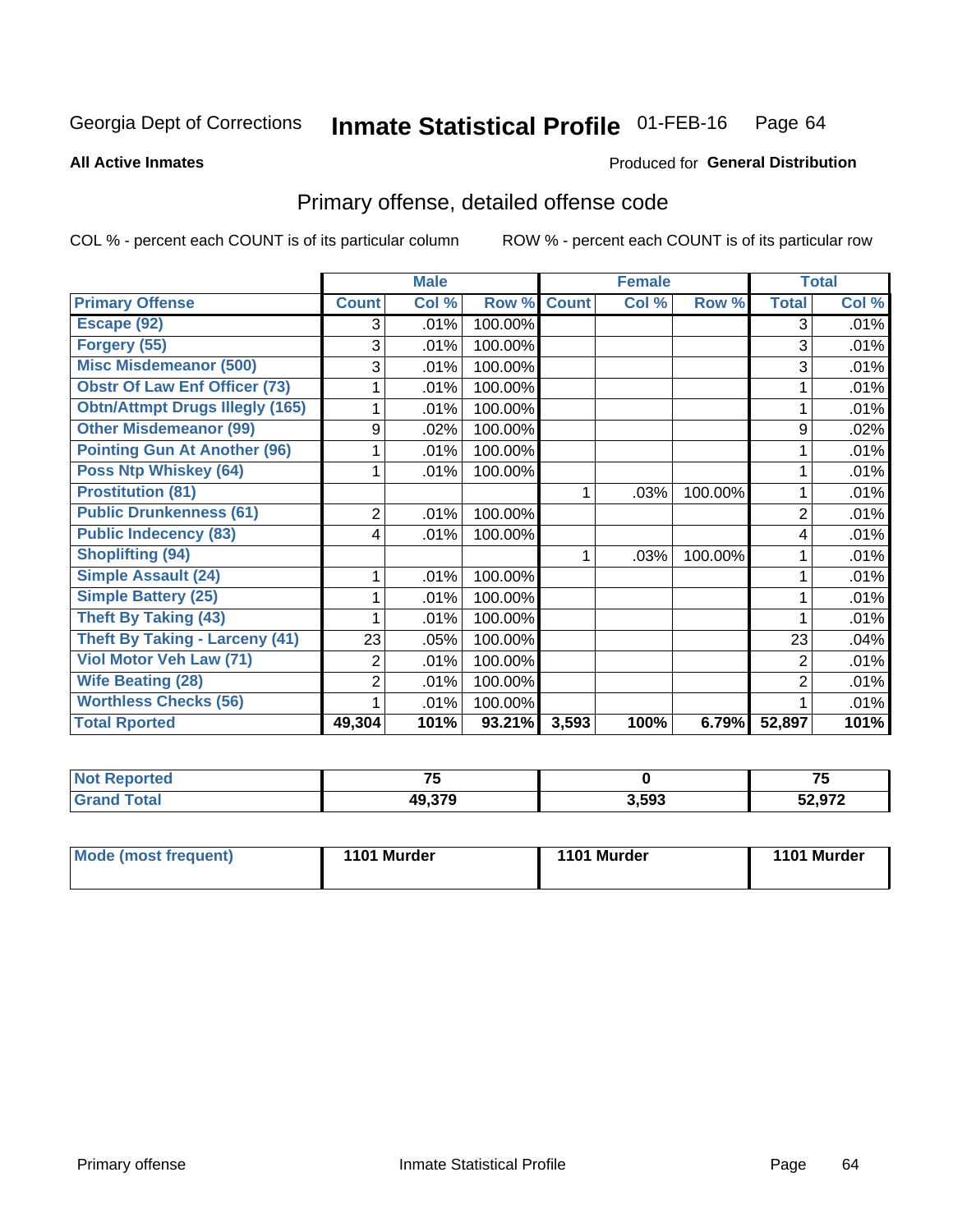Georgia Dept of Corrections **Inmate Statistical Profile** 01-FEB-16 Page 64

**All Active Inmates**

Produced for **General Distribution**

## Primary offense, detailed offense code

COL % - percent each COUNT is of its particular column

ROW % - percent each COUNT is of its particular row

| | Male | | | Female | | | Total | |
|---|---|---|---|---|---|---|---|---|
| **Primary Offense** | **Count** | **Col %** | **Row %** | **Count** | **Col %** | **Row %** | **Total** | **Col %** |
| Escape (92) | 3 | .01% | 100.00% | | | | 3 | .01% |
| Forgery (55) | 3 | .01% | 100.00% | | | | 3 | .01% |
| Misc Misdemeanor (500) | 3 | .01% | 100.00% | | | | 3 | .01% |
| Obstr Of Law Enf Officer (73) | 1 | .01% | 100.00% | | | | 1 | .01% |
| Obtn/Attmpt Drugs Illegly (165) | 1 | .01% | 100.00% | | | | 1 | .01% |
| Other Misdemeanor (99) | 9 | .02% | 100.00% | | | | 9 | .02% |
| Pointing Gun At Another (96) | 1 | .01% | 100.00% | | | | 1 | .01% |
| Poss Ntp Whiskey (64) | 1 | .01% | 100.00% | | | | 1 | .01% |
| Prostitution (81) | | | | 1 | .03% | 100.00% | 1 | .01% |
| Public Drunkenness (61) | 2 | .01% | 100.00% | | | | 2 | .01% |
| Public Indecency (83) | 4 | .01% | 100.00% | | | | 4 | .01% |
| Shoplifting (94) | | | | 1 | .03% | 100.00% | 1 | .01% |
| Simple Assault (24) | 1 | .01% | 100.00% | | | | 1 | .01% |
| Simple Battery (25) | 1 | .01% | 100.00% | | | | 1 | .01% |
| Theft By Taking (43) | 1 | .01% | 100.00% | | | | 1 | .01% |
| Theft By Taking - Larceny (41) | 23 | .05% | 100.00% | | | | 23 | .04% |
| Viol Motor Veh Law (71) | 2 | .01% | 100.00% | | | | 2 | .01% |
| Wife Beating (28) | 2 | .01% | 100.00% | | | | 2 | .01% |
| Worthless Checks (56) | 1 | .01% | 100.00% | | | | 1 | .01% |
| **Total Rported** | **49,304** | **101%** | **93.21%** | **3,593** | **100%** | **6.79%** | **52,897** | **101%** |

| | Male | Female | Total |
|---|---|---|---|
| **Not Reported** | **75** | **0** | **75** |
| **Grand Total** | **49,379** | **3,593** | **52,972** |

| | Male | Female | Total |
|---|---|---|---|
| **Mode (most frequent)** | **1101 Murder** | **1101 Murder** | **1101 Murder** |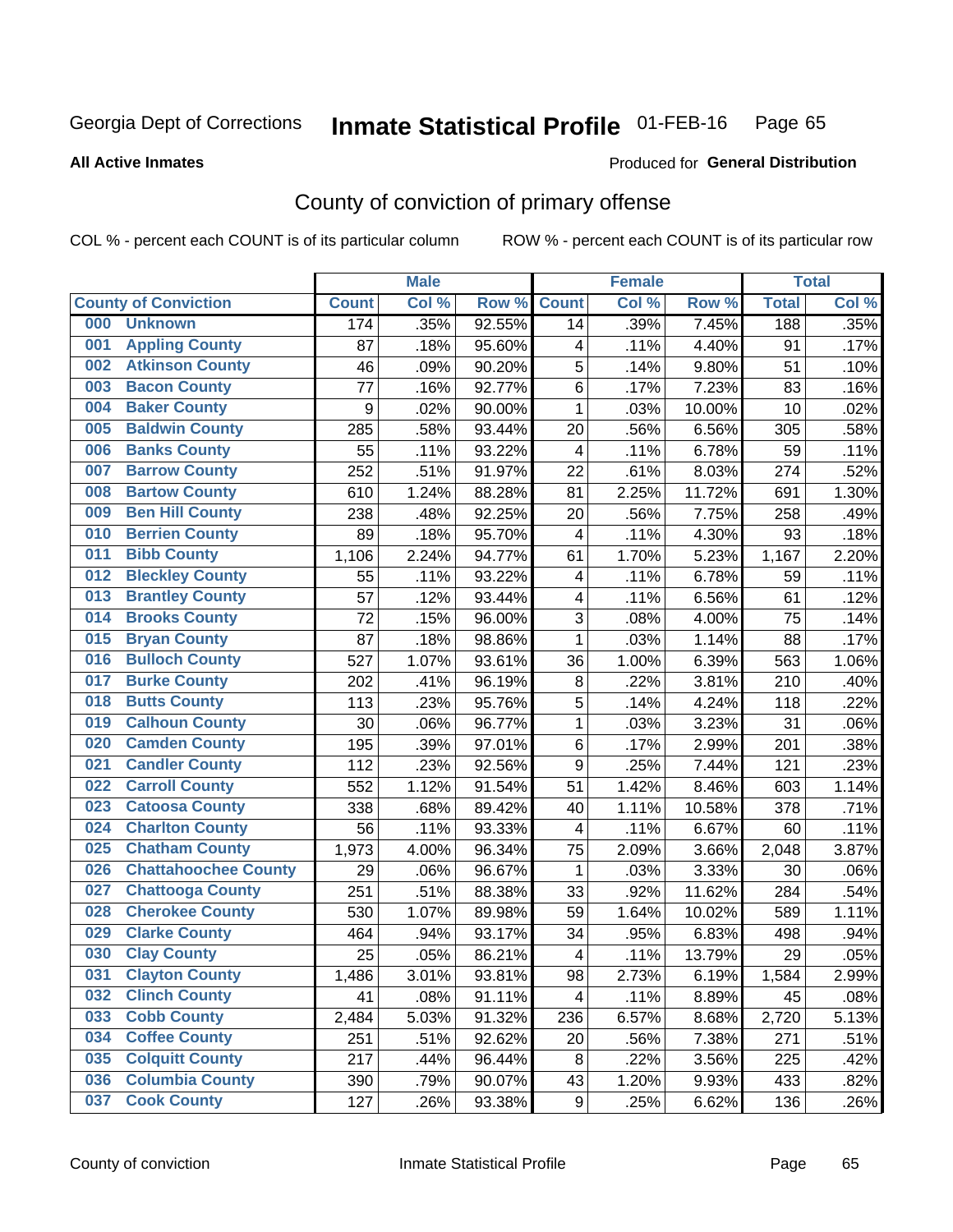Georgia Dept of Corrections **Inmate Statistical Profile** 01-FEB-16

**All Active Inmates**

Produced for **General Distribution**

## County of conviction of primary offense

COL % - percent each COUNT is of its particular column ROW % - percent each COUNT is of its particular row

| County of Conviction | Male | | | Female | | | Total | |
|---|---|---|---|---|---|---|---|---|
| | Count | Col % | Row % | Count | Col % | Row % | Total | Col % |
| 000 Unknown | 174 | .35% | 92.55% | 14 | .39% | 7.45% | 188 | .35% |
| 001 Appling County | 87 | .18% | 95.60% | 4 | .11% | 4.40% | 91 | .17% |
| 002 Atkinson County | 46 | .09% | 90.20% | 5 | .14% | 9.80% | 51 | .10% |
| 003 Bacon County | 77 | .16% | 92.77% | 6 | .17% | 7.23% | 83 | .16% |
| 004 Baker County | 9 | .02% | 90.00% | 1 | .03% | 10.00% | 10 | .02% |
| 005 Baldwin County | 285 | .58% | 93.44% | 20 | .56% | 6.56% | 305 | .58% |
| 006 Banks County | 55 | .11% | 93.22% | 4 | .11% | 6.78% | 59 | .11% |
| 007 Barrow County | 252 | .51% | 91.97% | 22 | .61% | 8.03% | 274 | .52% |
| 008 Bartow County | 610 | 1.24% | 88.28% | 81 | 2.25% | 11.72% | 691 | 1.30% |
| 009 Ben Hill County | 238 | .48% | 92.25% | 20 | .56% | 7.75% | 258 | .49% |
| 010 Berrien County | 89 | .18% | 95.70% | 4 | .11% | 4.30% | 93 | .18% |
| 011 Bibb County | 1,106 | 2.24% | 94.77% | 61 | 1.70% | 5.23% | 1,167 | 2.20% |
| 012 Bleckley County | 55 | .11% | 93.22% | 4 | .11% | 6.78% | 59 | .11% |
| 013 Brantley County | 57 | .12% | 93.44% | 4 | .11% | 6.56% | 61 | .12% |
| 014 Brooks County | 72 | .15% | 96.00% | 3 | .08% | 4.00% | 75 | .14% |
| 015 Bryan County | 87 | .18% | 98.86% | 1 | .03% | 1.14% | 88 | .17% |
| 016 Bulloch County | 527 | 1.07% | 93.61% | 36 | 1.00% | 6.39% | 563 | 1.06% |
| 017 Burke County | 202 | .41% | 96.19% | 8 | .22% | 3.81% | 210 | .40% |
| 018 Butts County | 113 | .23% | 95.76% | 5 | .14% | 4.24% | 118 | .22% |
| 019 Calhoun County | 30 | .06% | 96.77% | 1 | .03% | 3.23% | 31 | .06% |
| 020 Camden County | 195 | .39% | 97.01% | 6 | .17% | 2.99% | 201 | .38% |
| 021 Candler County | 112 | .23% | 92.56% | 9 | .25% | 7.44% | 121 | .23% |
| 022 Carroll County | 552 | 1.12% | 91.54% | 51 | 1.42% | 8.46% | 603 | 1.14% |
| 023 Catoosa County | 338 | .68% | 89.42% | 40 | 1.11% | 10.58% | 378 | .71% |
| 024 Charlton County | 56 | .11% | 93.33% | 4 | .11% | 6.67% | 60 | .11% |
| 025 Chatham County | 1,973 | 4.00% | 96.34% | 75 | 2.09% | 3.66% | 2,048 | 3.87% |
| 026 Chattahoochee County | 29 | .06% | 96.67% | 1 | .03% | 3.33% | 30 | .06% |
| 027 Chattooga County | 251 | .51% | 88.38% | 33 | .92% | 11.62% | 284 | .54% |
| 028 Cherokee County | 530 | 1.07% | 89.98% | 59 | 1.64% | 10.02% | 589 | 1.11% |
| 029 Clarke County | 464 | .94% | 93.17% | 34 | .95% | 6.83% | 498 | .94% |
| 030 Clay County | 25 | .05% | 86.21% | 4 | .11% | 13.79% | 29 | .05% |
| 031 Clayton County | 1,486 | 3.01% | 93.81% | 98 | 2.73% | 6.19% | 1,584 | 2.99% |
| 032 Clinch County | 41 | .08% | 91.11% | 4 | .11% | 8.89% | 45 | .08% |
| 033 Cobb County | 2,484 | 5.03% | 91.32% | 236 | 6.57% | 8.68% | 2,720 | 5.13% |
| 034 Coffee County | 251 | .51% | 92.62% | 20 | .56% | 7.38% | 271 | .51% |
| 035 Colquitt County | 217 | .44% | 96.44% | 8 | .22% | 3.56% | 225 | .42% |
| 036 Columbia County | 390 | .79% | 90.07% | 43 | 1.20% | 9.93% | 433 | .82% |
| 037 Cook County | 127 | .26% | 93.38% | 9 | .25% | 6.62% | 136 | .26% |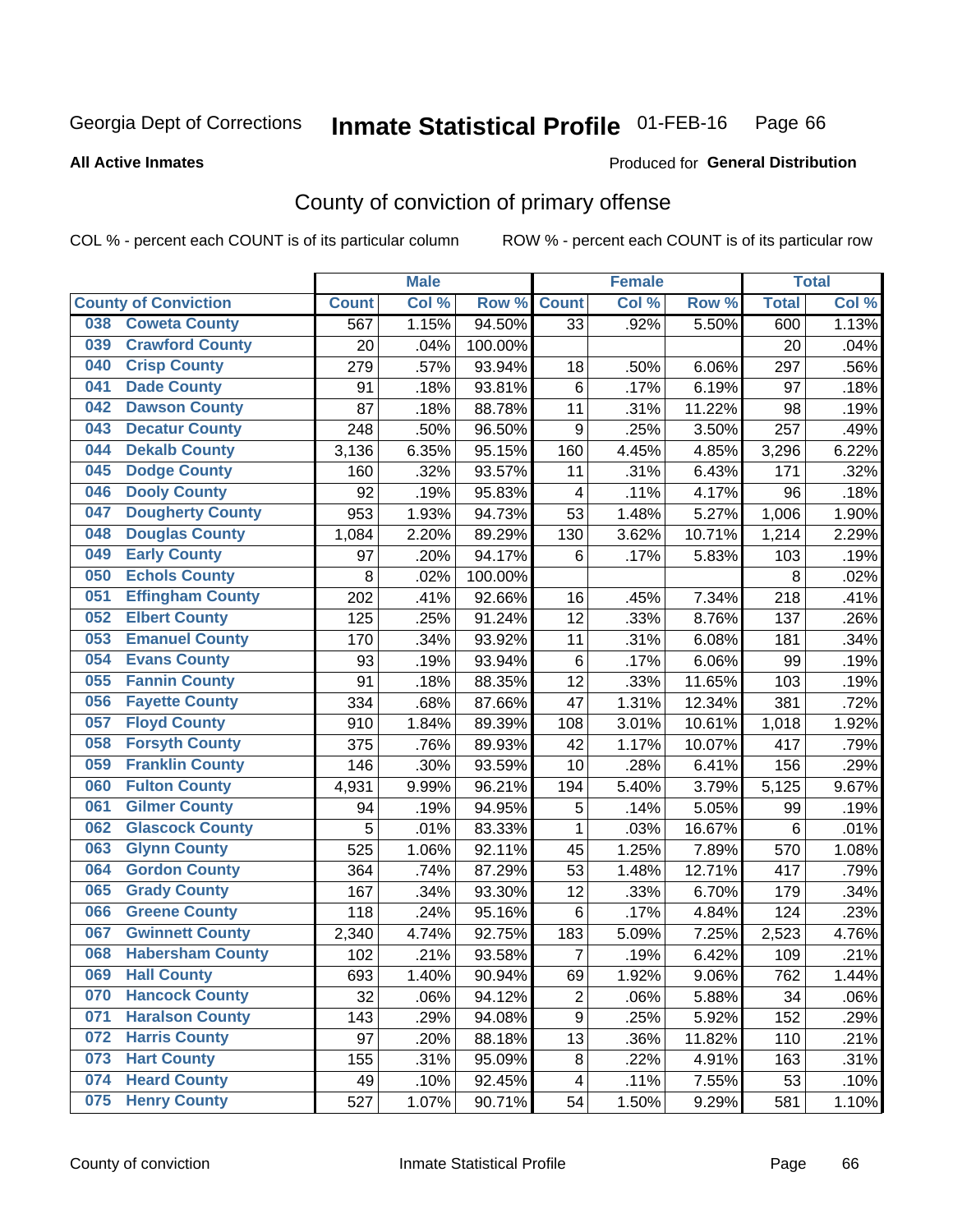Georgia Dept of Corrections **Inmate Statistical Profile** 01-FEB-16

**All Active Inmates**

Produced for **General Distribution**

## County of conviction of primary offense

COL % - percent each COUNT is of its particular column    ROW % - percent each COUNT is of its particular row

| County of Conviction | Male | | | Female | | | Total | |
|---|---|---|---|---|---|---|---|---|
| | Count | Col % | Row % | Count | Col % | Row % | Total | Col % |
| 038 Coweta County | 567 | 1.15% | 94.50% | 33 | .92% | 5.50% | 600 | 1.13% |
| 039 Crawford County | 20 | .04% | 100.00% | | | | 20 | .04% |
| 040 Crisp County | 279 | .57% | 93.94% | 18 | .50% | 6.06% | 297 | .56% |
| 041 Dade County | 91 | .18% | 93.81% | 6 | .17% | 6.19% | 97 | .18% |
| 042 Dawson County | 87 | .18% | 88.78% | 11 | .31% | 11.22% | 98 | .19% |
| 043 Decatur County | 248 | .50% | 96.50% | 9 | .25% | 3.50% | 257 | .49% |
| 044 Dekalb County | 3,136 | 6.35% | 95.15% | 160 | 4.45% | 4.85% | 3,296 | 6.22% |
| 045 Dodge County | 160 | .32% | 93.57% | 11 | .31% | 6.43% | 171 | .32% |
| 046 Dooly County | 92 | .19% | 95.83% | 4 | .11% | 4.17% | 96 | .18% |
| 047 Dougherty County | 953 | 1.93% | 94.73% | 53 | 1.48% | 5.27% | 1,006 | 1.90% |
| 048 Douglas County | 1,084 | 2.20% | 89.29% | 130 | 3.62% | 10.71% | 1,214 | 2.29% |
| 049 Early County | 97 | .20% | 94.17% | 6 | .17% | 5.83% | 103 | .19% |
| 050 Echols County | 8 | .02% | 100.00% | | | | 8 | .02% |
| 051 Effingham County | 202 | .41% | 92.66% | 16 | .45% | 7.34% | 218 | .41% |
| 052 Elbert County | 125 | .25% | 91.24% | 12 | .33% | 8.76% | 137 | .26% |
| 053 Emanuel County | 170 | .34% | 93.92% | 11 | .31% | 6.08% | 181 | .34% |
| 054 Evans County | 93 | .19% | 93.94% | 6 | .17% | 6.06% | 99 | .19% |
| 055 Fannin County | 91 | .18% | 88.35% | 12 | .33% | 11.65% | 103 | .19% |
| 056 Fayette County | 334 | .68% | 87.66% | 47 | 1.31% | 12.34% | 381 | .72% |
| 057 Floyd County | 910 | 1.84% | 89.39% | 108 | 3.01% | 10.61% | 1,018 | 1.92% |
| 058 Forsyth County | 375 | .76% | 89.93% | 42 | 1.17% | 10.07% | 417 | .79% |
| 059 Franklin County | 146 | .30% | 93.59% | 10 | .28% | 6.41% | 156 | .29% |
| 060 Fulton County | 4,931 | 9.99% | 96.21% | 194 | 5.40% | 3.79% | 5,125 | 9.67% |
| 061 Gilmer County | 94 | .19% | 94.95% | 5 | .14% | 5.05% | 99 | .19% |
| 062 Glascock County | 5 | .01% | 83.33% | 1 | .03% | 16.67% | 6 | .01% |
| 063 Glynn County | 525 | 1.06% | 92.11% | 45 | 1.25% | 7.89% | 570 | 1.08% |
| 064 Gordon County | 364 | .74% | 87.29% | 53 | 1.48% | 12.71% | 417 | .79% |
| 065 Grady County | 167 | .34% | 93.30% | 12 | .33% | 6.70% | 179 | .34% |
| 066 Greene County | 118 | .24% | 95.16% | 6 | .17% | 4.84% | 124 | .23% |
| 067 Gwinnett County | 2,340 | 4.74% | 92.75% | 183 | 5.09% | 7.25% | 2,523 | 4.76% |
| 068 Habersham County | 102 | .21% | 93.58% | 7 | .19% | 6.42% | 109 | .21% |
| 069 Hall County | 693 | 1.40% | 90.94% | 69 | 1.92% | 9.06% | 762 | 1.44% |
| 070 Hancock County | 32 | .06% | 94.12% | 2 | .06% | 5.88% | 34 | .06% |
| 071 Haralson County | 143 | .29% | 94.08% | 9 | .25% | 5.92% | 152 | .29% |
| 072 Harris County | 97 | .20% | 88.18% | 13 | .36% | 11.82% | 110 | .21% |
| 073 Hart County | 155 | .31% | 95.09% | 8 | .22% | 4.91% | 163 | .31% |
| 074 Heard County | 49 | .10% | 92.45% | 4 | .11% | 7.55% | 53 | .10% |
| 075 Henry County | 527 | 1.07% | 90.71% | 54 | 1.50% | 9.29% | 581 | 1.10% |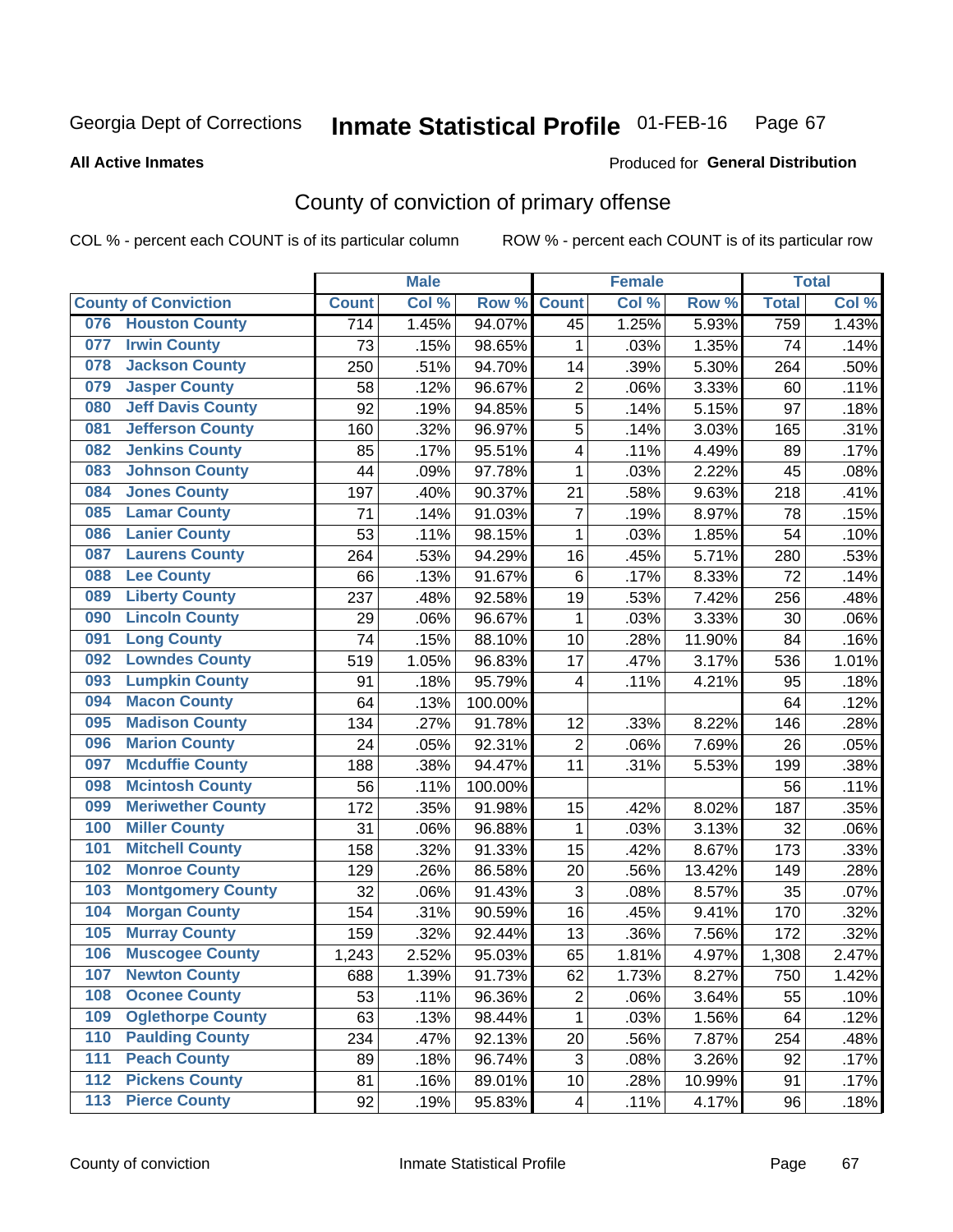Georgia Dept of Corrections **Inmate Statistical Profile** 01-FEB-16

**All Active Inmates**

Produced for **General Distribution**

## County of conviction of primary offense

COL % - percent each COUNT is of its particular column ROW % - percent each COUNT is of its particular row

| County of Conviction | Male | | | Female | | | Total | |
|---|---|---|---|---|---|---|---|---|
| | Count | Col % | Row % | Count | Col % | Row % | Total | Col % |
| 076 Houston County | 714 | 1.45% | 94.07% | 45 | 1.25% | 5.93% | 759 | 1.43% |
| 077 Irwin County | 73 | .15% | 98.65% | 1 | .03% | 1.35% | 74 | .14% |
| 078 Jackson County | 250 | .51% | 94.70% | 14 | .39% | 5.30% | 264 | .50% |
| 079 Jasper County | 58 | .12% | 96.67% | 2 | .06% | 3.33% | 60 | .11% |
| 080 Jeff Davis County | 92 | .19% | 94.85% | 5 | .14% | 5.15% | 97 | .18% |
| 081 Jefferson County | 160 | .32% | 96.97% | 5 | .14% | 3.03% | 165 | .31% |
| 082 Jenkins County | 85 | .17% | 95.51% | 4 | .11% | 4.49% | 89 | .17% |
| 083 Johnson County | 44 | .09% | 97.78% | 1 | .03% | 2.22% | 45 | .08% |
| 084 Jones County | 197 | .40% | 90.37% | 21 | .58% | 9.63% | 218 | .41% |
| 085 Lamar County | 71 | .14% | 91.03% | 7 | .19% | 8.97% | 78 | .15% |
| 086 Lanier County | 53 | .11% | 98.15% | 1 | .03% | 1.85% | 54 | .10% |
| 087 Laurens County | 264 | .53% | 94.29% | 16 | .45% | 5.71% | 280 | .53% |
| 088 Lee County | 66 | .13% | 91.67% | 6 | .17% | 8.33% | 72 | .14% |
| 089 Liberty County | 237 | .48% | 92.58% | 19 | .53% | 7.42% | 256 | .48% |
| 090 Lincoln County | 29 | .06% | 96.67% | 1 | .03% | 3.33% | 30 | .06% |
| 091 Long County | 74 | .15% | 88.10% | 10 | .28% | 11.90% | 84 | .16% |
| 092 Lowndes County | 519 | 1.05% | 96.83% | 17 | .47% | 3.17% | 536 | 1.01% |
| 093 Lumpkin County | 91 | .18% | 95.79% | 4 | .11% | 4.21% | 95 | .18% |
| 094 Macon County | 64 | .13% | 100.00% | | | | 64 | .12% |
| 095 Madison County | 134 | .27% | 91.78% | 12 | .33% | 8.22% | 146 | .28% |
| 096 Marion County | 24 | .05% | 92.31% | 2 | .06% | 7.69% | 26 | .05% |
| 097 Mcduffie County | 188 | .38% | 94.47% | 11 | .31% | 5.53% | 199 | .38% |
| 098 Mcintosh County | 56 | .11% | 100.00% | | | | 56 | .11% |
| 099 Meriwether County | 172 | .35% | 91.98% | 15 | .42% | 8.02% | 187 | .35% |
| 100 Miller County | 31 | .06% | 96.88% | 1 | .03% | 3.13% | 32 | .06% |
| 101 Mitchell County | 158 | .32% | 91.33% | 15 | .42% | 8.67% | 173 | .33% |
| 102 Monroe County | 129 | .26% | 86.58% | 20 | .56% | 13.42% | 149 | .28% |
| 103 Montgomery County | 32 | .06% | 91.43% | 3 | .08% | 8.57% | 35 | .07% |
| 104 Morgan County | 154 | .31% | 90.59% | 16 | .45% | 9.41% | 170 | .32% |
| 105 Murray County | 159 | .32% | 92.44% | 13 | .36% | 7.56% | 172 | .32% |
| 106 Muscogee County | 1,243 | 2.52% | 95.03% | 65 | 1.81% | 4.97% | 1,308 | 2.47% |
| 107 Newton County | 688 | 1.39% | 91.73% | 62 | 1.73% | 8.27% | 750 | 1.42% |
| 108 Oconee County | 53 | .11% | 96.36% | 2 | .06% | 3.64% | 55 | .10% |
| 109 Oglethorpe County | 63 | .13% | 98.44% | 1 | .03% | 1.56% | 64 | .12% |
| 110 Paulding County | 234 | .47% | 92.13% | 20 | .56% | 7.87% | 254 | .48% |
| 111 Peach County | 89 | .18% | 96.74% | 3 | .08% | 3.26% | 92 | .17% |
| 112 Pickens County | 81 | .16% | 89.01% | 10 | .28% | 10.99% | 91 | .17% |
| 113 Pierce County | 92 | .19% | 95.83% | 4 | .11% | 4.17% | 96 | .18% |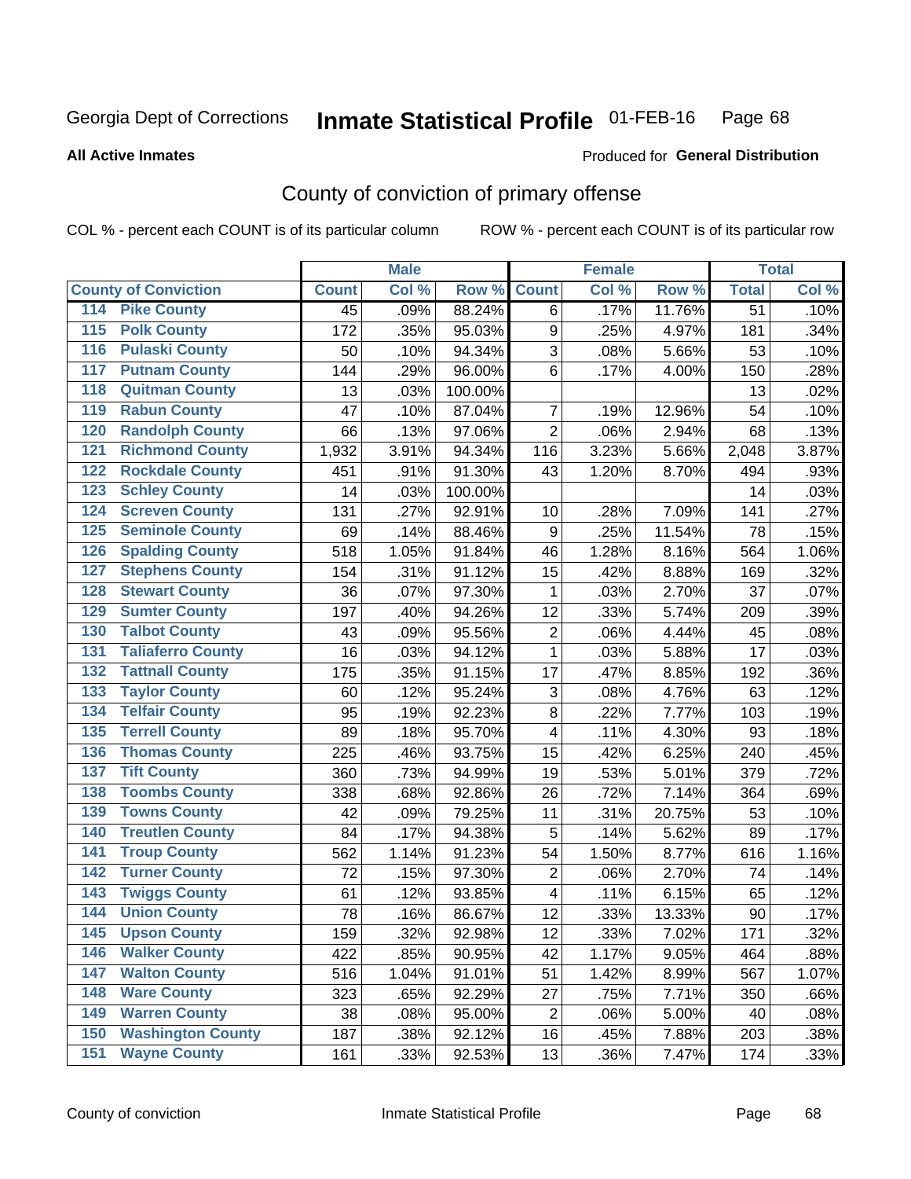Georgia Dept of Corrections **Inmate Statistical Profile** 01-FEB-16 Page 68

**All Active Inmates**

Produced for **General Distribution**

## County of conviction of primary offense

COL % - percent each COUNT is of its particular column ROW % - percent each COUNT is of its particular row

| County of Conviction | Male | | | Female | | | Total | |
|---|---|---|---|---|---|---|---|---|
| | Count | Col % | Row % | Count | Col % | Row % | Total | Col % |
| 114 Pike County | 45 | .09% | 88.24% | 6 | .17% | 11.76% | 51 | .10% |
| 115 Polk County | 172 | .35% | 95.03% | 9 | .25% | 4.97% | 181 | .34% |
| 116 Pulaski County | 50 | .10% | 94.34% | 3 | .08% | 5.66% | 53 | .10% |
| 117 Putnam County | 144 | .29% | 96.00% | 6 | .17% | 4.00% | 150 | .28% |
| 118 Quitman County | 13 | .03% | 100.00% | | | | 13 | .02% |
| 119 Rabun County | 47 | .10% | 87.04% | 7 | .19% | 12.96% | 54 | .10% |
| 120 Randolph County | 66 | .13% | 97.06% | 2 | .06% | 2.94% | 68 | .13% |
| 121 Richmond County | 1,932 | 3.91% | 94.34% | 116 | 3.23% | 5.66% | 2,048 | 3.87% |
| 122 Rockdale County | 451 | .91% | 91.30% | 43 | 1.20% | 8.70% | 494 | .93% |
| 123 Schley County | 14 | .03% | 100.00% | | | | 14 | .03% |
| 124 Screven County | 131 | .27% | 92.91% | 10 | .28% | 7.09% | 141 | .27% |
| 125 Seminole County | 69 | .14% | 88.46% | 9 | .25% | 11.54% | 78 | .15% |
| 126 Spalding County | 518 | 1.05% | 91.84% | 46 | 1.28% | 8.16% | 564 | 1.06% |
| 127 Stephens County | 154 | .31% | 91.12% | 15 | .42% | 8.88% | 169 | .32% |
| 128 Stewart County | 36 | .07% | 97.30% | 1 | .03% | 2.70% | 37 | .07% |
| 129 Sumter County | 197 | .40% | 94.26% | 12 | .33% | 5.74% | 209 | .39% |
| 130 Talbot County | 43 | .09% | 95.56% | 2 | .06% | 4.44% | 45 | .08% |
| 131 Taliaferro County | 16 | .03% | 94.12% | 1 | .03% | 5.88% | 17 | .03% |
| 132 Tattnall County | 175 | .35% | 91.15% | 17 | .47% | 8.85% | 192 | .36% |
| 133 Taylor County | 60 | .12% | 95.24% | 3 | .08% | 4.76% | 63 | .12% |
| 134 Telfair County | 95 | .19% | 92.23% | 8 | .22% | 7.77% | 103 | .19% |
| 135 Terrell County | 89 | .18% | 95.70% | 4 | .11% | 4.30% | 93 | .18% |
| 136 Thomas County | 225 | .46% | 93.75% | 15 | .42% | 6.25% | 240 | .45% |
| 137 Tift County | 360 | .73% | 94.99% | 19 | .53% | 5.01% | 379 | .72% |
| 138 Toombs County | 338 | .68% | 92.86% | 26 | .72% | 7.14% | 364 | .69% |
| 139 Towns County | 42 | .09% | 79.25% | 11 | .31% | 20.75% | 53 | .10% |
| 140 Treutlen County | 84 | .17% | 94.38% | 5 | .14% | 5.62% | 89 | .17% |
| 141 Troup County | 562 | 1.14% | 91.23% | 54 | 1.50% | 8.77% | 616 | 1.16% |
| 142 Turner County | 72 | .15% | 97.30% | 2 | .06% | 2.70% | 74 | .14% |
| 143 Twiggs County | 61 | .12% | 93.85% | 4 | .11% | 6.15% | 65 | .12% |
| 144 Union County | 78 | .16% | 86.67% | 12 | .33% | 13.33% | 90 | .17% |
| 145 Upson County | 159 | .32% | 92.98% | 12 | .33% | 7.02% | 171 | .32% |
| 146 Walker County | 422 | .85% | 90.95% | 42 | 1.17% | 9.05% | 464 | .88% |
| 147 Walton County | 516 | 1.04% | 91.01% | 51 | 1.42% | 8.99% | 567 | 1.07% |
| 148 Ware County | 323 | .65% | 92.29% | 27 | .75% | 7.71% | 350 | .66% |
| 149 Warren County | 38 | .08% | 95.00% | 2 | .06% | 5.00% | 40 | .08% |
| 150 Washington County | 187 | .38% | 92.12% | 16 | .45% | 7.88% | 203 | .38% |
| 151 Wayne County | 161 | .33% | 92.53% | 13 | .36% | 7.47% | 174 | .33% |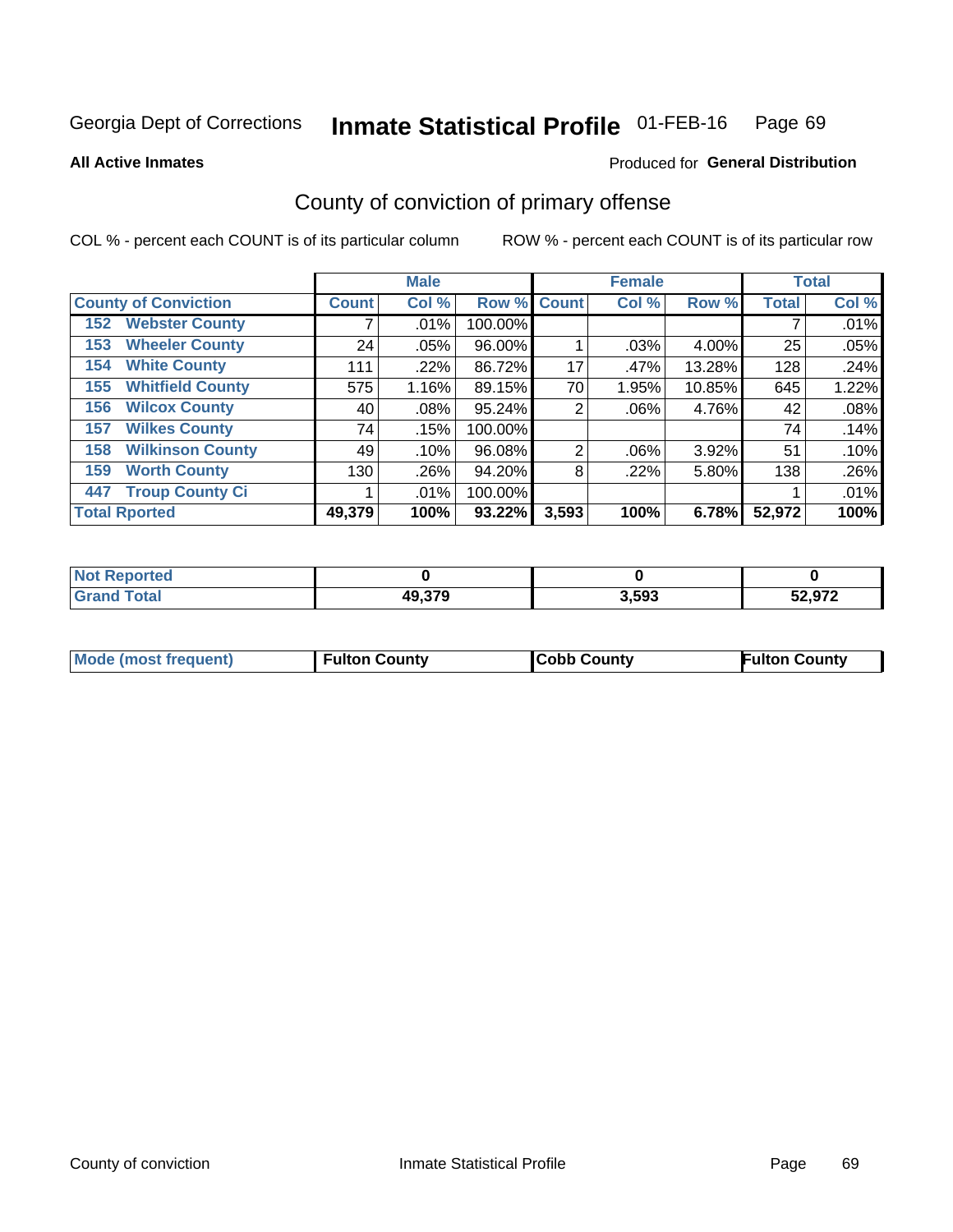Georgia Dept of Corrections **Inmate Statistical Profile** 01-FEB-16 Page 69

**All Active Inmates**

Produced for **General Distribution**

## County of conviction of primary offense

COL % - percent each COUNT is of its particular column    ROW % - percent each COUNT is of its particular row

| County of Conviction | Male | | | Female | | | Total | |
|---|---|---|---|---|---|---|---|---|
| | Count | Col % | Row % | Count | Col % | Row % | Total | Col % |
| 152 Webster County | 7 | .01% | 100.00% | | | | 7 | .01% |
| 153 Wheeler County | 24 | .05% | 96.00% | 1 | .03% | 4.00% | 25 | .05% |
| 154 White County | 111 | .22% | 86.72% | 17 | .47% | 13.28% | 128 | .24% |
| 155 Whitfield County | 575 | 1.16% | 89.15% | 70 | 1.95% | 10.85% | 645 | 1.22% |
| 156 Wilcox County | 40 | .08% | 95.24% | 2 | .06% | 4.76% | 42 | .08% |
| 157 Wilkes County | 74 | .15% | 100.00% | | | | 74 | .14% |
| 158 Wilkinson County | 49 | .10% | 96.08% | 2 | .06% | 3.92% | 51 | .10% |
| 159 Worth County | 130 | .26% | 94.20% | 8 | .22% | 5.80% | 138 | .26% |
| 447 Troup County Ci | 1 | .01% | 100.00% | | | | 1 | .01% |
| **Total Rported** | **49,379** | **100%** | **93.22%** | **3,593** | **100%** | **6.78%** | **52,972** | **100%** |

| | Male | Female | Total |
|---|---|---|---|
| Not Reported | 0 | 0 | 0 |
| Grand Total | 49,379 | 3,593 | 52,972 |

| | Male | Female | Total |
|---|---|---|---|
| Mode (most frequent) | Fulton County | Cobb County | Fulton County |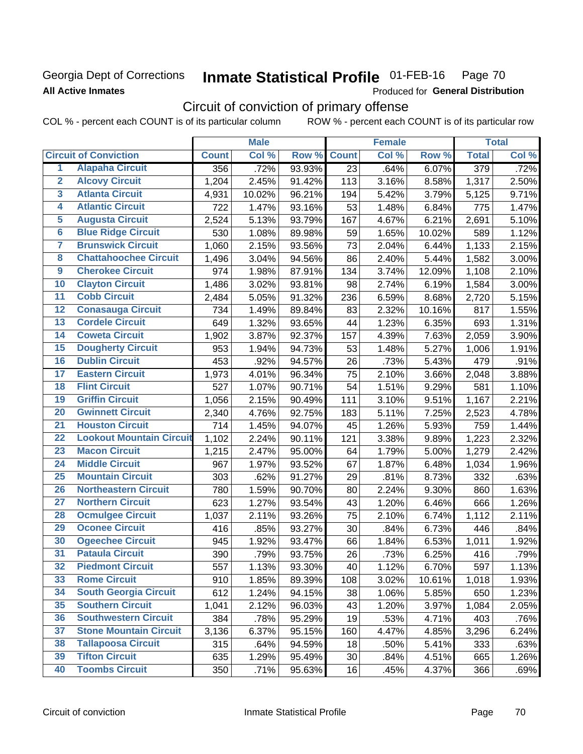Georgia Dept of Corrections **Inmate Statistical Profile** 01-FEB-16 Page 70

**All Active Inmates**

Produced for **General Distribution**

## Circuit of conviction of primary offense

COL % - percent each COUNT is of its particular column ROW % - percent each COUNT is of its particular row

| Circuit of Conviction | | Male | | | Female | | | Total | |
|---|---|---|---|---|---|---|---|---|---|
| | | Count | Col % | Row % | Count | Col % | Row % | Total | Col % |
| 1 | Alapaha Circuit | 356 | .72% | 93.93% | 23 | .64% | 6.07% | 379 | .72% |
| 2 | Alcovy Circuit | 1,204 | 2.45% | 91.42% | 113 | 3.16% | 8.58% | 1,317 | 2.50% |
| 3 | Atlanta Circuit | 4,931 | 10.02% | 96.21% | 194 | 5.42% | 3.79% | 5,125 | 9.71% |
| 4 | Atlantic Circuit | 722 | 1.47% | 93.16% | 53 | 1.48% | 6.84% | 775 | 1.47% |
| 5 | Augusta Circuit | 2,524 | 5.13% | 93.79% | 167 | 4.67% | 6.21% | 2,691 | 5.10% |
| 6 | Blue Ridge Circuit | 530 | 1.08% | 89.98% | 59 | 1.65% | 10.02% | 589 | 1.12% |
| 7 | Brunswick Circuit | 1,060 | 2.15% | 93.56% | 73 | 2.04% | 6.44% | 1,133 | 2.15% |
| 8 | Chattahoochee Circuit | 1,496 | 3.04% | 94.56% | 86 | 2.40% | 5.44% | 1,582 | 3.00% |
| 9 | Cherokee Circuit | 974 | 1.98% | 87.91% | 134 | 3.74% | 12.09% | 1,108 | 2.10% |
| 10 | Clayton Circuit | 1,486 | 3.02% | 93.81% | 98 | 2.74% | 6.19% | 1,584 | 3.00% |
| 11 | Cobb Circuit | 2,484 | 5.05% | 91.32% | 236 | 6.59% | 8.68% | 2,720 | 5.15% |
| 12 | Conasauga Circuit | 734 | 1.49% | 89.84% | 83 | 2.32% | 10.16% | 817 | 1.55% |
| 13 | Cordele Circuit | 649 | 1.32% | 93.65% | 44 | 1.23% | 6.35% | 693 | 1.31% |
| 14 | Coweta Circuit | 1,902 | 3.87% | 92.37% | 157 | 4.39% | 7.63% | 2,059 | 3.90% |
| 15 | Dougherty Circuit | 953 | 1.94% | 94.73% | 53 | 1.48% | 5.27% | 1,006 | 1.91% |
| 16 | Dublin Circuit | 453 | .92% | 94.57% | 26 | .73% | 5.43% | 479 | .91% |
| 17 | Eastern Circuit | 1,973 | 4.01% | 96.34% | 75 | 2.10% | 3.66% | 2,048 | 3.88% |
| 18 | Flint Circuit | 527 | 1.07% | 90.71% | 54 | 1.51% | 9.29% | 581 | 1.10% |
| 19 | Griffin Circuit | 1,056 | 2.15% | 90.49% | 111 | 3.10% | 9.51% | 1,167 | 2.21% |
| 20 | Gwinnett Circuit | 2,340 | 4.76% | 92.75% | 183 | 5.11% | 7.25% | 2,523 | 4.78% |
| 21 | Houston Circuit | 714 | 1.45% | 94.07% | 45 | 1.26% | 5.93% | 759 | 1.44% |
| 22 | Lookout Mountain Circuit | 1,102 | 2.24% | 90.11% | 121 | 3.38% | 9.89% | 1,223 | 2.32% |
| 23 | Macon Circuit | 1,215 | 2.47% | 95.00% | 64 | 1.79% | 5.00% | 1,279 | 2.42% |
| 24 | Middle Circuit | 967 | 1.97% | 93.52% | 67 | 1.87% | 6.48% | 1,034 | 1.96% |
| 25 | Mountain Circuit | 303 | .62% | 91.27% | 29 | .81% | 8.73% | 332 | .63% |
| 26 | Northeastern Circuit | 780 | 1.59% | 90.70% | 80 | 2.24% | 9.30% | 860 | 1.63% |
| 27 | Northern Circuit | 623 | 1.27% | 93.54% | 43 | 1.20% | 6.46% | 666 | 1.26% |
| 28 | Ocmulgee Circuit | 1,037 | 2.11% | 93.26% | 75 | 2.10% | 6.74% | 1,112 | 2.11% |
| 29 | Oconee Circuit | 416 | .85% | 93.27% | 30 | .84% | 6.73% | 446 | .84% |
| 30 | Ogeechee Circuit | 945 | 1.92% | 93.47% | 66 | 1.84% | 6.53% | 1,011 | 1.92% |
| 31 | Pataula Circuit | 390 | .79% | 93.75% | 26 | .73% | 6.25% | 416 | .79% |
| 32 | Piedmont Circuit | 557 | 1.13% | 93.30% | 40 | 1.12% | 6.70% | 597 | 1.13% |
| 33 | Rome Circuit | 910 | 1.85% | 89.39% | 108 | 3.02% | 10.61% | 1,018 | 1.93% |
| 34 | South Georgia Circuit | 612 | 1.24% | 94.15% | 38 | 1.06% | 5.85% | 650 | 1.23% |
| 35 | Southern Circuit | 1,041 | 2.12% | 96.03% | 43 | 1.20% | 3.97% | 1,084 | 2.05% |
| 36 | Southwestern Circuit | 384 | .78% | 95.29% | 19 | .53% | 4.71% | 403 | .76% |
| 37 | Stone Mountain Circuit | 3,136 | 6.37% | 95.15% | 160 | 4.47% | 4.85% | 3,296 | 6.24% |
| 38 | Tallapoosa Circuit | 315 | .64% | 94.59% | 18 | .50% | 5.41% | 333 | .63% |
| 39 | Tifton Circuit | 635 | 1.29% | 95.49% | 30 | .84% | 4.51% | 665 | 1.26% |
| 40 | Toombs Circuit | 350 | .71% | 95.63% | 16 | .45% | 4.37% | 366 | .69% |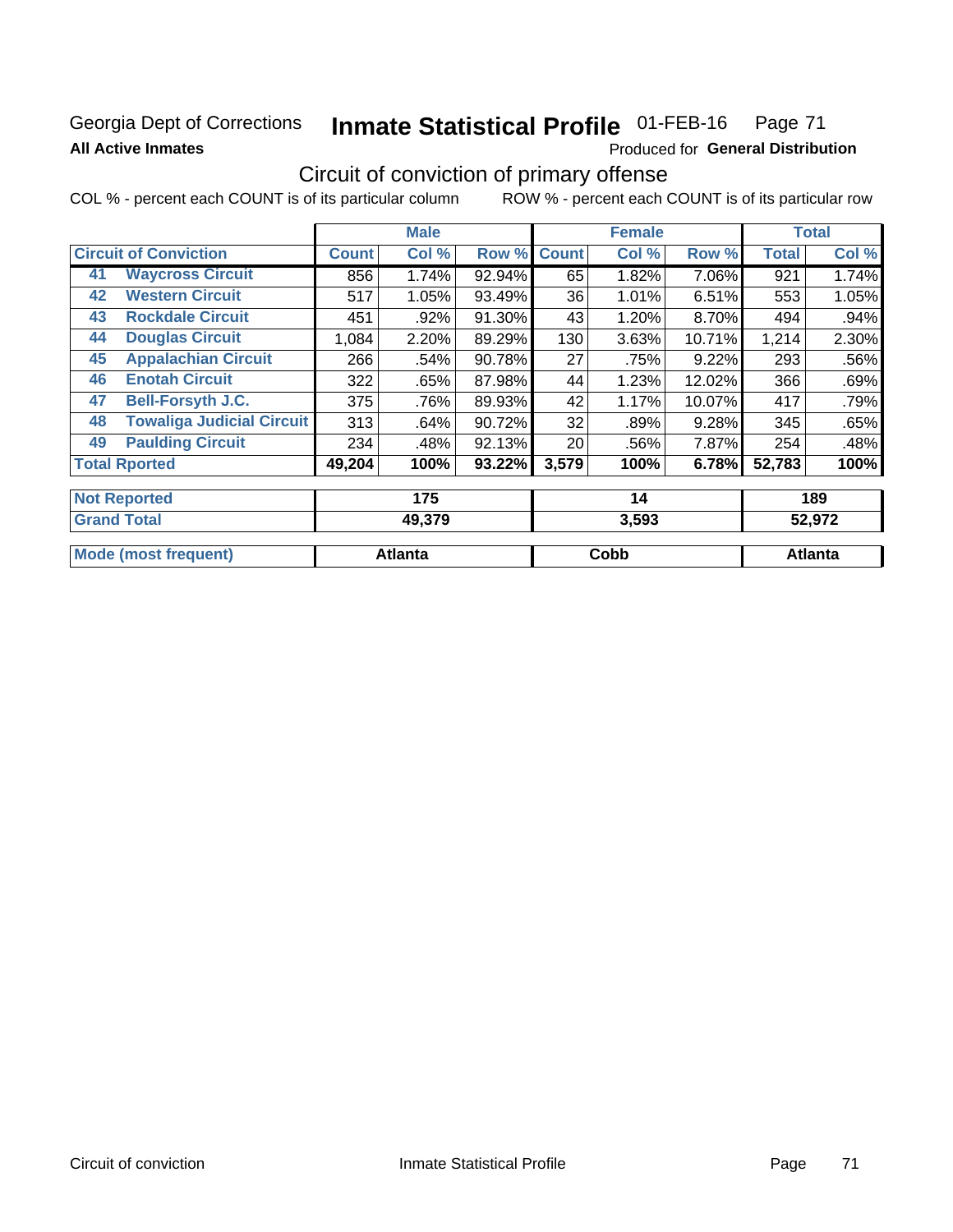Georgia Dept of Corrections **Inmate Statistical Profile** 01-FEB-16 Page 71

**All Active Inmates**

Produced for **General Distribution**

## Circuit of conviction of primary offense

COL % - percent each COUNT is of its particular column ROW % - percent each COUNT is of its particular row

| Circuit of Conviction | | Male | | | Female | | | Total | |
|---|---|---|---|---|---|---|---|---|---|
| | | Count | Col % | Row % | Count | Col % | Row % | Total | Col % |
| 41 | Waycross Circuit | 856 | 1.74% | 92.94% | 65 | 1.82% | 7.06% | 921 | 1.74% |
| 42 | Western Circuit | 517 | 1.05% | 93.49% | 36 | 1.01% | 6.51% | 553 | 1.05% |
| 43 | Rockdale Circuit | 451 | .92% | 91.30% | 43 | 1.20% | 8.70% | 494 | .94% |
| 44 | Douglas Circuit | 1,084 | 2.20% | 89.29% | 130 | 3.63% | 10.71% | 1,214 | 2.30% |
| 45 | Appalachian Circuit | 266 | .54% | 90.78% | 27 | .75% | 9.22% | 293 | .56% |
| 46 | Enotah Circuit | 322 | .65% | 87.98% | 44 | 1.23% | 12.02% | 366 | .69% |
| 47 | Bell-Forsyth J.C. | 375 | .76% | 89.93% | 42 | 1.17% | 10.07% | 417 | .79% |
| 48 | Towaliga Judicial Circuit | 313 | .64% | 90.72% | 32 | .89% | 9.28% | 345 | .65% |
| 49 | Paulding Circuit | 234 | .48% | 92.13% | 20 | .56% | 7.87% | 254 | .48% |
| Total Rported | | 49,204 | 100% | 93.22% | 3,579 | 100% | 6.78% | 52,783 | 100% |
| Not Reported | | 175 | | | 14 | | | 189 | |
| Grand Total | | 49,379 | | | 3,593 | | | 52,972 | |
| Mode (most frequent) | | Atlanta | | | Cobb | | | Atlanta | |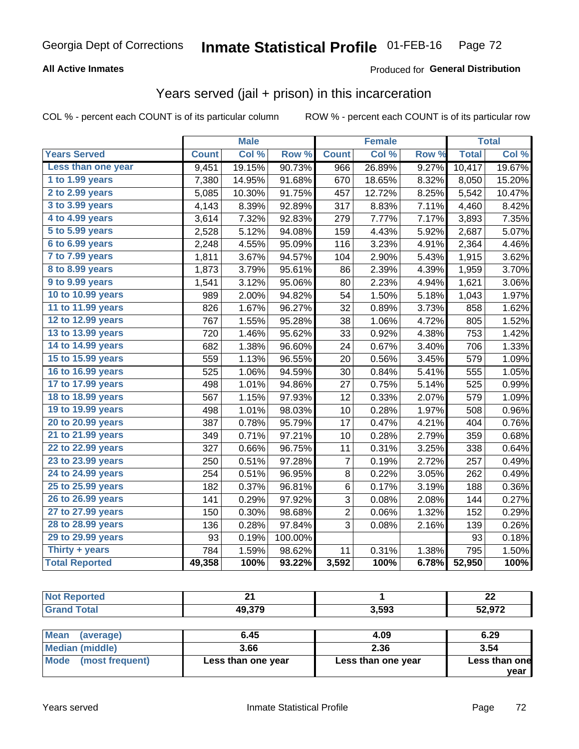Georgia Dept of Corrections **Inmate Statistical Profile** 01-FEB-16

**All Active Inmates**

Produced for **General Distribution**

## Years served (jail + prison) in this incarceration

COL % - percent each COUNT is of its particular column

ROW % - percent each COUNT is of its particular row

| | Male | | | Female | | | Total | |
|---|---|---|---|---|---|---|---|---|
| **Years Served** | **Count** | **Col %** | **Row %** | **Count** | **Col %** | **Row %** | **Total** | **Col %** |
| Less than one year | 9,451 | 19.15% | 90.73% | 966 | 26.89% | 9.27% | 10,417 | 19.67% |
| 1 to 1.99 years | 7,380 | 14.95% | 91.68% | 670 | 18.65% | 8.32% | 8,050 | 15.20% |
| 2 to 2.99 years | 5,085 | 10.30% | 91.75% | 457 | 12.72% | 8.25% | 5,542 | 10.47% |
| 3 to 3.99 years | 4,143 | 8.39% | 92.89% | 317 | 8.83% | 7.11% | 4,460 | 8.42% |
| 4 to 4.99 years | 3,614 | 7.32% | 92.83% | 279 | 7.77% | 7.17% | 3,893 | 7.35% |
| 5 to 5.99 years | 2,528 | 5.12% | 94.08% | 159 | 4.43% | 5.92% | 2,687 | 5.07% |
| 6 to 6.99 years | 2,248 | 4.55% | 95.09% | 116 | 3.23% | 4.91% | 2,364 | 4.46% |
| 7 to 7.99 years | 1,811 | 3.67% | 94.57% | 104 | 2.90% | 5.43% | 1,915 | 3.62% |
| 8 to 8.99 years | 1,873 | 3.79% | 95.61% | 86 | 2.39% | 4.39% | 1,959 | 3.70% |
| 9 to 9.99 years | 1,541 | 3.12% | 95.06% | 80 | 2.23% | 4.94% | 1,621 | 3.06% |
| 10 to 10.99 years | 989 | 2.00% | 94.82% | 54 | 1.50% | 5.18% | 1,043 | 1.97% |
| 11 to 11.99 years | 826 | 1.67% | 96.27% | 32 | 0.89% | 3.73% | 858 | 1.62% |
| 12 to 12.99 years | 767 | 1.55% | 95.28% | 38 | 1.06% | 4.72% | 805 | 1.52% |
| 13 to 13.99 years | 720 | 1.46% | 95.62% | 33 | 0.92% | 4.38% | 753 | 1.42% |
| 14 to 14.99 years | 682 | 1.38% | 96.60% | 24 | 0.67% | 3.40% | 706 | 1.33% |
| 15 to 15.99 years | 559 | 1.13% | 96.55% | 20 | 0.56% | 3.45% | 579 | 1.09% |
| 16 to 16.99 years | 525 | 1.06% | 94.59% | 30 | 0.84% | 5.41% | 555 | 1.05% |
| 17 to 17.99 years | 498 | 1.01% | 94.86% | 27 | 0.75% | 5.14% | 525 | 0.99% |
| 18 to 18.99 years | 567 | 1.15% | 97.93% | 12 | 0.33% | 2.07% | 579 | 1.09% |
| 19 to 19.99 years | 498 | 1.01% | 98.03% | 10 | 0.28% | 1.97% | 508 | 0.96% |
| 20 to 20.99 years | 387 | 0.78% | 95.79% | 17 | 0.47% | 4.21% | 404 | 0.76% |
| 21 to 21.99 years | 349 | 0.71% | 97.21% | 10 | 0.28% | 2.79% | 359 | 0.68% |
| 22 to 22.99 years | 327 | 0.66% | 96.75% | 11 | 0.31% | 3.25% | 338 | 0.64% |
| 23 to 23.99 years | 250 | 0.51% | 97.28% | 7 | 0.19% | 2.72% | 257 | 0.49% |
| 24 to 24.99 years | 254 | 0.51% | 96.95% | 8 | 0.22% | 3.05% | 262 | 0.49% |
| 25 to 25.99 years | 182 | 0.37% | 96.81% | 6 | 0.17% | 3.19% | 188 | 0.36% |
| 26 to 26.99 years | 141 | 0.29% | 97.92% | 3 | 0.08% | 2.08% | 144 | 0.27% |
| 27 to 27.99 years | 150 | 0.30% | 98.68% | 2 | 0.06% | 1.32% | 152 | 0.29% |
| 28 to 28.99 years | 136 | 0.28% | 97.84% | 3 | 0.08% | 2.16% | 139 | 0.26% |
| 29 to 29.99 years | 93 | 0.19% | 100.00% | | | | 93 | 0.18% |
| Thirty + years | 784 | 1.59% | 98.62% | 11 | 0.31% | 1.38% | 795 | 1.50% |
| **Total Reported** | **49,358** | **100%** | **93.22%** | **3,592** | **100%** | **6.78%** | **52,950** | **100%** |

| | Male | Female | Total |
|---|---|---|---|
| Not Reported | 21 | 1 | 22 |
| Grand Total | 49,379 | 3,593 | 52,972 |

| | Male | Female | Total |
|---|---|---|---|
| Mean (average) | 6.45 | 4.09 | 6.29 |
| Median (middle) | 3.66 | 2.36 | 3.54 |
| Mode (most frequent) | Less than one year | Less than one year | Less than one year |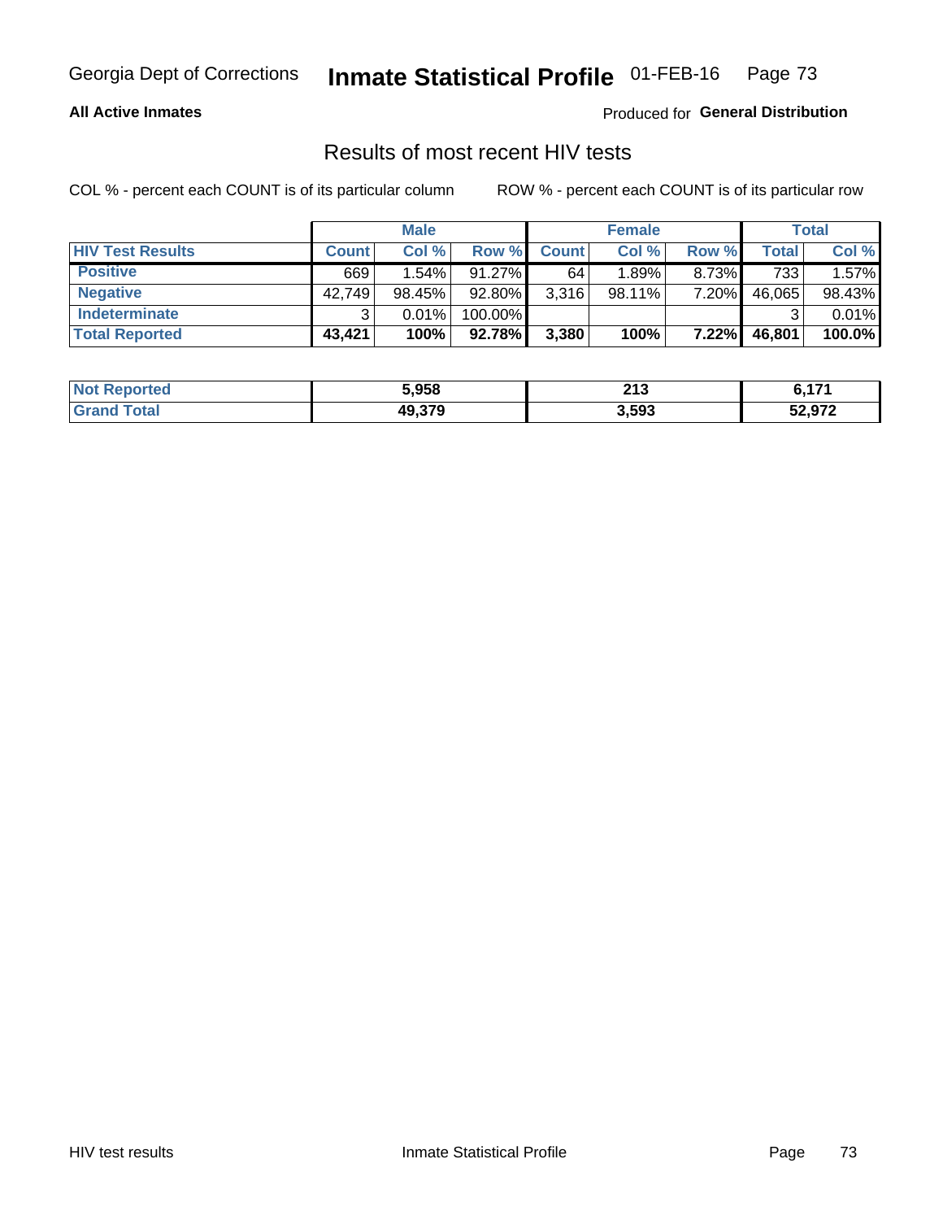Georgia Dept of Corrections **Inmate Statistical Profile** 01-FEB-16

**All Active Inmates**

Produced for **General Distribution**

## Results of most recent HIV tests

COL % - percent each COUNT is of its particular column

ROW % - percent each COUNT is of its particular row

| | Male | | | Female | | | Total | |
|---|---|---|---|---|---|---|---|---|
| **HIV Test Results** | **Count** | **Col %** | **Row %** | **Count** | **Col %** | **Row %** | **Total** | **Col %** |
| **Positive** | 669 | 1.54% | 91.27% | 64 | 1.89% | 8.73% | 733 | 1.57% |
| **Negative** | 42,749 | 98.45% | 92.80% | 3,316 | 98.11% | 7.20% | 46,065 | 98.43% |
| **Indeterminate** | 3 | 0.01% | 100.00% | | | | 3 | 0.01% |
| **Total Reported** | **43,421** | **100%** | **92.78%** | **3,380** | **100%** | **7.22%** | **46,801** | **100.0%** |

| | Male | Female | Total |
|---|---|---|---|
| **Not Reported** | **5,958** | **213** | **6,171** |
| **Grand Total** | **49,379** | **3,593** | **52,972** |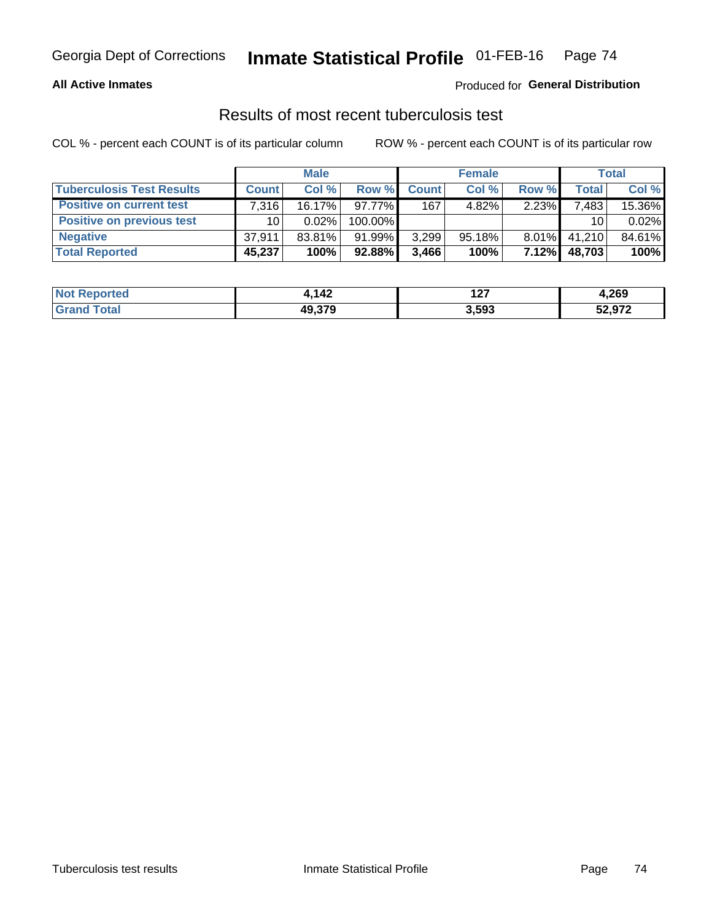Georgia Dept of Corrections **Inmate Statistical Profile** 01-FEB-16

**All Active Inmates**

Produced for **General Distribution**

## Results of most recent tuberculosis test

COL % - percent each COUNT is of its particular column ROW % - percent each COUNT is of its particular row

| | Male | | | Female | | | Total | |
|---|---|---|---|---|---|---|---|---|
| **Tuberculosis Test Results** | **Count** | **Col %** | **Row %** | **Count** | **Col %** | **Row %** | **Total** | **Col %** |
| **Positive on current test** | 7,316 | 16.17% | 97.77% | 167 | 4.82% | 2.23% | 7,483 | 15.36% |
| **Positive on previous test** | 10 | 0.02% | 100.00% | | | | 10 | 0.02% |
| **Negative** | 37,911 | 83.81% | 91.99% | 3,299 | 95.18% | 8.01% | 41,210 | 84.61% |
| **Total Reported** | **45,237** | **100%** | **92.88%** | **3,466** | **100%** | **7.12%** | **48,703** | **100%** |

| | Male | Female | Total |
|---|---|---|---|
| **Not Reported** | **4,142** | **127** | **4,269** |
| **Grand Total** | **49,379** | **3,593** | **52,972** |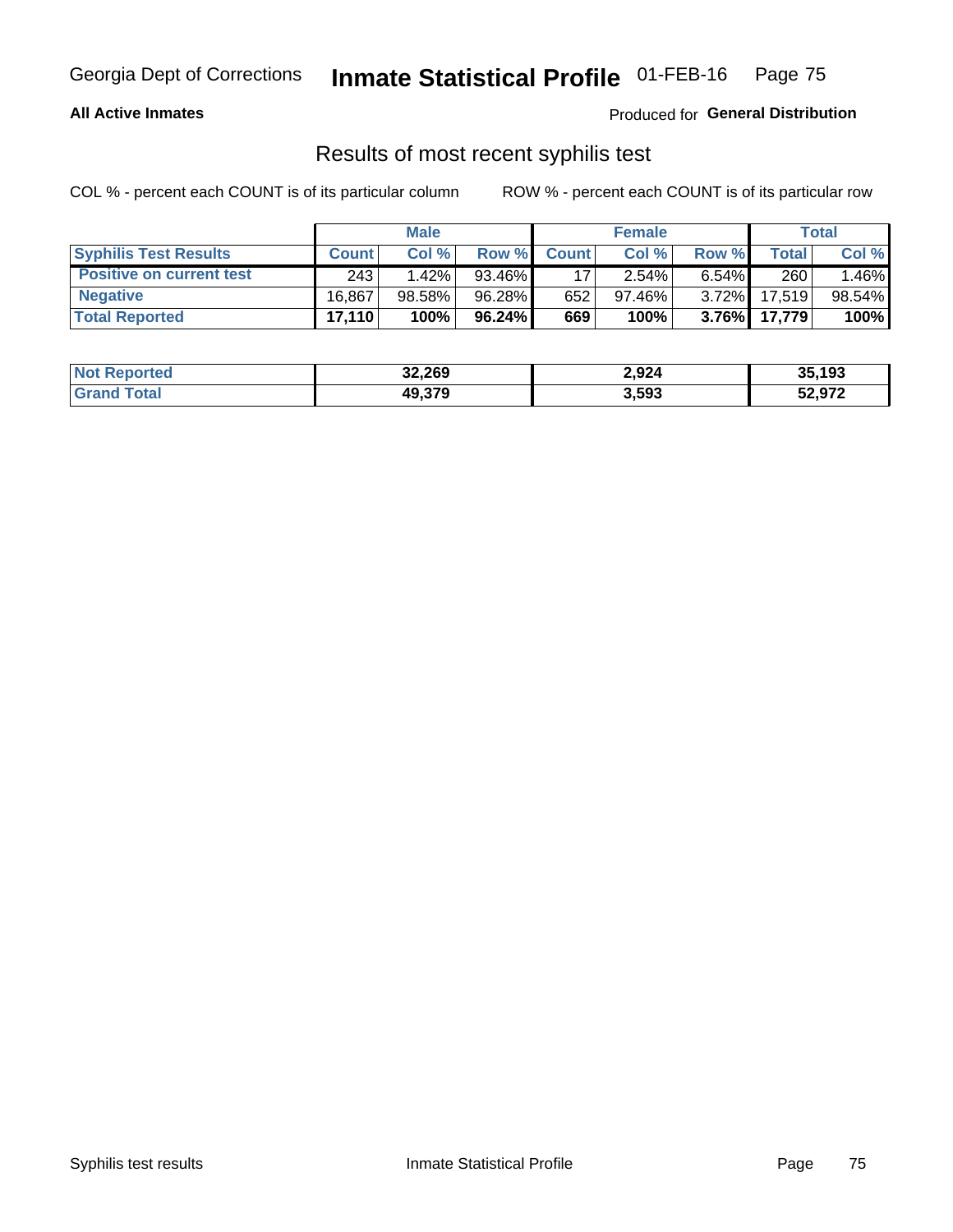Georgia Dept of Corrections **Inmate Statistical Profile** 01-FEB-16

**All Active Inmates**

Produced for **General Distribution**

## Results of most recent syphilis test

COL % - percent each COUNT is of its particular column

ROW % - percent each COUNT is of its particular row

| | Male | | | Female | | | Total | |
|---|---|---|---|---|---|---|---|---|
| **Syphilis Test Results** | **Count** | **Col %** | **Row %** | **Count** | **Col %** | **Row %** | **Total** | **Col %** |
| **Positive on current test** | 243 | 1.42% | 93.46% | 17 | 2.54% | 6.54% | 260 | 1.46% |
| **Negative** | 16,867 | 98.58% | 96.28% | 652 | 97.46% | 3.72% | 17,519 | 98.54% |
| **Total Reported** | **17,110** | **100%** | **96.24%** | **669** | **100%** | **3.76%** | **17,779** | **100%** |

| | Male | Female | Total |
|---|---|---|---|
| **Not Reported** | **32,269** | **2,924** | **35,193** |
| **Grand Total** | **49,379** | **3,593** | **52,972** |

Syphilis test results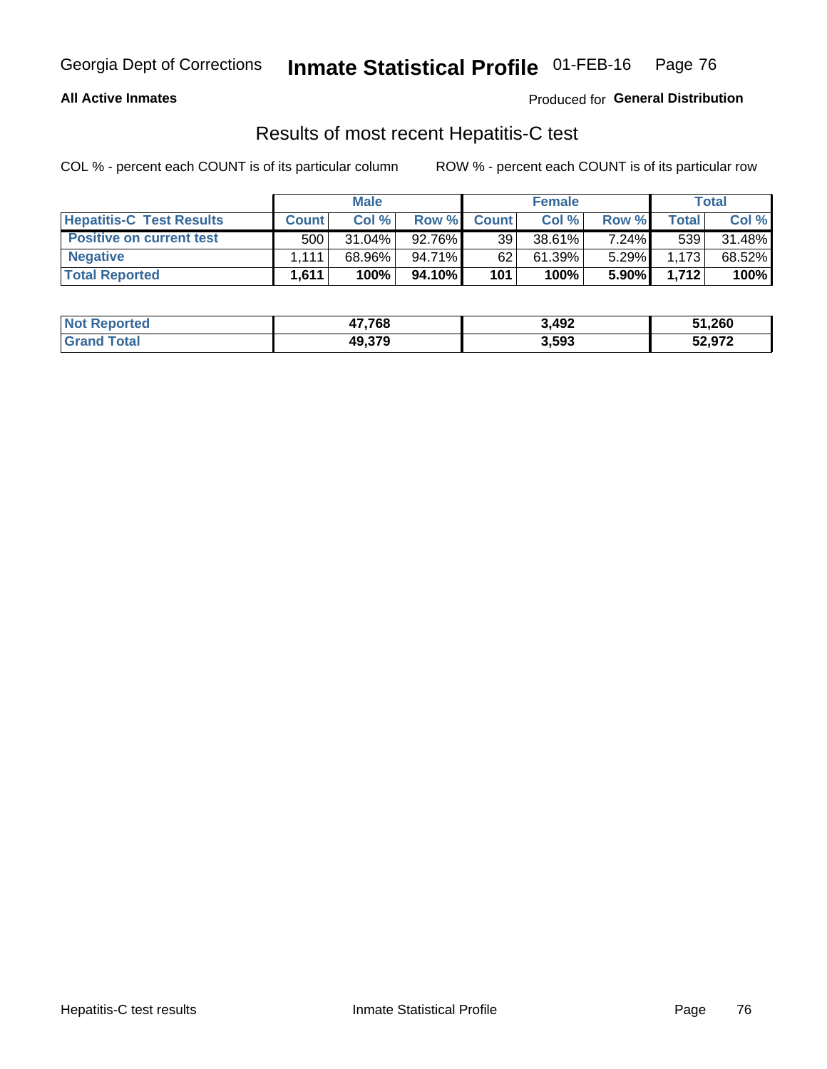Georgia Dept of Corrections **Inmate Statistical Profile** 01-FEB-16

**All Active Inmates**

Produced for **General Distribution**

## Results of most recent Hepatitis-C test

COL % - percent each COUNT is of its particular column

ROW % - percent each COUNT is of its particular row

| | Male | | | Female | | | Total | |
|---|---|---|---|---|---|---|---|---|
| **Hepatitis-C Test Results** | **Count** | **Col %** | **Row %** | **Count** | **Col %** | **Row %** | **Total** | **Col %** |
| **Positive on current test** | 500 | 31.04% | 92.76% | 39 | 38.61% | 7.24% | 539 | 31.48% |
| **Negative** | 1,111 | 68.96% | 94.71% | 62 | 61.39% | 5.29% | 1,173 | 68.52% |
| **Total Reported** | **1,611** | **100%** | **94.10%** | **101** | **100%** | **5.90%** | **1,712** | **100%** |

| | Male | Female | Total |
|---|---|---|---|
| **Not Reported** | **47,768** | **3,492** | **51,260** |
| **Grand Total** | **49,379** | **3,593** | **52,972** |

Hepatitis-C test results

Inmate Statistical Profile